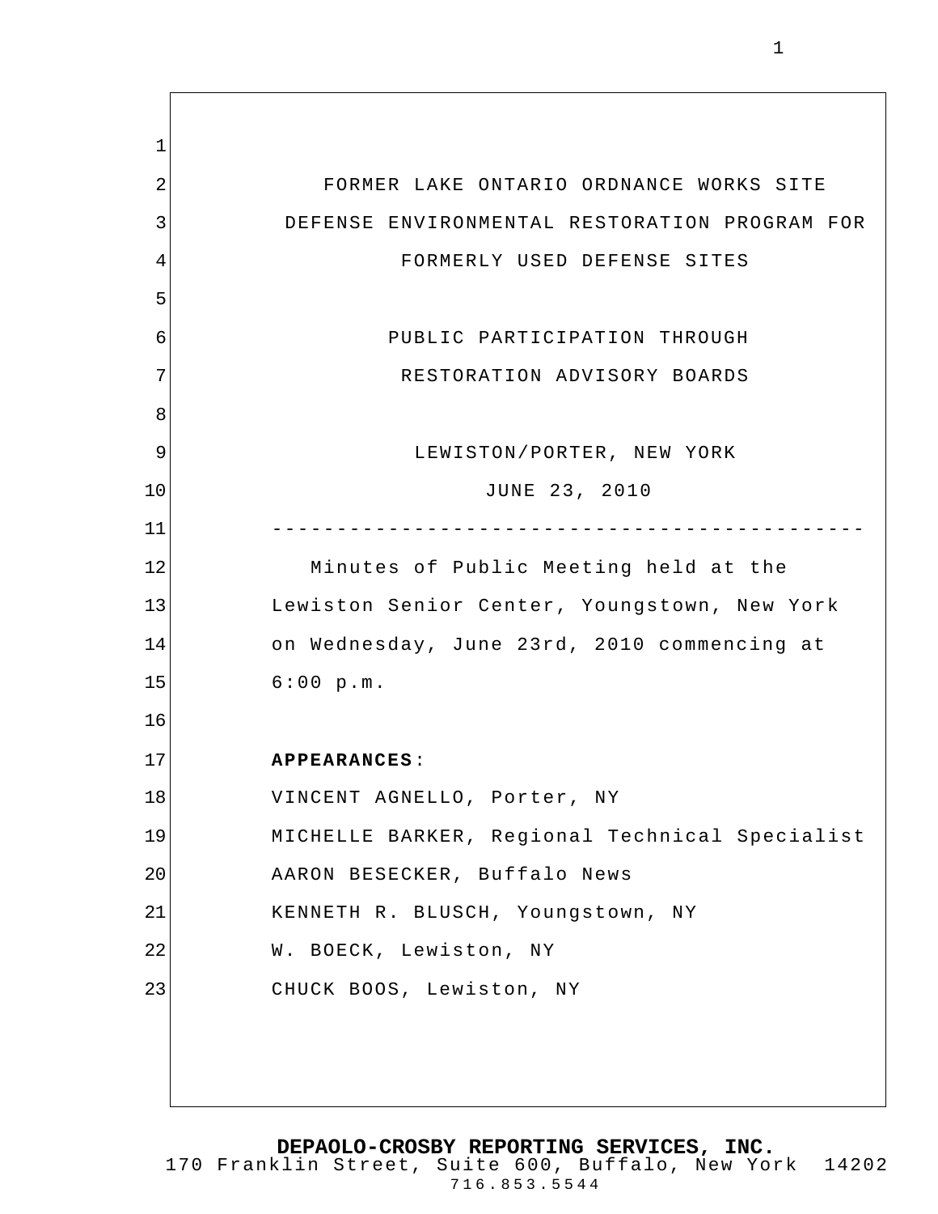FORMER LAKE ONTARIO ORDNANCE WORKS SITE
DEFENSE ENVIRONMENTAL RESTORATION PROGRAM FOR
FORMERLY USED DEFENSE SITES

PUBLIC PARTICIPATION THROUGH
RESTORATION ADVISORY BOARDS

LEWISTON/PORTER, NEW YORK
JUNE 23, 2010

---

Minutes of Public Meeting held at the Lewiston Senior Center, Youngstown, New York on Wednesday, June 23rd, 2010 commencing at 6:00 p.m.

**APPEARANCES:**

VINCENT AGNELLO, Porter, NY
MICHELLE BARKER, Regional Technical Specialist
AARON BESECKER, Buffalo News
KENNETH R. BLUSCH, Youngstown, NY
W. BOECK, Lewiston, NY
CHUCK BOOS, Lewiston, NY

**DEPAOLO-CROSBY REPORTING SERVICES, INC.**
170 Franklin Street, Suite 600, Buffalo, New York 14202
716.853.5544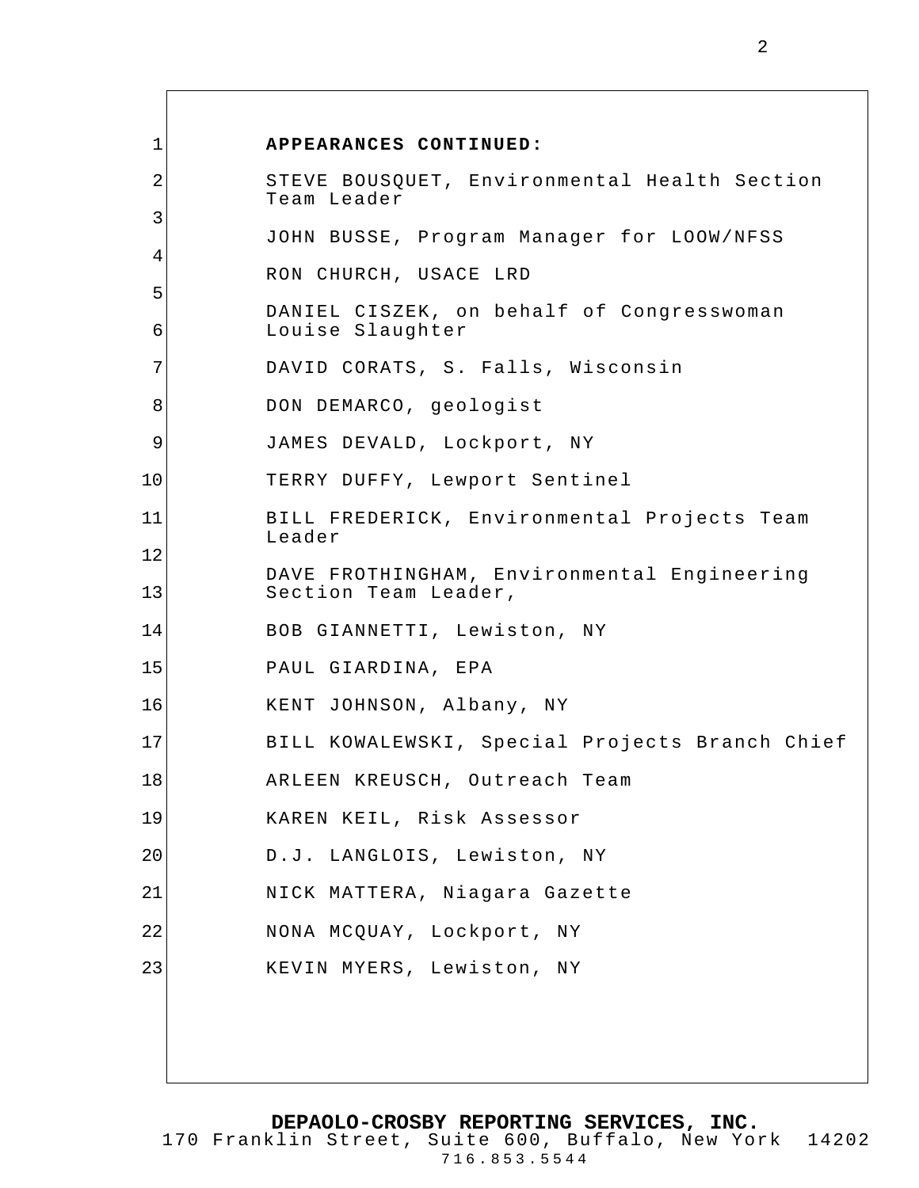**APPEARANCES CONTINUED:**

STEVE BOUSQUET, Environmental Health Section Team Leader

JOHN BUSSE, Program Manager for LOOW/NFSS

RON CHURCH, USACE LRD

DANIEL CISZEK, on behalf of Congresswoman Louise Slaughter

DAVID CORATS, S. Falls, Wisconsin

DON DEMARCO, geologist

JAMES DEVALD, Lockport, NY

TERRY DUFFY, Lewport Sentinel

BILL FREDERICK, Environmental Projects Team Leader

DAVE FROTHINGHAM, Environmental Engineering Section Team Leader,

BOB GIANNETTI, Lewiston, NY

PAUL GIARDINA, EPA

KENT JOHNSON, Albany, NY

BILL KOWALEWSKI, Special Projects Branch Chief

ARLEEN KREUSCH, Outreach Team

KAREN KEIL, Risk Assessor

D.J. LANGLOIS, Lewiston, NY

NICK MATTERA, Niagara Gazette

NONA MCQUAY, Lockport, NY

KEVIN MYERS, Lewiston, NY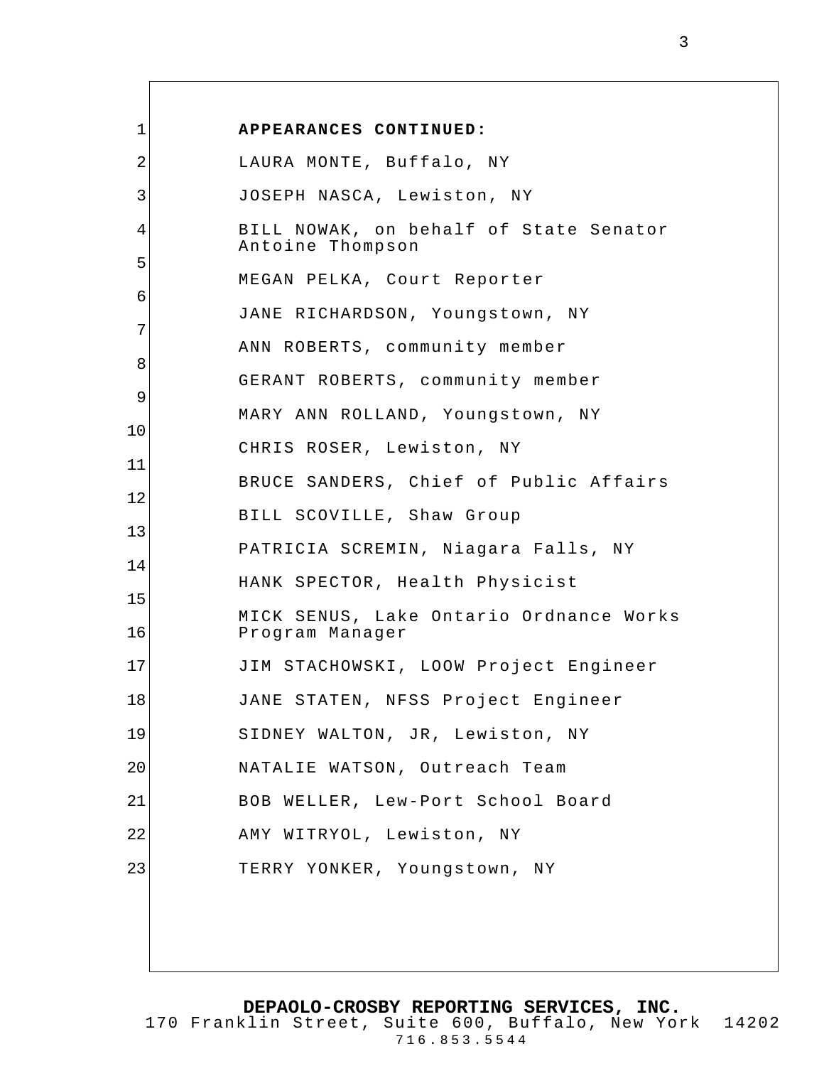**APPEARANCES CONTINUED:**

LAURA MONTE, Buffalo, NY

JOSEPH NASCA, Lewiston, NY

BILL NOWAK, on behalf of State Senator Antoine Thompson

MEGAN PELKA, Court Reporter

JANE RICHARDSON, Youngstown, NY

ANN ROBERTS, community member

GERANT ROBERTS, community member

MARY ANN ROLLAND, Youngstown, NY

CHRIS ROSER, Lewiston, NY

BRUCE SANDERS, Chief of Public Affairs

BILL SCOVILLE, Shaw Group

PATRICIA SCREMIN, Niagara Falls, NY

HANK SPECTOR, Health Physicist

MICK SENUS, Lake Ontario Ordnance Works Program Manager

JIM STACHOWSKI, LOOW Project Engineer

JANE STATEN, NFSS Project Engineer

SIDNEY WALTON, JR, Lewiston, NY

NATALIE WATSON, Outreach Team

BOB WELLER, Lew-Port School Board

AMY WITRYOL, Lewiston, NY

TERRY YONKER, Youngstown, NY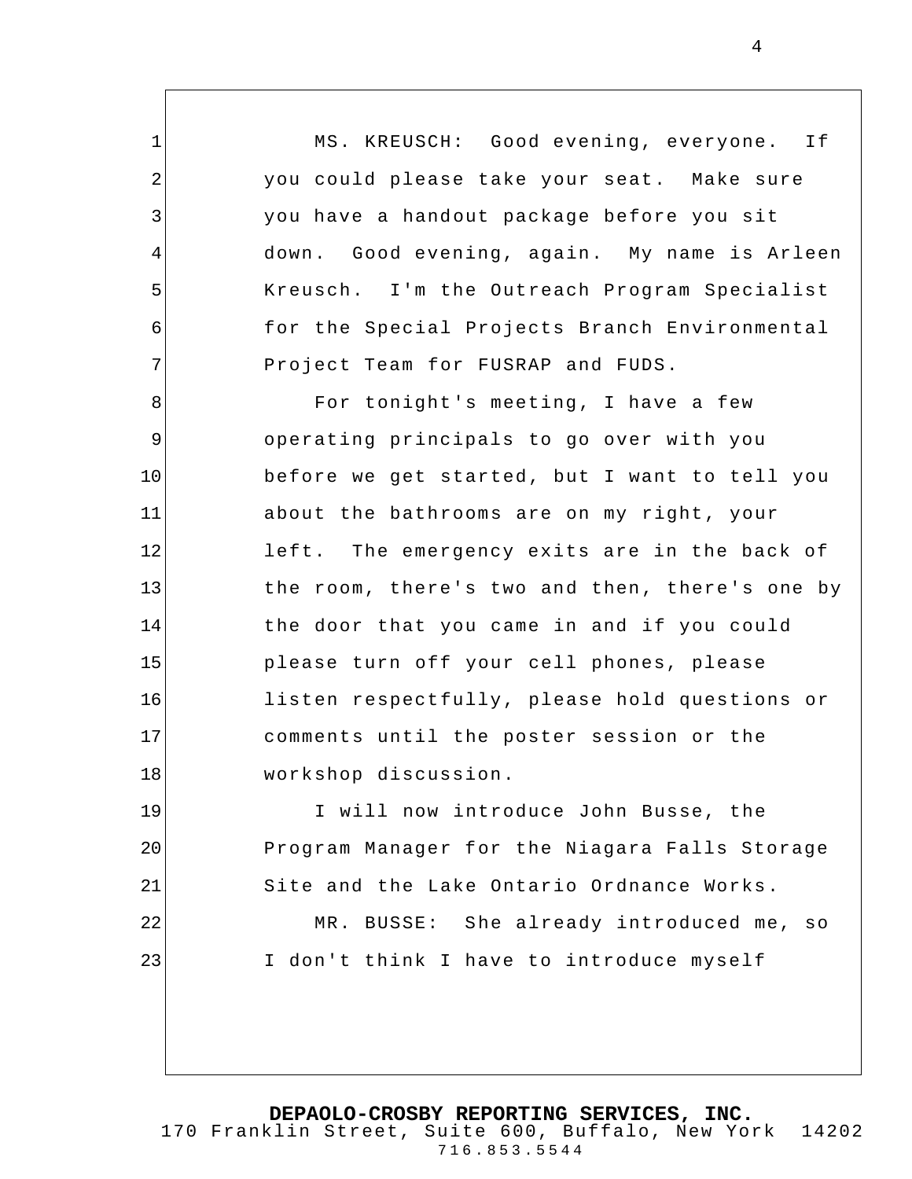MS. KREUSCH: Good evening, everyone. If you could please take your seat. Make sure you have a handout package before you sit down. Good evening, again. My name is Arleen Kreusch. I'm the Outreach Program Specialist for the Special Projects Branch Environmental Project Team for FUSRAP and FUDS.

For tonight's meeting, I have a few operating principals to go over with you before we get started, but I want to tell you about the bathrooms are on my right, your left. The emergency exits are in the back of the room, there's two and then, there's one by the door that you came in and if you could please turn off your cell phones, please listen respectfully, please hold questions or comments until the poster session or the workshop discussion.

I will now introduce John Busse, the Program Manager for the Niagara Falls Storage Site and the Lake Ontario Ordnance Works.

MR. BUSSE: She already introduced me, so I don't think I have to introduce myself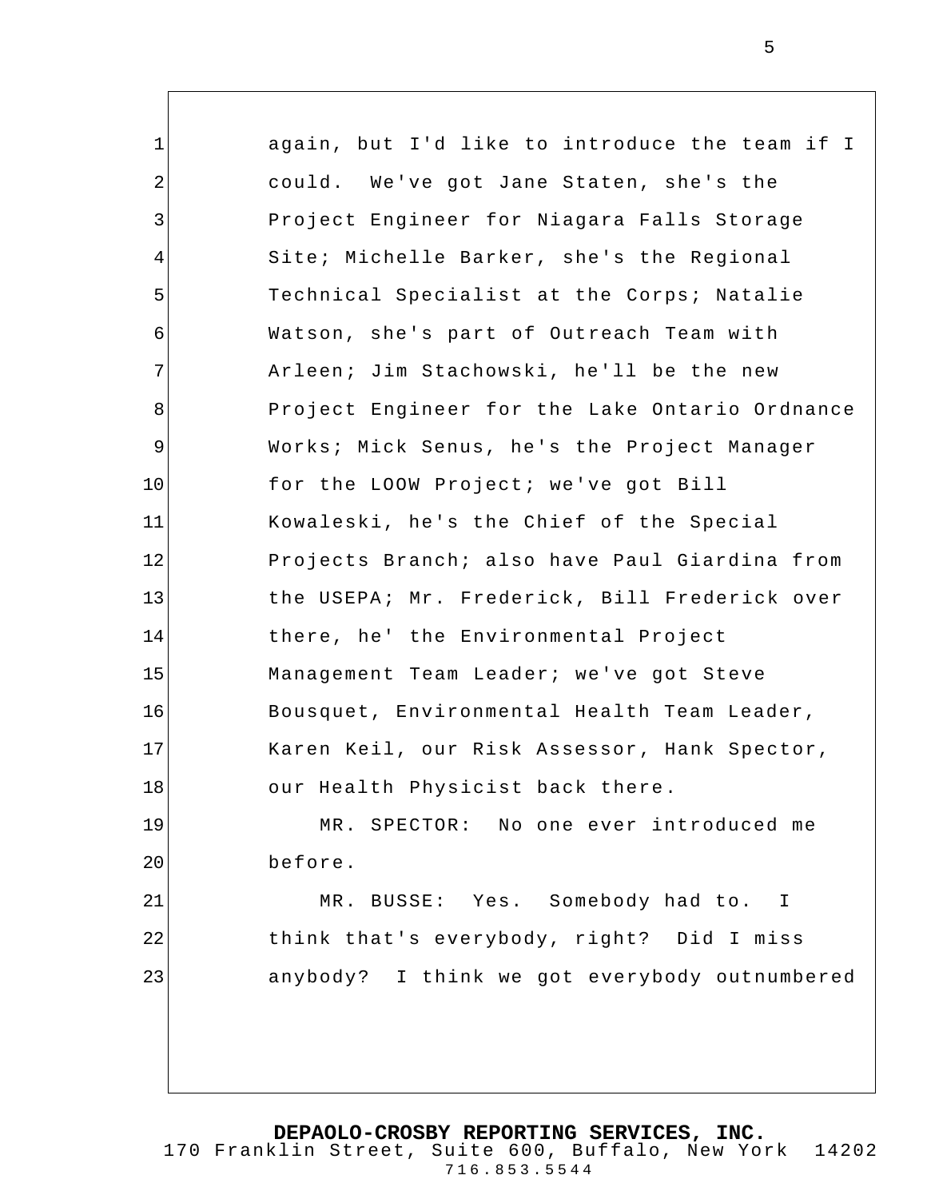1 again, but I'd like to introduce the team if I
2 could. We've got Jane Staten, she's the
3 Project Engineer for Niagara Falls Storage
4 Site; Michelle Barker, she's the Regional
5 Technical Specialist at the Corps; Natalie
6 Watson, she's part of Outreach Team with
7 Arleen; Jim Stachowski, he'll be the new
8 Project Engineer for the Lake Ontario Ordnance
9 Works; Mick Senus, he's the Project Manager
10 for the LOOW Project; we've got Bill
11 Kowaleski, he's the Chief of the Special
12 Projects Branch; also have Paul Giardina from
13 the USEPA; Mr. Frederick, Bill Frederick over
14 there, he' the Environmental Project
15 Management Team Leader; we've got Steve
16 Bousquet, Environmental Health Team Leader,
17 Karen Keil, our Risk Assessor, Hank Spector,
18 our Health Physicist back there.
19 MR. SPECTOR: No one ever introduced me
20 before.
21 MR. BUSSE: Yes. Somebody had to. I
22 think that's everybody, right? Did I miss
23 anybody? I think we got everybody outnumbered

**DEPAOLO-CROSBY REPORTING SERVICES, INC.**
170 Franklin Street, Suite 600, Buffalo, New York 14202
716.853.5544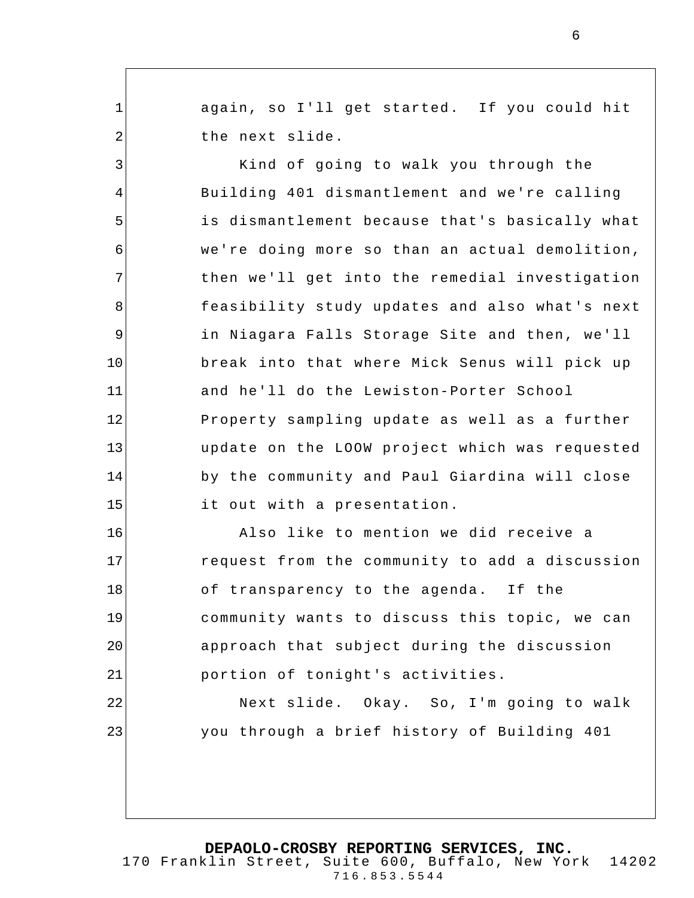again, so I'll get started. If you could hit the next slide.

Kind of going to walk you through the Building 401 dismantlement and we're calling is dismantlement because that's basically what we're doing more so than an actual demolition, then we'll get into the remedial investigation feasibility study updates and also what's next in Niagara Falls Storage Site and then, we'll break into that where Mick Senus will pick up and he'll do the Lewiston-Porter School Property sampling update as well as a further update on the LOOW project which was requested by the community and Paul Giardina will close it out with a presentation.

Also like to mention we did receive a request from the community to add a discussion of transparency to the agenda. If the community wants to discuss this topic, we can approach that subject during the discussion portion of tonight's activities.

Next slide. Okay. So, I'm going to walk you through a brief history of Building 401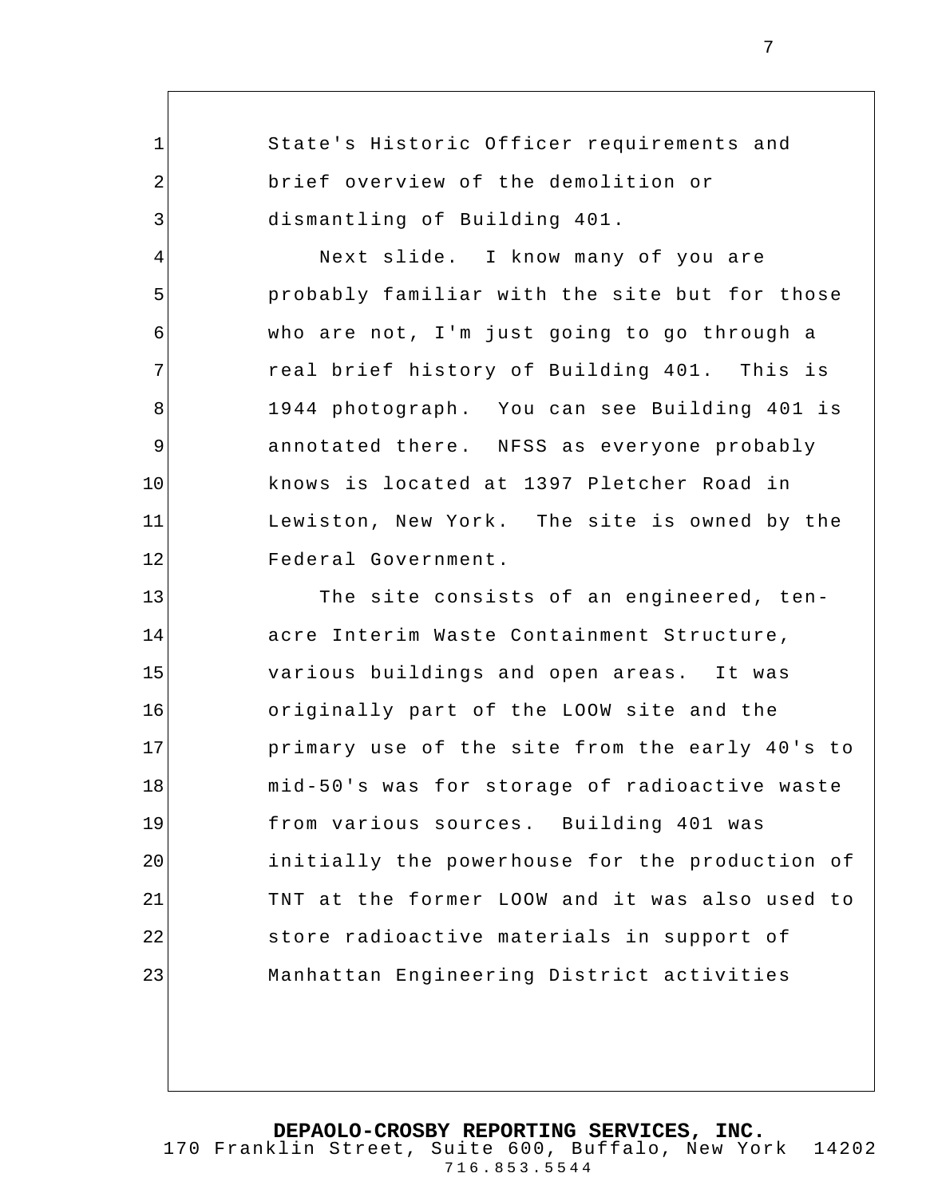State's Historic Officer requirements and brief overview of the demolition or dismantling of Building 401.

Next slide. I know many of you are probably familiar with the site but for those who are not, I'm just going to go through a real brief history of Building 401. This is 1944 photograph. You can see Building 401 is annotated there. NFSS as everyone probably knows is located at 1397 Pletcher Road in Lewiston, New York. The site is owned by the Federal Government.

The site consists of an engineered, ten-acre Interim Waste Containment Structure, various buildings and open areas. It was originally part of the LOOW site and the primary use of the site from the early 40's to mid-50's was for storage of radioactive waste from various sources. Building 401 was initially the powerhouse for the production of TNT at the former LOOW and it was also used to store radioactive materials in support of Manhattan Engineering District activities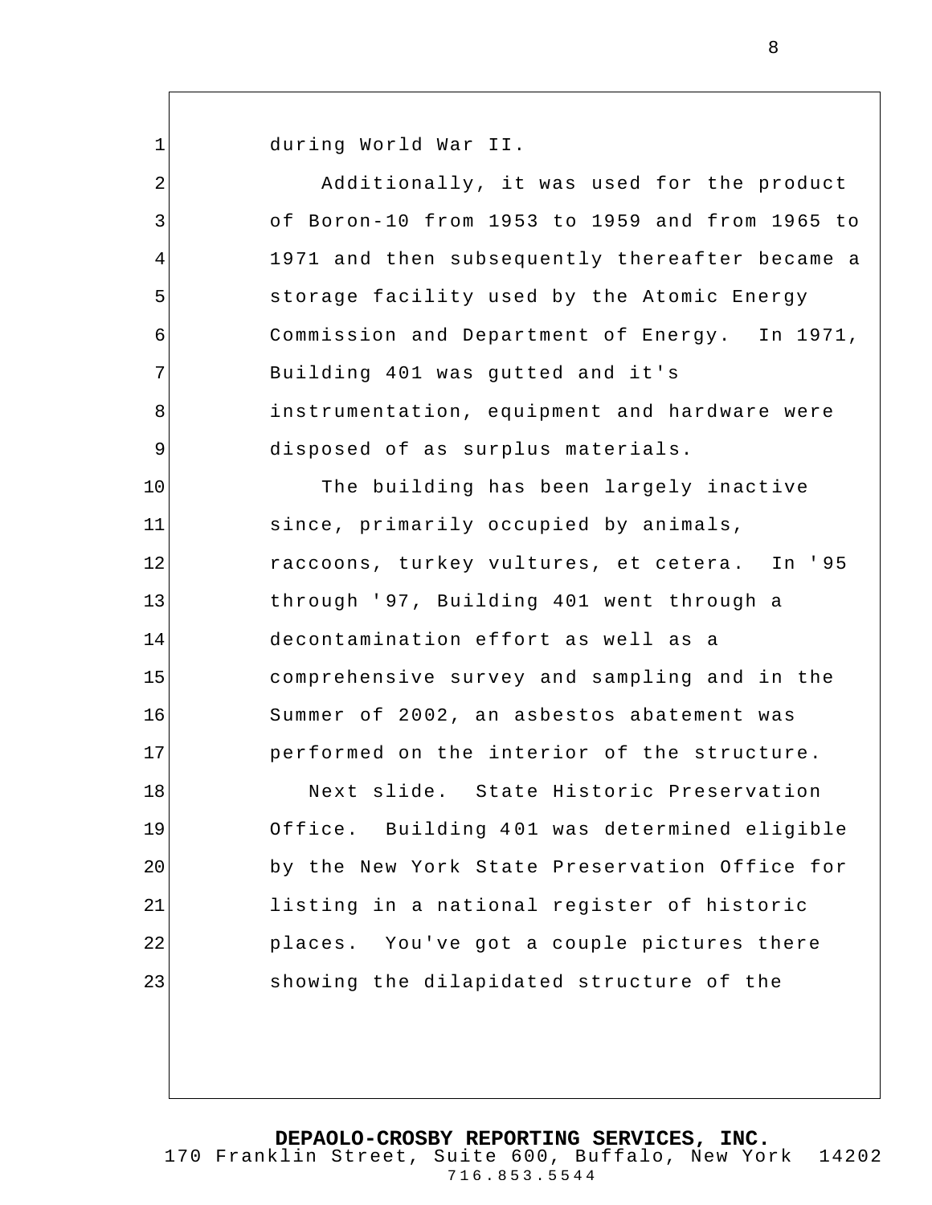during World War II.

Additionally, it was used for the product of Boron-10 from 1953 to 1959 and from 1965 to 1971 and then subsequently thereafter became a storage facility used by the Atomic Energy Commission and Department of Energy. In 1971, Building 401 was gutted and it's instrumentation, equipment and hardware were disposed of as surplus materials.

The building has been largely inactive since, primarily occupied by animals, raccoons, turkey vultures, et cetera. In '95 through '97, Building 401 went through a decontamination effort as well as a comprehensive survey and sampling and in the Summer of 2002, an asbestos abatement was performed on the interior of the structure.

Next slide. State Historic Preservation Office. Building 401 was determined eligible by the New York State Preservation Office for listing in a national register of historic places. You've got a couple pictures there showing the dilapidated structure of the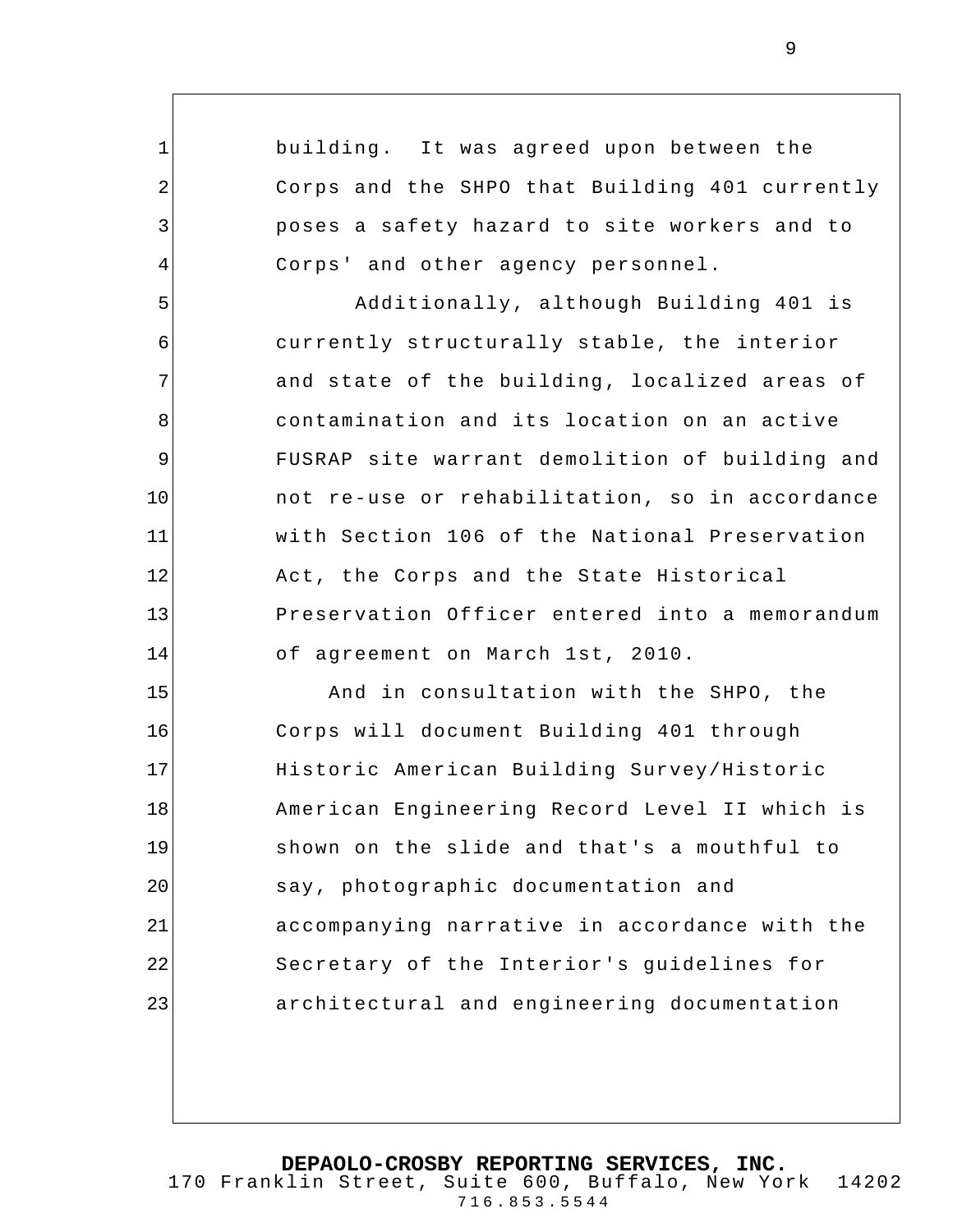building. It was agreed upon between the Corps and the SHPO that Building 401 currently poses a safety hazard to site workers and to Corps' and other agency personnel.

Additionally, although Building 401 is currently structurally stable, the interior and state of the building, localized areas of contamination and its location on an active FUSRAP site warrant demolition of building and not re-use or rehabilitation, so in accordance with Section 106 of the National Preservation Act, the Corps and the State Historical Preservation Officer entered into a memorandum of agreement on March 1st, 2010.

And in consultation with the SHPO, the Corps will document Building 401 through Historic American Building Survey/Historic American Engineering Record Level II which is shown on the slide and that's a mouthful to say, photographic documentation and accompanying narrative in accordance with the Secretary of the Interior's guidelines for architectural and engineering documentation

**DEPAOLO-CROSBY REPORTING SERVICES, INC.**
170 Franklin Street, Suite 600, Buffalo, New York 14202
716.853.5544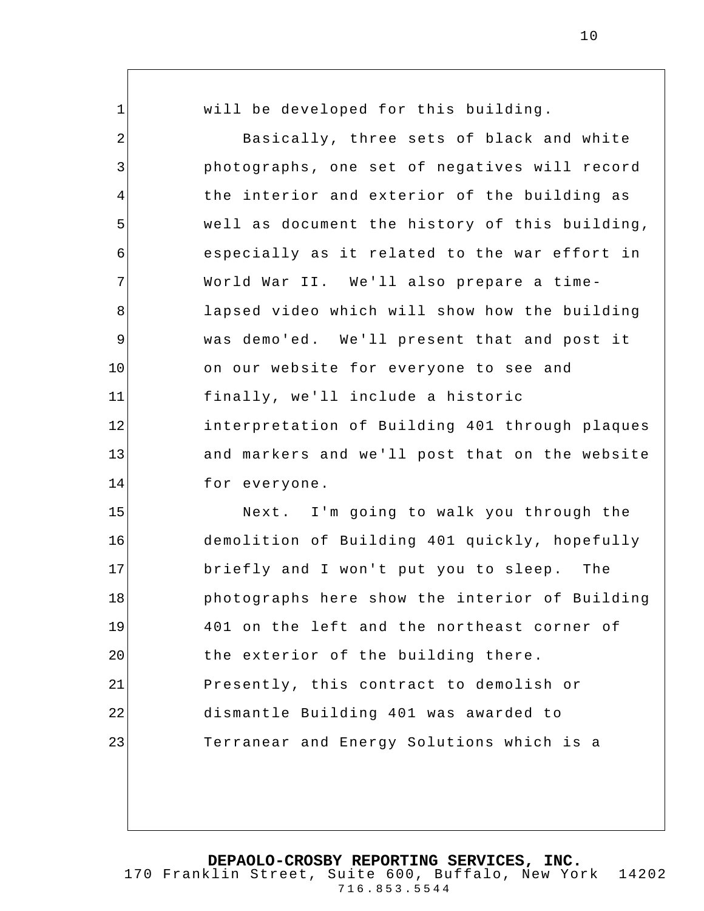will be developed for this building.

Basically, three sets of black and white photographs, one set of negatives will record the interior and exterior of the building as well as document the history of this building, especially as it related to the war effort in World War II. We'll also prepare a time-lapsed video which will show how the building was demo'ed. We'll present that and post it on our website for everyone to see and finally, we'll include a historic interpretation of Building 401 through plaques and markers and we'll post that on the website for everyone.

Next. I'm going to walk you through the demolition of Building 401 quickly, hopefully briefly and I won't put you to sleep. The photographs here show the interior of Building 401 on the left and the northeast corner of the exterior of the building there. Presently, this contract to demolish or dismantle Building 401 was awarded to Terranear and Energy Solutions which is a

**DEPAOLO-CROSBY REPORTING SERVICES, INC.**
170 Franklin Street, Suite 600, Buffalo, New York 14202
716.853.5544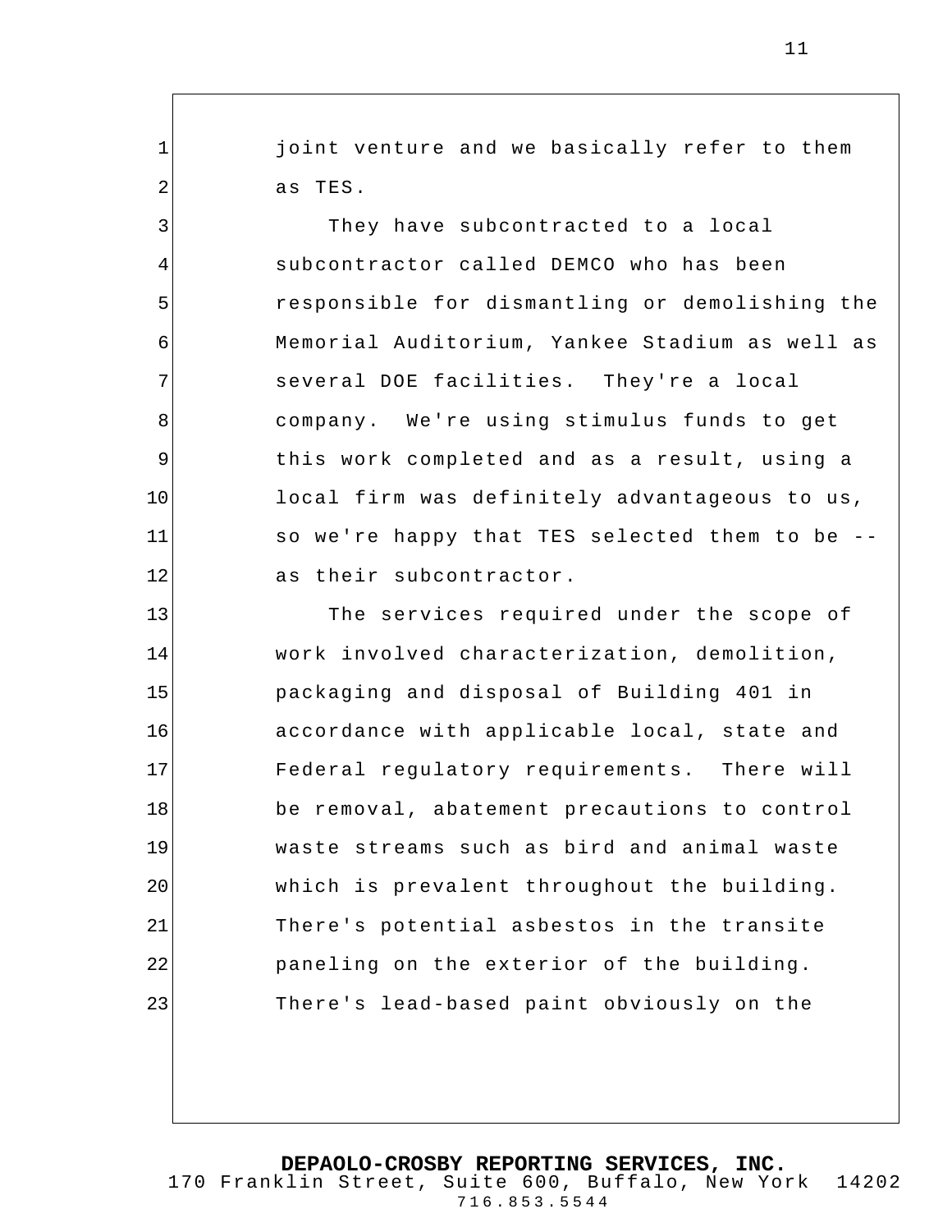joint venture and we basically refer to them as TES.

They have subcontracted to a local subcontractor called DEMCO who has been responsible for dismantling or demolishing the Memorial Auditorium, Yankee Stadium as well as several DOE facilities. They're a local company. We're using stimulus funds to get this work completed and as a result, using a local firm was definitely advantageous to us, so we're happy that TES selected them to be -- as their subcontractor.

The services required under the scope of work involved characterization, demolition, packaging and disposal of Building 401 in accordance with applicable local, state and Federal regulatory requirements. There will be removal, abatement precautions to control waste streams such as bird and animal waste which is prevalent throughout the building. There's potential asbestos in the transite paneling on the exterior of the building. There's lead-based paint obviously on the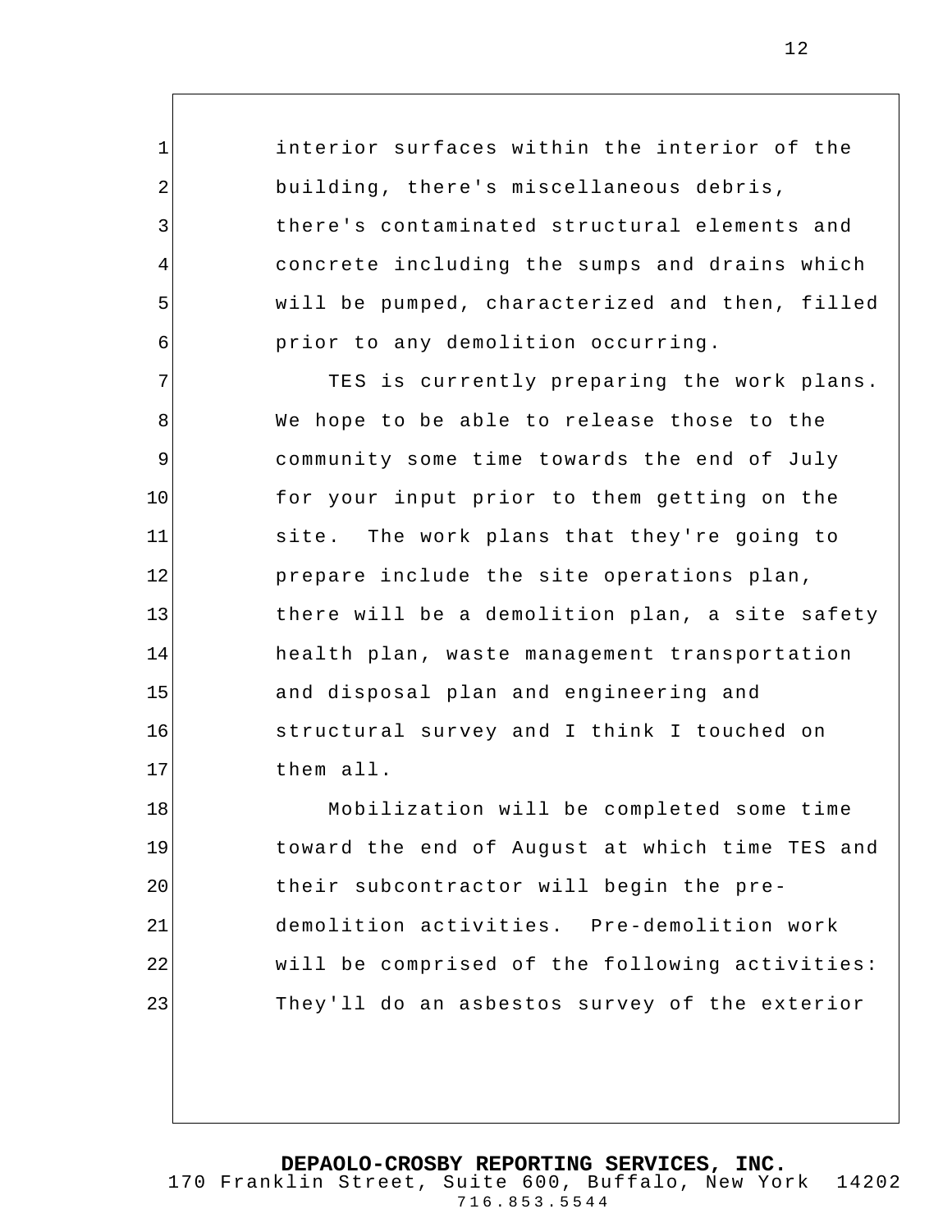interior surfaces within the interior of the building, there's miscellaneous debris, there's contaminated structural elements and concrete including the sumps and drains which will be pumped, characterized and then, filled prior to any demolition occurring.

TES is currently preparing the work plans. We hope to be able to release those to the community some time towards the end of July for your input prior to them getting on the site. The work plans that they're going to prepare include the site operations plan, there will be a demolition plan, a site safety health plan, waste management transportation and disposal plan and engineering and structural survey and I think I touched on them all.

Mobilization will be completed some time toward the end of August at which time TES and their subcontractor will begin the pre-demolition activities. Pre-demolition work will be comprised of the following activities: They'll do an asbestos survey of the exterior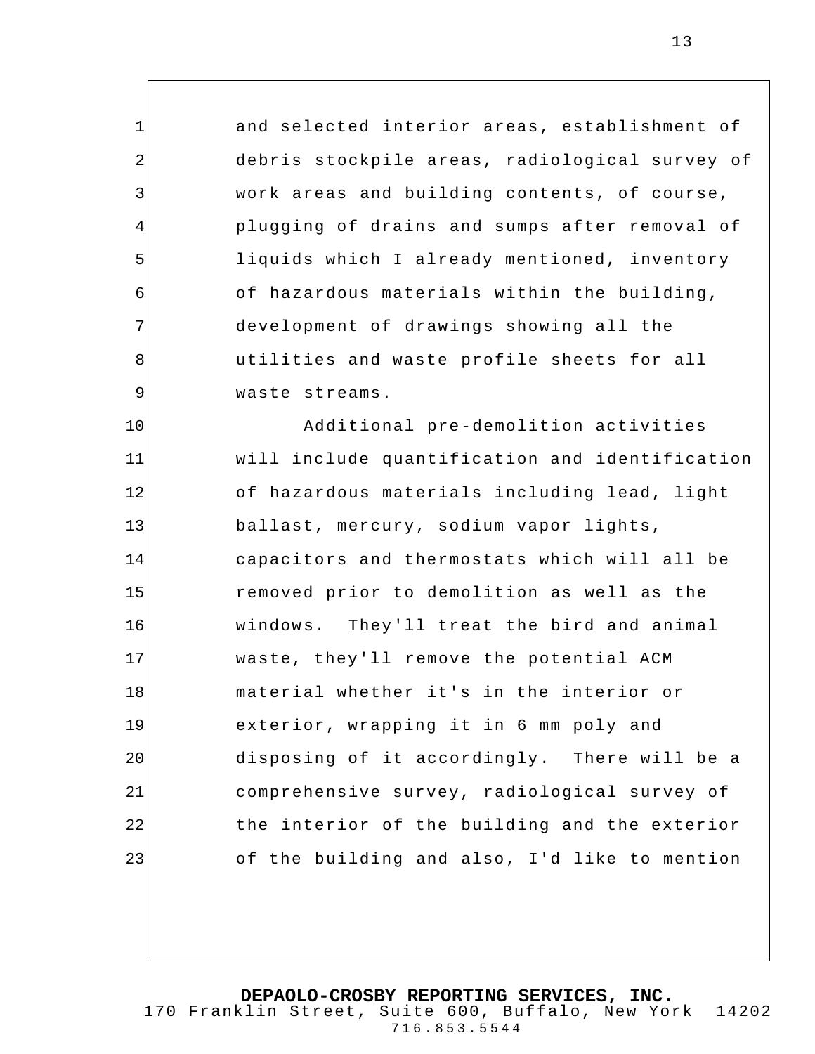and selected interior areas, establishment of debris stockpile areas, radiological survey of work areas and building contents, of course, plugging of drains and sumps after removal of liquids which I already mentioned, inventory of hazardous materials within the building, development of drawings showing all the utilities and waste profile sheets for all waste streams.

Additional pre-demolition activities will include quantification and identification of hazardous materials including lead, light ballast, mercury, sodium vapor lights, capacitors and thermostats which will all be removed prior to demolition as well as the windows. They'll treat the bird and animal waste, they'll remove the potential ACM material whether it's in the interior or exterior, wrapping it in 6 mm poly and disposing of it accordingly. There will be a comprehensive survey, radiological survey of the interior of the building and the exterior of the building and also, I'd like to mention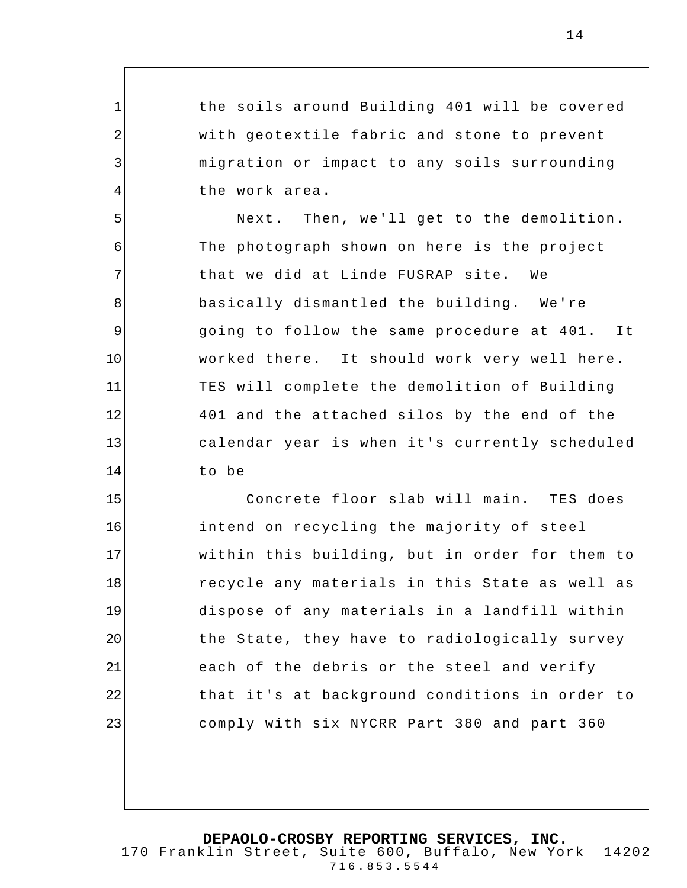the soils around Building 401 will be covered with geotextile fabric and stone to prevent migration or impact to any soils surrounding the work area.

Next. Then, we'll get to the demolition. The photograph shown on here is the project that we did at Linde FUSRAP site. We basically dismantled the building. We're going to follow the same procedure at 401. It worked there. It should work very well here. TES will complete the demolition of Building 401 and the attached silos by the end of the calendar year is when it's currently scheduled to be

Concrete floor slab will main. TES does intend on recycling the majority of steel within this building, but in order for them to recycle any materials in this State as well as dispose of any materials in a landfill within the State, they have to radiologically survey each of the debris or the steel and verify that it's at background conditions in order to comply with six NYCRR Part 380 and part 360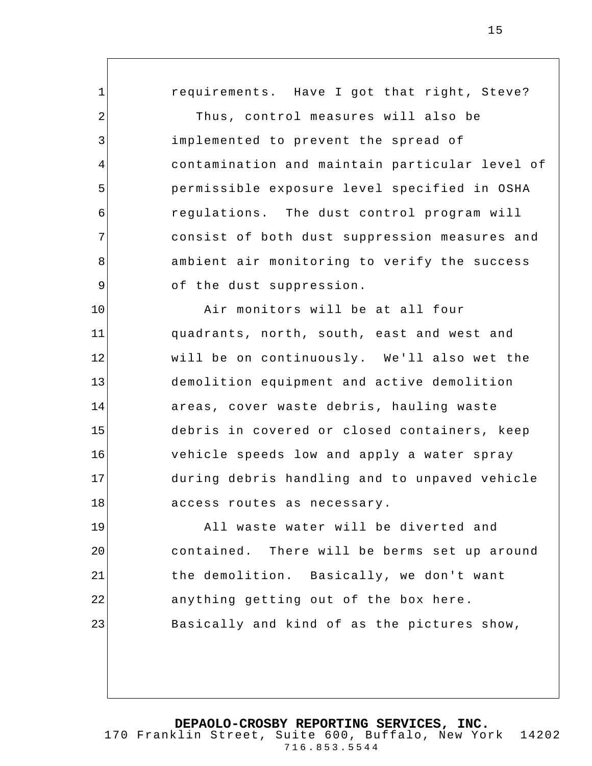requirements. Have I got that right, Steve?

Thus, control measures will also be implemented to prevent the spread of contamination and maintain particular level of permissible exposure level specified in OSHA regulations. The dust control program will consist of both dust suppression measures and ambient air monitoring to verify the success of the dust suppression.

Air monitors will be at all four quadrants, north, south, east and west and will be on continuously. We'll also wet the demolition equipment and active demolition areas, cover waste debris, hauling waste debris in covered or closed containers, keep vehicle speeds low and apply a water spray during debris handling and to unpaved vehicle access routes as necessary.

All waste water will be diverted and contained. There will be berms set up around the demolition. Basically, we don't want anything getting out of the box here. Basically and kind of as the pictures show,

**DEPAOLO-CROSBY REPORTING SERVICES, INC.**
170 Franklin Street, Suite 600, Buffalo, New York 14202
716.853.5544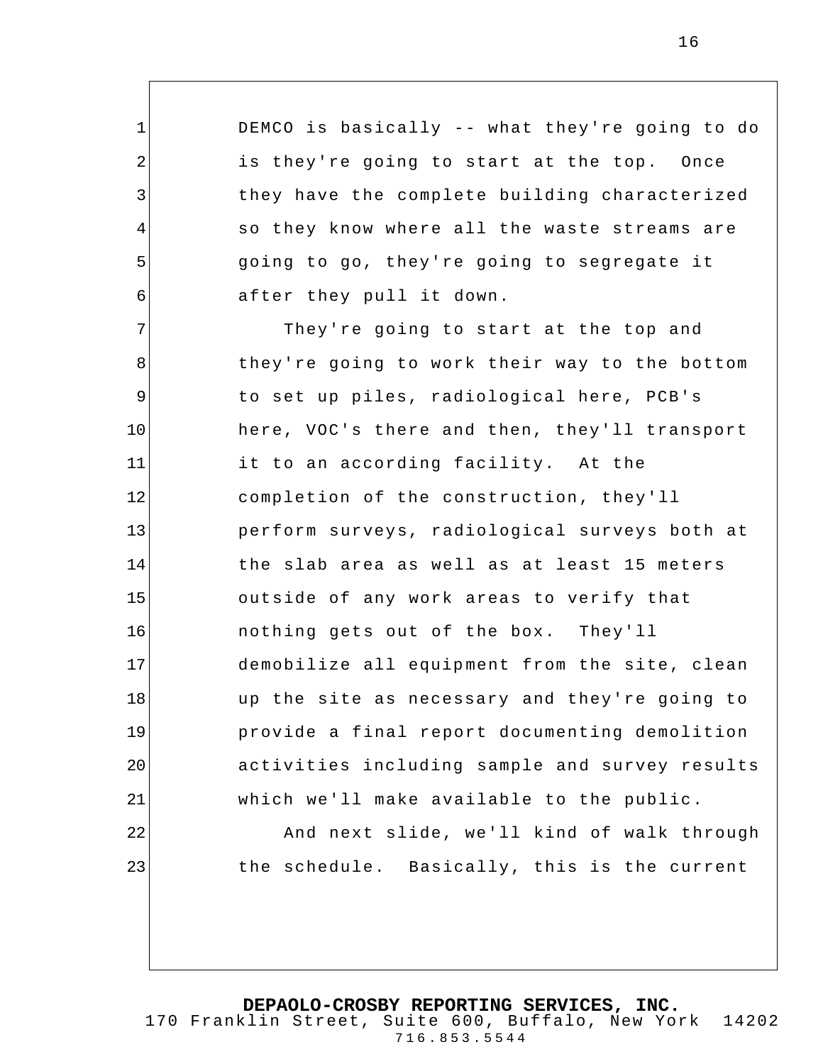DEMCO is basically -- what they're going to do is they're going to start at the top. Once they have the complete building characterized so they know where all the waste streams are going to go, they're going to segregate it after they pull it down.

They're going to start at the top and they're going to work their way to the bottom to set up piles, radiological here, PCB's here, VOC's there and then, they'll transport it to an according facility. At the completion of the construction, they'll perform surveys, radiological surveys both at the slab area as well as at least 15 meters outside of any work areas to verify that nothing gets out of the box. They'll demobilize all equipment from the site, clean up the site as necessary and they're going to provide a final report documenting demolition activities including sample and survey results which we'll make available to the public.

And next slide, we'll kind of walk through the schedule. Basically, this is the current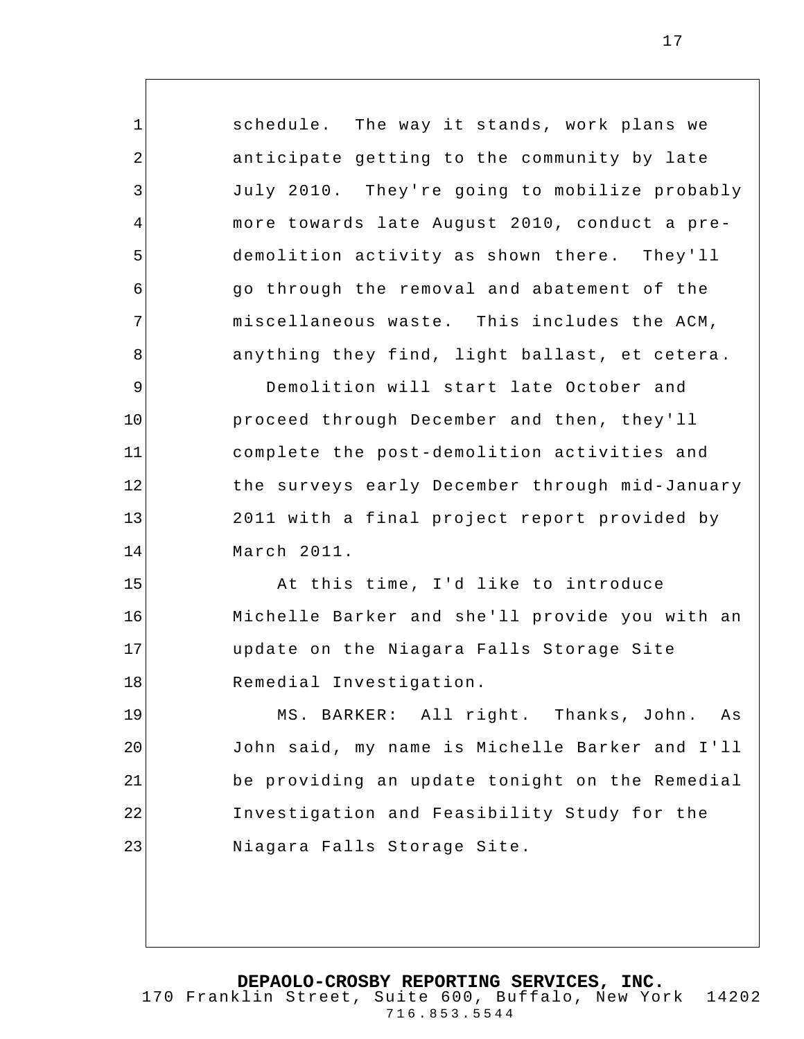schedule. The way it stands, work plans we anticipate getting to the community by late July 2010. They're going to mobilize probably more towards late August 2010, conduct a pre-demolition activity as shown there. They'll go through the removal and abatement of the miscellaneous waste. This includes the ACM, anything they find, light ballast, et cetera.

Demolition will start late October and proceed through December and then, they'll complete the post-demolition activities and the surveys early December through mid-January 2011 with a final project report provided by March 2011.

At this time, I'd like to introduce Michelle Barker and she'll provide you with an update on the Niagara Falls Storage Site Remedial Investigation.

MS. BARKER: All right. Thanks, John. As John said, my name is Michelle Barker and I'll be providing an update tonight on the Remedial Investigation and Feasibility Study for the Niagara Falls Storage Site.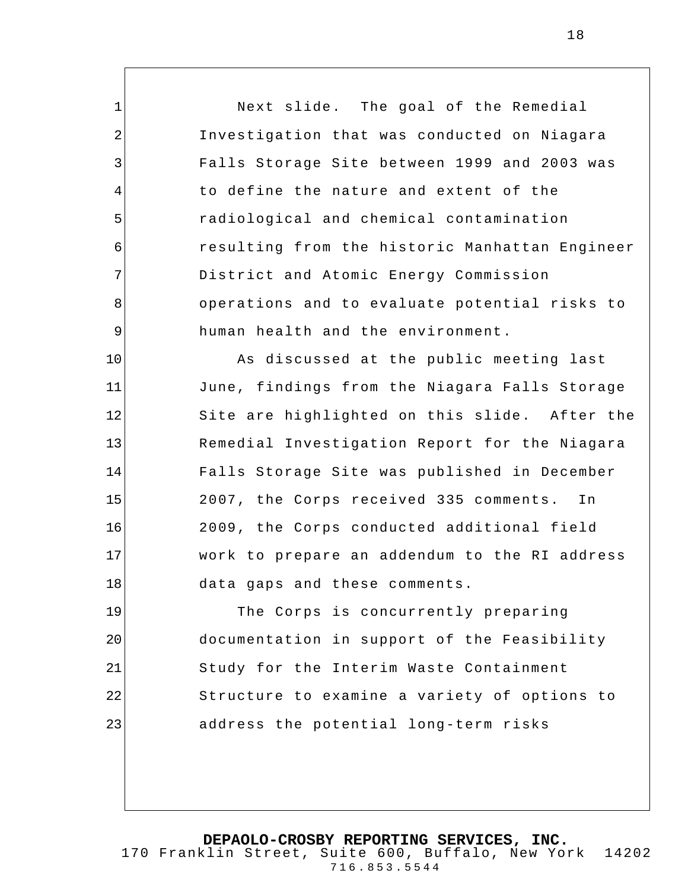Next slide. The goal of the Remedial Investigation that was conducted on Niagara Falls Storage Site between 1999 and 2003 was to define the nature and extent of the radiological and chemical contamination resulting from the historic Manhattan Engineer District and Atomic Energy Commission operations and to evaluate potential risks to human health and the environment.

As discussed at the public meeting last June, findings from the Niagara Falls Storage Site are highlighted on this slide. After the Remedial Investigation Report for the Niagara Falls Storage Site was published in December 2007, the Corps received 335 comments. In 2009, the Corps conducted additional field work to prepare an addendum to the RI address data gaps and these comments.

The Corps is concurrently preparing documentation in support of the Feasibility Study for the Interim Waste Containment Structure to examine a variety of options to address the potential long-term risks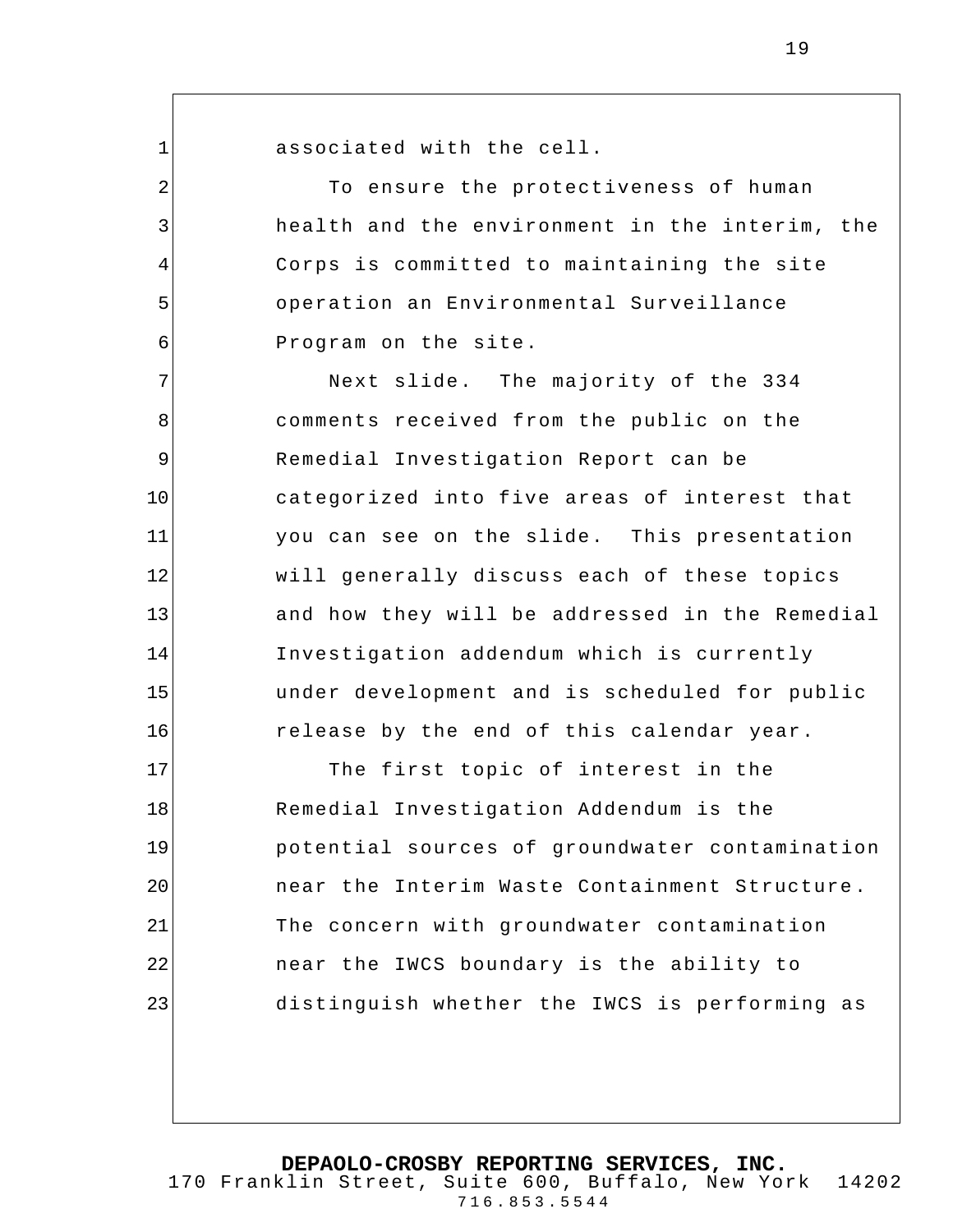associated with the cell.

To ensure the protectiveness of human health and the environment in the interim, the Corps is committed to maintaining the site operation an Environmental Surveillance Program on the site.

Next slide. The majority of the 334 comments received from the public on the Remedial Investigation Report can be categorized into five areas of interest that you can see on the slide. This presentation will generally discuss each of these topics and how they will be addressed in the Remedial Investigation addendum which is currently under development and is scheduled for public release by the end of this calendar year.

The first topic of interest in the Remedial Investigation Addendum is the potential sources of groundwater contamination near the Interim Waste Containment Structure. The concern with groundwater contamination near the IWCS boundary is the ability to distinguish whether the IWCS is performing as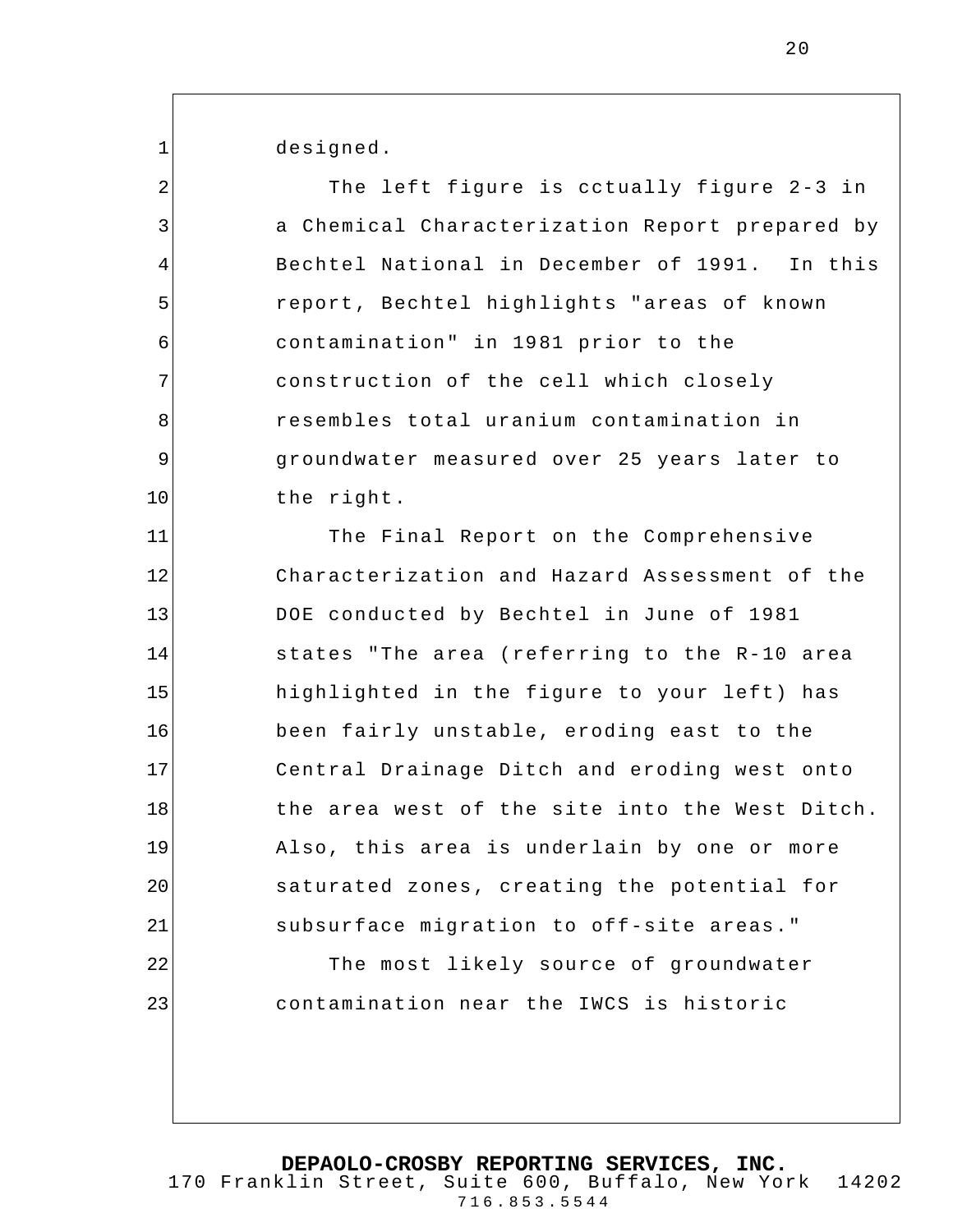designed.

The left figure is cctually figure 2-3 in a Chemical Characterization Report prepared by Bechtel National in December of 1991. In this report, Bechtel highlights "areas of known contamination" in 1981 prior to the construction of the cell which closely resembles total uranium contamination in groundwater measured over 25 years later to the right.

The Final Report on the Comprehensive Characterization and Hazard Assessment of the DOE conducted by Bechtel in June of 1981 states "The area (referring to the R-10 area highlighted in the figure to your left) has been fairly unstable, eroding east to the Central Drainage Ditch and eroding west onto the area west of the site into the West Ditch. Also, this area is underlain by one or more saturated zones, creating the potential for subsurface migration to off-site areas."

The most likely source of groundwater contamination near the IWCS is historic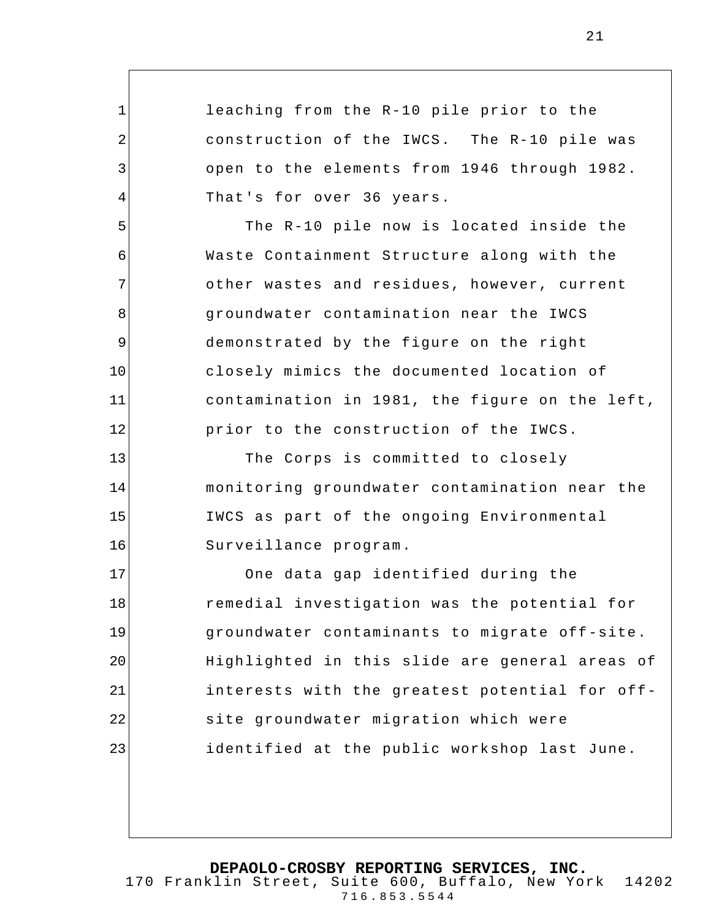leaching from the R-10 pile prior to the construction of the IWCS. The R-10 pile was open to the elements from 1946 through 1982. That's for over 36 years.

The R-10 pile now is located inside the Waste Containment Structure along with the other wastes and residues, however, current groundwater contamination near the IWCS demonstrated by the figure on the right closely mimics the documented location of contamination in 1981, the figure on the left, prior to the construction of the IWCS.

The Corps is committed to closely monitoring groundwater contamination near the IWCS as part of the ongoing Environmental Surveillance program.

One data gap identified during the remedial investigation was the potential for groundwater contaminants to migrate off-site. Highlighted in this slide are general areas of interests with the greatest potential for off-site groundwater migration which were identified at the public workshop last June.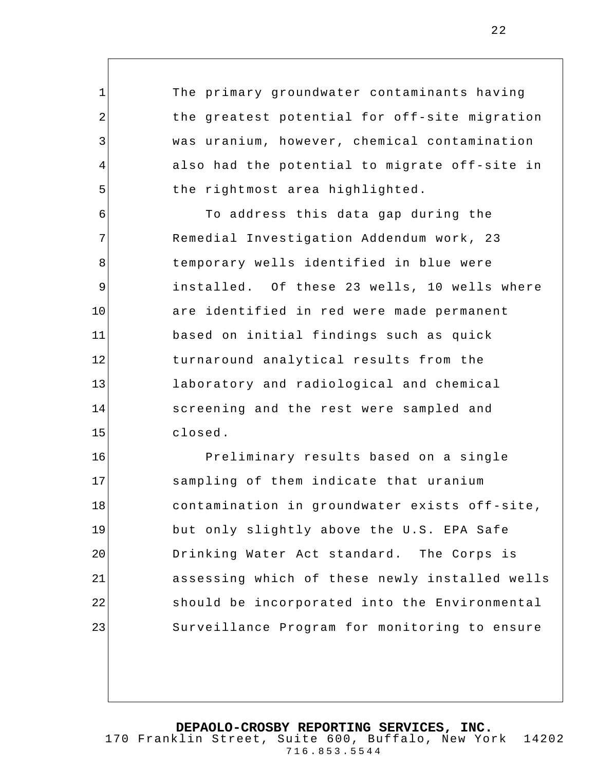The primary groundwater contaminants having the greatest potential for off-site migration was uranium, however, chemical contamination also had the potential to migrate off-site in the rightmost area highlighted.

To address this data gap during the Remedial Investigation Addendum work, 23 temporary wells identified in blue were installed. Of these 23 wells, 10 wells where are identified in red were made permanent based on initial findings such as quick turnaround analytical results from the laboratory and radiological and chemical screening and the rest were sampled and closed.

Preliminary results based on a single sampling of them indicate that uranium contamination in groundwater exists off-site, but only slightly above the U.S. EPA Safe Drinking Water Act standard. The Corps is assessing which of these newly installed wells should be incorporated into the Environmental Surveillance Program for monitoring to ensure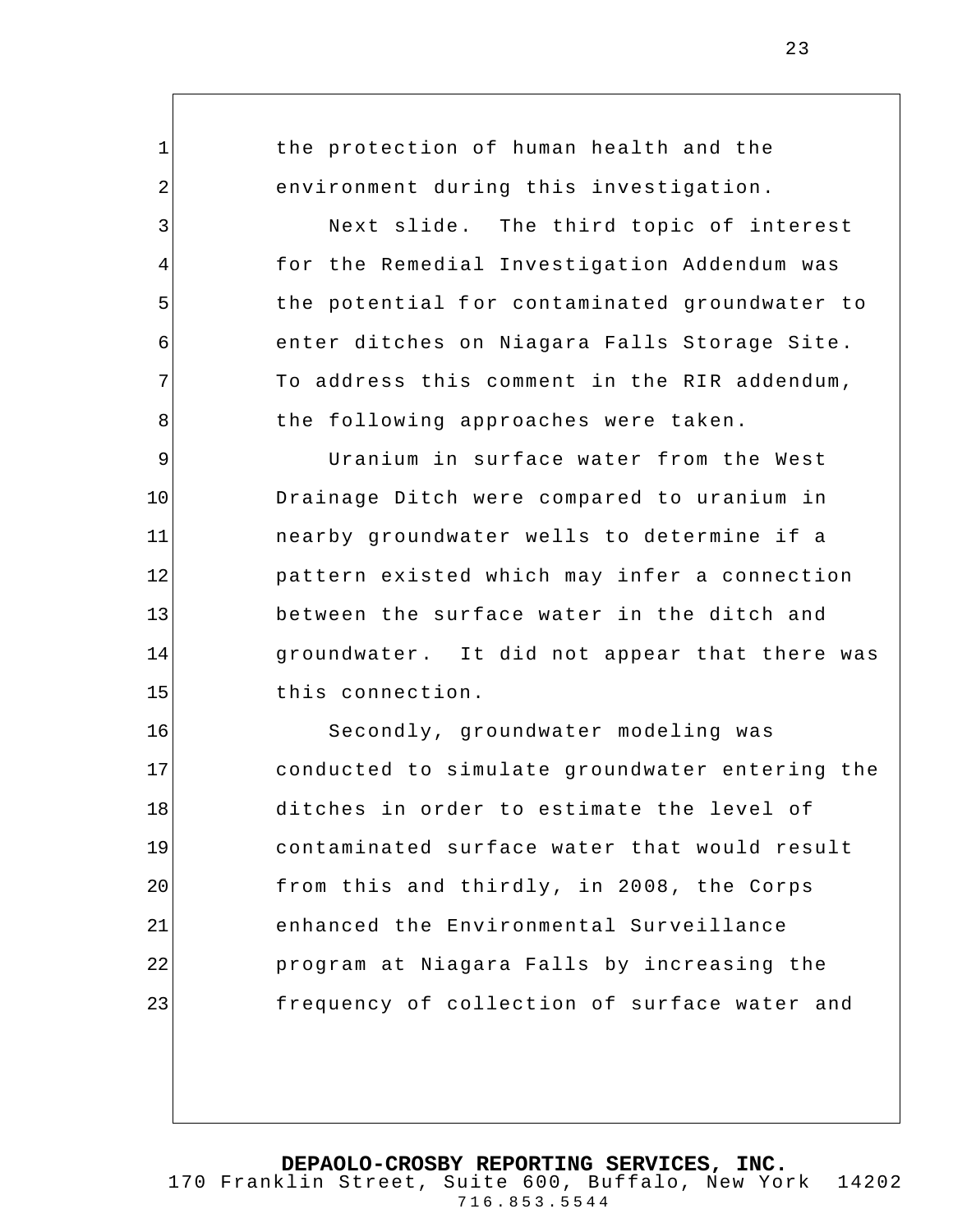the protection of human health and the environment during this investigation.

Next slide. The third topic of interest for the Remedial Investigation Addendum was the potential for contaminated groundwater to enter ditches on Niagara Falls Storage Site. To address this comment in the RIR addendum, the following approaches were taken.

Uranium in surface water from the West Drainage Ditch were compared to uranium in nearby groundwater wells to determine if a pattern existed which may infer a connection between the surface water in the ditch and groundwater. It did not appear that there was this connection.

Secondly, groundwater modeling was conducted to simulate groundwater entering the ditches in order to estimate the level of contaminated surface water that would result from this and thirdly, in 2008, the Corps enhanced the Environmental Surveillance program at Niagara Falls by increasing the frequency of collection of surface water and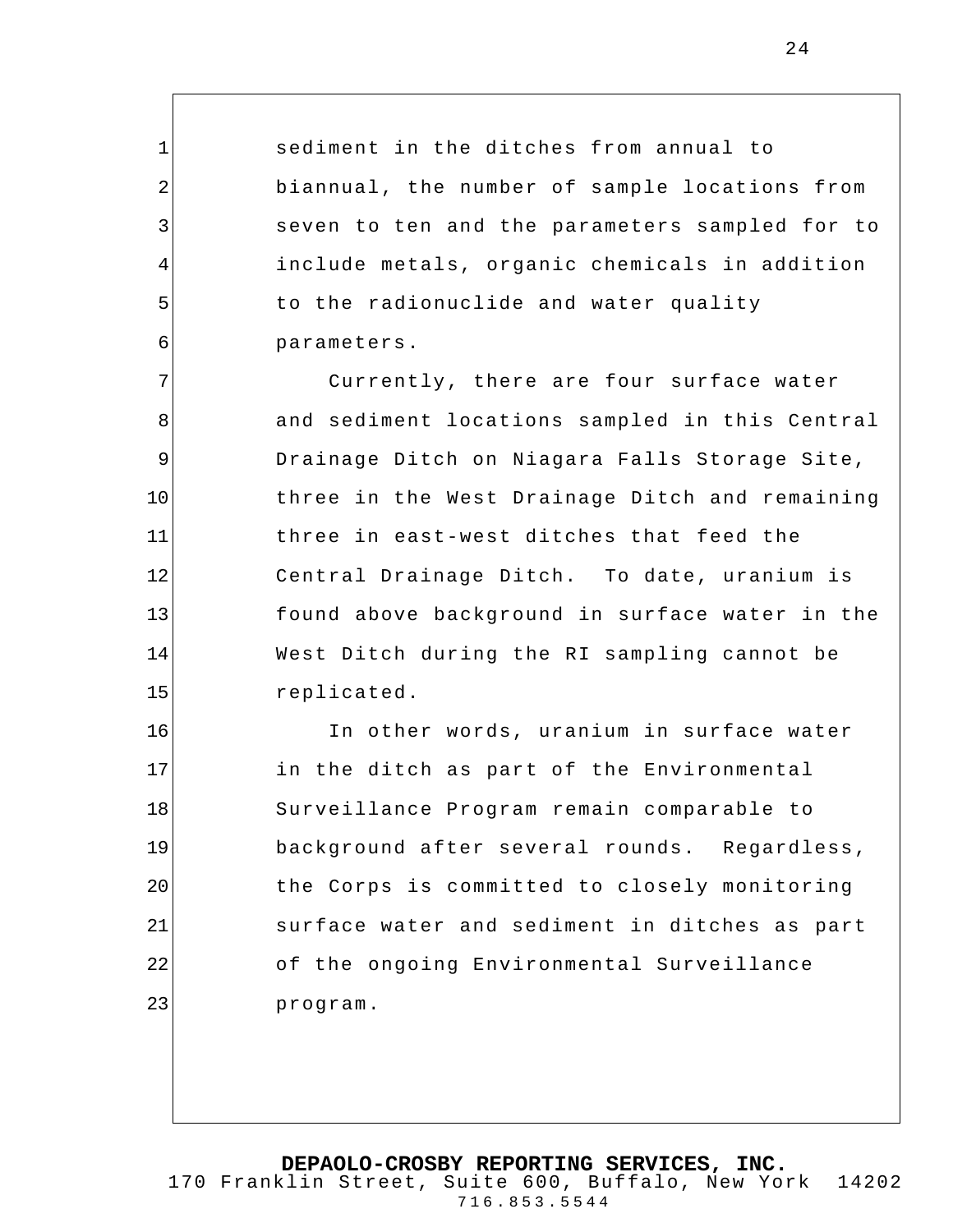sediment in the ditches from annual to biannual, the number of sample locations from seven to ten and the parameters sampled for to include metals, organic chemicals in addition to the radionuclide and water quality parameters.

Currently, there are four surface water and sediment locations sampled in this Central Drainage Ditch on Niagara Falls Storage Site, three in the West Drainage Ditch and remaining three in east-west ditches that feed the Central Drainage Ditch. To date, uranium is found above background in surface water in the West Ditch during the RI sampling cannot be replicated.

In other words, uranium in surface water in the ditch as part of the Environmental Surveillance Program remain comparable to background after several rounds. Regardless, the Corps is committed to closely monitoring surface water and sediment in ditches as part of the ongoing Environmental Surveillance program.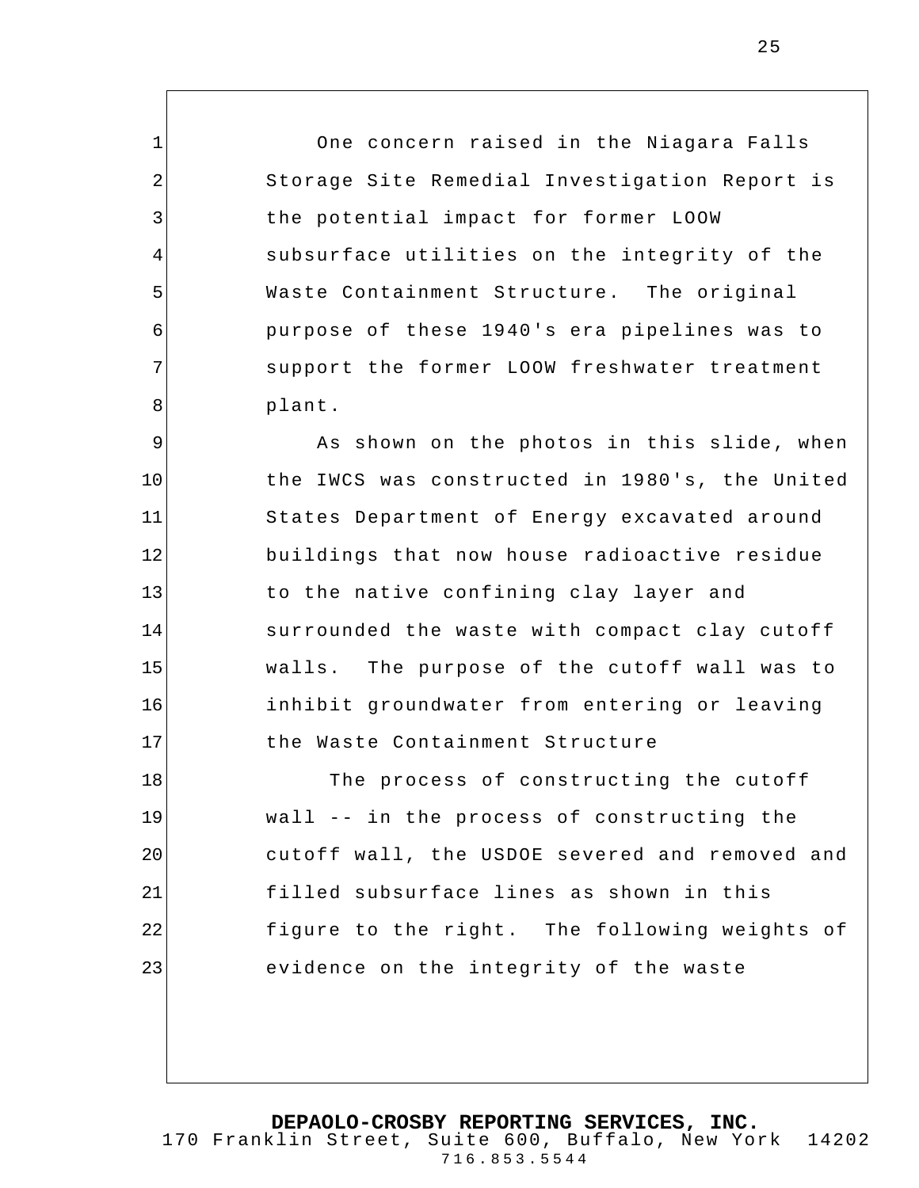One concern raised in the Niagara Falls Storage Site Remedial Investigation Report is the potential impact for former LOOW subsurface utilities on the integrity of the Waste Containment Structure. The original purpose of these 1940's era pipelines was to support the former LOOW freshwater treatment plant.

As shown on the photos in this slide, when the IWCS was constructed in 1980's, the United States Department of Energy excavated around buildings that now house radioactive residue to the native confining clay layer and surrounded the waste with compact clay cutoff walls. The purpose of the cutoff wall was to inhibit groundwater from entering or leaving the Waste Containment Structure

The process of constructing the cutoff wall -- in the process of constructing the cutoff wall, the USDOE severed and removed and filled subsurface lines as shown in this figure to the right. The following weights of evidence on the integrity of the waste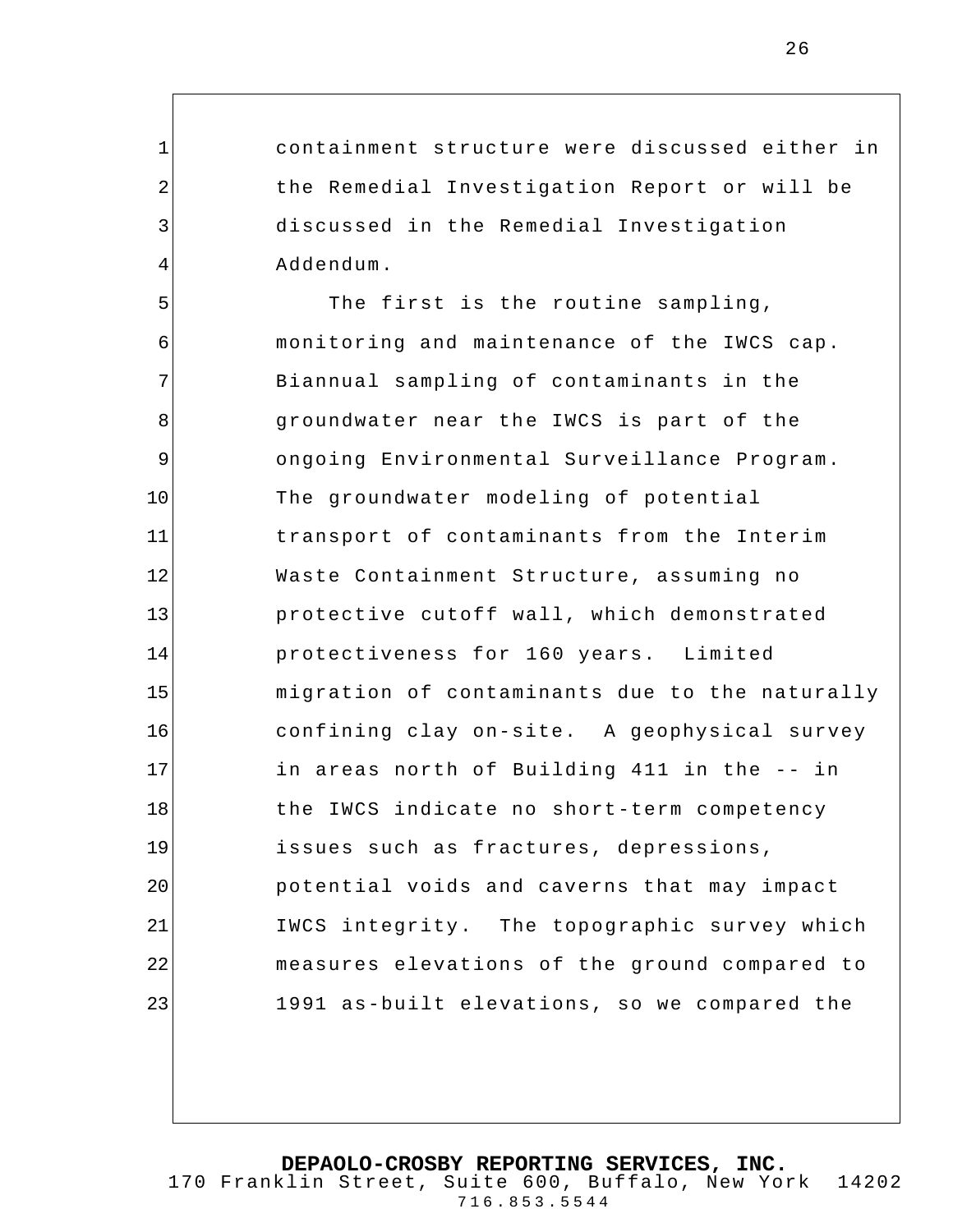containment structure were discussed either in the Remedial Investigation Report or will be discussed in the Remedial Investigation Addendum.

The first is the routine sampling, monitoring and maintenance of the IWCS cap. Biannual sampling of contaminants in the groundwater near the IWCS is part of the ongoing Environmental Surveillance Program. The groundwater modeling of potential transport of contaminants from the Interim Waste Containment Structure, assuming no protective cutoff wall, which demonstrated protectiveness for 160 years. Limited migration of contaminants due to the naturally confining clay on-site. A geophysical survey in areas north of Building 411 in the -- in the IWCS indicate no short-term competency issues such as fractures, depressions, potential voids and caverns that may impact IWCS integrity. The topographic survey which measures elevations of the ground compared to 1991 as-built elevations, so we compared the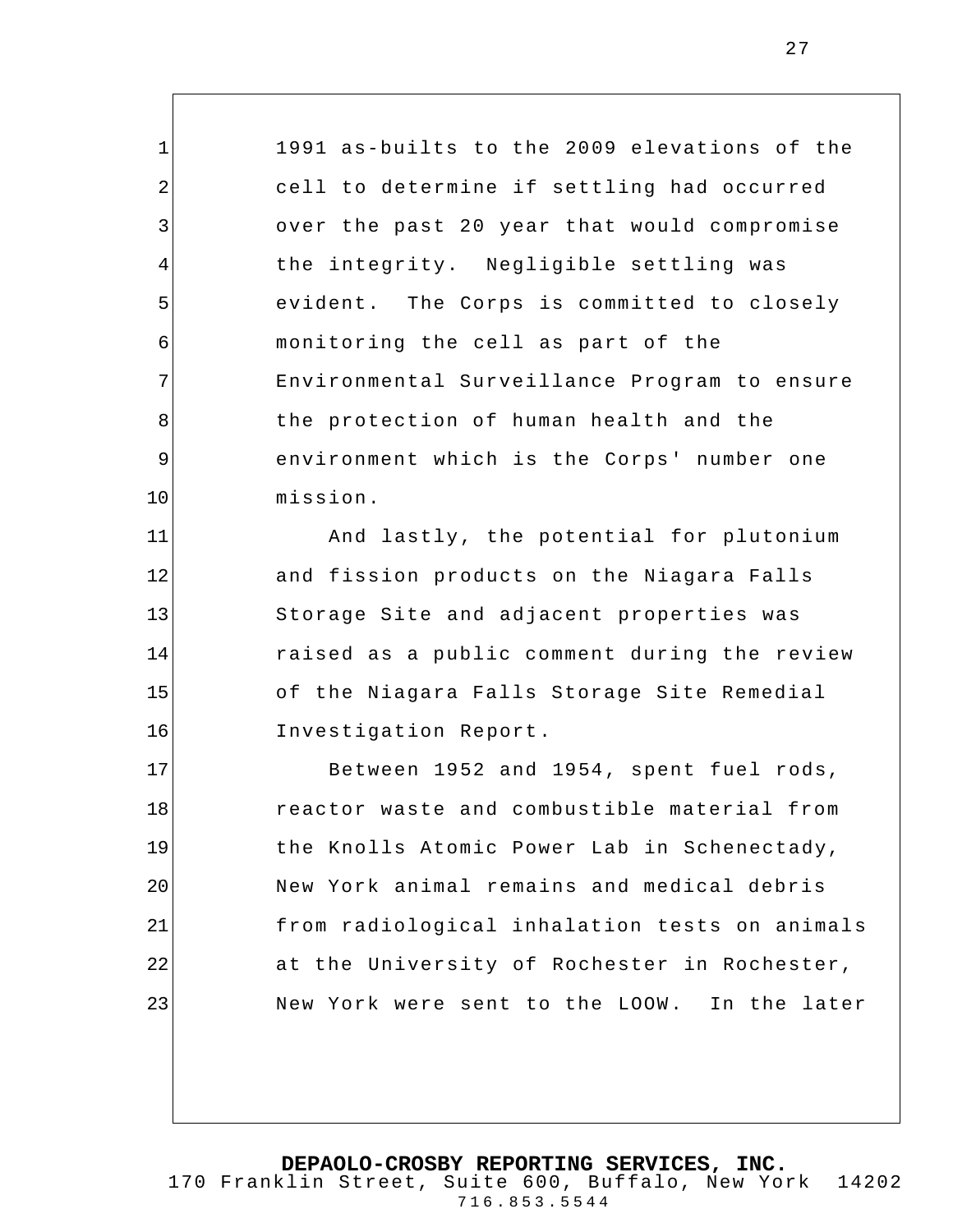1991 as-builts to the 2009 elevations of the cell to determine if settling had occurred over the past 20 year that would compromise the integrity. Negligible settling was evident. The Corps is committed to closely monitoring the cell as part of the Environmental Surveillance Program to ensure the protection of human health and the environment which is the Corps' number one mission.

And lastly, the potential for plutonium and fission products on the Niagara Falls Storage Site and adjacent properties was raised as a public comment during the review of the Niagara Falls Storage Site Remedial Investigation Report.

Between 1952 and 1954, spent fuel rods, reactor waste and combustible material from the Knolls Atomic Power Lab in Schenectady, New York animal remains and medical debris from radiological inhalation tests on animals at the University of Rochester in Rochester, New York were sent to the LOOW. In the later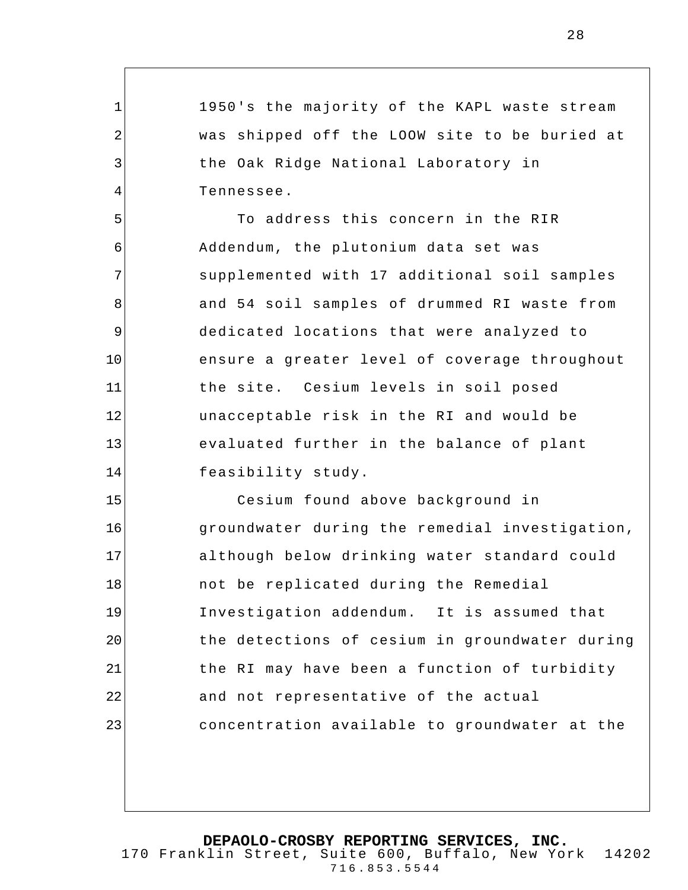1950's the majority of the KAPL waste stream was shipped off the LOOW site to be buried at the Oak Ridge National Laboratory in Tennessee.

To address this concern in the RIR Addendum, the plutonium data set was supplemented with 17 additional soil samples and 54 soil samples of drummed RI waste from dedicated locations that were analyzed to ensure a greater level of coverage throughout the site. Cesium levels in soil posed unacceptable risk in the RI and would be evaluated further in the balance of plant feasibility study.

Cesium found above background in groundwater during the remedial investigation, although below drinking water standard could not be replicated during the Remedial Investigation addendum. It is assumed that the detections of cesium in groundwater during the RI may have been a function of turbidity and not representative of the actual concentration available to groundwater at the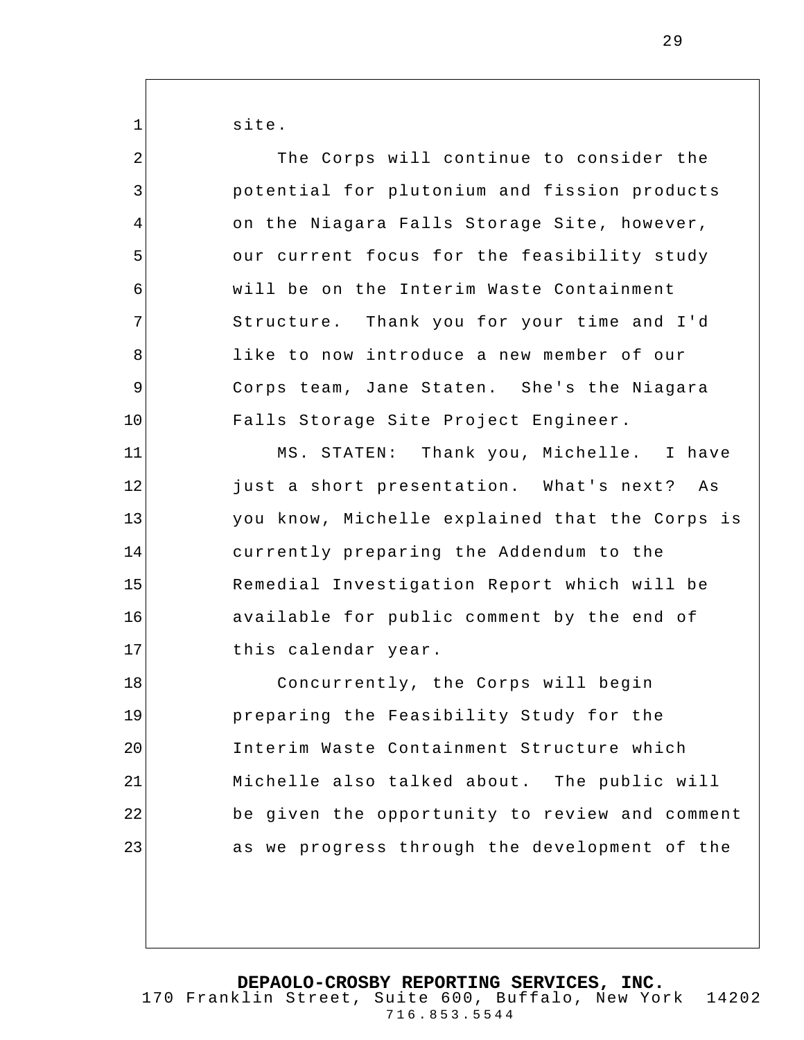site.

The Corps will continue to consider the potential for plutonium and fission products on the Niagara Falls Storage Site, however, our current focus for the feasibility study will be on the Interim Waste Containment Structure. Thank you for your time and I'd like to now introduce a new member of our Corps team, Jane Staten. She's the Niagara Falls Storage Site Project Engineer.

MS. STATEN: Thank you, Michelle. I have just a short presentation. What's next? As you know, Michelle explained that the Corps is currently preparing the Addendum to the Remedial Investigation Report which will be available for public comment by the end of this calendar year.

Concurrently, the Corps will begin preparing the Feasibility Study for the Interim Waste Containment Structure which Michelle also talked about. The public will be given the opportunity to review and comment as we progress through the development of the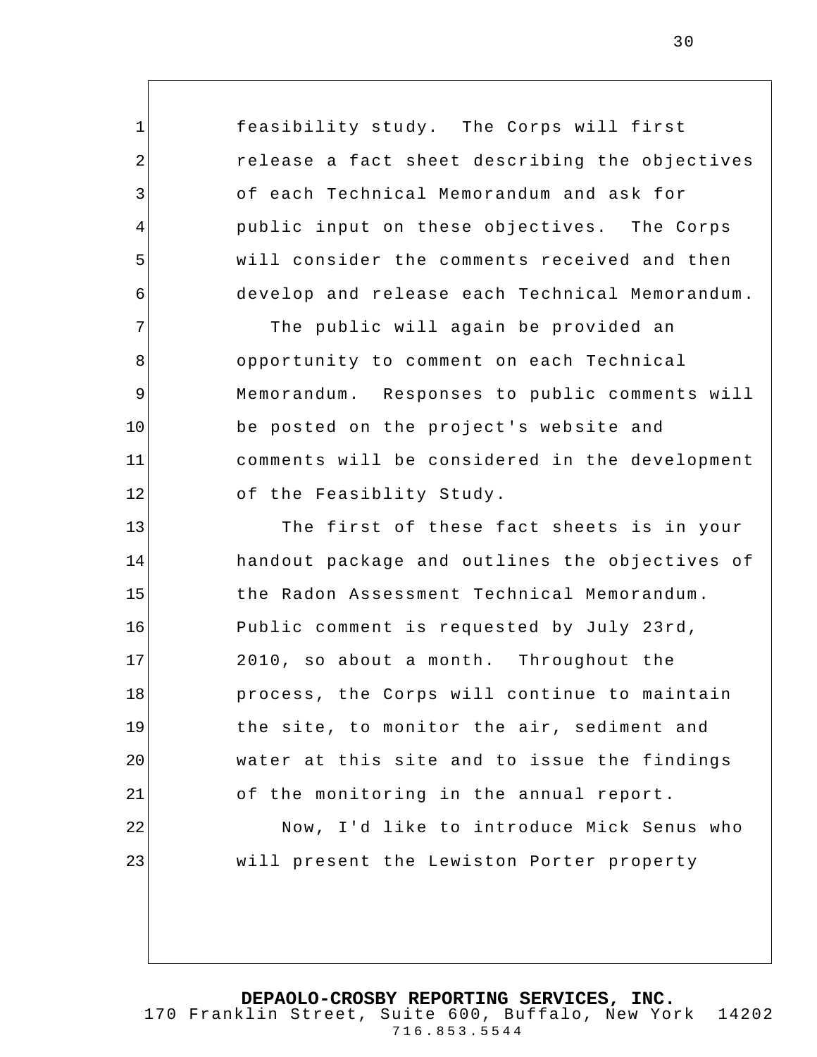feasibility study. The Corps will first release a fact sheet describing the objectives of each Technical Memorandum and ask for public input on these objectives. The Corps will consider the comments received and then develop and release each Technical Memorandum.

The public will again be provided an opportunity to comment on each Technical Memorandum. Responses to public comments will be posted on the project's website and comments will be considered in the development of the Feasiblity Study.

The first of these fact sheets is in your handout package and outlines the objectives of the Radon Assessment Technical Memorandum. Public comment is requested by July 23rd, 2010, so about a month. Throughout the process, the Corps will continue to maintain the site, to monitor the air, sediment and water at this site and to issue the findings of the monitoring in the annual report.

Now, I'd like to introduce Mick Senus who will present the Lewiston Porter property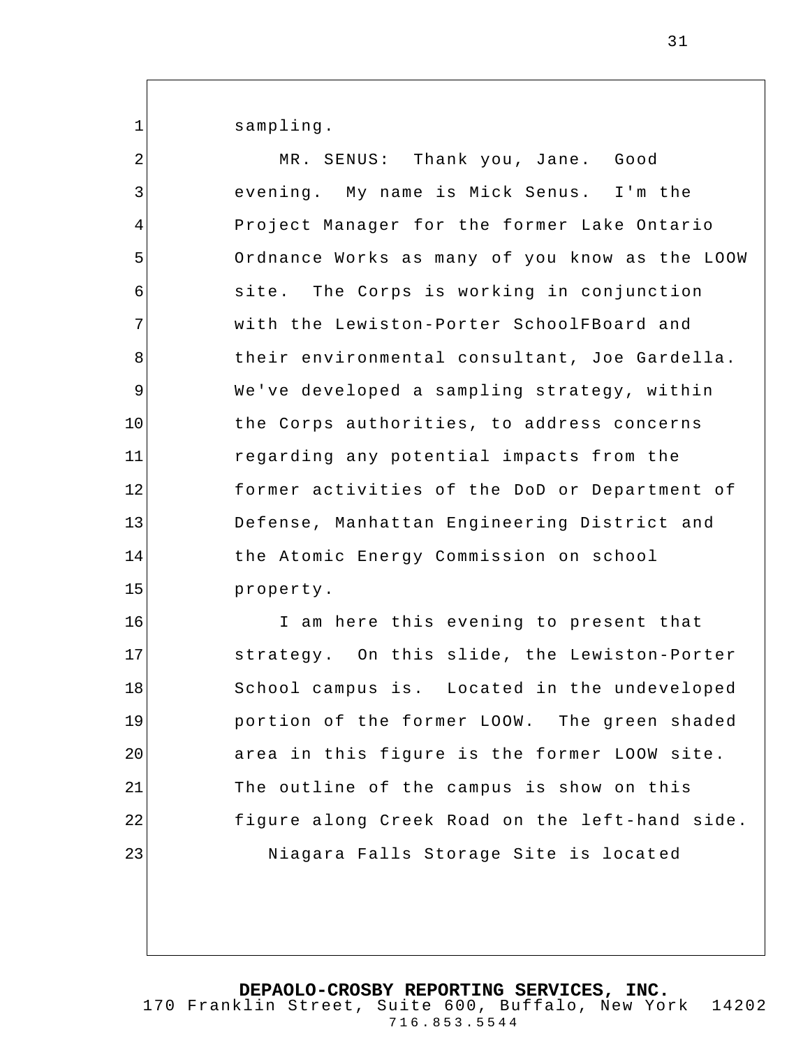sampling.

MR. SENUS: Thank you, Jane. Good evening. My name is Mick Senus. I'm the Project Manager for the former Lake Ontario Ordnance Works as many of you know as the LOOW site. The Corps is working in conjunction with the Lewiston-Porter SchoolFBoard and their environmental consultant, Joe Gardella. We've developed a sampling strategy, within the Corps authorities, to address concerns regarding any potential impacts from the former activities of the DoD or Department of Defense, Manhattan Engineering District and the Atomic Energy Commission on school property.

I am here this evening to present that strategy. On this slide, the Lewiston-Porter School campus is. Located in the undeveloped portion of the former LOOW. The green shaded area in this figure is the former LOOW site. The outline of the campus is show on this figure along Creek Road on the left-hand side.

Niagara Falls Storage Site is located

**DEPAOLO-CROSBY REPORTING SERVICES, INC.**
170 Franklin Street, Suite 600, Buffalo, New York 14202
716.853.5544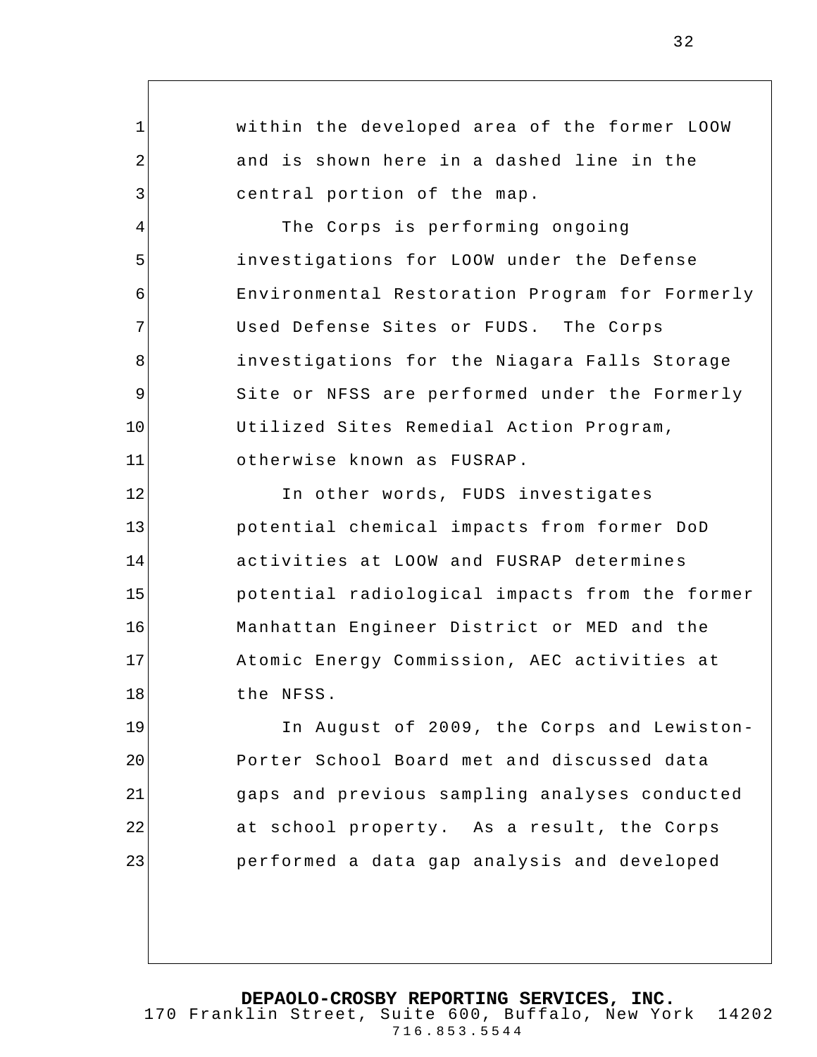within the developed area of the former LOOW and is shown here in a dashed line in the central portion of the map.

The Corps is performing ongoing investigations for LOOW under the Defense Environmental Restoration Program for Formerly Used Defense Sites or FUDS. The Corps investigations for the Niagara Falls Storage Site or NFSS are performed under the Formerly Utilized Sites Remedial Action Program, otherwise known as FUSRAP.

In other words, FUDS investigates potential chemical impacts from former DoD activities at LOOW and FUSRAP determines potential radiological impacts from the former Manhattan Engineer District or MED and the Atomic Energy Commission, AEC activities at the NFSS.

In August of 2009, the Corps and Lewiston-Porter School Board met and discussed data gaps and previous sampling analyses conducted at school property. As a result, the Corps performed a data gap analysis and developed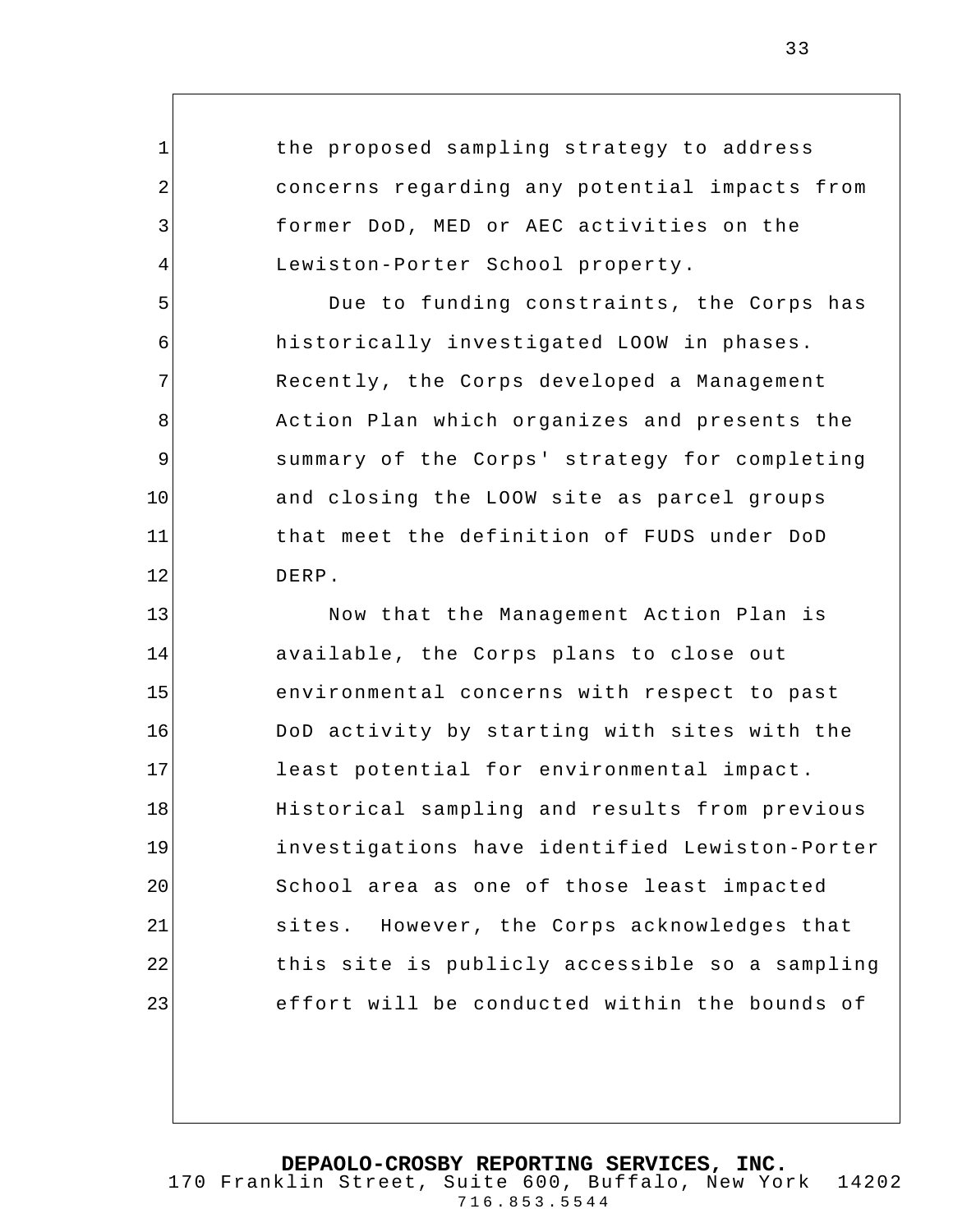the proposed sampling strategy to address concerns regarding any potential impacts from former DoD, MED or AEC activities on the Lewiston-Porter School property.

Due to funding constraints, the Corps has historically investigated LOOW in phases. Recently, the Corps developed a Management Action Plan which organizes and presents the summary of the Corps' strategy for completing and closing the LOOW site as parcel groups that meet the definition of FUDS under DoD DERP.

Now that the Management Action Plan is available, the Corps plans to close out environmental concerns with respect to past DoD activity by starting with sites with the least potential for environmental impact. Historical sampling and results from previous investigations have identified Lewiston-Porter School area as one of those least impacted sites. However, the Corps acknowledges that this site is publicly accessible so a sampling effort will be conducted within the bounds of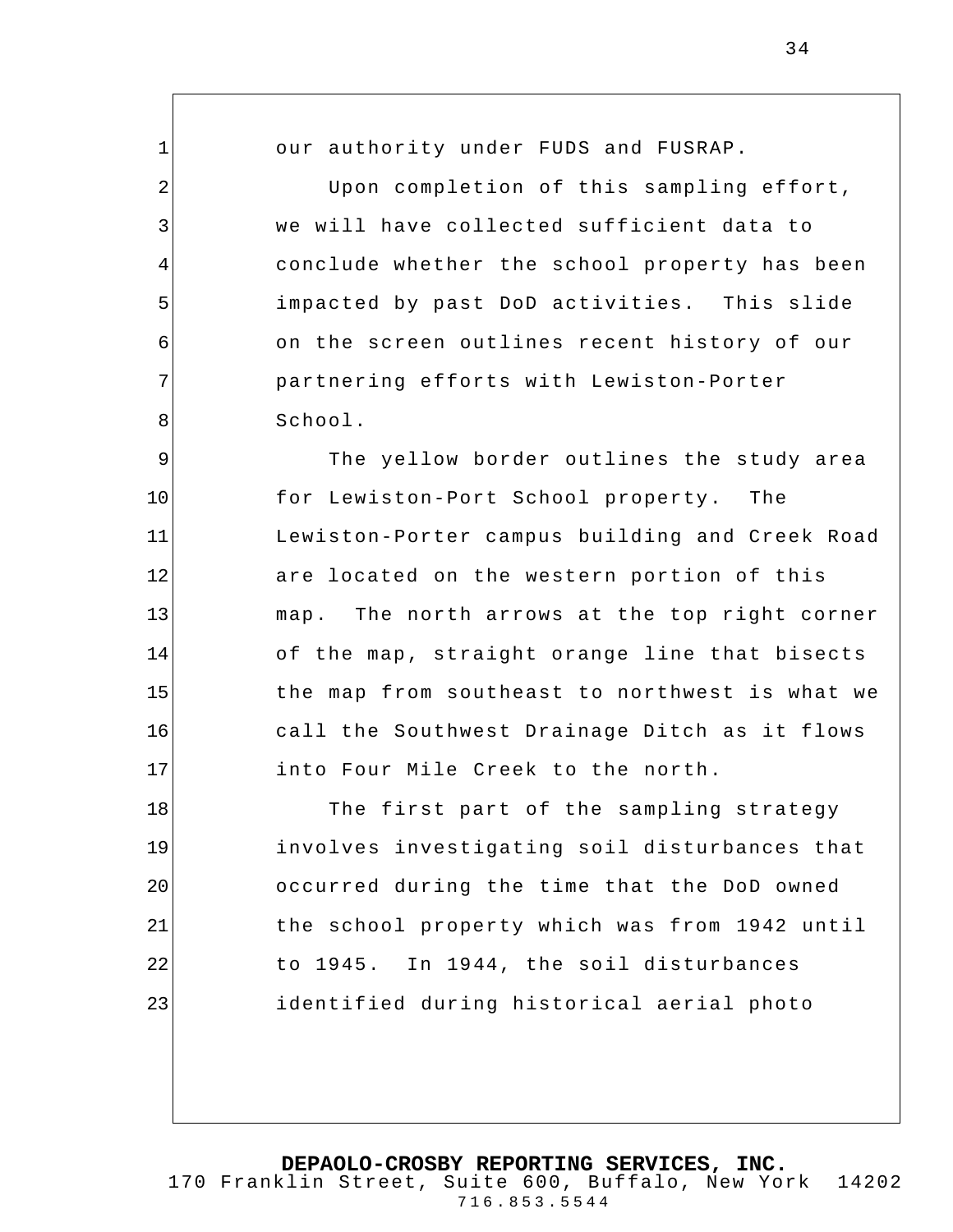our authority under FUDS and FUSRAP.

Upon completion of this sampling effort, we will have collected sufficient data to conclude whether the school property has been impacted by past DoD activities. This slide on the screen outlines recent history of our partnering efforts with Lewiston-Porter School.

The yellow border outlines the study area for Lewiston-Port School property. The Lewiston-Porter campus building and Creek Road are located on the western portion of this map. The north arrows at the top right corner of the map, straight orange line that bisects the map from southeast to northwest is what we call the Southwest Drainage Ditch as it flows into Four Mile Creek to the north.

The first part of the sampling strategy involves investigating soil disturbances that occurred during the time that the DoD owned the school property which was from 1942 until to 1945. In 1944, the soil disturbances identified during historical aerial photo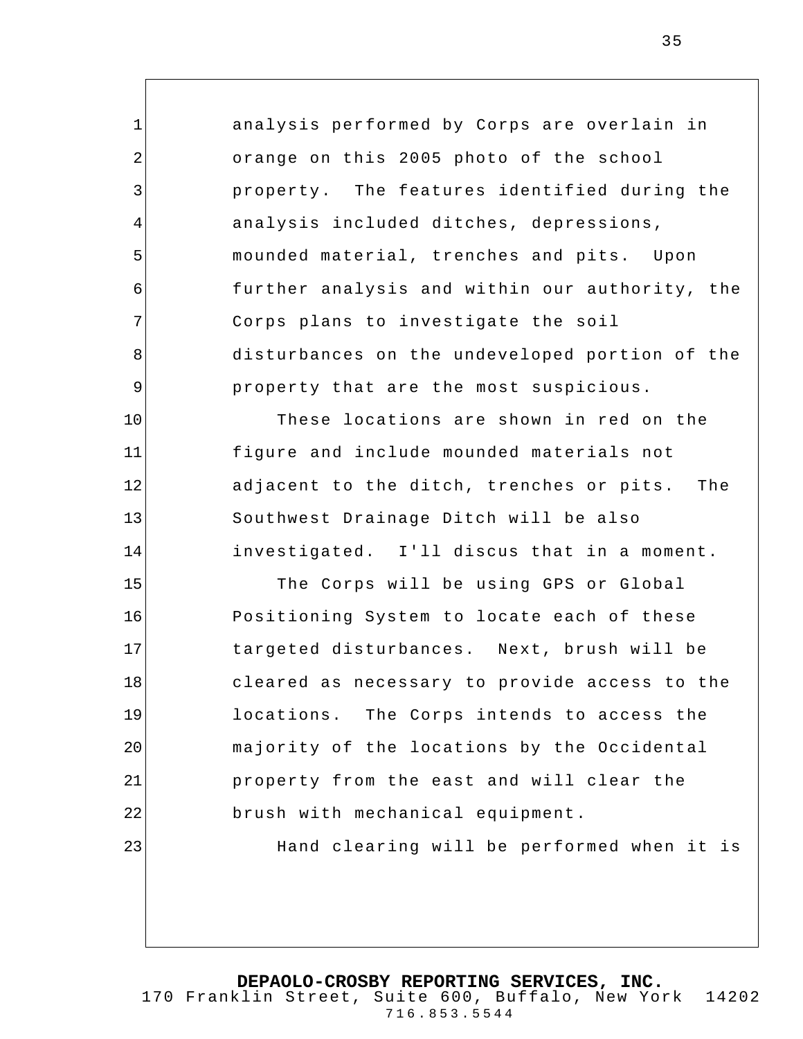analysis performed by Corps are overlain in orange on this 2005 photo of the school property. The features identified during the analysis included ditches, depressions, mounded material, trenches and pits. Upon further analysis and within our authority, the Corps plans to investigate the soil disturbances on the undeveloped portion of the property that are the most suspicious.

These locations are shown in red on the figure and include mounded materials not adjacent to the ditch, trenches or pits. The Southwest Drainage Ditch will be also investigated. I'll discus that in a moment.

The Corps will be using GPS or Global Positioning System to locate each of these targeted disturbances. Next, brush will be cleared as necessary to provide access to the locations. The Corps intends to access the majority of the locations by the Occidental property from the east and will clear the brush with mechanical equipment.

Hand clearing will be performed when it is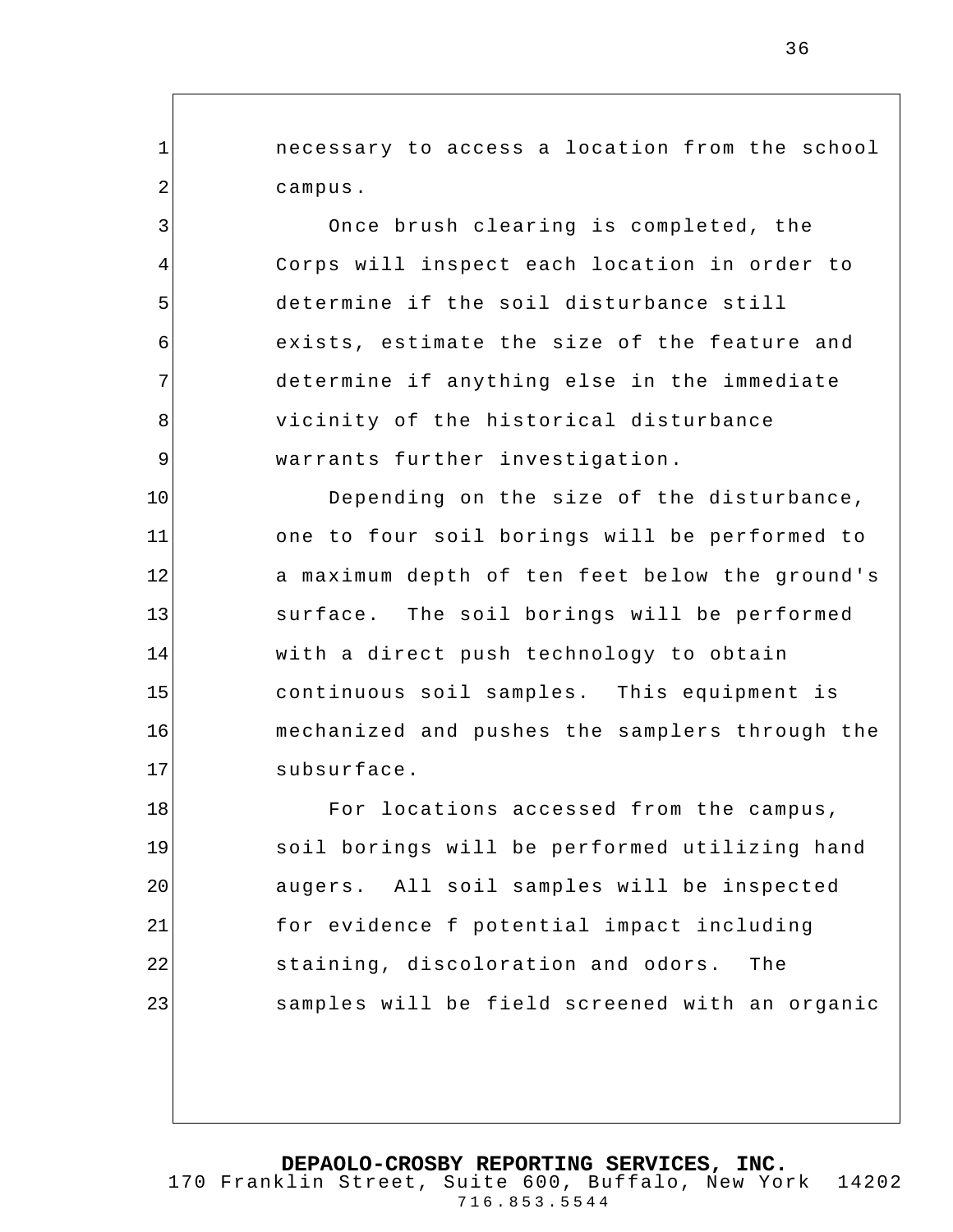necessary to access a location from the school campus.

Once brush clearing is completed, the Corps will inspect each location in order to determine if the soil disturbance still exists, estimate the size of the feature and determine if anything else in the immediate vicinity of the historical disturbance warrants further investigation.

Depending on the size of the disturbance, one to four soil borings will be performed to a maximum depth of ten feet below the ground's surface. The soil borings will be performed with a direct push technology to obtain continuous soil samples. This equipment is mechanized and pushes the samplers through the subsurface.

For locations accessed from the campus, soil borings will be performed utilizing hand augers. All soil samples will be inspected for evidence f potential impact including staining, discoloration and odors. The samples will be field screened with an organic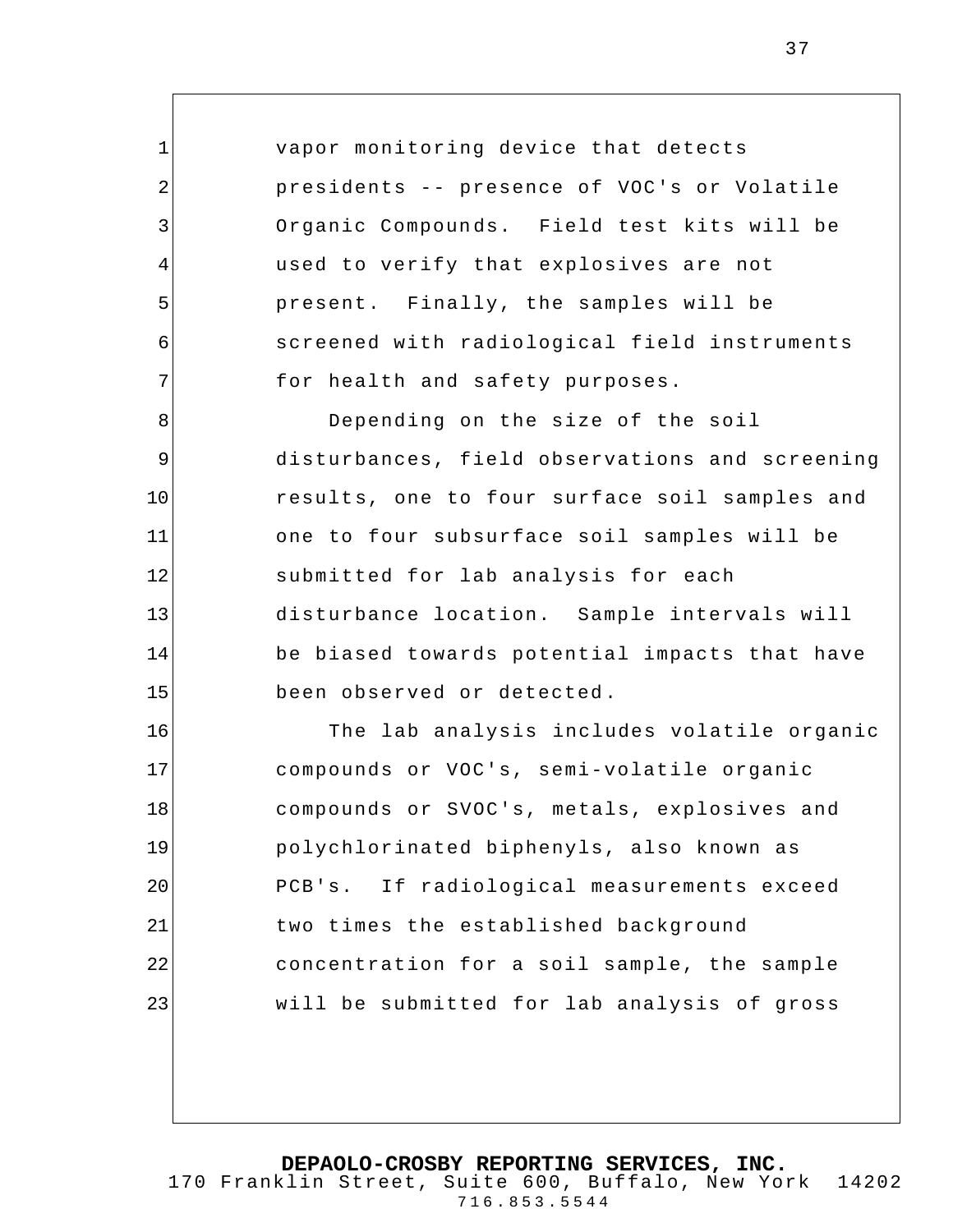vapor monitoring device that detects presidents -- presence of VOC's or Volatile Organic Compounds. Field test kits will be used to verify that explosives are not present. Finally, the samples will be screened with radiological field instruments for health and safety purposes.

Depending on the size of the soil disturbances, field observations and screening results, one to four surface soil samples and one to four subsurface soil samples will be submitted for lab analysis for each disturbance location. Sample intervals will be biased towards potential impacts that have been observed or detected.

The lab analysis includes volatile organic compounds or VOC's, semi-volatile organic compounds or SVOC's, metals, explosives and polychlorinated biphenyls, also known as PCB's. If radiological measurements exceed two times the established background concentration for a soil sample, the sample will be submitted for lab analysis of gross

**DEPAOLO-CROSBY REPORTING SERVICES, INC.**
170 Franklin Street, Suite 600, Buffalo, New York 14202
716.853.5544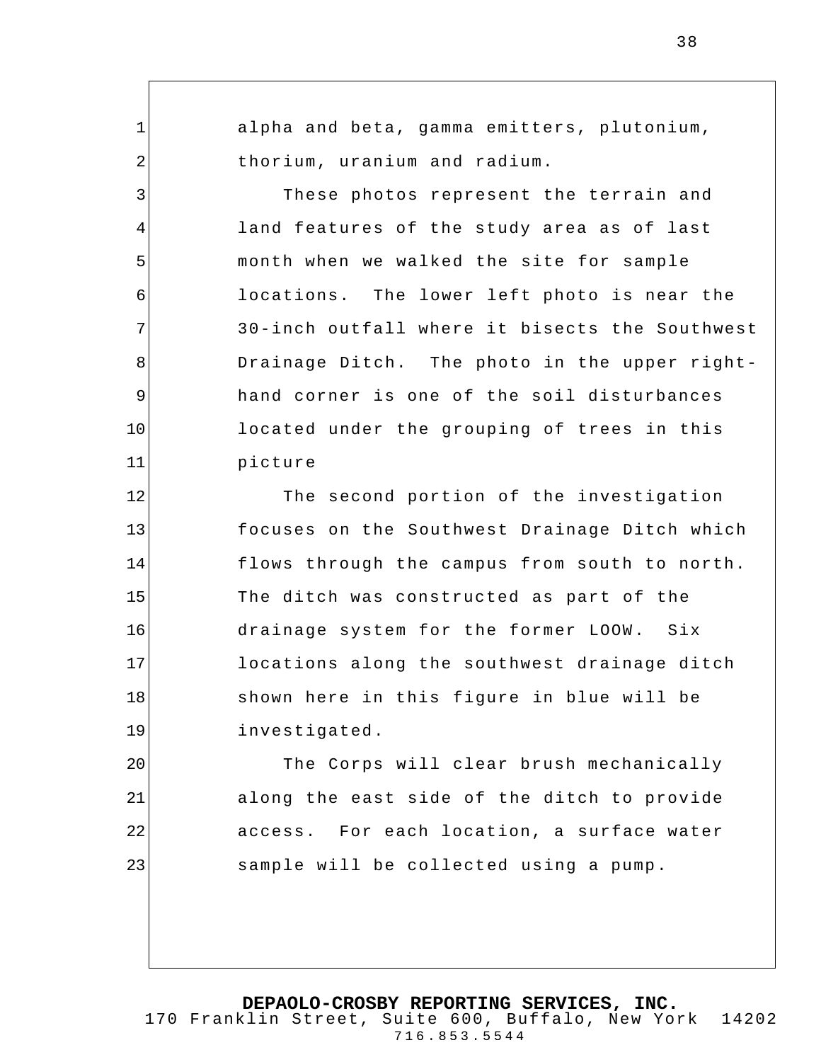alpha and beta, gamma emitters, plutonium, thorium, uranium and radium.

These photos represent the terrain and land features of the study area as of last month when we walked the site for sample locations. The lower left photo is near the 30-inch outfall where it bisects the Southwest Drainage Ditch. The photo in the upper right-hand corner is one of the soil disturbances located under the grouping of trees in this picture

The second portion of the investigation focuses on the Southwest Drainage Ditch which flows through the campus from south to north. The ditch was constructed as part of the drainage system for the former LOOW. Six locations along the southwest drainage ditch shown here in this figure in blue will be investigated.

The Corps will clear brush mechanically along the east side of the ditch to provide access. For each location, a surface water sample will be collected using a pump.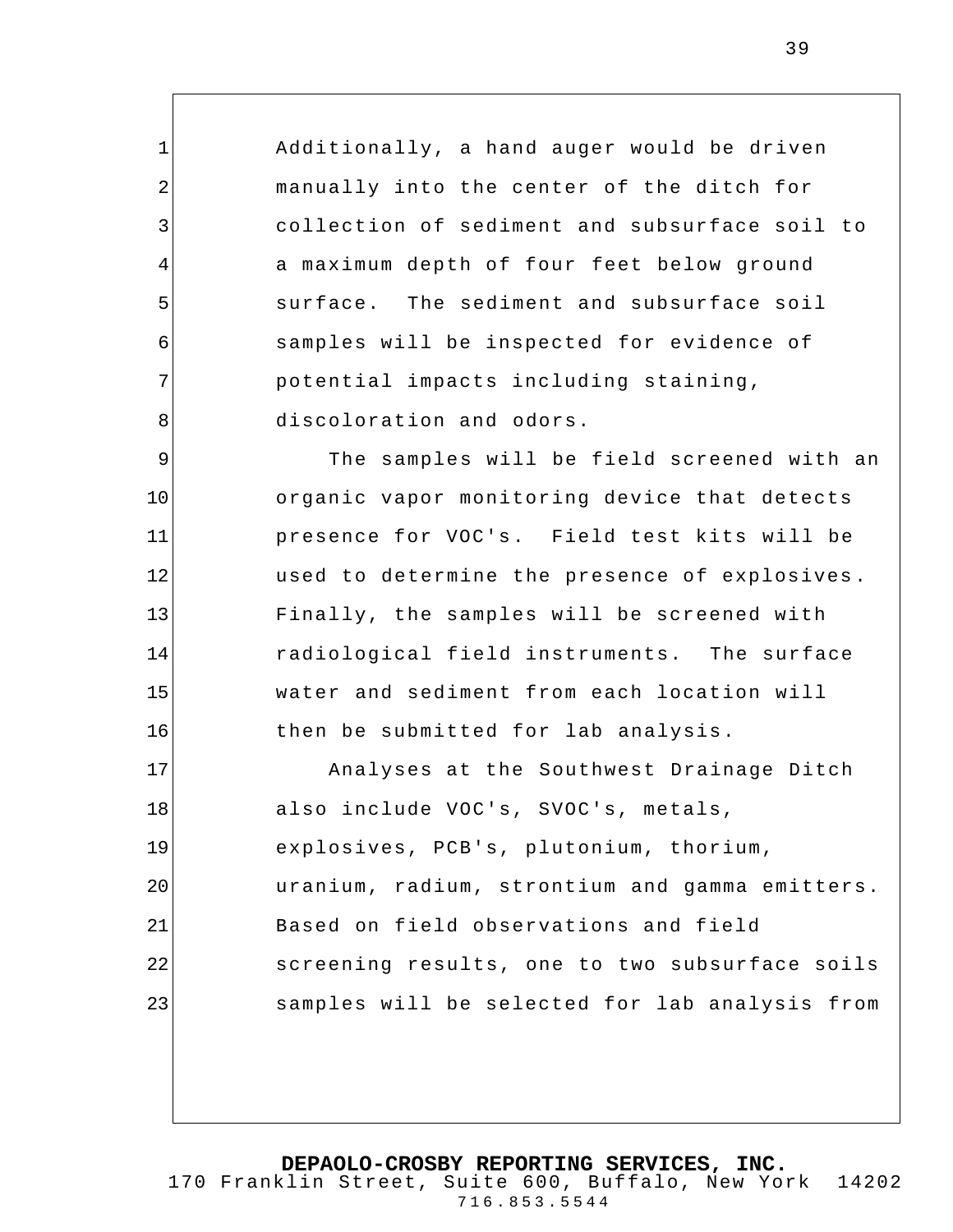Additionally, a hand auger would be driven manually into the center of the ditch for collection of sediment and subsurface soil to a maximum depth of four feet below ground surface. The sediment and subsurface soil samples will be inspected for evidence of potential impacts including staining, discoloration and odors.

The samples will be field screened with an organic vapor monitoring device that detects presence for VOC's. Field test kits will be used to determine the presence of explosives. Finally, the samples will be screened with radiological field instruments. The surface water and sediment from each location will then be submitted for lab analysis.

Analyses at the Southwest Drainage Ditch also include VOC's, SVOC's, metals, explosives, PCB's, plutonium, thorium, uranium, radium, strontium and gamma emitters. Based on field observations and field screening results, one to two subsurface soils samples will be selected for lab analysis from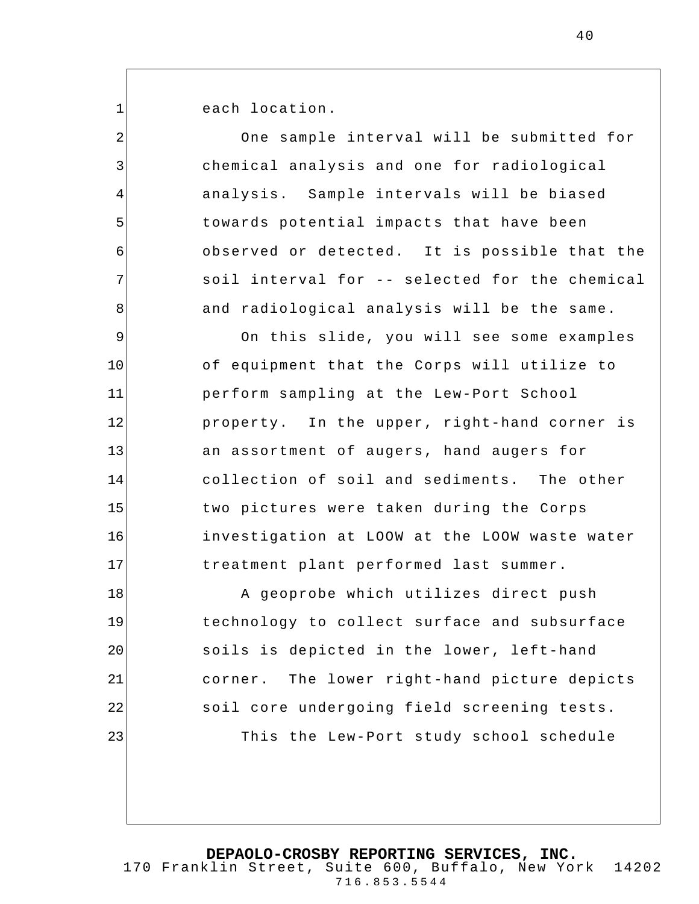each location.

One sample interval will be submitted for chemical analysis and one for radiological analysis. Sample intervals will be biased towards potential impacts that have been observed or detected. It is possible that the soil interval for -- selected for the chemical and radiological analysis will be the same.

On this slide, you will see some examples of equipment that the Corps will utilize to perform sampling at the Lew-Port School property. In the upper, right-hand corner is an assortment of augers, hand augers for collection of soil and sediments. The other two pictures were taken during the Corps investigation at LOOW at the LOOW waste water treatment plant performed last summer.

A geoprobe which utilizes direct push technology to collect surface and subsurface soils is depicted in the lower, left-hand corner. The lower right-hand picture depicts soil core undergoing field screening tests.

This the Lew-Port study school schedule

**DEPAOLO-CROSBY REPORTING SERVICES, INC.**
170 Franklin Street, Suite 600, Buffalo, New York 14202
716.853.5544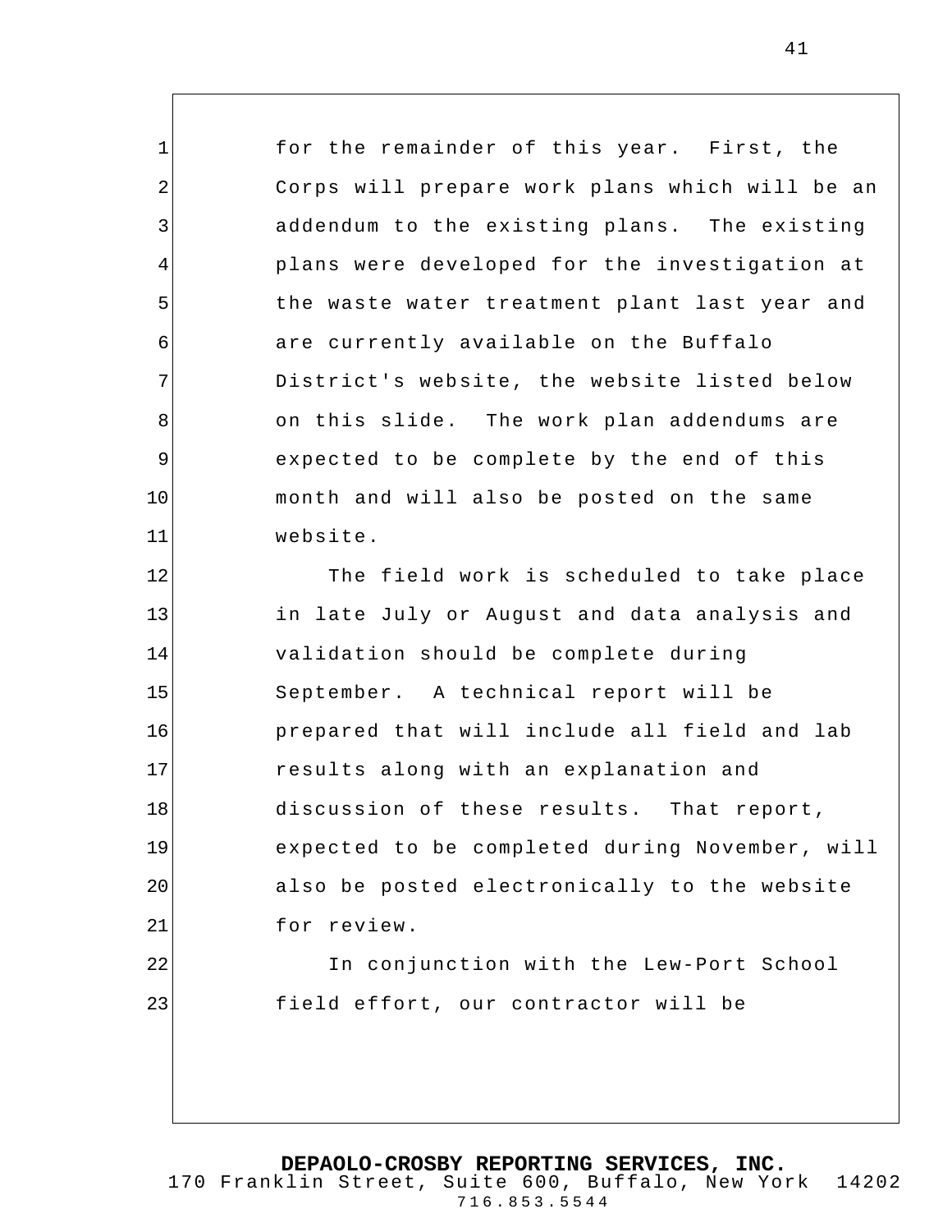for the remainder of this year. First, the Corps will prepare work plans which will be an addendum to the existing plans. The existing plans were developed for the investigation at the waste water treatment plant last year and are currently available on the Buffalo District's website, the website listed below on this slide. The work plan addendums are expected to be complete by the end of this month and will also be posted on the same website.

The field work is scheduled to take place in late July or August and data analysis and validation should be complete during September. A technical report will be prepared that will include all field and lab results along with an explanation and discussion of these results. That report, expected to be completed during November, will also be posted electronically to the website for review.

In conjunction with the Lew-Port School field effort, our contractor will be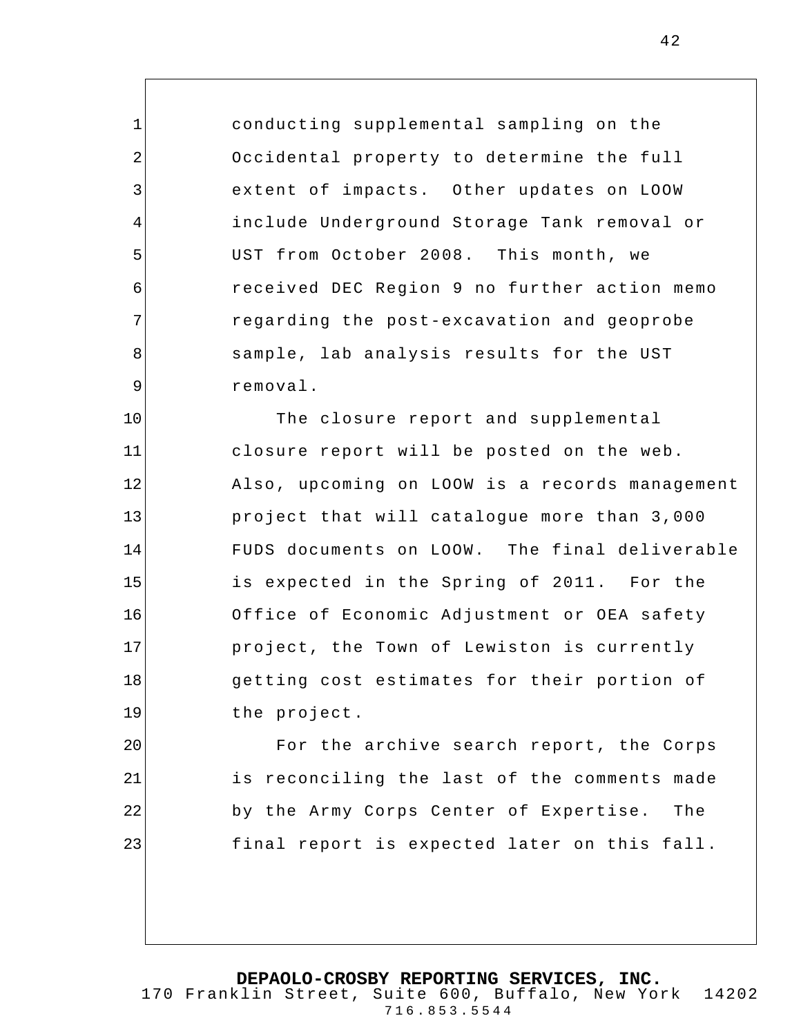conducting supplemental sampling on the Occidental property to determine the full extent of impacts. Other updates on LOOW include Underground Storage Tank removal or UST from October 2008. This month, we received DEC Region 9 no further action memo regarding the post-excavation and geoprobe sample, lab analysis results for the UST removal.

The closure report and supplemental closure report will be posted on the web. Also, upcoming on LOOW is a records management project that will catalogue more than 3,000 FUDS documents on LOOW. The final deliverable is expected in the Spring of 2011. For the Office of Economic Adjustment or OEA safety project, the Town of Lewiston is currently getting cost estimates for their portion of the project.

For the archive search report, the Corps is reconciling the last of the comments made by the Army Corps Center of Expertise. The final report is expected later on this fall.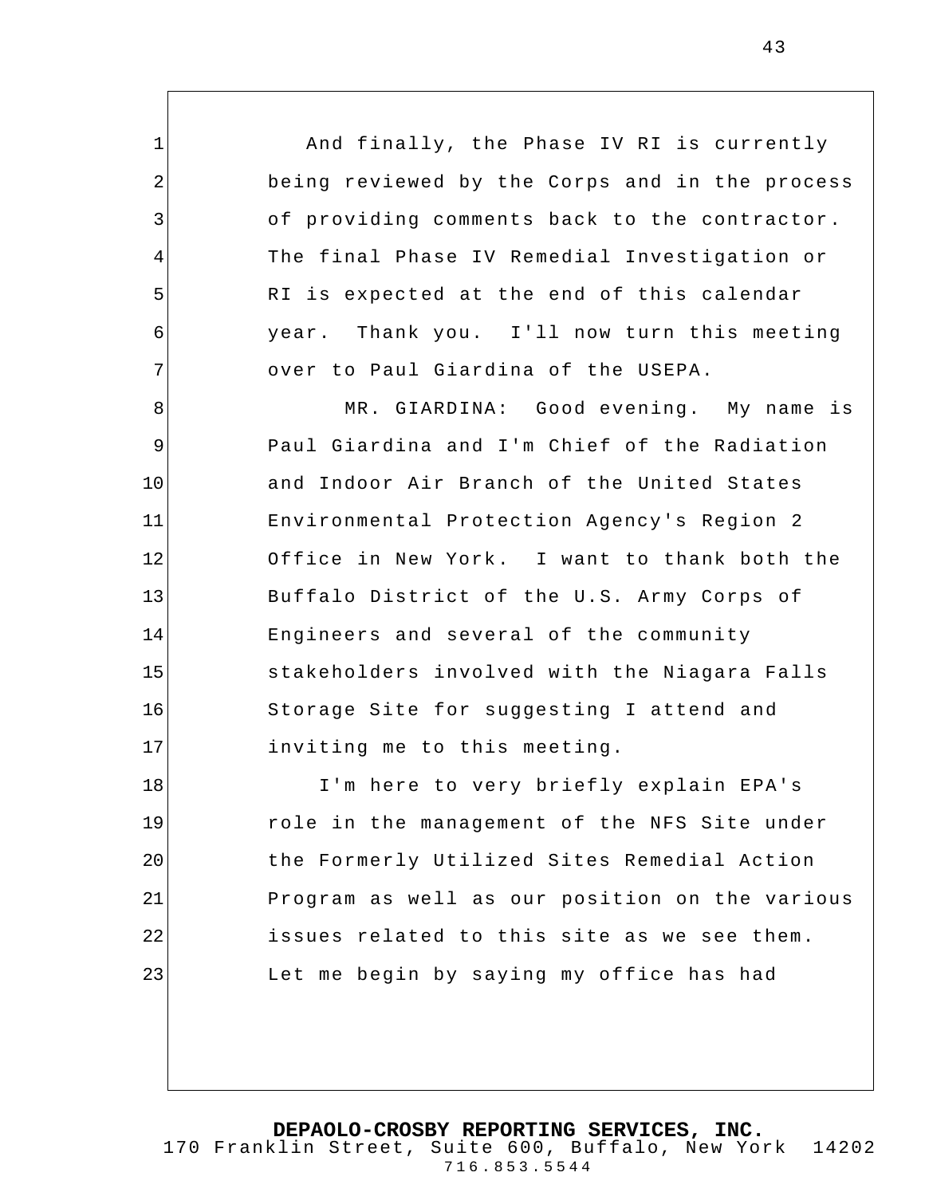And finally, the Phase IV RI is currently being reviewed by the Corps and in the process of providing comments back to the contractor. The final Phase IV Remedial Investigation or RI is expected at the end of this calendar year. Thank you. I'll now turn this meeting over to Paul Giardina of the USEPA.

MR. GIARDINA: Good evening. My name is Paul Giardina and I'm Chief of the Radiation and Indoor Air Branch of the United States Environmental Protection Agency's Region 2 Office in New York. I want to thank both the Buffalo District of the U.S. Army Corps of Engineers and several of the community stakeholders involved with the Niagara Falls Storage Site for suggesting I attend and inviting me to this meeting.

I'm here to very briefly explain EPA's role in the management of the NFS Site under the Formerly Utilized Sites Remedial Action Program as well as our position on the various issues related to this site as we see them. Let me begin by saying my office has had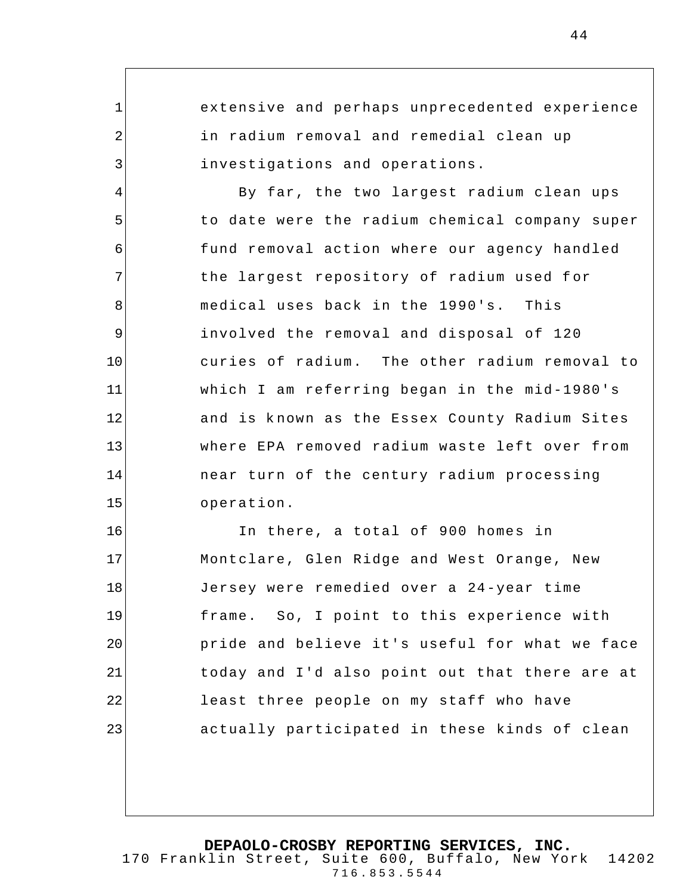extensive and perhaps unprecedented experience in radium removal and remedial clean up investigations and operations.

By far, the two largest radium clean ups to date were the radium chemical company super fund removal action where our agency handled the largest repository of radium used for medical uses back in the 1990's. This involved the removal and disposal of 120 curies of radium. The other radium removal to which I am referring began in the mid-1980's and is known as the Essex County Radium Sites where EPA removed radium waste left over from near turn of the century radium processing operation.

In there, a total of 900 homes in Montclare, Glen Ridge and West Orange, New Jersey were remedied over a 24-year time frame. So, I point to this experience with pride and believe it's useful for what we face today and I'd also point out that there are at least three people on my staff who have actually participated in these kinds of clean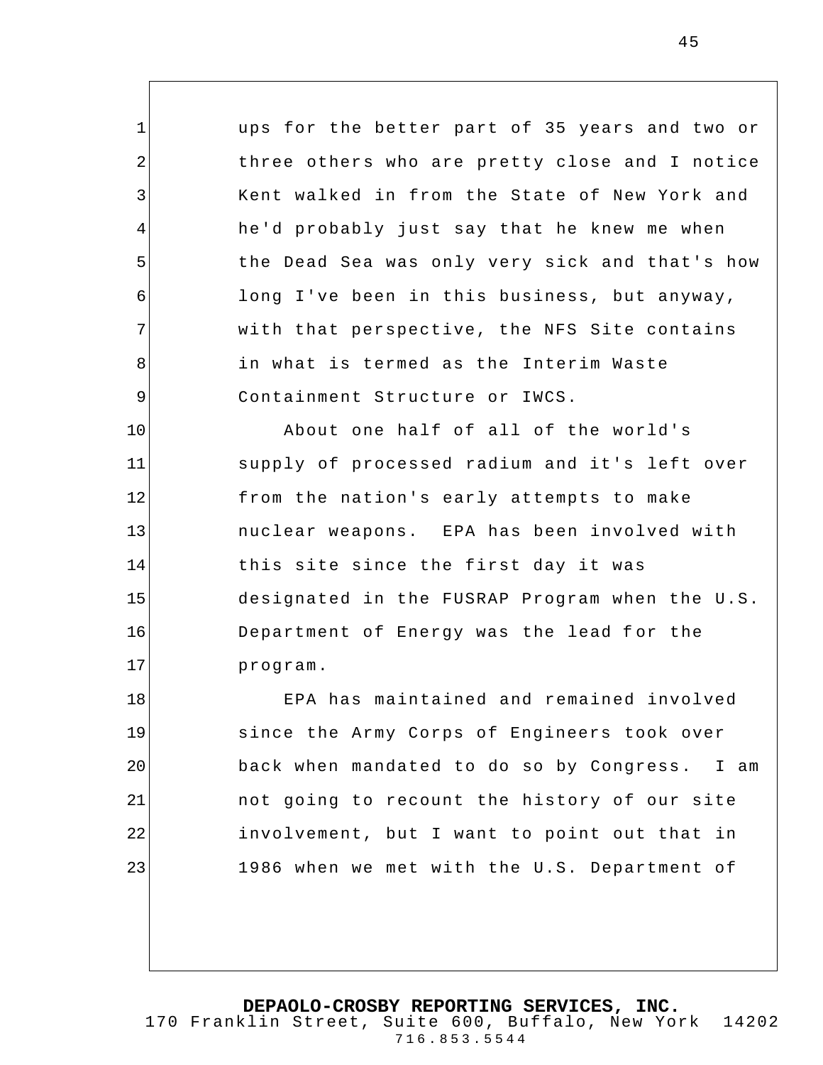ups for the better part of 35 years and two or three others who are pretty close and I notice Kent walked in from the State of New York and he'd probably just say that he knew me when the Dead Sea was only very sick and that's how long I've been in this business, but anyway, with that perspective, the NFS Site contains in what is termed as the Interim Waste Containment Structure or IWCS.

About one half of all of the world's supply of processed radium and it's left over from the nation's early attempts to make nuclear weapons. EPA has been involved with this site since the first day it was designated in the FUSRAP Program when the U.S. Department of Energy was the lead for the program.

EPA has maintained and remained involved since the Army Corps of Engineers took over back when mandated to do so by Congress. I am not going to recount the history of our site involvement, but I want to point out that in 1986 when we met with the U.S. Department of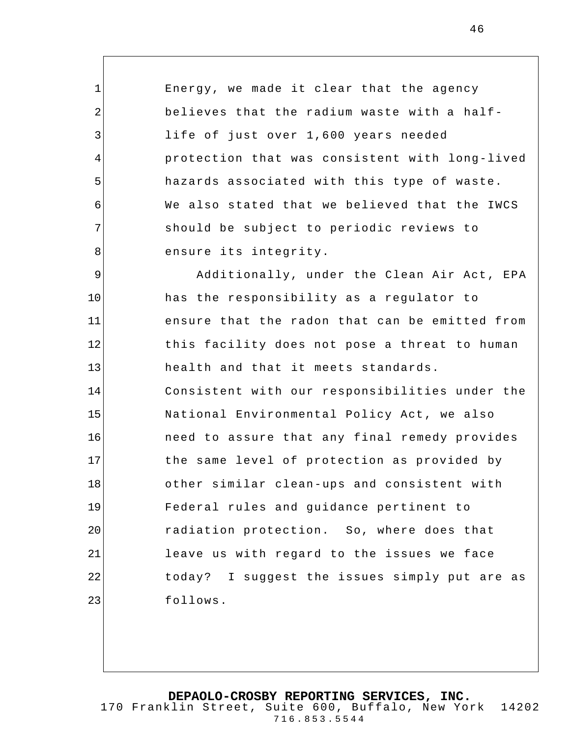Energy, we made it clear that the agency believes that the radium waste with a half-life of just over 1,600 years needed protection that was consistent with long-lived hazards associated with this type of waste. We also stated that we believed that the IWCS should be subject to periodic reviews to ensure its integrity.

Additionally, under the Clean Air Act, EPA has the responsibility as a regulator to ensure that the radon that can be emitted from this facility does not pose a threat to human health and that it meets standards. Consistent with our responsibilities under the National Environmental Policy Act, we also need to assure that any final remedy provides the same level of protection as provided by other similar clean-ups and consistent with Federal rules and guidance pertinent to radiation protection. So, where does that leave us with regard to the issues we face today? I suggest the issues simply put are as follows.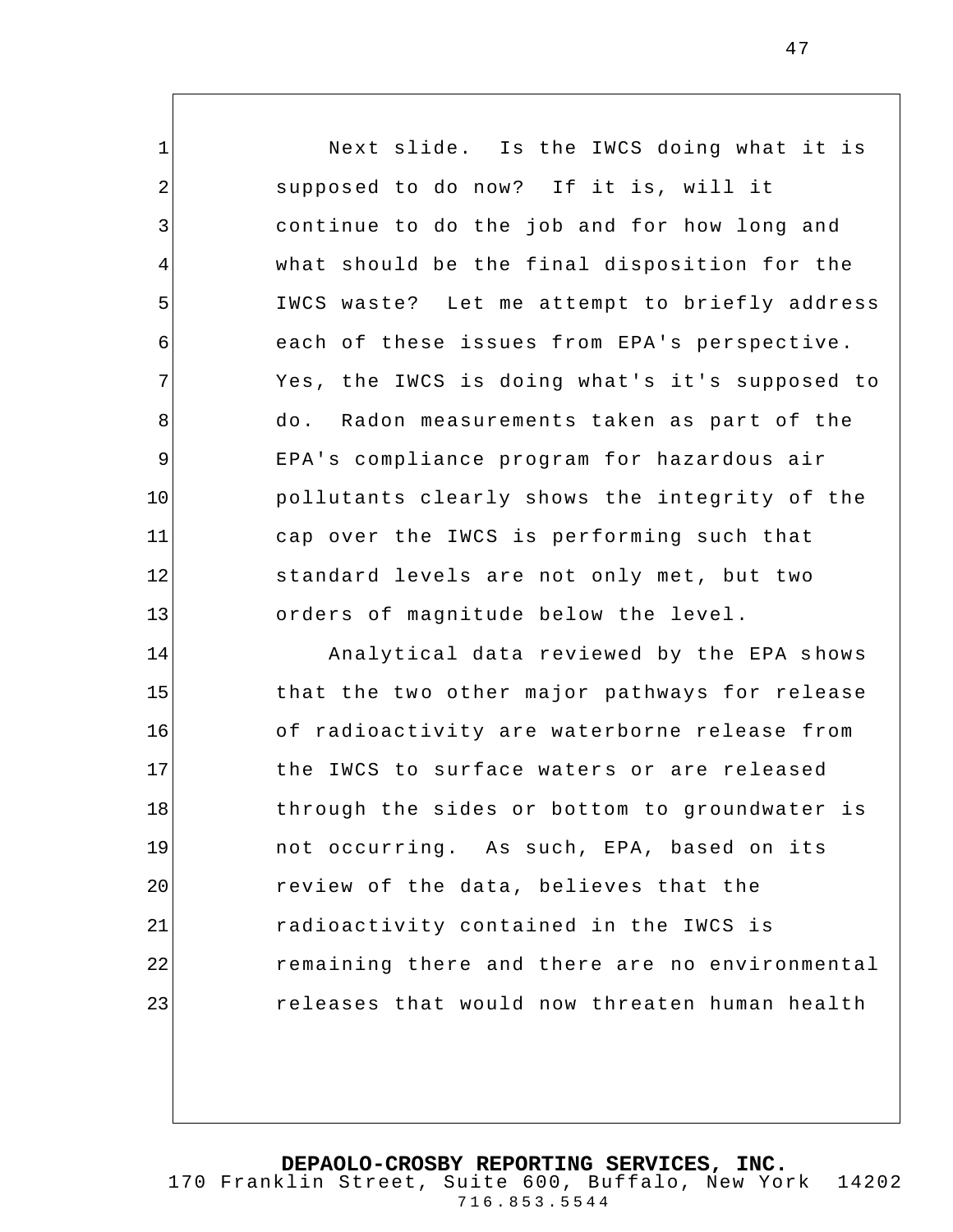Next slide. Is the IWCS doing what it is supposed to do now? If it is, will it continue to do the job and for how long and what should be the final disposition for the IWCS waste? Let me attempt to briefly address each of these issues from EPA's perspective. Yes, the IWCS is doing what's it's supposed to do. Radon measurements taken as part of the EPA's compliance program for hazardous air pollutants clearly shows the integrity of the cap over the IWCS is performing such that standard levels are not only met, but two orders of magnitude below the level.

Analytical data reviewed by the EPA shows that the two other major pathways for release of radioactivity are waterborne release from the IWCS to surface waters or are released through the sides or bottom to groundwater is not occurring. As such, EPA, based on its review of the data, believes that the radioactivity contained in the IWCS is remaining there and there are no environmental releases that would now threaten human health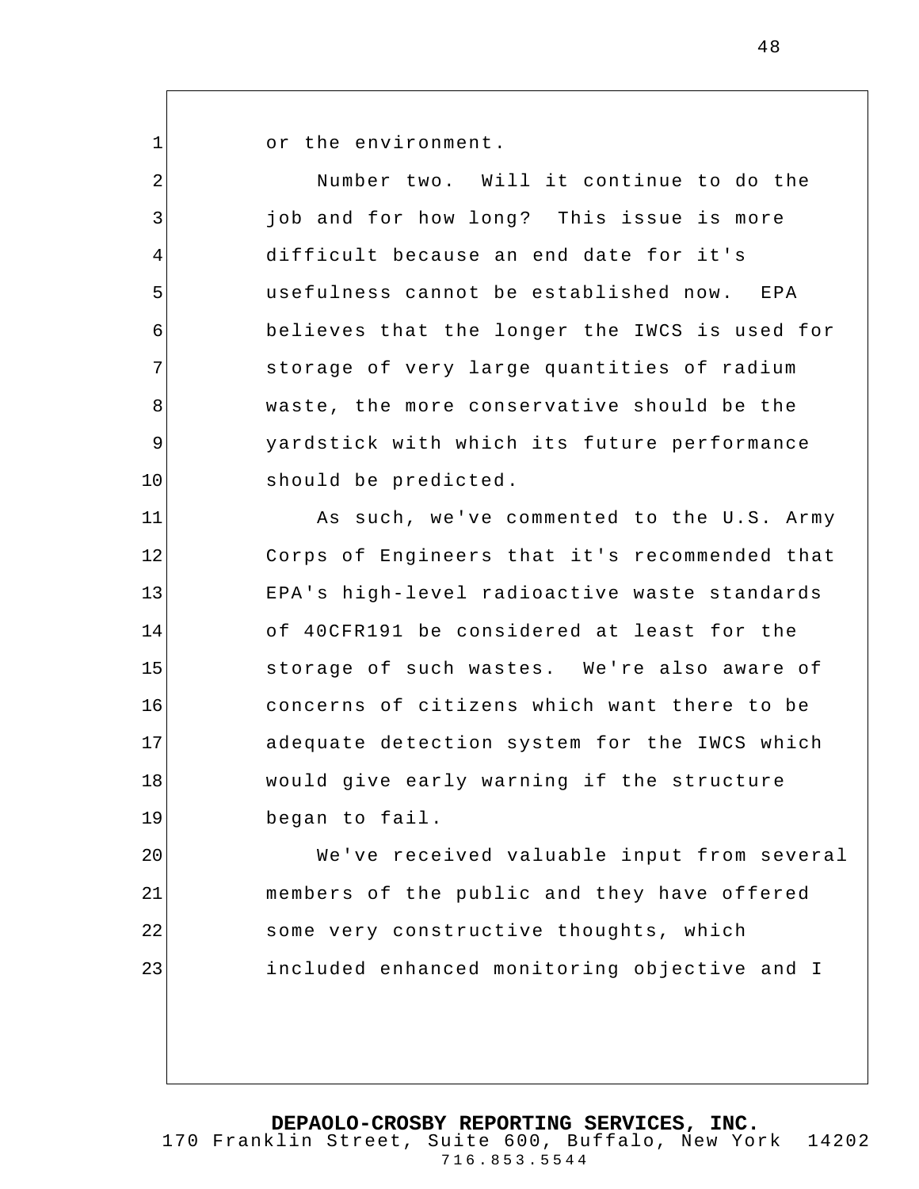or the environment.

Number two. Will it continue to do the job and for how long? This issue is more difficult because an end date for it's usefulness cannot be established now. EPA believes that the longer the IWCS is used for storage of very large quantities of radium waste, the more conservative should be the yardstick with which its future performance should be predicted.

As such, we've commented to the U.S. Army Corps of Engineers that it's recommended that EPA's high-level radioactive waste standards of 40CFR191 be considered at least for the storage of such wastes. We're also aware of concerns of citizens which want there to be adequate detection system for the IWCS which would give early warning if the structure began to fail.

We've received valuable input from several members of the public and they have offered some very constructive thoughts, which included enhanced monitoring objective and I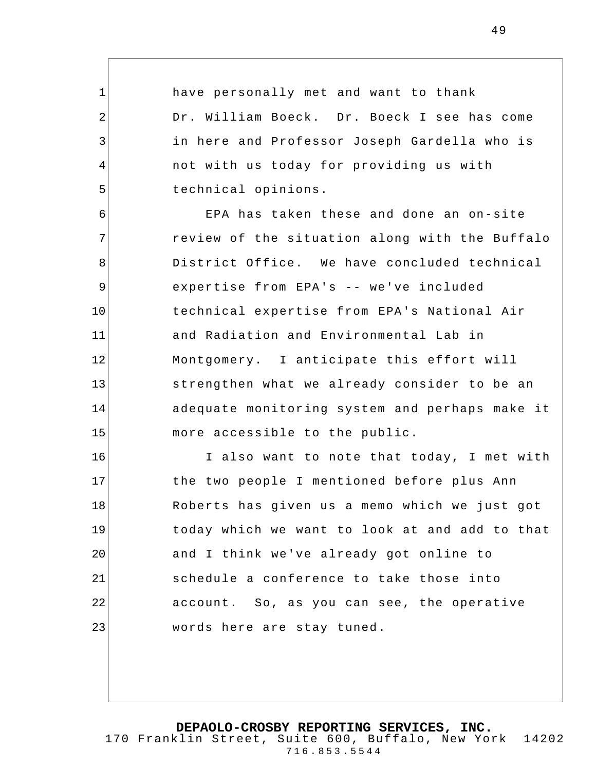have personally met and want to thank Dr. William Boeck. Dr. Boeck I see has come in here and Professor Joseph Gardella who is not with us today for providing us with technical opinions.

EPA has taken these and done an on-site review of the situation along with the Buffalo District Office. We have concluded technical expertise from EPA's -- we've included technical expertise from EPA's National Air and Radiation and Environmental Lab in Montgomery. I anticipate this effort will strengthen what we already consider to be an adequate monitoring system and perhaps make it more accessible to the public.

I also want to note that today, I met with the two people I mentioned before plus Ann Roberts has given us a memo which we just got today which we want to look at and add to that and I think we've already got online to schedule a conference to take those into account. So, as you can see, the operative words here are stay tuned.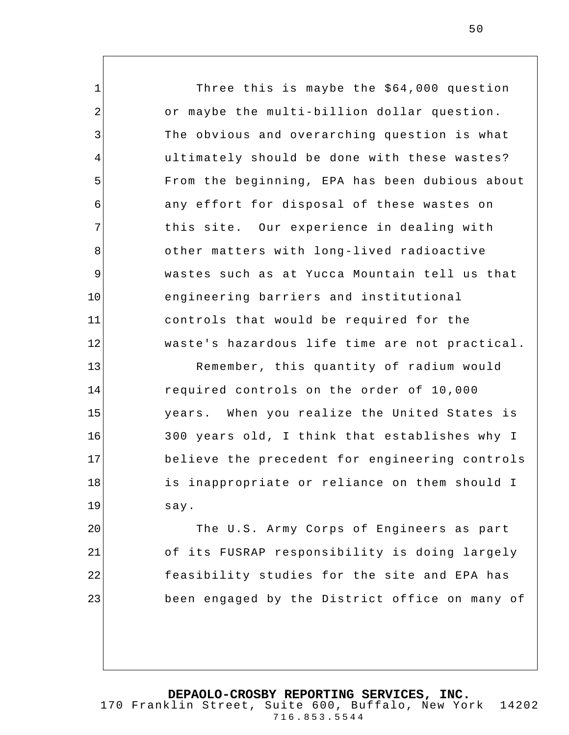Three this is maybe the $64,000 question or maybe the multi-billion dollar question. The obvious and overarching question is what ultimately should be done with these wastes? From the beginning, EPA has been dubious about any effort for disposal of these wastes on this site. Our experience in dealing with other matters with long-lived radioactive wastes such as at Yucca Mountain tell us that engineering barriers and institutional controls that would be required for the waste's hazardous life time are not practical.

Remember, this quantity of radium would required controls on the order of 10,000 years. When you realize the United States is 300 years old, I think that establishes why I believe the precedent for engineering controls is inappropriate or reliance on them should I say.

The U.S. Army Corps of Engineers as part of its FUSRAP responsibility is doing largely feasibility studies for the site and EPA has been engaged by the District office on many of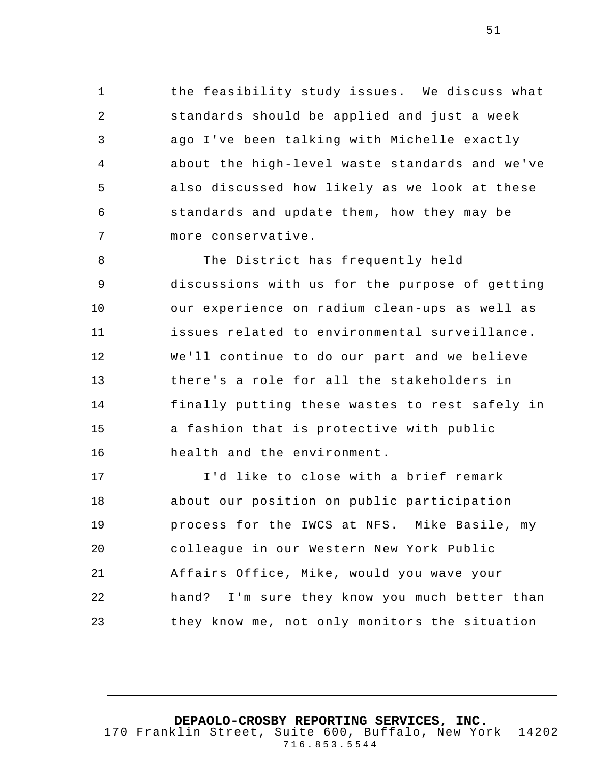the feasibility study issues. We discuss what standards should be applied and just a week ago I've been talking with Michelle exactly about the high-level waste standards and we've also discussed how likely as we look at these standards and update them, how they may be more conservative.

The District has frequently held discussions with us for the purpose of getting our experience on radium clean-ups as well as issues related to environmental surveillance. We'll continue to do our part and we believe there's a role for all the stakeholders in finally putting these wastes to rest safely in a fashion that is protective with public health and the environment.

I'd like to close with a brief remark about our position on public participation process for the IWCS at NFS. Mike Basile, my colleague in our Western New York Public Affairs Office, Mike, would you wave your hand? I'm sure they know you much better than they know me, not only monitors the situation

**DEPAOLO-CROSBY REPORTING SERVICES, INC.**
170 Franklin Street, Suite 600, Buffalo, New York 14202
716.853.5544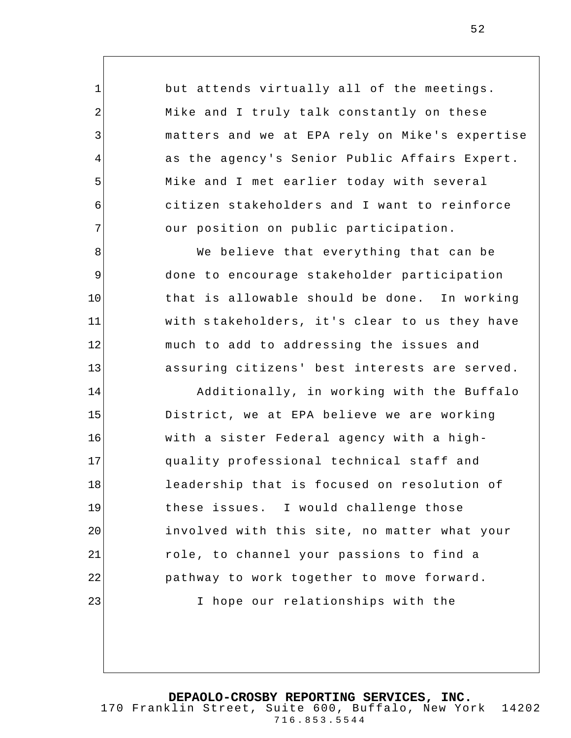but attends virtually all of the meetings. Mike and I truly talk constantly on these matters and we at EPA rely on Mike's expertise as the agency's Senior Public Affairs Expert. Mike and I met earlier today with several citizen stakeholders and I want to reinforce our position on public participation.

We believe that everything that can be done to encourage stakeholder participation that is allowable should be done. In working with stakeholders, it's clear to us they have much to add to addressing the issues and assuring citizens' best interests are served.

Additionally, in working with the Buffalo District, we at EPA believe we are working with a sister Federal agency with a high-quality professional technical staff and leadership that is focused on resolution of these issues. I would challenge those involved with this site, no matter what your role, to channel your passions to find a pathway to work together to move forward.

I hope our relationships with the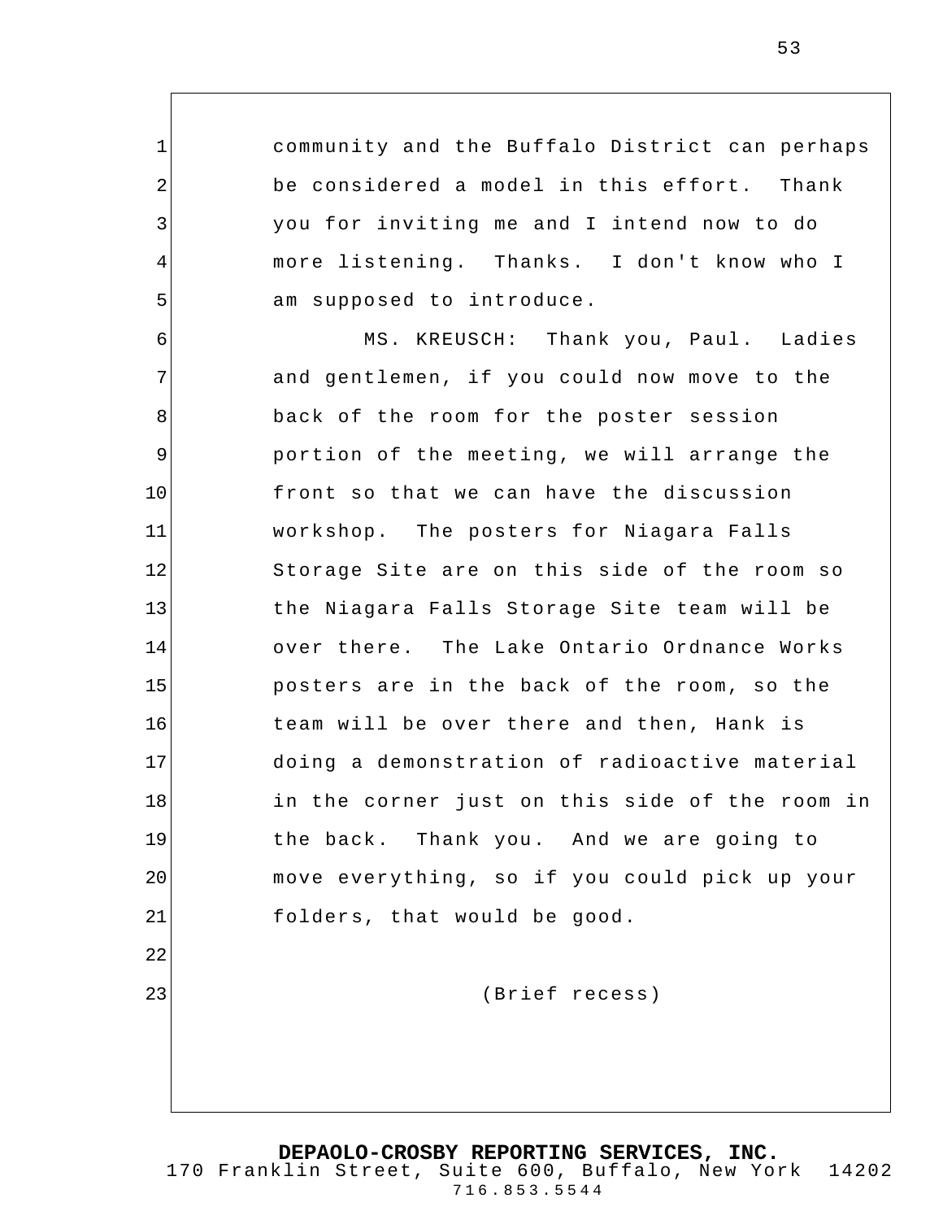community and the Buffalo District can perhaps be considered a model in this effort. Thank you for inviting me and I intend now to do more listening. Thanks. I don't know who I am supposed to introduce.

MS. KREUSCH: Thank you, Paul. Ladies and gentlemen, if you could now move to the back of the room for the poster session portion of the meeting, we will arrange the front so that we can have the discussion workshop. The posters for Niagara Falls Storage Site are on this side of the room so the Niagara Falls Storage Site team will be over there. The Lake Ontario Ordnance Works posters are in the back of the room, so the team will be over there and then, Hank is doing a demonstration of radioactive material in the corner just on this side of the room in the back. Thank you. And we are going to move everything, so if you could pick up your folders, that would be good.

(Brief recess)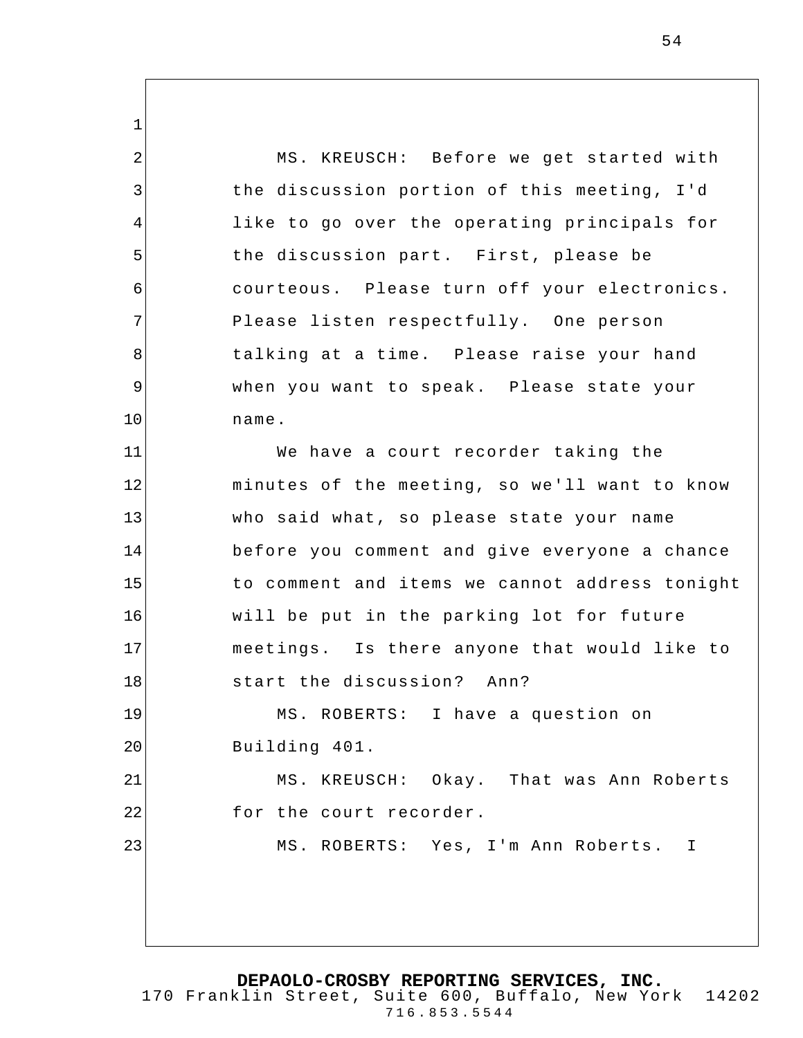MS. KREUSCH: Before we get started with the discussion portion of this meeting, I'd like to go over the operating principals for the discussion part. First, please be courteous. Please turn off your electronics. Please listen respectfully. One person talking at a time. Please raise your hand when you want to speak. Please state your name.

We have a court recorder taking the minutes of the meeting, so we'll want to know who said what, so please state your name before you comment and give everyone a chance to comment and items we cannot address tonight will be put in the parking lot for future meetings. Is there anyone that would like to start the discussion? Ann?

MS. ROBERTS: I have a question on Building 401.

MS. KREUSCH: Okay. That was Ann Roberts for the court recorder.

MS. ROBERTS: Yes, I'm Ann Roberts. I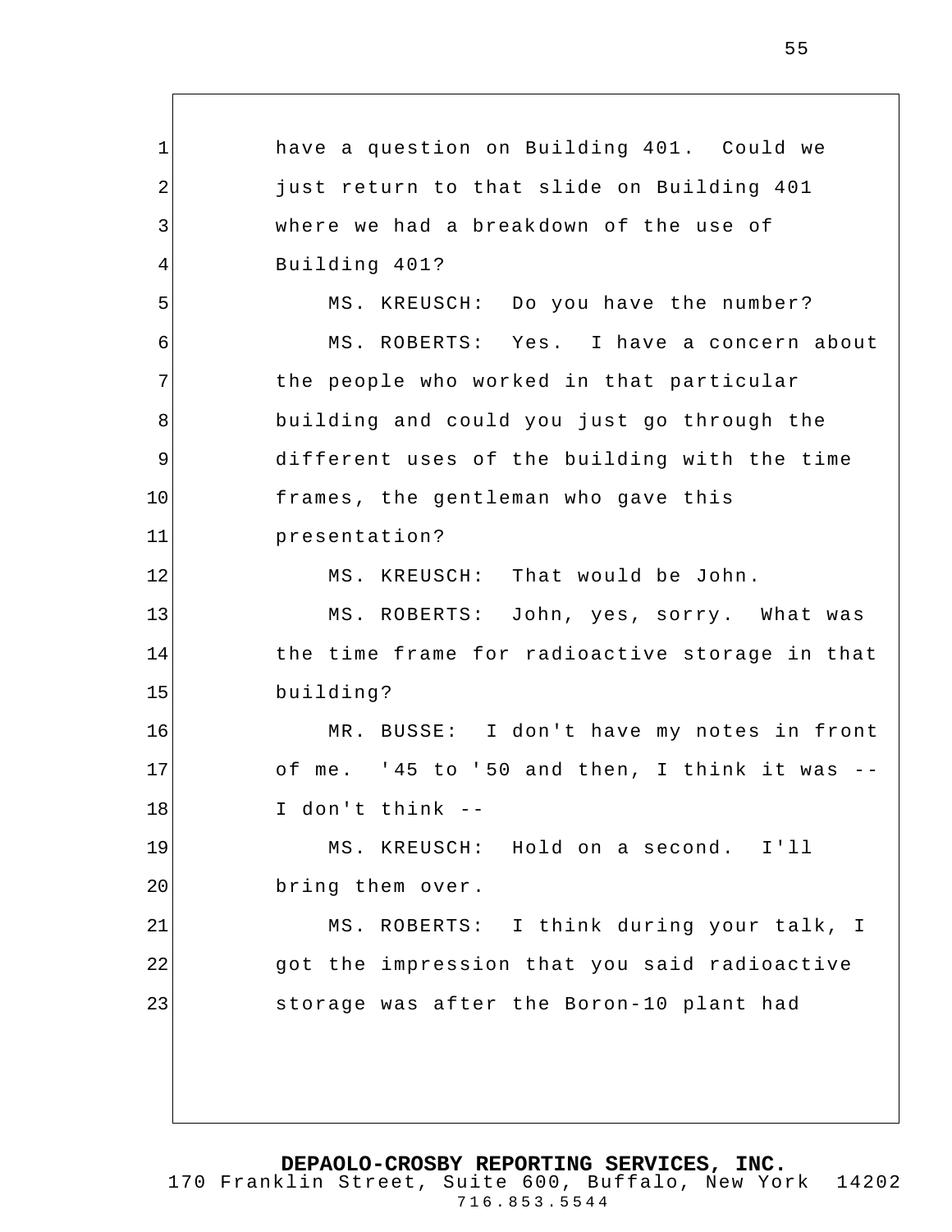have a question on Building 401. Could we just return to that slide on Building 401 where we had a breakdown of the use of Building 401?

MS. KREUSCH: Do you have the number?

MS. ROBERTS: Yes. I have a concern about the people who worked in that particular building and could you just go through the different uses of the building with the time frames, the gentleman who gave this presentation?

MS. KREUSCH: That would be John.

MS. ROBERTS: John, yes, sorry. What was the time frame for radioactive storage in that building?

MR. BUSSE: I don't have my notes in front of me. '45 to '50 and then, I think it was -- I don't think --

MS. KREUSCH: Hold on a second. I'll bring them over.

MS. ROBERTS: I think during your talk, I got the impression that you said radioactive storage was after the Boron-10 plant had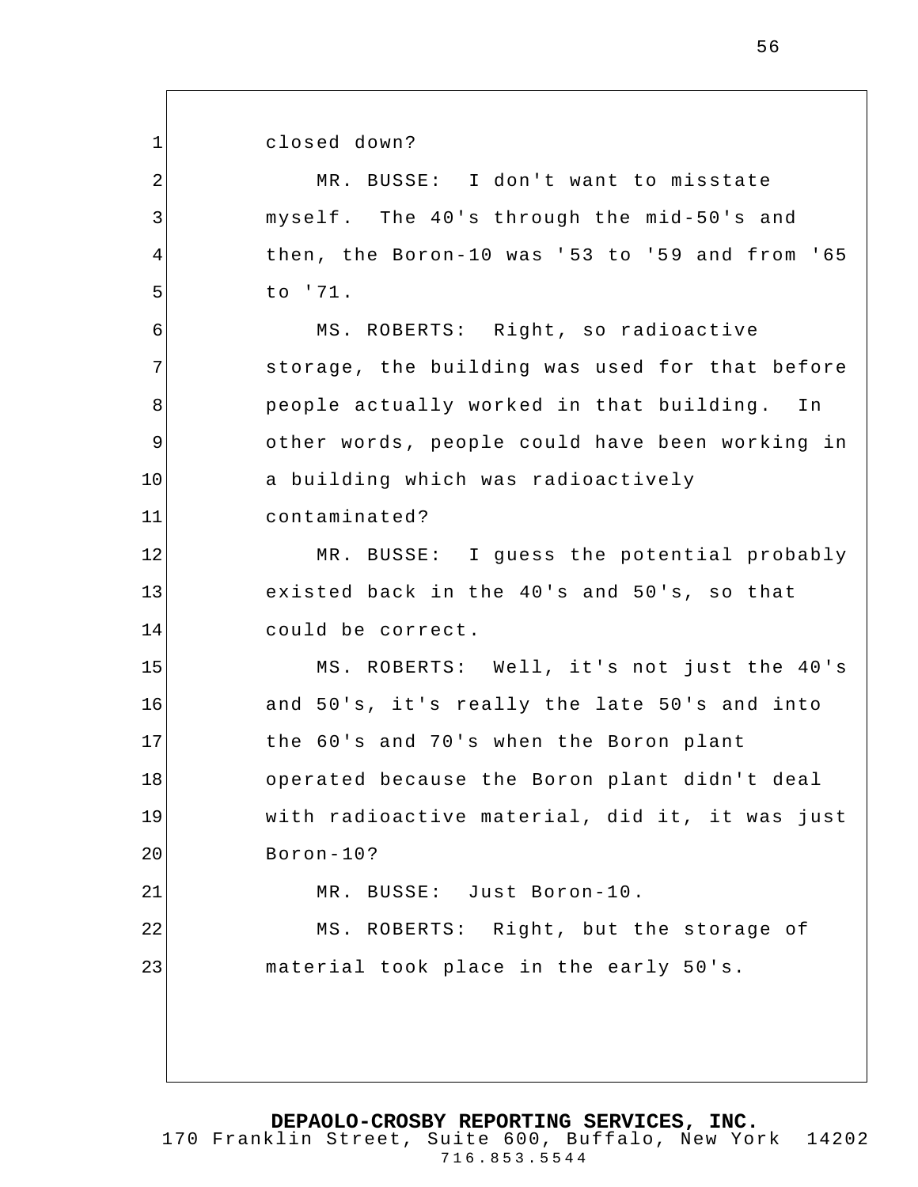closed down?

MR. BUSSE: I don't want to misstate myself. The 40's through the mid-50's and then, the Boron-10 was '53 to '59 and from '65 to '71.

MS. ROBERTS: Right, so radioactive storage, the building was used for that before people actually worked in that building. In other words, people could have been working in a building which was radioactively contaminated?

MR. BUSSE: I guess the potential probably existed back in the 40's and 50's, so that could be correct.

MS. ROBERTS: Well, it's not just the 40's and 50's, it's really the late 50's and into the 60's and 70's when the Boron plant operated because the Boron plant didn't deal with radioactive material, did it, it was just Boron-10?

MR. BUSSE: Just Boron-10.

MS. ROBERTS: Right, but the storage of material took place in the early 50's.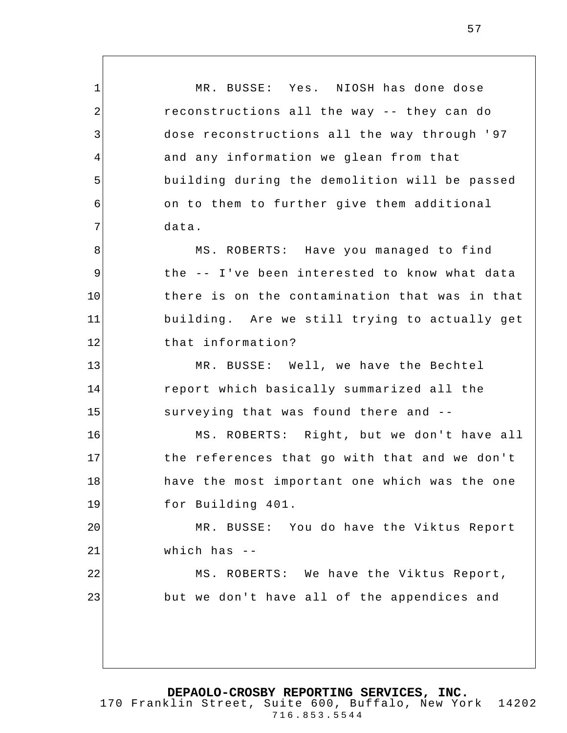MR. BUSSE: Yes. NIOSH has done dose reconstructions all the way -- they can do dose reconstructions all the way through '97 and any information we glean from that building during the demolition will be passed on to them to further give them additional data.

MS. ROBERTS: Have you managed to find the -- I've been interested to know what data there is on the contamination that was in that building. Are we still trying to actually get that information?

MR. BUSSE: Well, we have the Bechtel report which basically summarized all the surveying that was found there and --

MS. ROBERTS: Right, but we don't have all the references that go with that and we don't have the most important one which was the one for Building 401.

MR. BUSSE: You do have the Viktus Report which has --

MS. ROBERTS: We have the Viktus Report, but we don't have all of the appendices and

**DEPAOLO-CROSBY REPORTING SERVICES, INC.**
170 Franklin Street, Suite 600, Buffalo, New York 14202
716.853.5544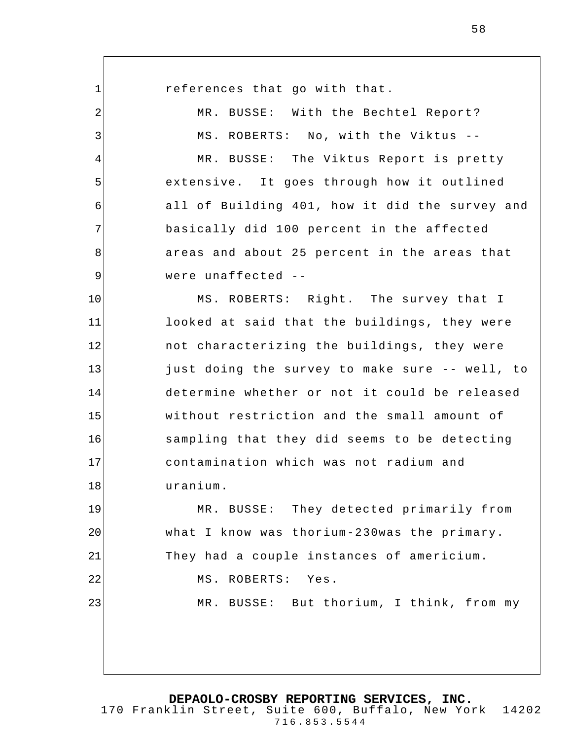references that go with that.

MR. BUSSE: With the Bechtel Report?

MS. ROBERTS: No, with the Viktus --

MR. BUSSE: The Viktus Report is pretty extensive. It goes through how it outlined all of Building 401, how it did the survey and basically did 100 percent in the affected areas and about 25 percent in the areas that were unaffected --

MS. ROBERTS: Right. The survey that I looked at said that the buildings, they were not characterizing the buildings, they were just doing the survey to make sure -- well, to determine whether or not it could be released without restriction and the small amount of sampling that they did seems to be detecting contamination which was not radium and uranium.

MR. BUSSE: They detected primarily from what I know was thorium-230was the primary. They had a couple instances of americium.

MS. ROBERTS: Yes.

MR. BUSSE: But thorium, I think, from my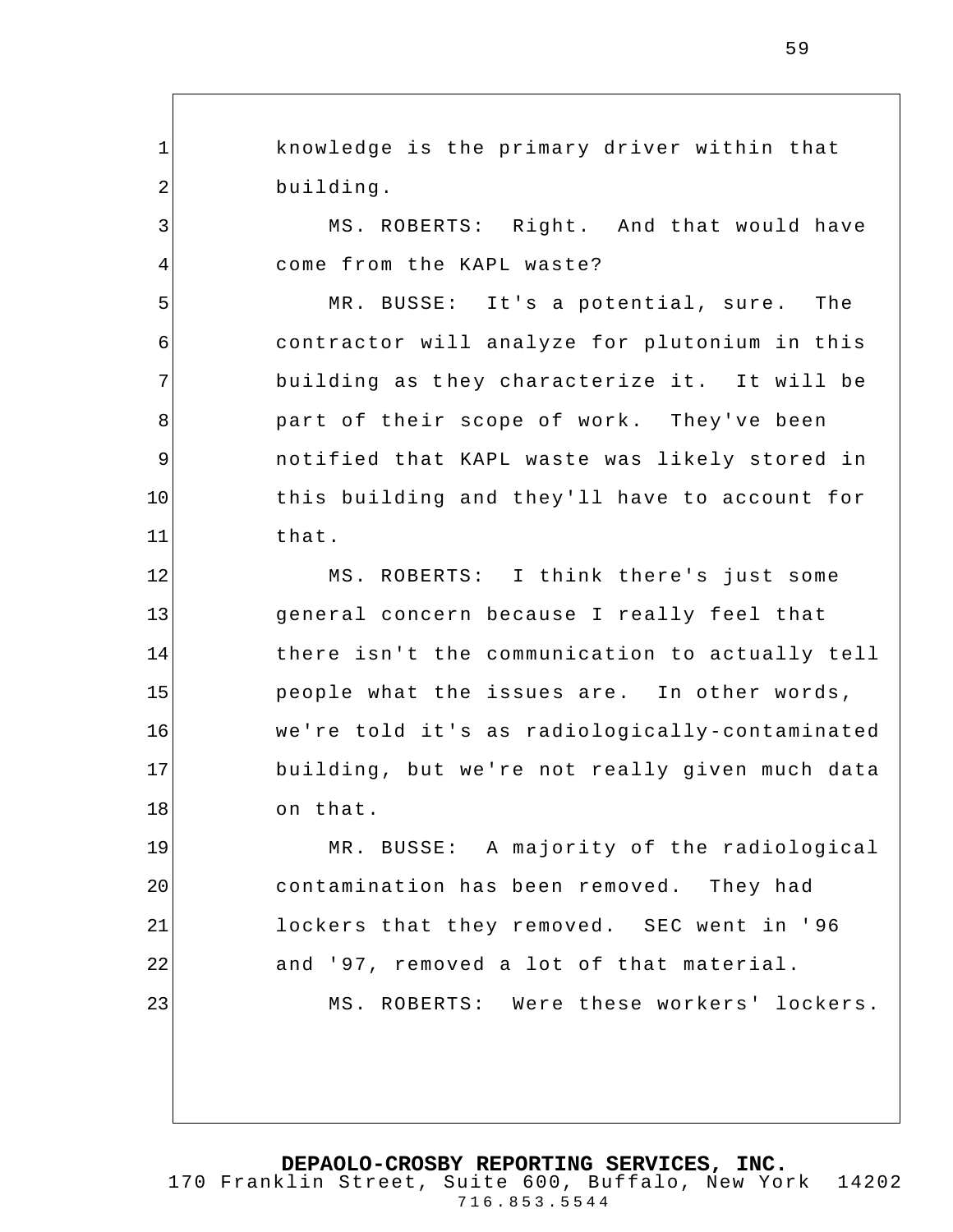knowledge is the primary driver within that building.

MS. ROBERTS: Right. And that would have come from the KAPL waste?

MR. BUSSE: It's a potential, sure. The contractor will analyze for plutonium in this building as they characterize it. It will be part of their scope of work. They've been notified that KAPL waste was likely stored in this building and they'll have to account for that.

MS. ROBERTS: I think there's just some general concern because I really feel that there isn't the communication to actually tell people what the issues are. In other words, we're told it's as radiologically-contaminated building, but we're not really given much data on that.

MR. BUSSE: A majority of the radiological contamination has been removed. They had lockers that they removed. SEC went in '96 and '97, removed a lot of that material.

MS. ROBERTS: Were these workers' lockers.

**DEPAOLO-CROSBY REPORTING SERVICES, INC.**
170 Franklin Street, Suite 600, Buffalo, New York 14202
716.853.5544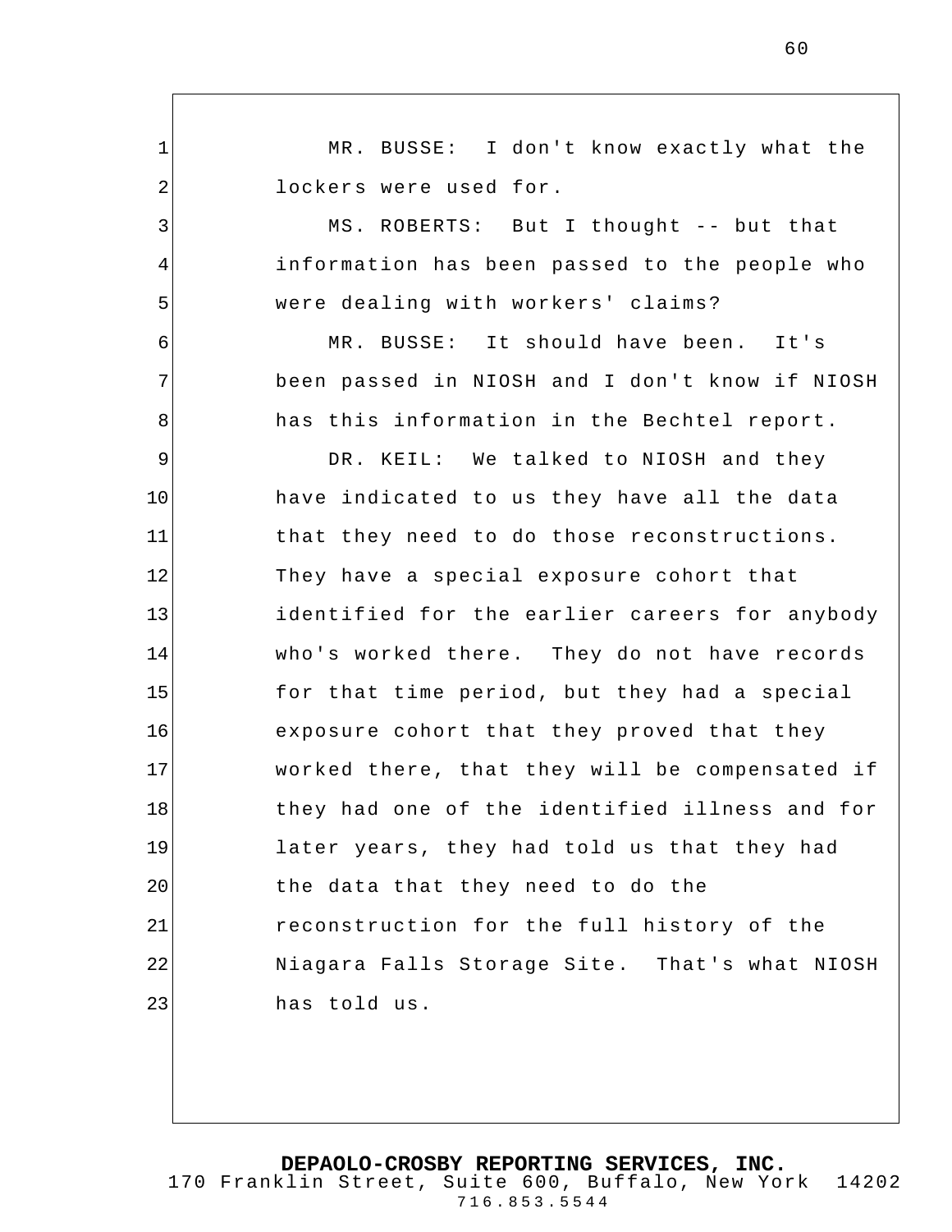MR. BUSSE: I don't know exactly what the lockers were used for.

MS. ROBERTS: But I thought -- but that information has been passed to the people who were dealing with workers' claims?

MR. BUSSE: It should have been. It's been passed in NIOSH and I don't know if NIOSH has this information in the Bechtel report.

DR. KEIL: We talked to NIOSH and they have indicated to us they have all the data that they need to do those reconstructions. They have a special exposure cohort that identified for the earlier careers for anybody who's worked there. They do not have records for that time period, but they had a special exposure cohort that they proved that they worked there, that they will be compensated if they had one of the identified illness and for later years, they had told us that they had the data that they need to do the reconstruction for the full history of the Niagara Falls Storage Site. That's what NIOSH has told us.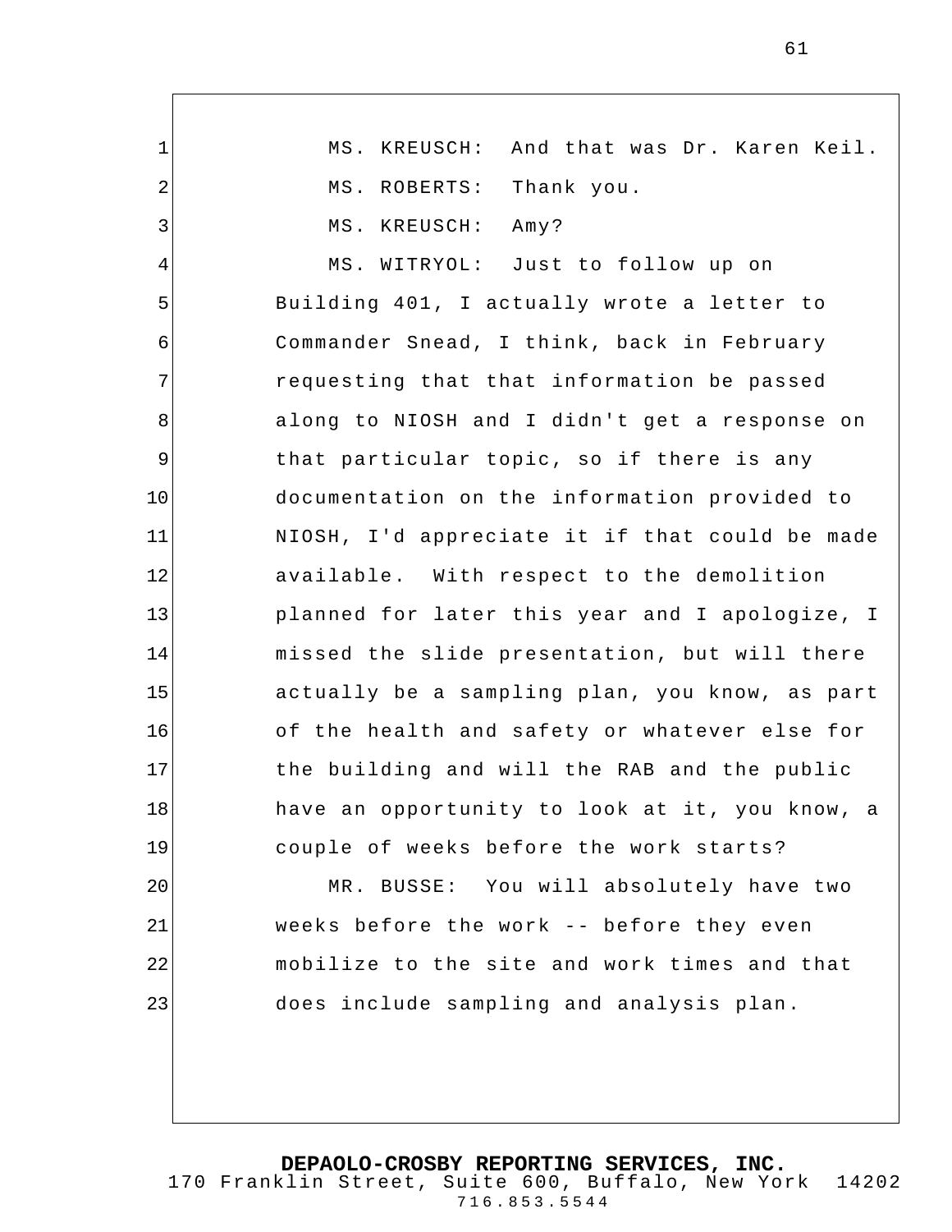MS. KREUSCH: And that was Dr. Karen Keil.

MS. ROBERTS: Thank you.

MS. KREUSCH: Amy?

MS. WITRYOL: Just to follow up on Building 401, I actually wrote a letter to Commander Snead, I think, back in February requesting that that information be passed along to NIOSH and I didn't get a response on that particular topic, so if there is any documentation on the information provided to NIOSH, I'd appreciate it if that could be made available. With respect to the demolition planned for later this year and I apologize, I missed the slide presentation, but will there actually be a sampling plan, you know, as part of the health and safety or whatever else for the building and will the RAB and the public have an opportunity to look at it, you know, a couple of weeks before the work starts?

MR. BUSSE: You will absolutely have two weeks before the work -- before they even mobilize to the site and work times and that does include sampling and analysis plan.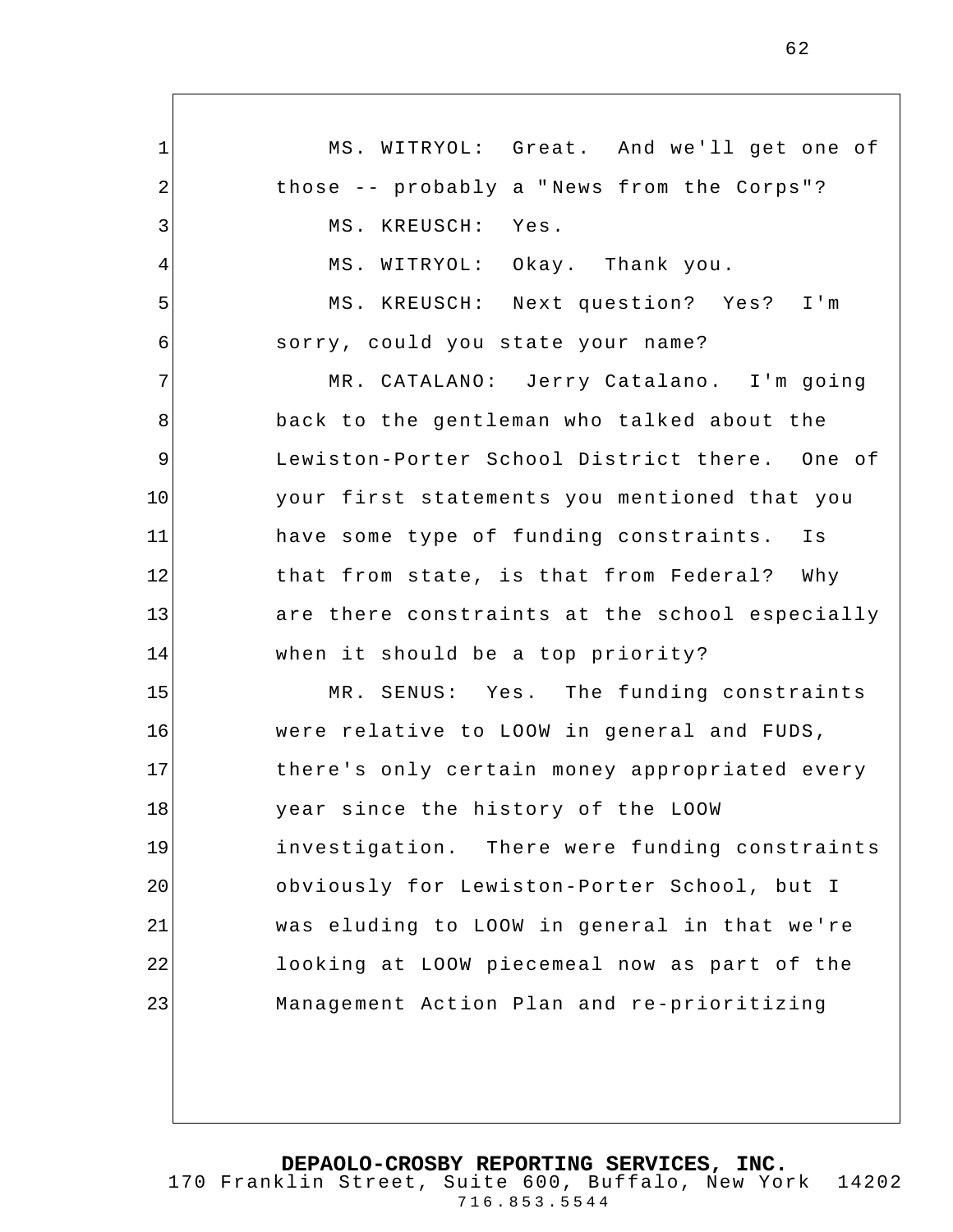MS. WITRYOL: Great. And we'll get one of those -- probably a "News from the Corps"?

MS. KREUSCH: Yes.

MS. WITRYOL: Okay. Thank you.

MS. KREUSCH: Next question? Yes? I'm sorry, could you state your name?

MR. CATALANO: Jerry Catalano. I'm going back to the gentleman who talked about the Lewiston-Porter School District there. One of your first statements you mentioned that you have some type of funding constraints. Is that from state, is that from Federal? Why are there constraints at the school especially when it should be a top priority?

MR. SENUS: Yes. The funding constraints were relative to LOOW in general and FUDS, there's only certain money appropriated every year since the history of the LOOW investigation. There were funding constraints obviously for Lewiston-Porter School, but I was eluding to LOOW in general in that we're looking at LOOW piecemeal now as part of the Management Action Plan and re-prioritizing

**DEPAOLO-CROSBY REPORTING SERVICES, INC.**
170 Franklin Street, Suite 600, Buffalo, New York 14202
716.853.5544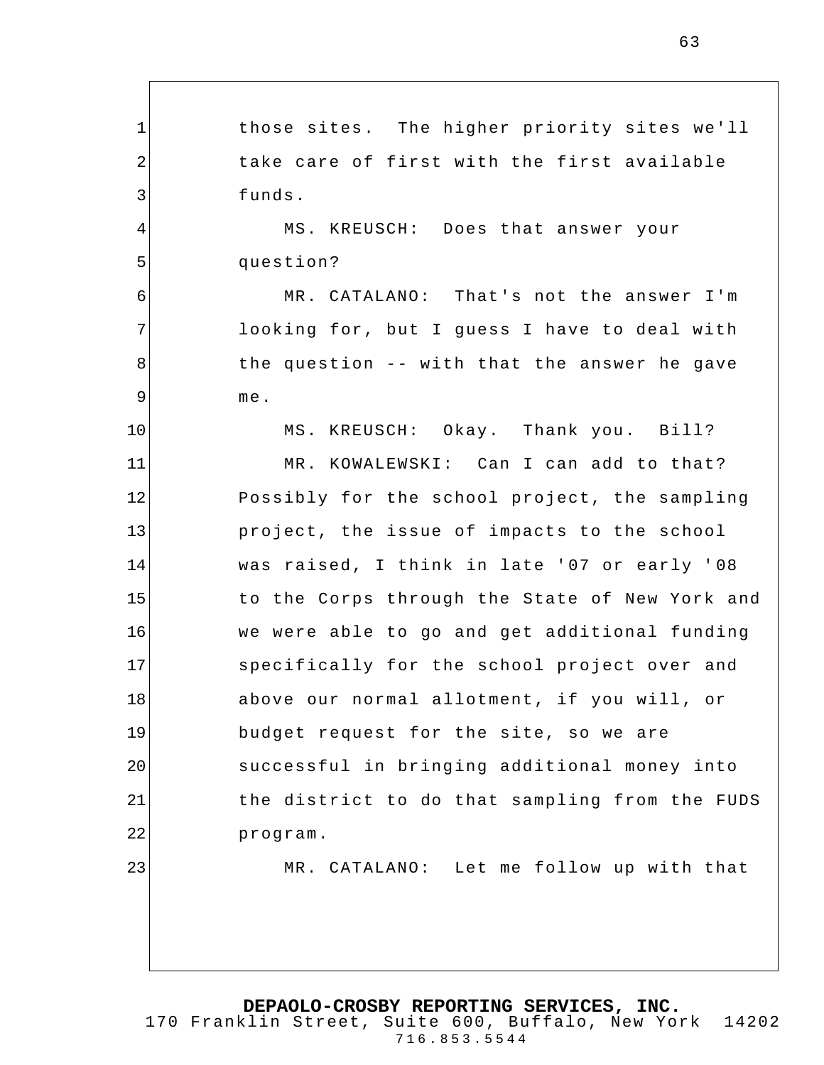those sites. The higher priority sites we'll take care of first with the first available funds.

MS. KREUSCH: Does that answer your question?

MR. CATALANO: That's not the answer I'm looking for, but I guess I have to deal with the question -- with that the answer he gave me.

MS. KREUSCH: Okay. Thank you. Bill?

MR. KOWALEWSKI: Can I can add to that? Possibly for the school project, the sampling project, the issue of impacts to the school was raised, I think in late '07 or early '08 to the Corps through the State of New York and we were able to go and get additional funding specifically for the school project over and above our normal allotment, if you will, or budget request for the site, so we are successful in bringing additional money into the district to do that sampling from the FUDS program.

MR. CATALANO: Let me follow up with that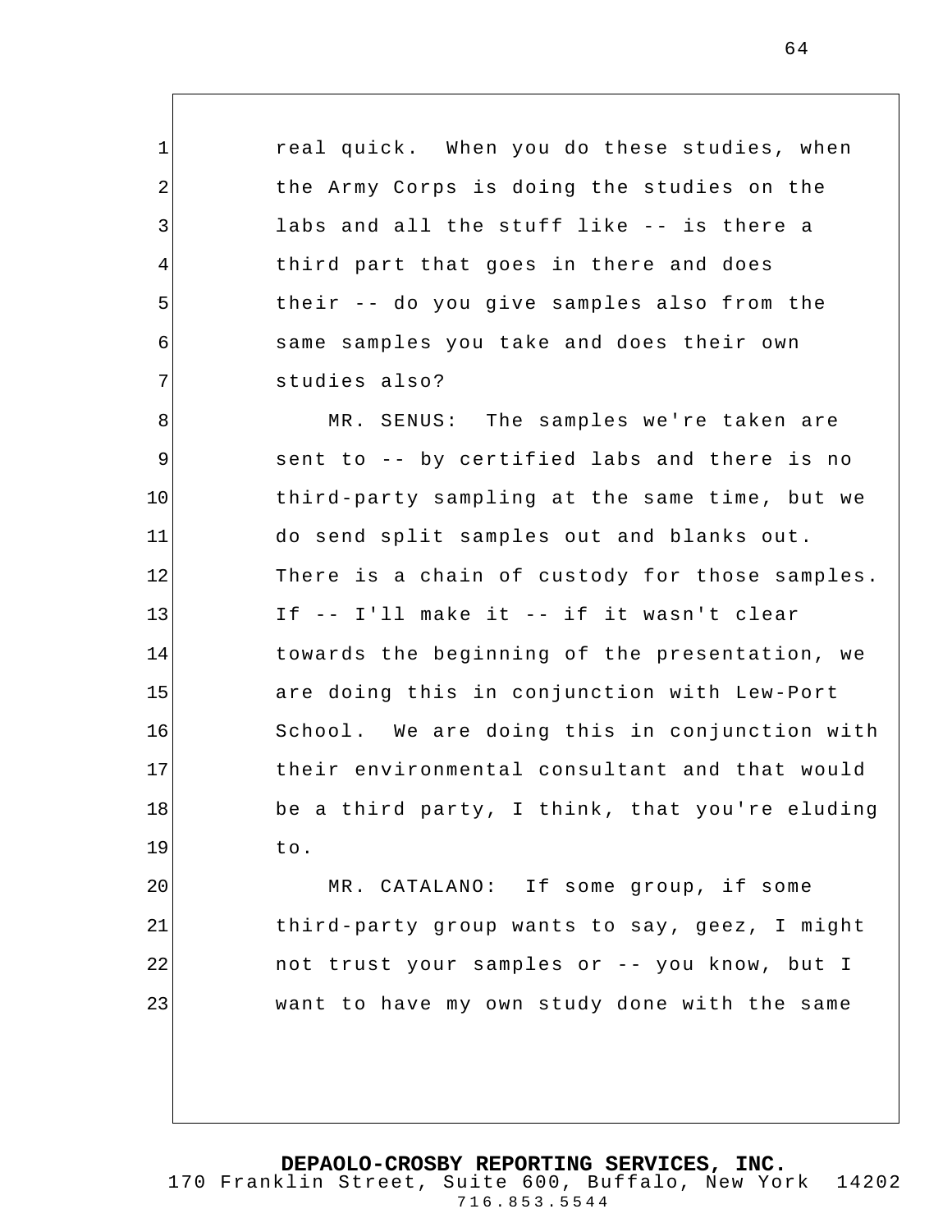real quick. When you do these studies, when the Army Corps is doing the studies on the labs and all the stuff like -- is there a third part that goes in there and does their -- do you give samples also from the same samples you take and does their own studies also?

MR. SENUS: The samples we're taken are sent to -- by certified labs and there is no third-party sampling at the same time, but we do send split samples out and blanks out. There is a chain of custody for those samples. If -- I'll make it -- if it wasn't clear towards the beginning of the presentation, we are doing this in conjunction with Lew-Port School. We are doing this in conjunction with their environmental consultant and that would be a third party, I think, that you're eluding to.

MR. CATALANO: If some group, if some third-party group wants to say, geez, I might not trust your samples or -- you know, but I want to have my own study done with the same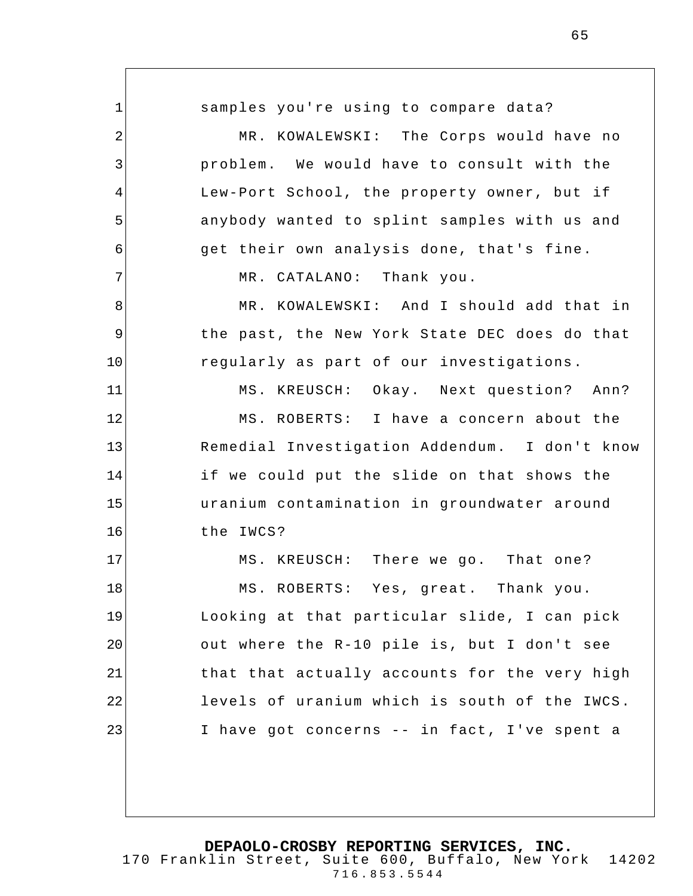samples you're using to compare data?

MR. KOWALEWSKI: The Corps would have no problem. We would have to consult with the Lew-Port School, the property owner, but if anybody wanted to splint samples with us and get their own analysis done, that's fine.

MR. CATALANO: Thank you.

MR. KOWALEWSKI: And I should add that in the past, the New York State DEC does do that regularly as part of our investigations.

MS. KREUSCH: Okay. Next question? Ann?

MS. ROBERTS: I have a concern about the Remedial Investigation Addendum. I don't know if we could put the slide on that shows the uranium contamination in groundwater around the IWCS?

MS. KREUSCH: There we go. That one?

MS. ROBERTS: Yes, great. Thank you. Looking at that particular slide, I can pick out where the R-10 pile is, but I don't see that that actually accounts for the very high levels of uranium which is south of the IWCS. I have got concerns -- in fact, I've spent a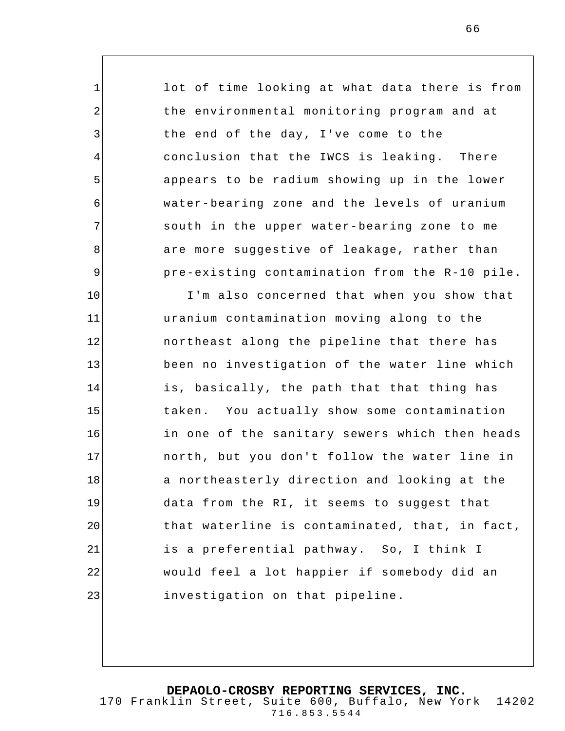lot of time looking at what data there is from the environmental monitoring program and at the end of the day, I've come to the conclusion that the IWCS is leaking. There appears to be radium showing up in the lower water-bearing zone and the levels of uranium south in the upper water-bearing zone to me are more suggestive of leakage, rather than pre-existing contamination from the R-10 pile.

I'm also concerned that when you show that uranium contamination moving along to the northeast along the pipeline that there has been no investigation of the water line which is, basically, the path that that thing has taken. You actually show some contamination in one of the sanitary sewers which then heads north, but you don't follow the water line in a northeasterly direction and looking at the data from the RI, it seems to suggest that that waterline is contaminated, that, in fact, is a preferential pathway. So, I think I would feel a lot happier if somebody did an investigation on that pipeline.

**DEPAOLO-CROSBY REPORTING SERVICES, INC.**
170 Franklin Street, Suite 600, Buffalo, New York 14202
716.853.5544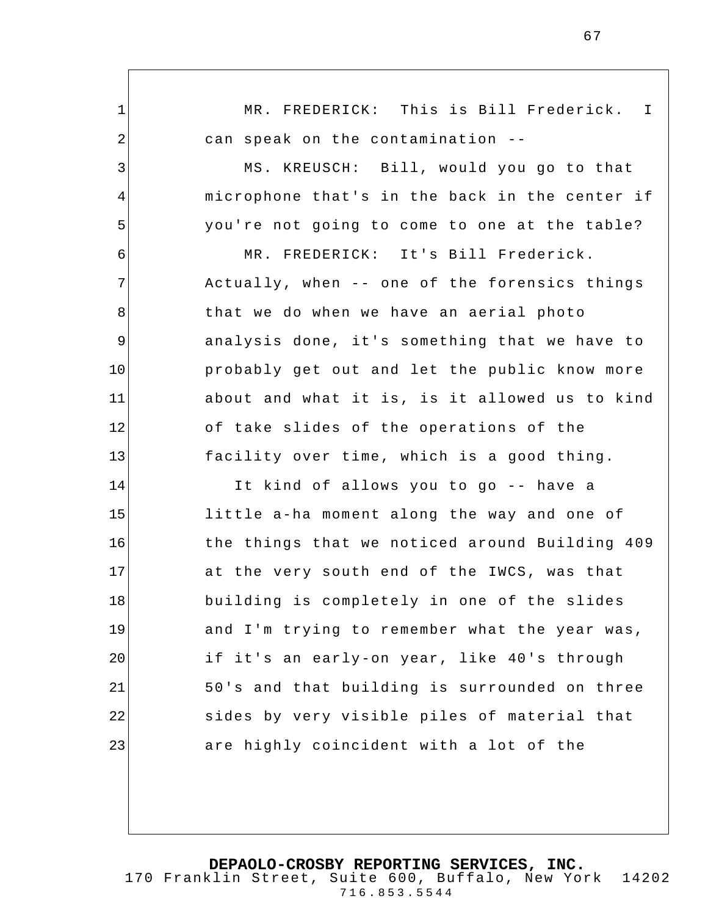MR. FREDERICK: This is Bill Frederick. I can speak on the contamination --

MS. KREUSCH: Bill, would you go to that microphone that's in the back in the center if you're not going to come to one at the table?

MR. FREDERICK: It's Bill Frederick. Actually, when -- one of the forensics things that we do when we have an aerial photo analysis done, it's something that we have to probably get out and let the public know more about and what it is, is it allowed us to kind of take slides of the operations of the facility over time, which is a good thing.

It kind of allows you to go -- have a little a-ha moment along the way and one of the things that we noticed around Building 409 at the very south end of the IWCS, was that building is completely in one of the slides and I'm trying to remember what the year was, if it's an early-on year, like 40's through 50's and that building is surrounded on three sides by very visible piles of material that are highly coincident with a lot of the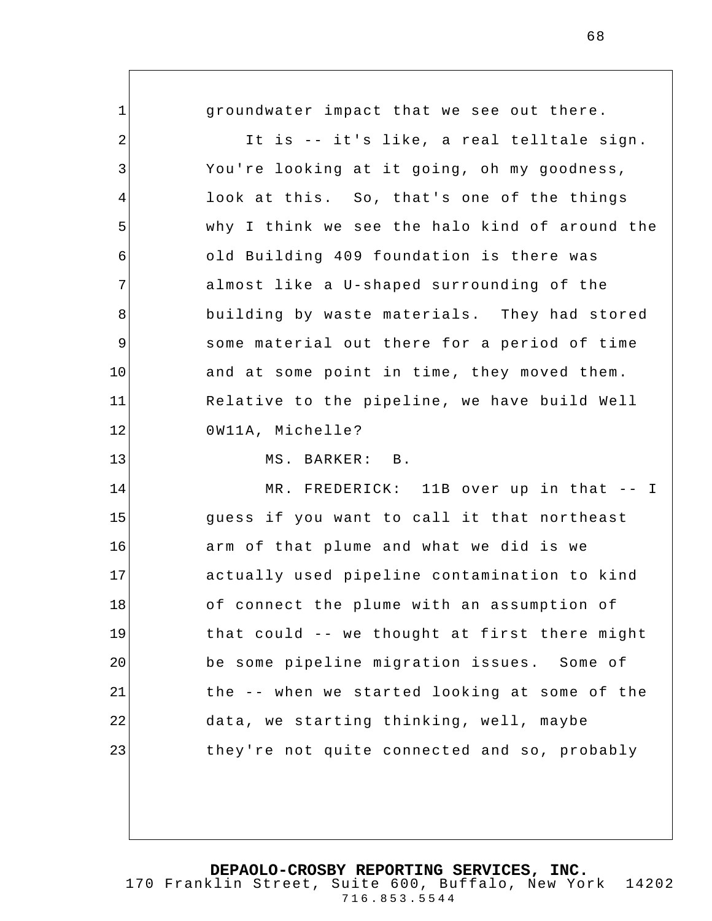groundwater impact that we see out there.

It is -- it's like, a real telltale sign. You're looking at it going, oh my goodness, look at this. So, that's one of the things why I think we see the halo kind of around the old Building 409 foundation is there was almost like a U-shaped surrounding of the building by waste materials. They had stored some material out there for a period of time and at some point in time, they moved them. Relative to the pipeline, we have build Well 0W11A, Michelle?

MS. BARKER: B.

MR. FREDERICK: 11B over up in that -- I guess if you want to call it that northeast arm of that plume and what we did is we actually used pipeline contamination to kind of connect the plume with an assumption of that could -- we thought at first there might be some pipeline migration issues. Some of the -- when we started looking at some of the data, we starting thinking, well, maybe they're not quite connected and so, probably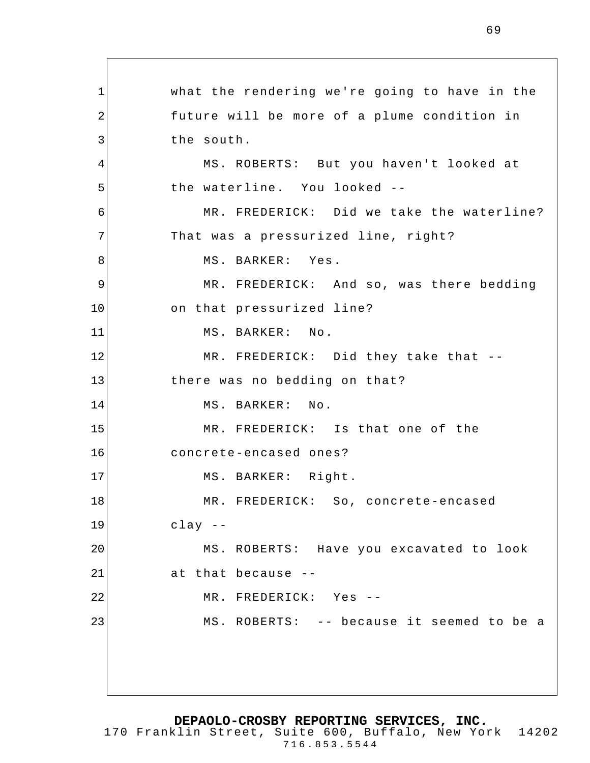what the rendering we're going to have in the future will be more of a plume condition in the south.

MS. ROBERTS: But you haven't looked at the waterline. You looked --

MR. FREDERICK: Did we take the waterline? That was a pressurized line, right?

MS. BARKER: Yes.

MR. FREDERICK: And so, was there bedding on that pressurized line?

MS. BARKER: No.

MR. FREDERICK: Did they take that -- there was no bedding on that?

MS. BARKER: No.

MR. FREDERICK: Is that one of the concrete-encased ones?

MS. BARKER: Right.

MR. FREDERICK: So, concrete-encased clay --

MS. ROBERTS: Have you excavated to look at that because --

MR. FREDERICK: Yes --

MS. ROBERTS: -- because it seemed to be a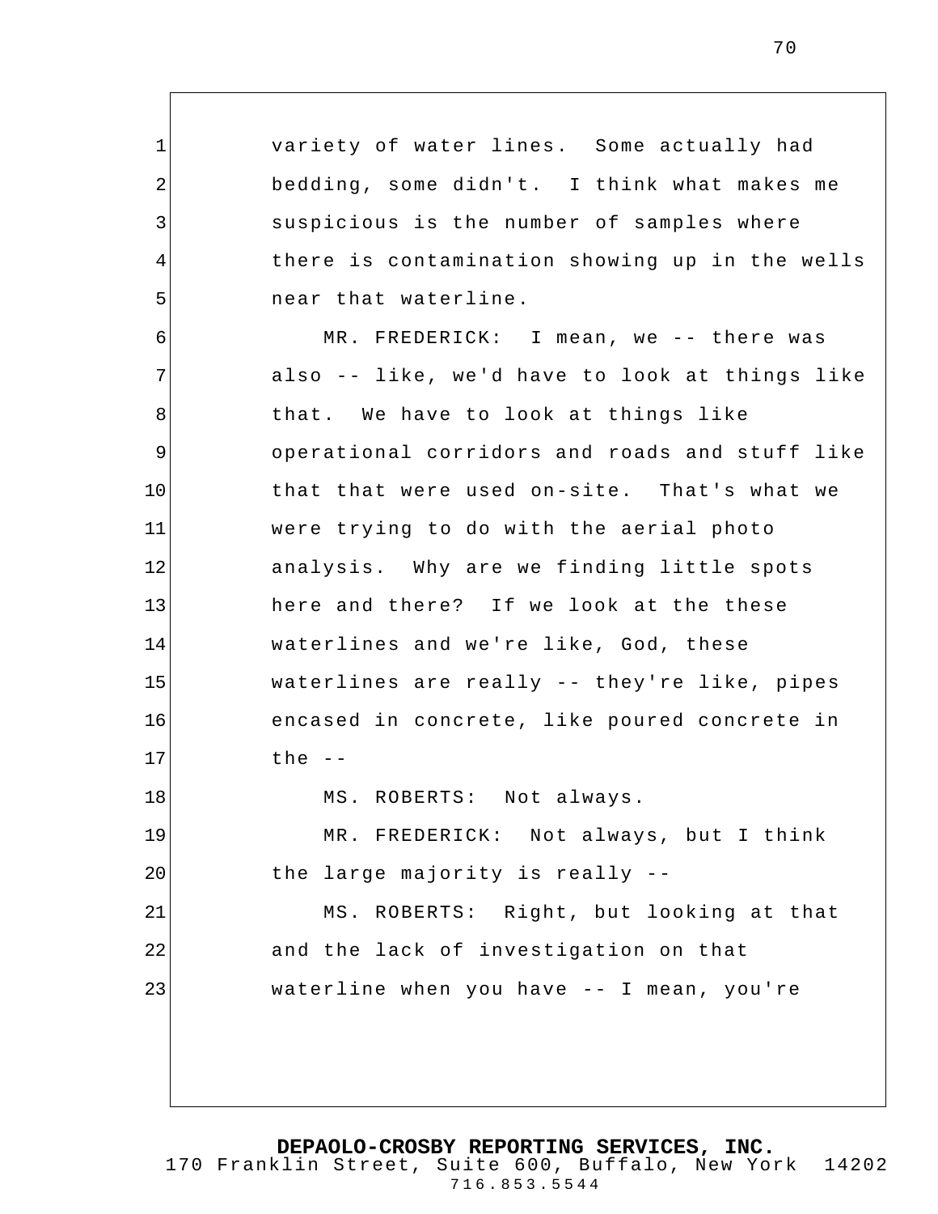variety of water lines. Some actually had bedding, some didn't. I think what makes me suspicious is the number of samples where there is contamination showing up in the wells near that waterline.

MR. FREDERICK: I mean, we -- there was also -- like, we'd have to look at things like that. We have to look at things like operational corridors and roads and stuff like that that were used on-site. That's what we were trying to do with the aerial photo analysis. Why are we finding little spots here and there? If we look at the these waterlines and we're like, God, these waterlines are really -- they're like, pipes encased in concrete, like poured concrete in the --

MS. ROBERTS: Not always.

MR. FREDERICK: Not always, but I think the large majority is really --

MS. ROBERTS: Right, but looking at that and the lack of investigation on that waterline when you have -- I mean, you're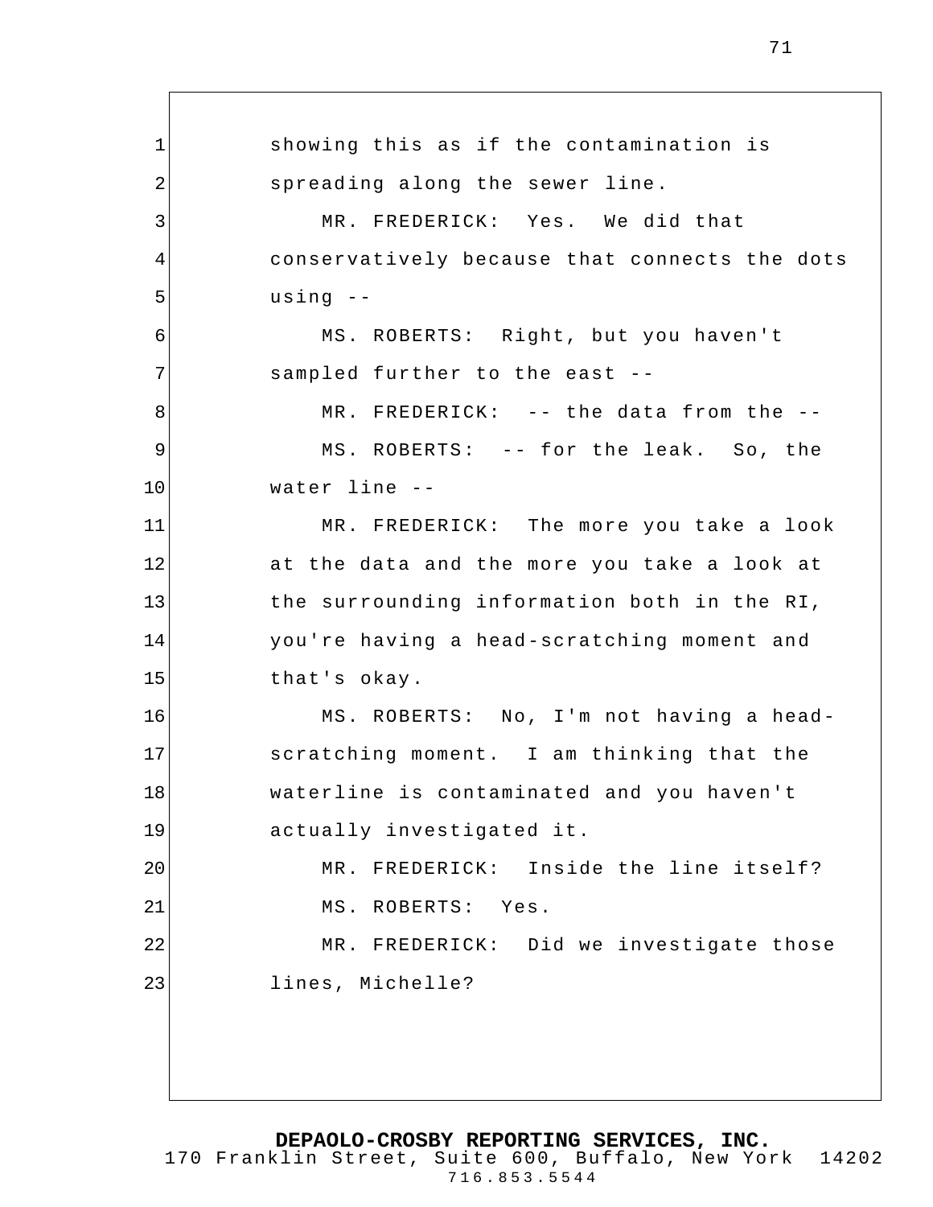showing this as if the contamination is spreading along the sewer line.

MR. FREDERICK: Yes. We did that conservatively because that connects the dots using --

MS. ROBERTS: Right, but you haven't sampled further to the east --

MR. FREDERICK: -- the data from the --

MS. ROBERTS: -- for the leak. So, the water line --

MR. FREDERICK: The more you take a look at the data and the more you take a look at the surrounding information both in the RI, you're having a head-scratching moment and that's okay.

MS. ROBERTS: No, I'm not having a head-scratching moment. I am thinking that the waterline is contaminated and you haven't actually investigated it.

MR. FREDERICK: Inside the line itself?

MS. ROBERTS: Yes.

MR. FREDERICK: Did we investigate those lines, Michelle?

**DEPAOLO-CROSBY REPORTING SERVICES, INC.**
170 Franklin Street, Suite 600, Buffalo, New York 14202
716.853.5544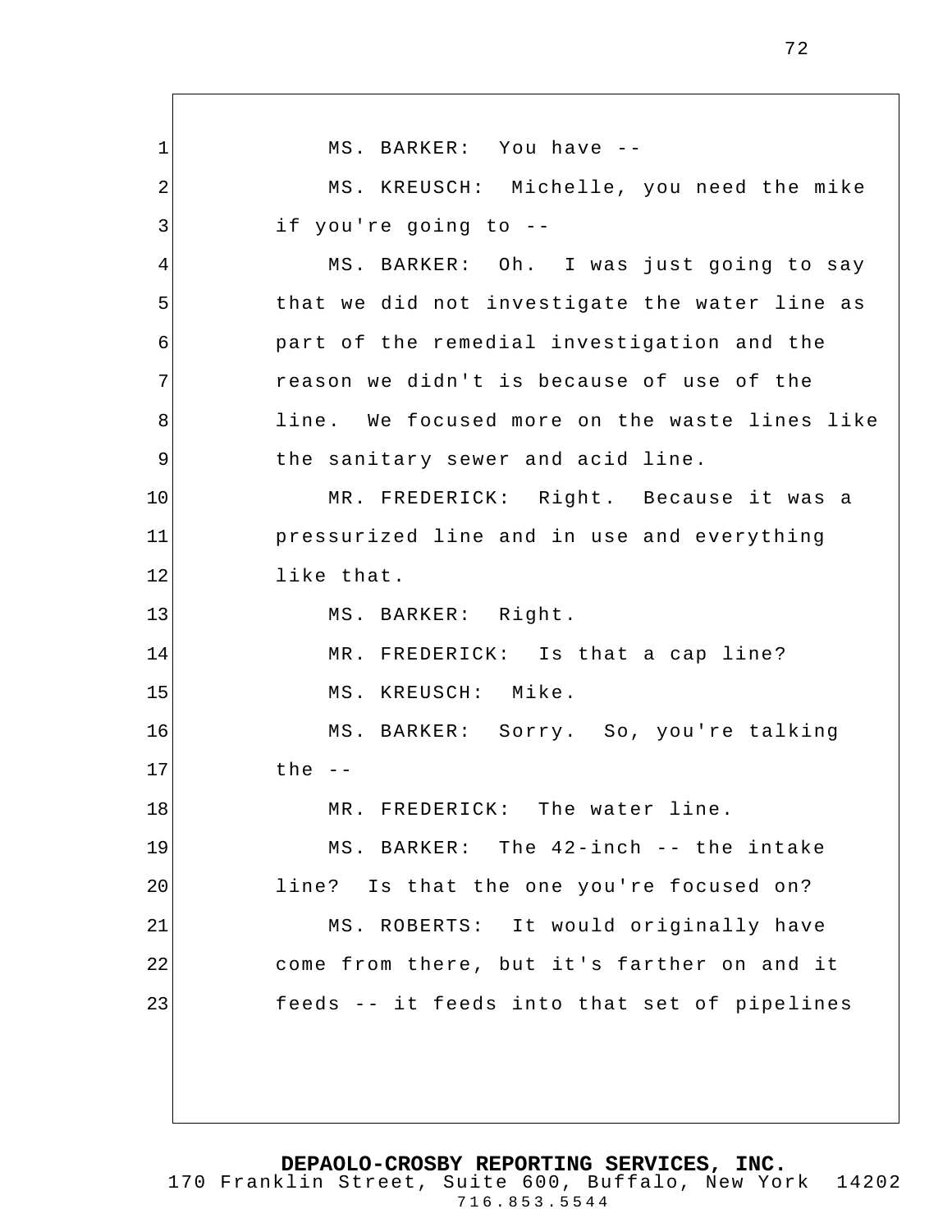MS. BARKER: You have --

MS. KREUSCH: Michelle, you need the mike if you're going to --

MS. BARKER: Oh. I was just going to say that we did not investigate the water line as part of the remedial investigation and the reason we didn't is because of use of the line. We focused more on the waste lines like the sanitary sewer and acid line.

MR. FREDERICK: Right. Because it was a pressurized line and in use and everything like that.

MS. BARKER: Right.

MR. FREDERICK: Is that a cap line?

MS. KREUSCH: Mike.

MS. BARKER: Sorry. So, you're talking the --

MR. FREDERICK: The water line.

MS. BARKER: The 42-inch -- the intake line? Is that the one you're focused on?

MS. ROBERTS: It would originally have come from there, but it's farther on and it feeds -- it feeds into that set of pipelines

**DEPAOLO-CROSBY REPORTING SERVICES, INC.**
170 Franklin Street, Suite 600, Buffalo, New York 14202
716.853.5544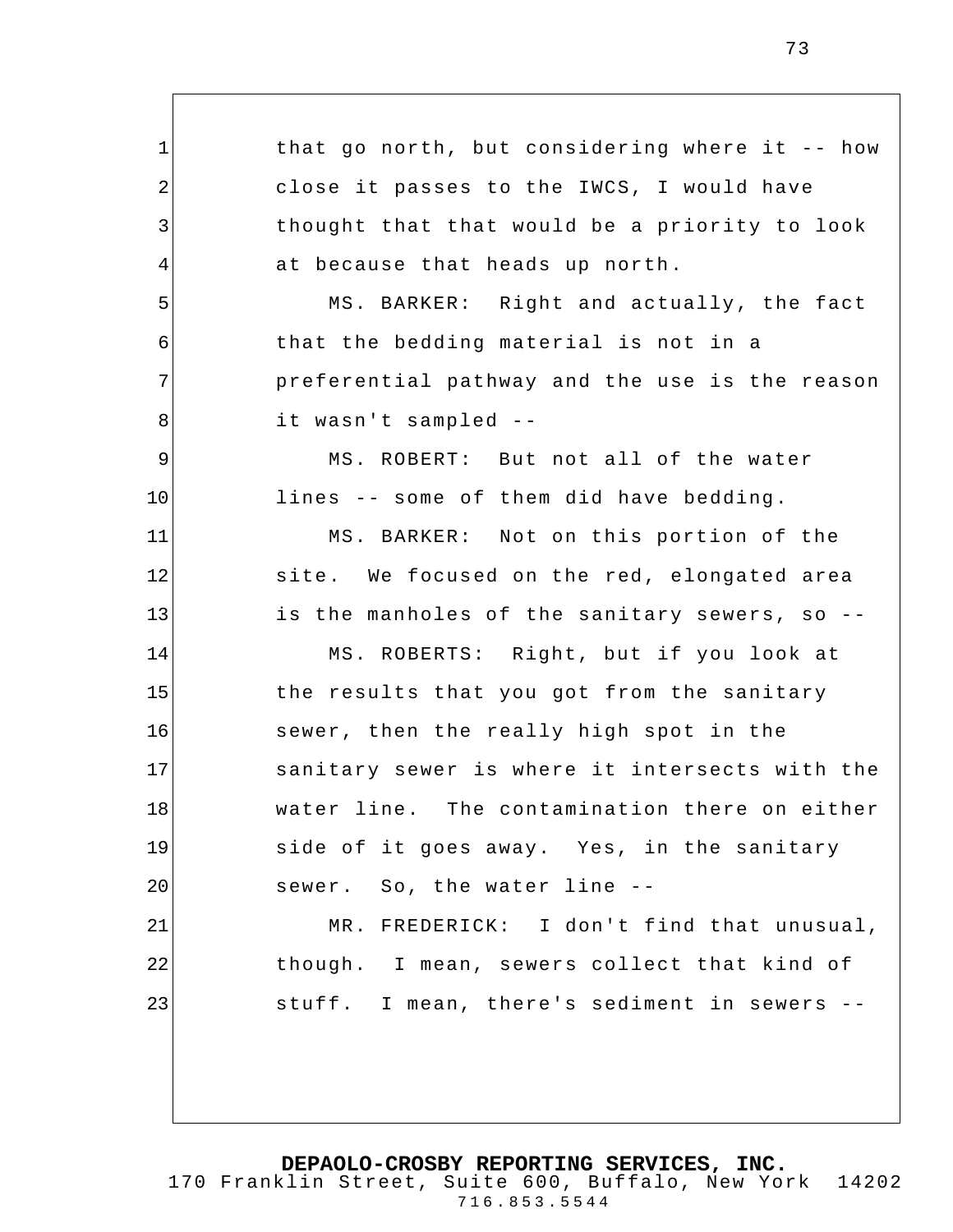that go north, but considering where it -- how close it passes to the IWCS, I would have thought that that would be a priority to look at because that heads up north.

MS. BARKER: Right and actually, the fact that the bedding material is not in a preferential pathway and the use is the reason it wasn't sampled --

MS. ROBERT: But not all of the water lines -- some of them did have bedding.

MS. BARKER: Not on this portion of the site. We focused on the red, elongated area is the manholes of the sanitary sewers, so --

MS. ROBERTS: Right, but if you look at the results that you got from the sanitary sewer, then the really high spot in the sanitary sewer is where it intersects with the water line. The contamination there on either side of it goes away. Yes, in the sanitary sewer. So, the water line --

MR. FREDERICK: I don't find that unusual, though. I mean, sewers collect that kind of stuff. I mean, there's sediment in sewers --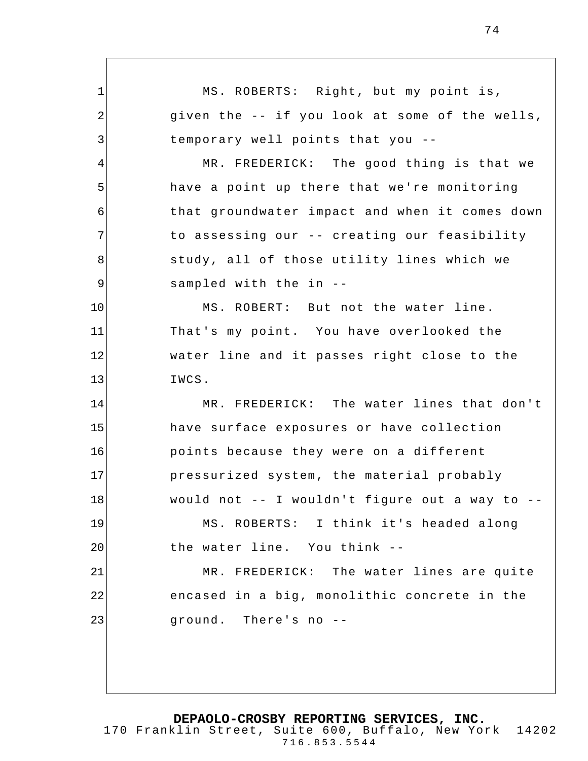MS. ROBERTS: Right, but my point is, given the -- if you look at some of the wells, temporary well points that you --

MR. FREDERICK: The good thing is that we have a point up there that we're monitoring that groundwater impact and when it comes down to assessing our -- creating our feasibility study, all of those utility lines which we sampled with the in --

MS. ROBERT: But not the water line. That's my point. You have overlooked the water line and it passes right close to the IWCS.

MR. FREDERICK: The water lines that don't have surface exposures or have collection points because they were on a different pressurized system, the material probably would not -- I wouldn't figure out a way to --

MS. ROBERTS: I think it's headed along the water line. You think --

MR. FREDERICK: The water lines are quite encased in a big, monolithic concrete in the ground. There's no --

**DEPAOLO-CROSBY REPORTING SERVICES, INC.**
170 Franklin Street, Suite 600, Buffalo, New York 14202
716.853.5544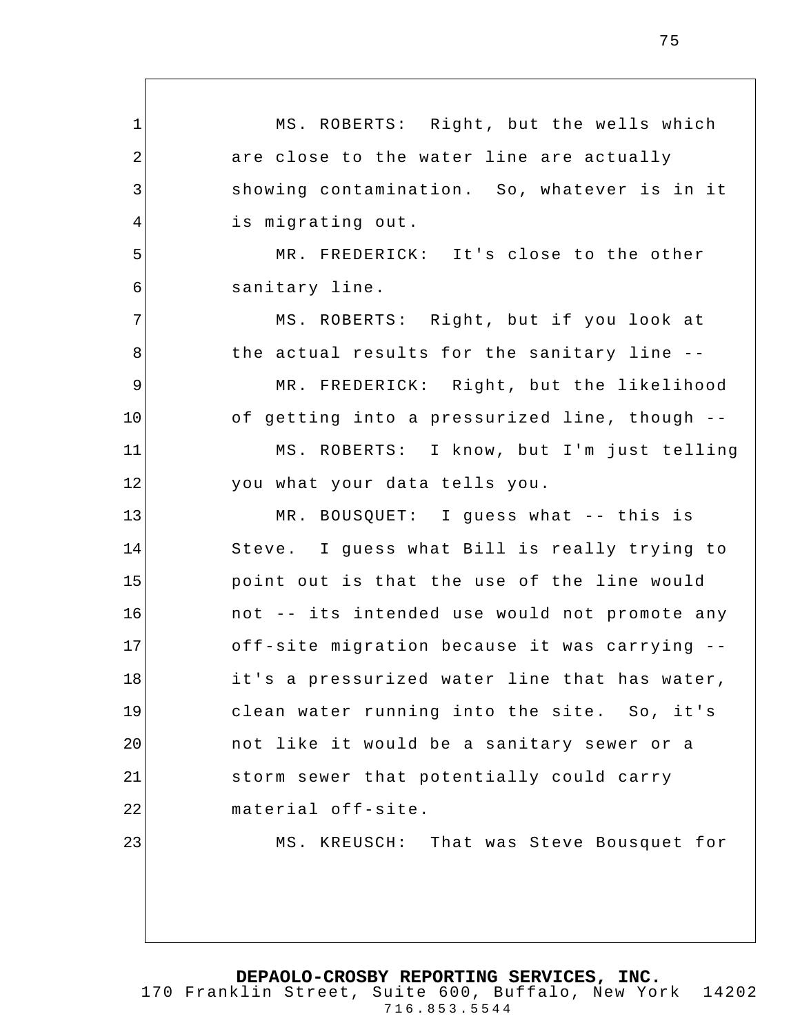MS. ROBERTS: Right, but the wells which are close to the water line are actually showing contamination. So, whatever is in it is migrating out.

MR. FREDERICK: It's close to the other sanitary line.

MS. ROBERTS: Right, but if you look at the actual results for the sanitary line --

MR. FREDERICK: Right, but the likelihood of getting into a pressurized line, though --

MS. ROBERTS: I know, but I'm just telling you what your data tells you.

MR. BOUSQUET: I guess what -- this is Steve. I guess what Bill is really trying to point out is that the use of the line would not -- its intended use would not promote any off-site migration because it was carrying -- it's a pressurized water line that has water, clean water running into the site. So, it's not like it would be a sanitary sewer or a storm sewer that potentially could carry material off-site.

MS. KREUSCH: That was Steve Bousquet for

**DEPAOLO-CROSBY REPORTING SERVICES, INC.**
170 Franklin Street, Suite 600, Buffalo, New York 14202
716.853.5544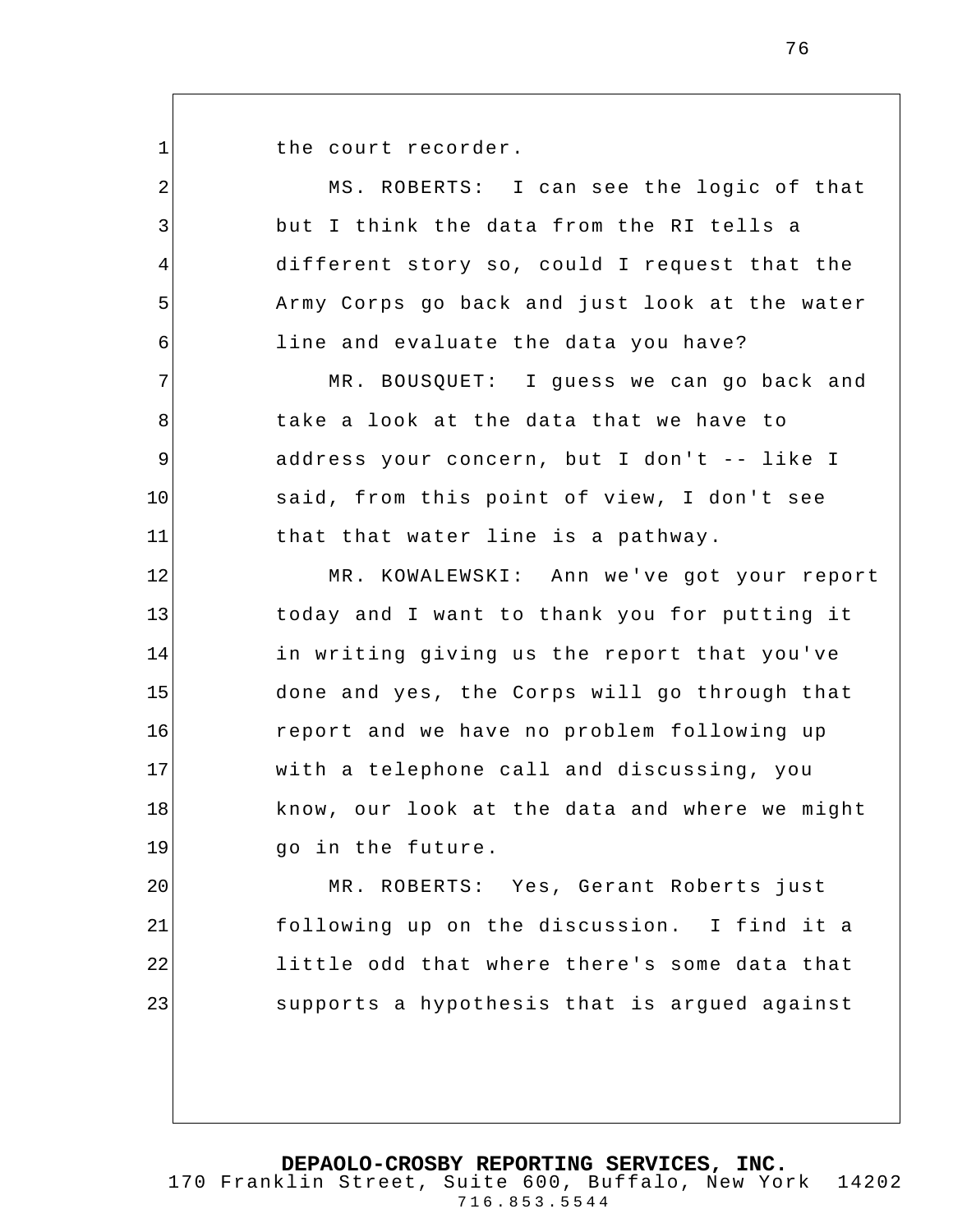the court recorder.

MS. ROBERTS: I can see the logic of that but I think the data from the RI tells a different story so, could I request that the Army Corps go back and just look at the water line and evaluate the data you have?

MR. BOUSQUET: I guess we can go back and take a look at the data that we have to address your concern, but I don't -- like I said, from this point of view, I don't see that that water line is a pathway.

MR. KOWALEWSKI: Ann we've got your report today and I want to thank you for putting it in writing giving us the report that you've done and yes, the Corps will go through that report and we have no problem following up with a telephone call and discussing, you know, our look at the data and where we might go in the future.

MR. ROBERTS: Yes, Gerant Roberts just following up on the discussion. I find it a little odd that where there's some data that supports a hypothesis that is argued against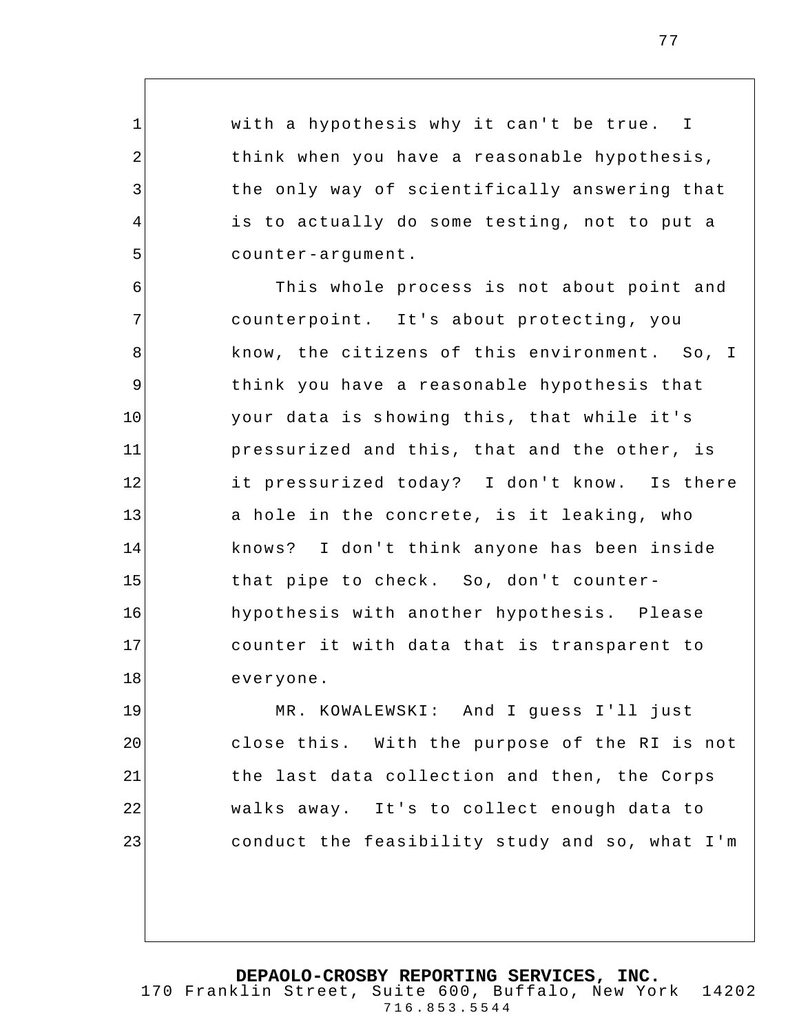with a hypothesis why it can't be true. I think when you have a reasonable hypothesis, the only way of scientifically answering that is to actually do some testing, not to put a counter-argument.

This whole process is not about point and counterpoint. It's about protecting, you know, the citizens of this environment. So, I think you have a reasonable hypothesis that your data is showing this, that while it's pressurized and this, that and the other, is it pressurized today? I don't know. Is there a hole in the concrete, is it leaking, who knows? I don't think anyone has been inside that pipe to check. So, don't counter-hypothesis with another hypothesis. Please counter it with data that is transparent to everyone.

MR. KOWALEWSKI: And I guess I'll just close this. With the purpose of the RI is not the last data collection and then, the Corps walks away. It's to collect enough data to conduct the feasibility study and so, what I'm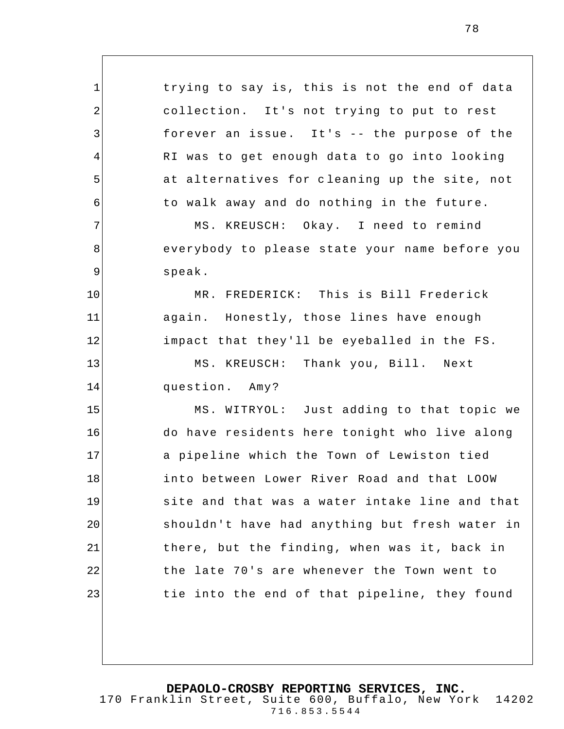trying to say is, this is not the end of data collection. It's not trying to put to rest forever an issue. It's -- the purpose of the RI was to get enough data to go into looking at alternatives for cleaning up the site, not to walk away and do nothing in the future.

MS. KREUSCH: Okay. I need to remind everybody to please state your name before you speak.

MR. FREDERICK: This is Bill Frederick again. Honestly, those lines have enough impact that they'll be eyeballed in the FS.

MS. KREUSCH: Thank you, Bill. Next question. Amy?

MS. WITRYOL: Just adding to that topic we do have residents here tonight who live along a pipeline which the Town of Lewiston tied into between Lower River Road and that LOOW site and that was a water intake line and that shouldn't have had anything but fresh water in there, but the finding, when was it, back in the late 70's are whenever the Town went to tie into the end of that pipeline, they found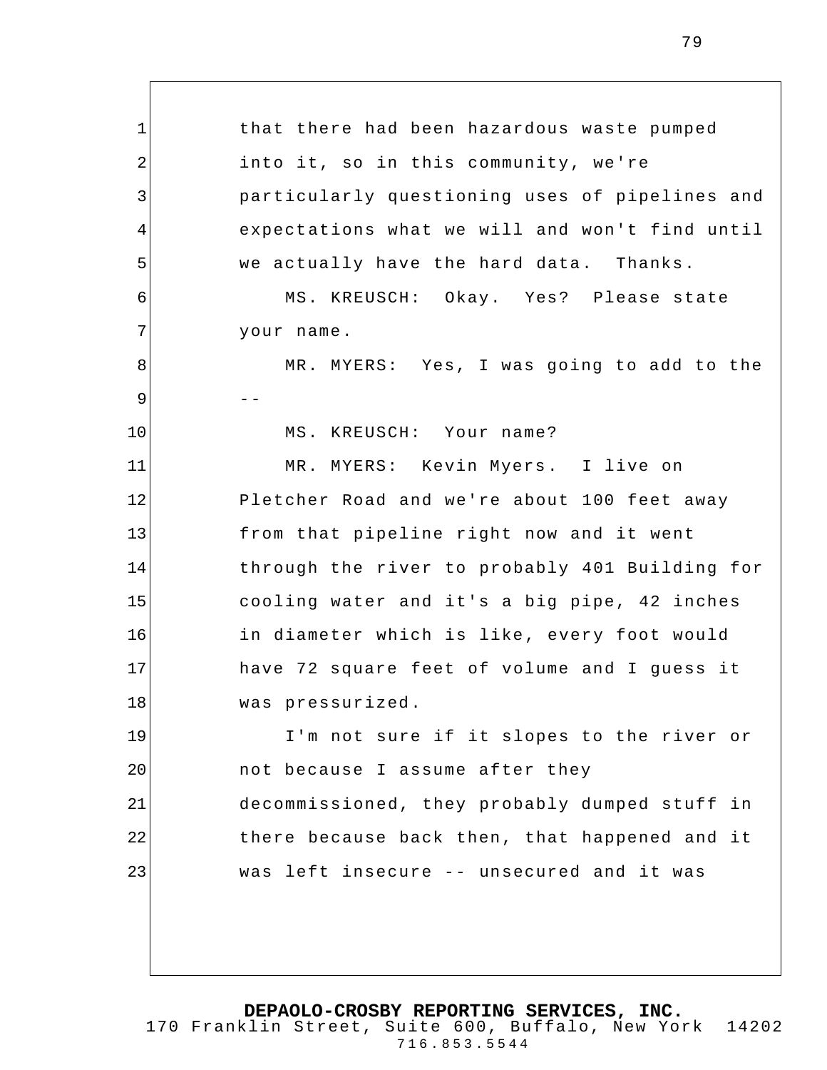that there had been hazardous waste pumped into it, so in this community, we're particularly questioning uses of pipelines and expectations what we will and won't find until we actually have the hard data. Thanks.

MS. KREUSCH: Okay. Yes? Please state your name.

MR. MYERS: Yes, I was going to add to the --

MS. KREUSCH: Your name?

MR. MYERS: Kevin Myers. I live on Pletcher Road and we're about 100 feet away from that pipeline right now and it went through the river to probably 401 Building for cooling water and it's a big pipe, 42 inches in diameter which is like, every foot would have 72 square feet of volume and I guess it was pressurized.

I'm not sure if it slopes to the river or not because I assume after they decommissioned, they probably dumped stuff in there because back then, that happened and it was left insecure -- unsecured and it was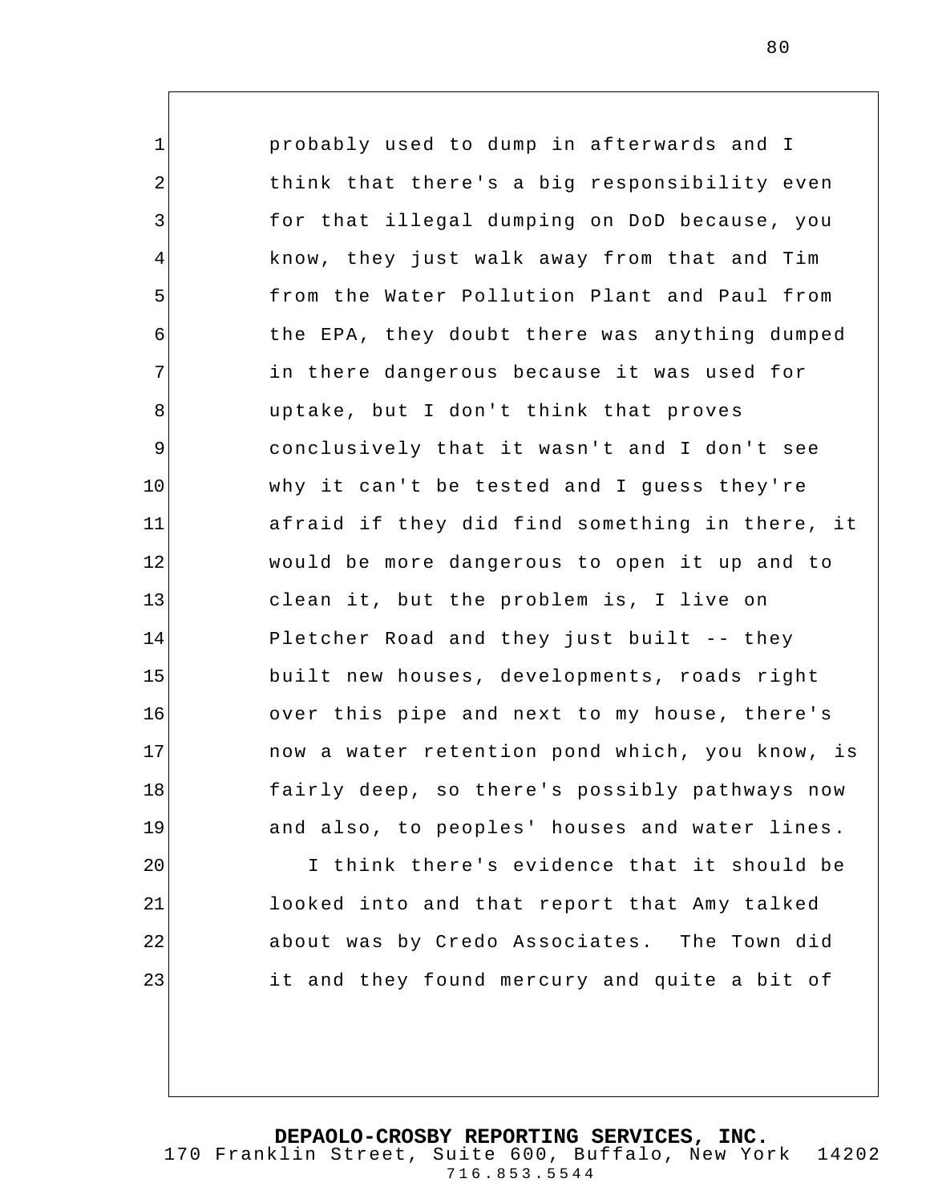probably used to dump in afterwards and I think that there's a big responsibility even for that illegal dumping on DoD because, you know, they just walk away from that and Tim from the Water Pollution Plant and Paul from the EPA, they doubt there was anything dumped in there dangerous because it was used for uptake, but I don't think that proves conclusively that it wasn't and I don't see why it can't be tested and I guess they're afraid if they did find something in there, it would be more dangerous to open it up and to clean it, but the problem is, I live on Pletcher Road and they just built -- they built new houses, developments, roads right over this pipe and next to my house, there's now a water retention pond which, you know, is fairly deep, so there's possibly pathways now and also, to peoples' houses and water lines.

I think there's evidence that it should be looked into and that report that Amy talked about was by Credo Associates. The Town did it and they found mercury and quite a bit of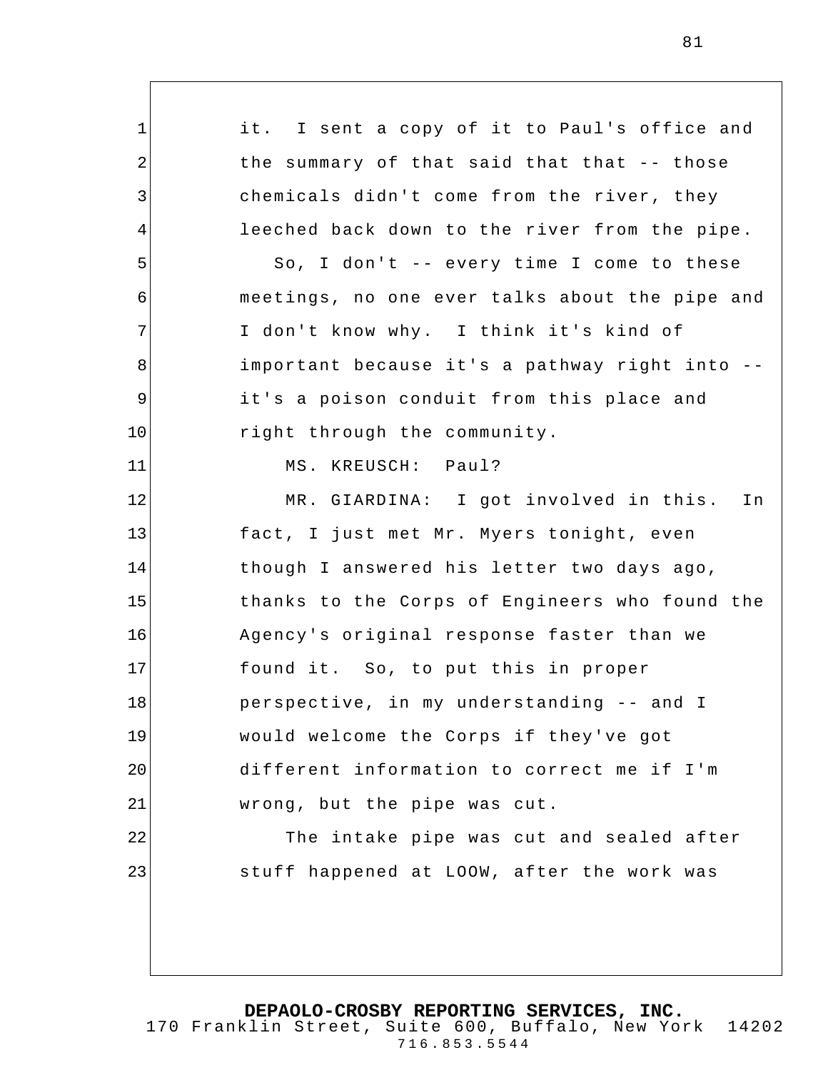it. I sent a copy of it to Paul's office and the summary of that said that that -- those chemicals didn't come from the river, they leeched back down to the river from the pipe.

So, I don't -- every time I come to these meetings, no one ever talks about the pipe and I don't know why. I think it's kind of important because it's a pathway right into -- it's a poison conduit from this place and right through the community.

MS. KREUSCH: Paul?

MR. GIARDINA: I got involved in this. In fact, I just met Mr. Myers tonight, even though I answered his letter two days ago, thanks to the Corps of Engineers who found the Agency's original response faster than we found it. So, to put this in proper perspective, in my understanding -- and I would welcome the Corps if they've got different information to correct me if I'm wrong, but the pipe was cut.

The intake pipe was cut and sealed after stuff happened at LOOW, after the work was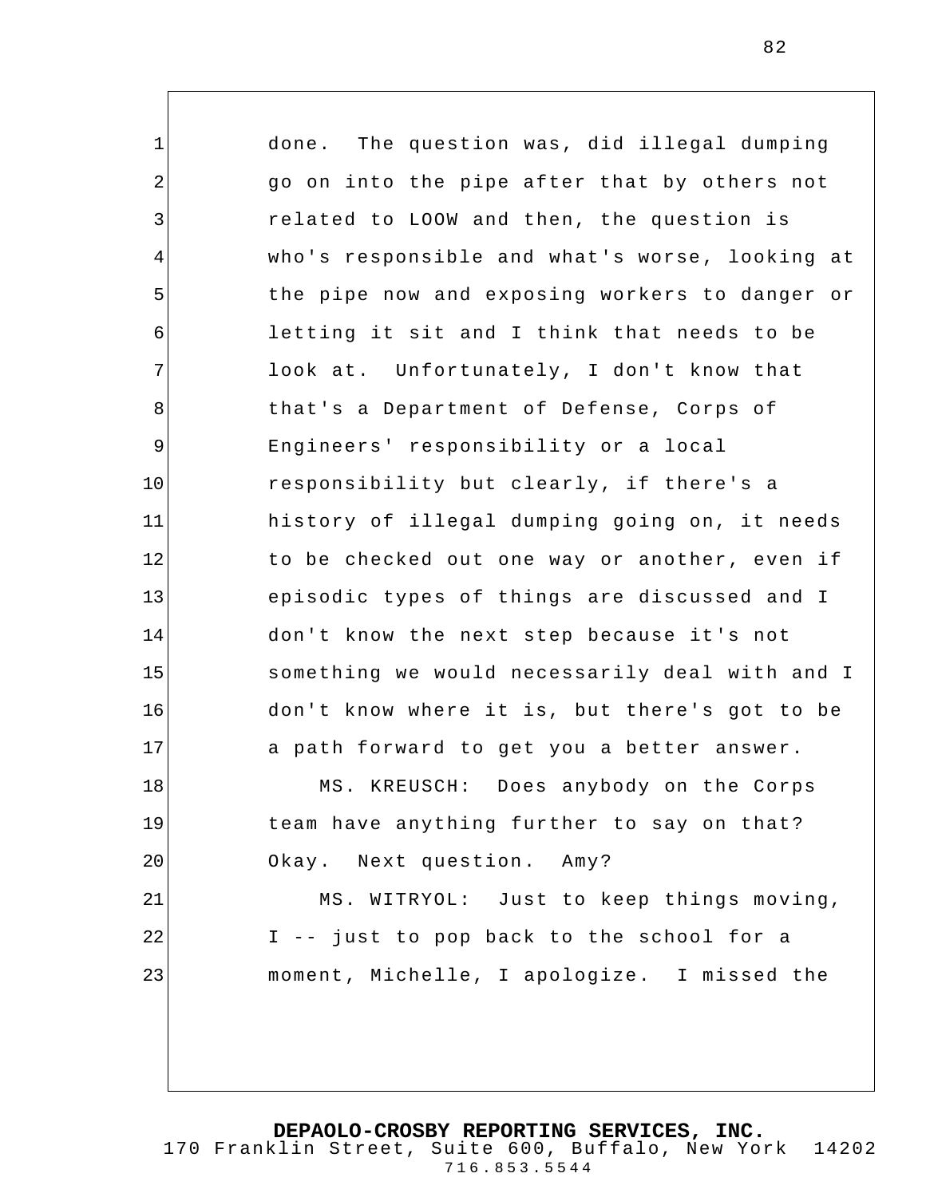done. The question was, did illegal dumping go on into the pipe after that by others not related to LOOW and then, the question is who's responsible and what's worse, looking at the pipe now and exposing workers to danger or letting it sit and I think that needs to be look at. Unfortunately, I don't know that that's a Department of Defense, Corps of Engineers' responsibility or a local responsibility but clearly, if there's a history of illegal dumping going on, it needs to be checked out one way or another, even if episodic types of things are discussed and I don't know the next step because it's not something we would necessarily deal with and I don't know where it is, but there's got to be a path forward to get you a better answer.

MS. KREUSCH: Does anybody on the Corps team have anything further to say on that? Okay. Next question. Amy?

MS. WITRYOL: Just to keep things moving, I -- just to pop back to the school for a moment, Michelle, I apologize. I missed the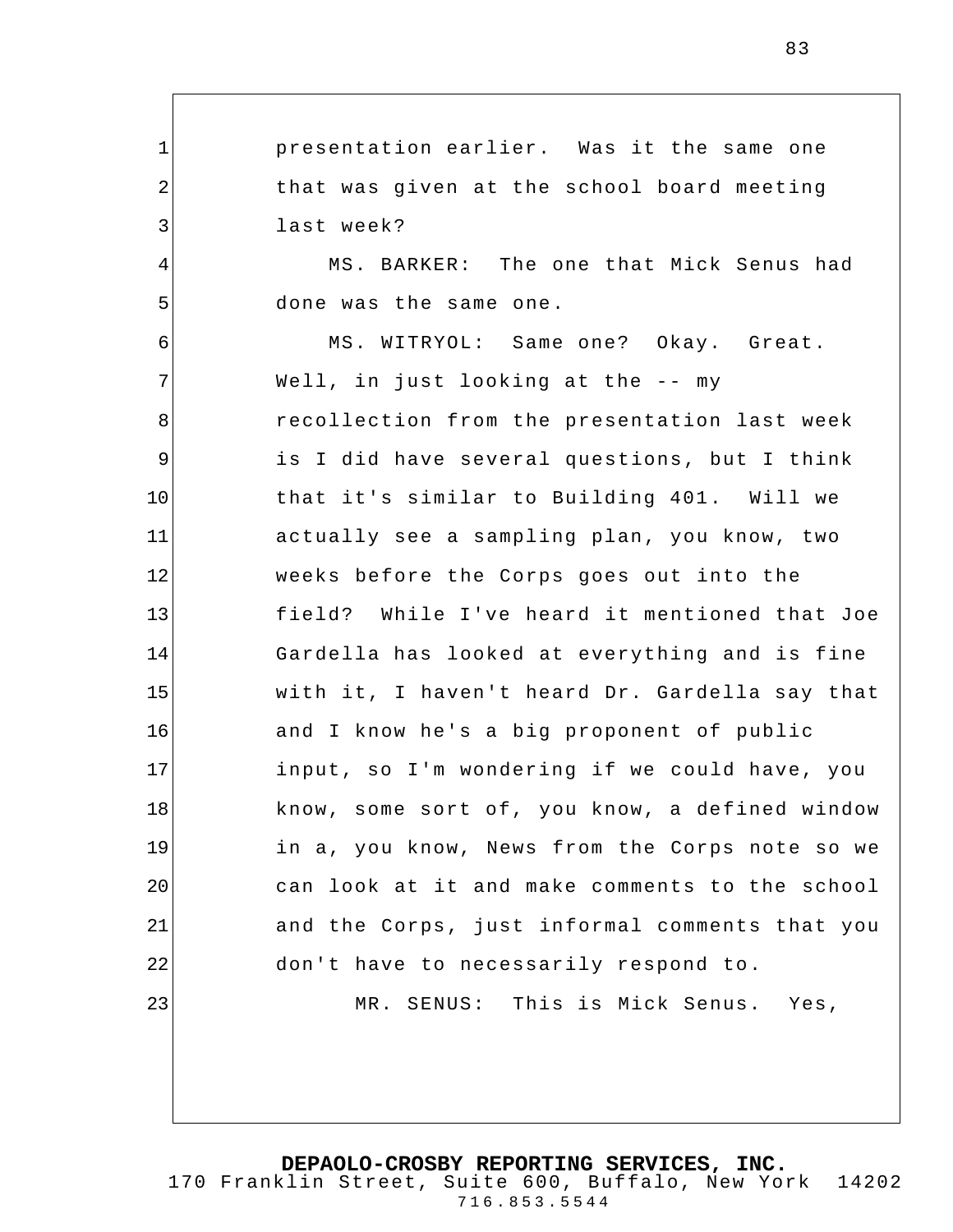presentation earlier. Was it the same one that was given at the school board meeting last week?

MS. BARKER: The one that Mick Senus had done was the same one.

MS. WITRYOL: Same one? Okay. Great. Well, in just looking at the -- my recollection from the presentation last week is I did have several questions, but I think that it's similar to Building 401. Will we actually see a sampling plan, you know, two weeks before the Corps goes out into the field? While I've heard it mentioned that Joe Gardella has looked at everything and is fine with it, I haven't heard Dr. Gardella say that and I know he's a big proponent of public input, so I'm wondering if we could have, you know, some sort of, you know, a defined window in a, you know, News from the Corps note so we can look at it and make comments to the school and the Corps, just informal comments that you don't have to necessarily respond to.

MR. SENUS: This is Mick Senus. Yes,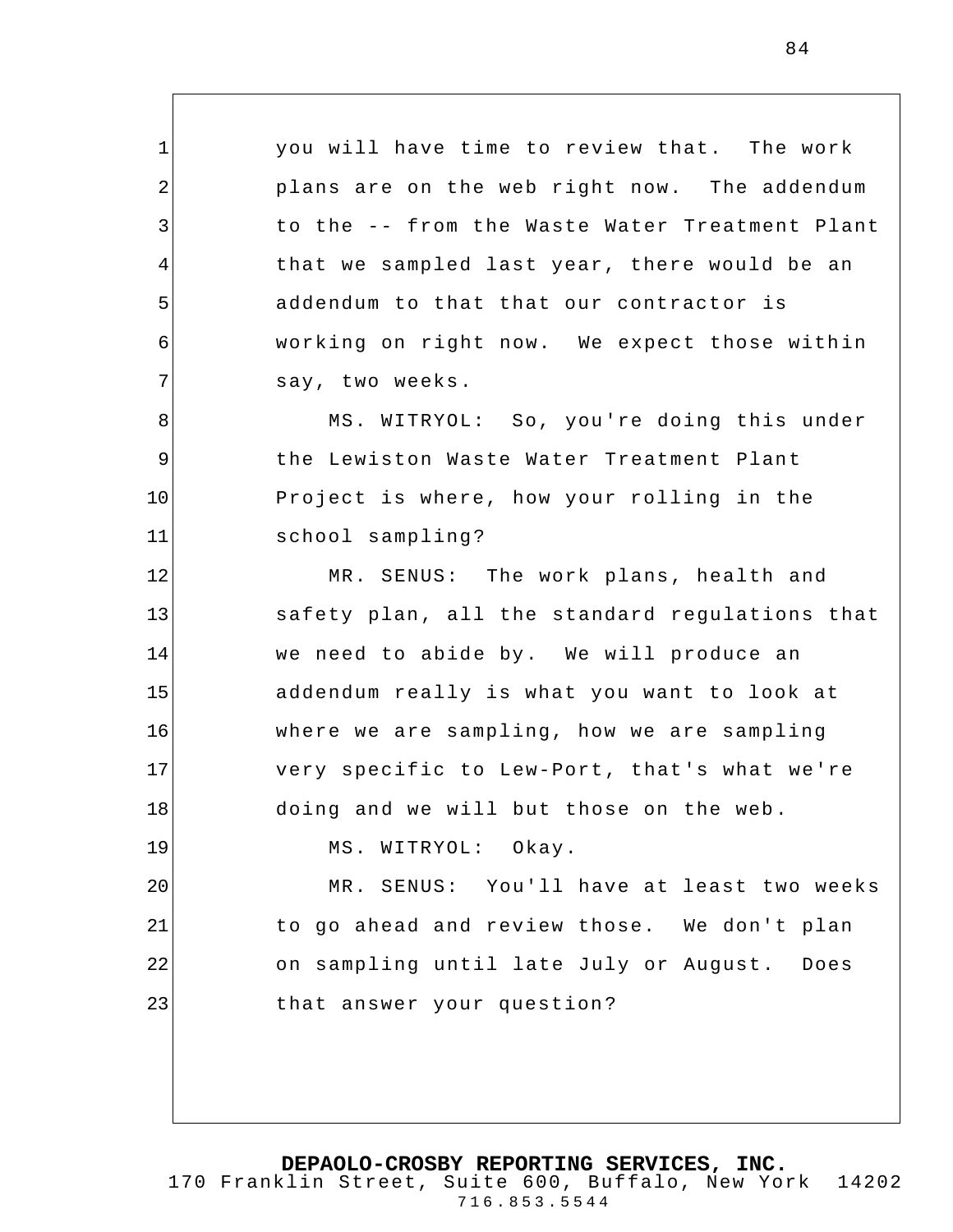you will have time to review that. The work plans are on the web right now. The addendum to the -- from the Waste Water Treatment Plant that we sampled last year, there would be an addendum to that that our contractor is working on right now. We expect those within say, two weeks.

MS. WITRYOL: So, you're doing this under the Lewiston Waste Water Treatment Plant Project is where, how your rolling in the school sampling?

MR. SENUS: The work plans, health and safety plan, all the standard regulations that we need to abide by. We will produce an addendum really is what you want to look at where we are sampling, how we are sampling very specific to Lew-Port, that's what we're doing and we will but those on the web.

MS. WITRYOL: Okay.

MR. SENUS: You'll have at least two weeks to go ahead and review those. We don't plan on sampling until late July or August. Does that answer your question?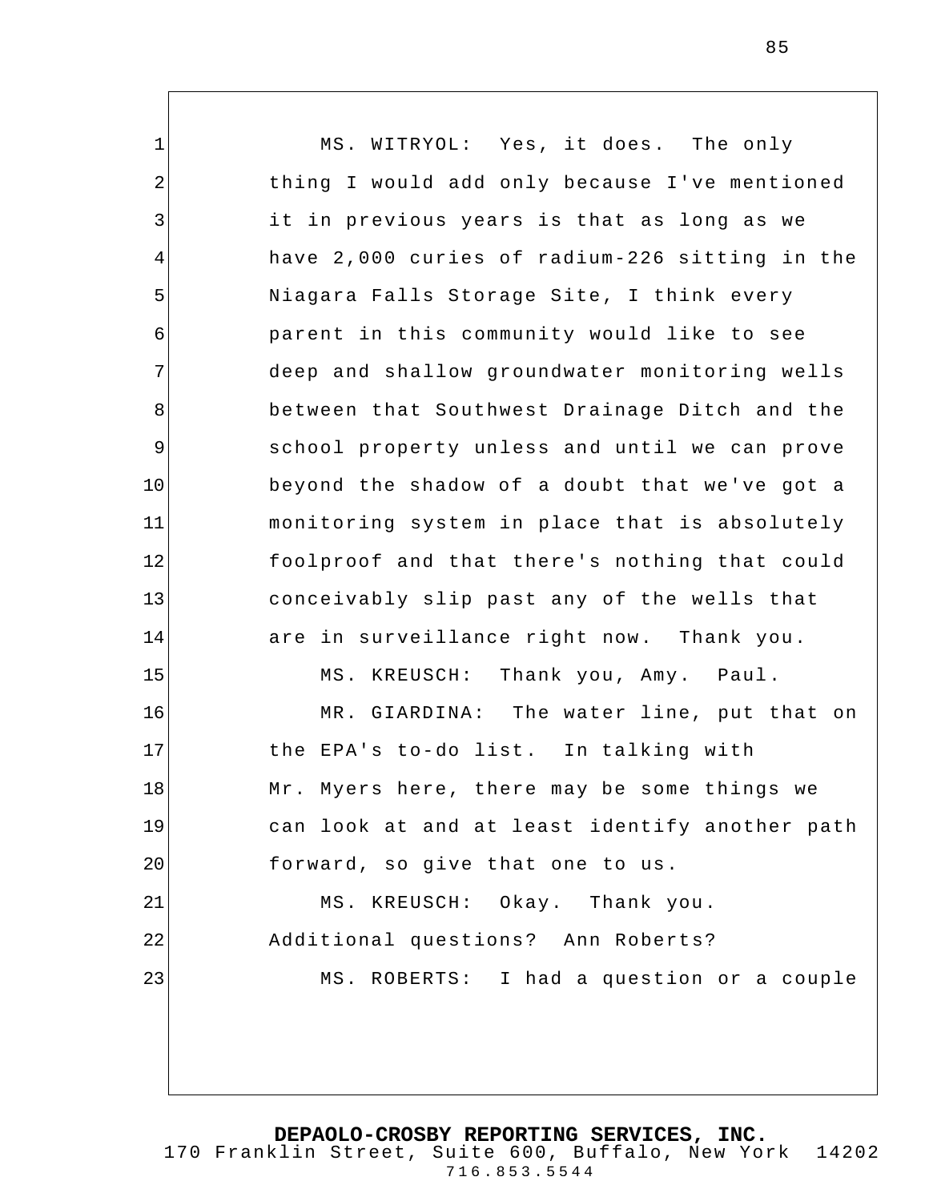MS. WITRYOL: Yes, it does. The only thing I would add only because I've mentioned it in previous years is that as long as we have 2,000 curies of radium-226 sitting in the Niagara Falls Storage Site, I think every parent in this community would like to see deep and shallow groundwater monitoring wells between that Southwest Drainage Ditch and the school property unless and until we can prove beyond the shadow of a doubt that we've got a monitoring system in place that is absolutely foolproof and that there's nothing that could conceivably slip past any of the wells that are in surveillance right now. Thank you.

MS. KREUSCH: Thank you, Amy. Paul.

MR. GIARDINA: The water line, put that on the EPA's to-do list. In talking with Mr. Myers here, there may be some things we can look at and at least identify another path forward, so give that one to us.

MS. KREUSCH: Okay. Thank you. Additional questions? Ann Roberts?

MS. ROBERTS: I had a question or a couple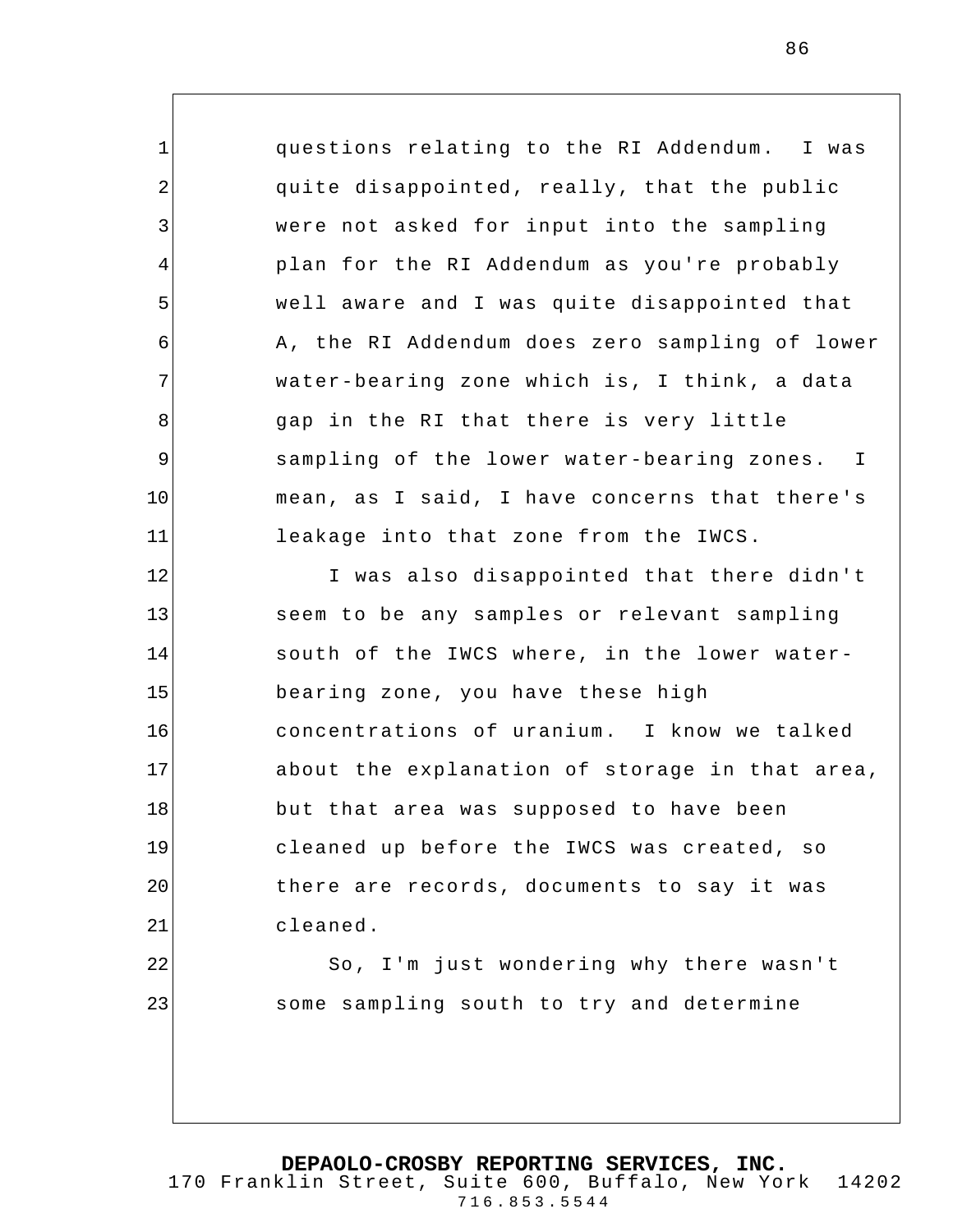questions relating to the RI Addendum. I was quite disappointed, really, that the public were not asked for input into the sampling plan for the RI Addendum as you're probably well aware and I was quite disappointed that A, the RI Addendum does zero sampling of lower water-bearing zone which is, I think, a data gap in the RI that there is very little sampling of the lower water-bearing zones. I mean, as I said, I have concerns that there's leakage into that zone from the IWCS.

I was also disappointed that there didn't seem to be any samples or relevant sampling south of the IWCS where, in the lower water-bearing zone, you have these high concentrations of uranium. I know we talked about the explanation of storage in that area, but that area was supposed to have been cleaned up before the IWCS was created, so there are records, documents to say it was cleaned.

So, I'm just wondering why there wasn't some sampling south to try and determine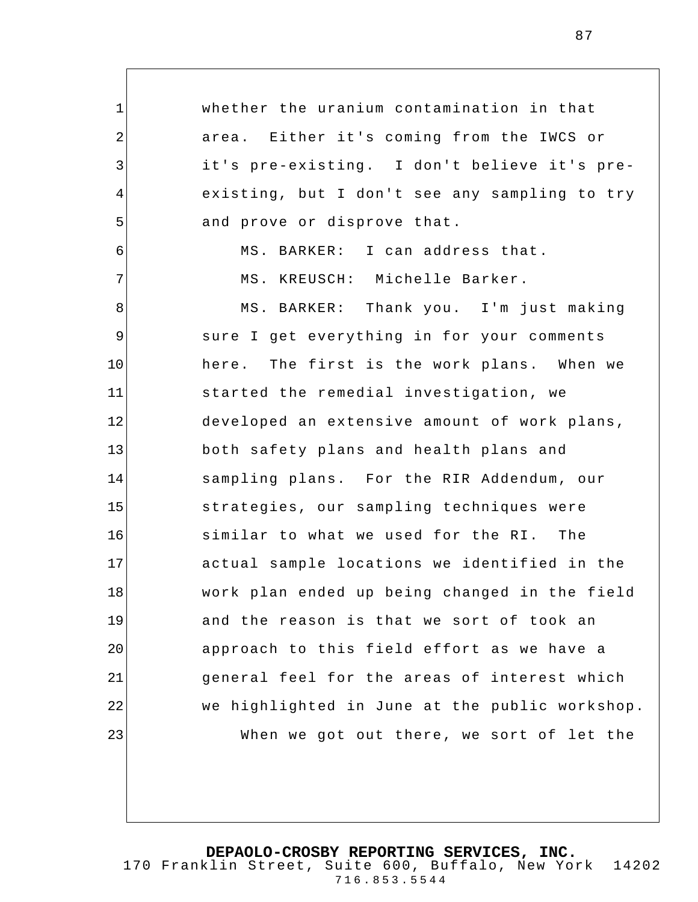whether the uranium contamination in that area. Either it's coming from the IWCS or it's pre-existing. I don't believe it's pre-existing, but I don't see any sampling to try and prove or disprove that.

MS. BARKER: I can address that.

MS. KREUSCH: Michelle Barker.

MS. BARKER: Thank you. I'm just making sure I get everything in for your comments here. The first is the work plans. When we started the remedial investigation, we developed an extensive amount of work plans, both safety plans and health plans and sampling plans. For the RIR Addendum, our strategies, our sampling techniques were similar to what we used for the RI. The actual sample locations we identified in the work plan ended up being changed in the field and the reason is that we sort of took an approach to this field effort as we have a general feel for the areas of interest which we highlighted in June at the public workshop.

When we got out there, we sort of let the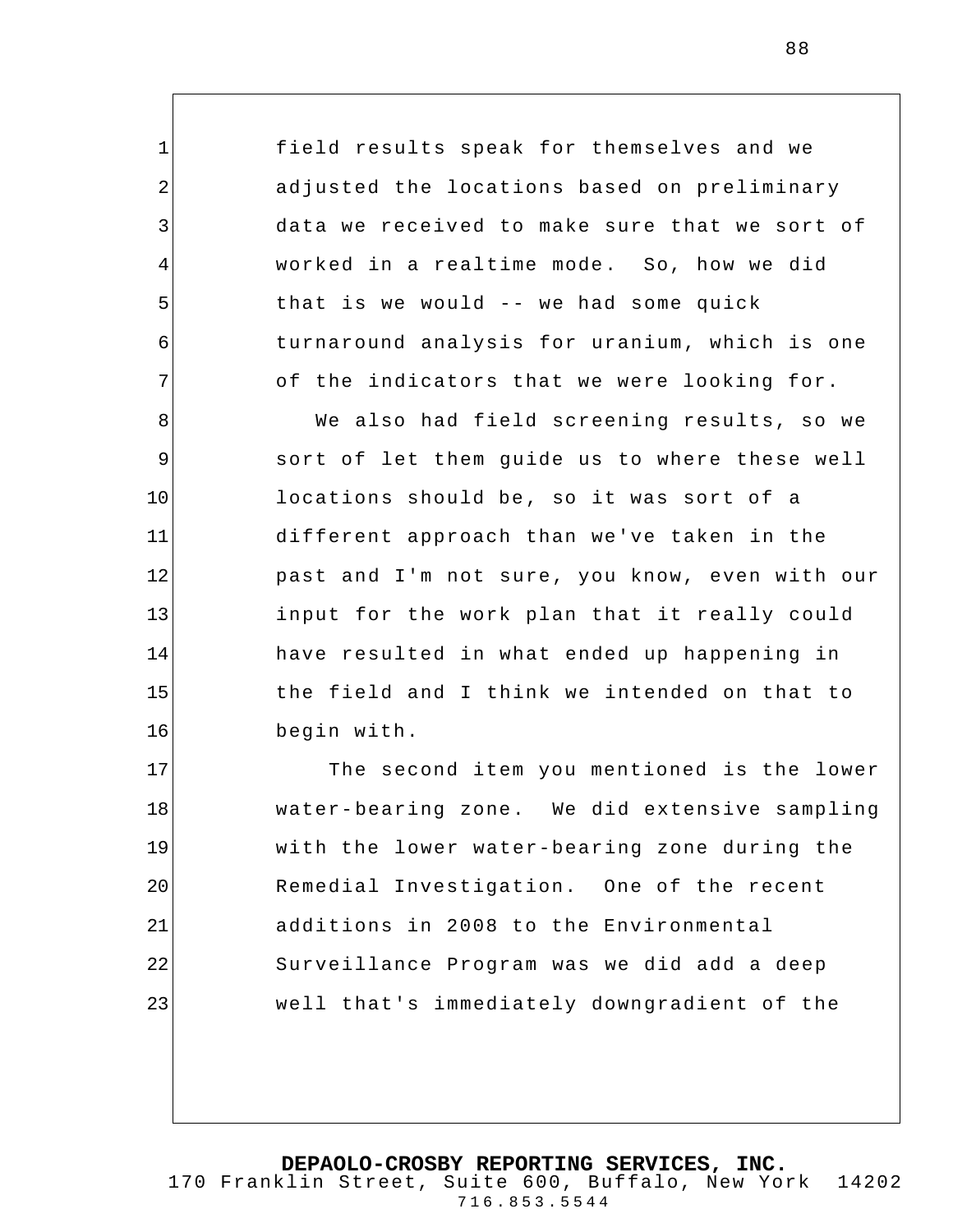field results speak for themselves and we adjusted the locations based on preliminary data we received to make sure that we sort of worked in a realtime mode. So, how we did that is we would -- we had some quick turnaround analysis for uranium, which is one of the indicators that we were looking for.

We also had field screening results, so we sort of let them guide us to where these well locations should be, so it was sort of a different approach than we've taken in the past and I'm not sure, you know, even with our input for the work plan that it really could have resulted in what ended up happening in the field and I think we intended on that to begin with.

The second item you mentioned is the lower water-bearing zone. We did extensive sampling with the lower water-bearing zone during the Remedial Investigation. One of the recent additions in 2008 to the Environmental Surveillance Program was we did add a deep well that's immediately downgradient of the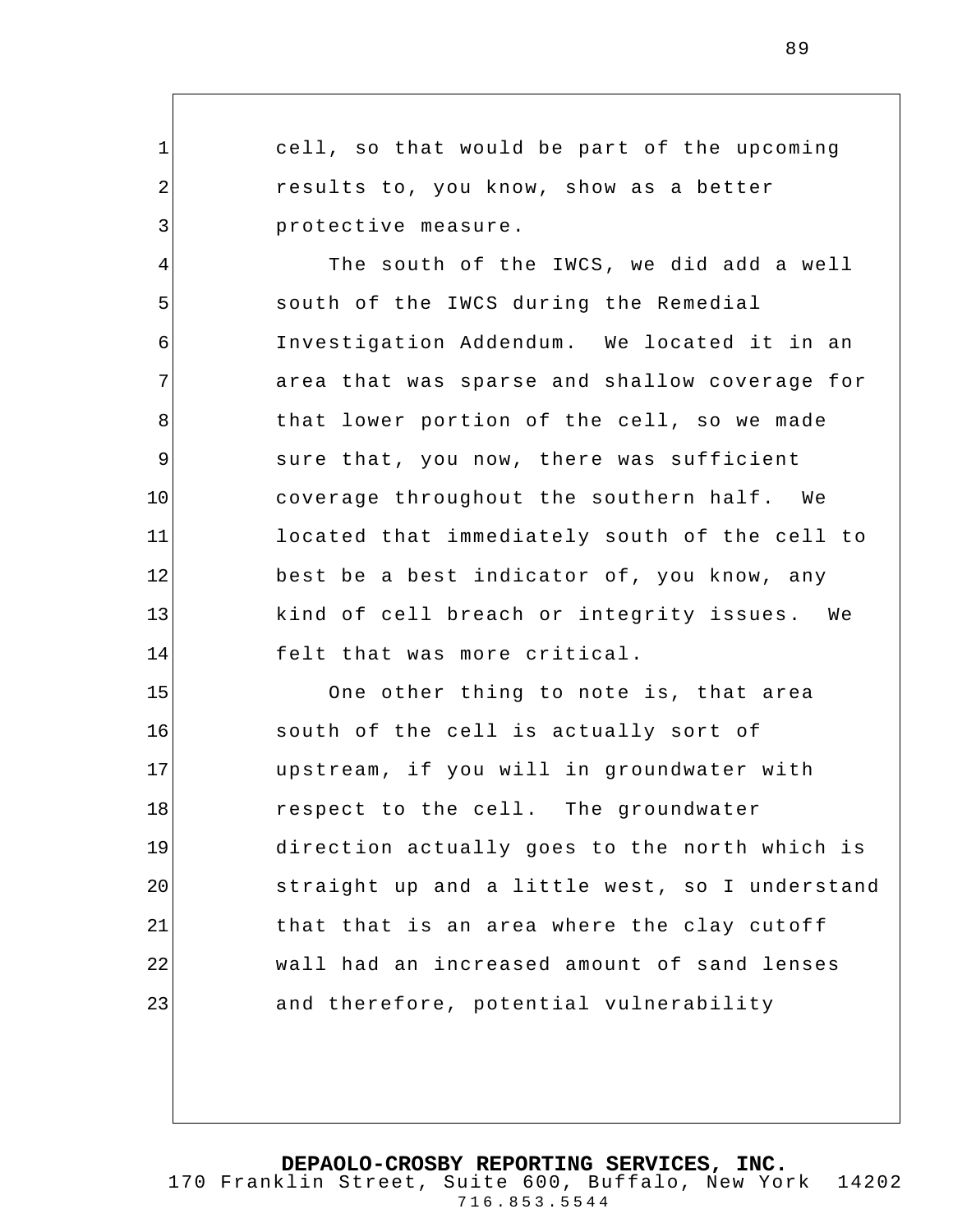cell, so that would be part of the upcoming results to, you know, show as a better protective measure.

The south of the IWCS, we did add a well south of the IWCS during the Remedial Investigation Addendum. We located it in an area that was sparse and shallow coverage for that lower portion of the cell, so we made sure that, you now, there was sufficient coverage throughout the southern half. We located that immediately south of the cell to best be a best indicator of, you know, any kind of cell breach or integrity issues. We felt that was more critical.

One other thing to note is, that area south of the cell is actually sort of upstream, if you will in groundwater with respect to the cell. The groundwater direction actually goes to the north which is straight up and a little west, so I understand that that is an area where the clay cutoff wall had an increased amount of sand lenses and therefore, potential vulnerability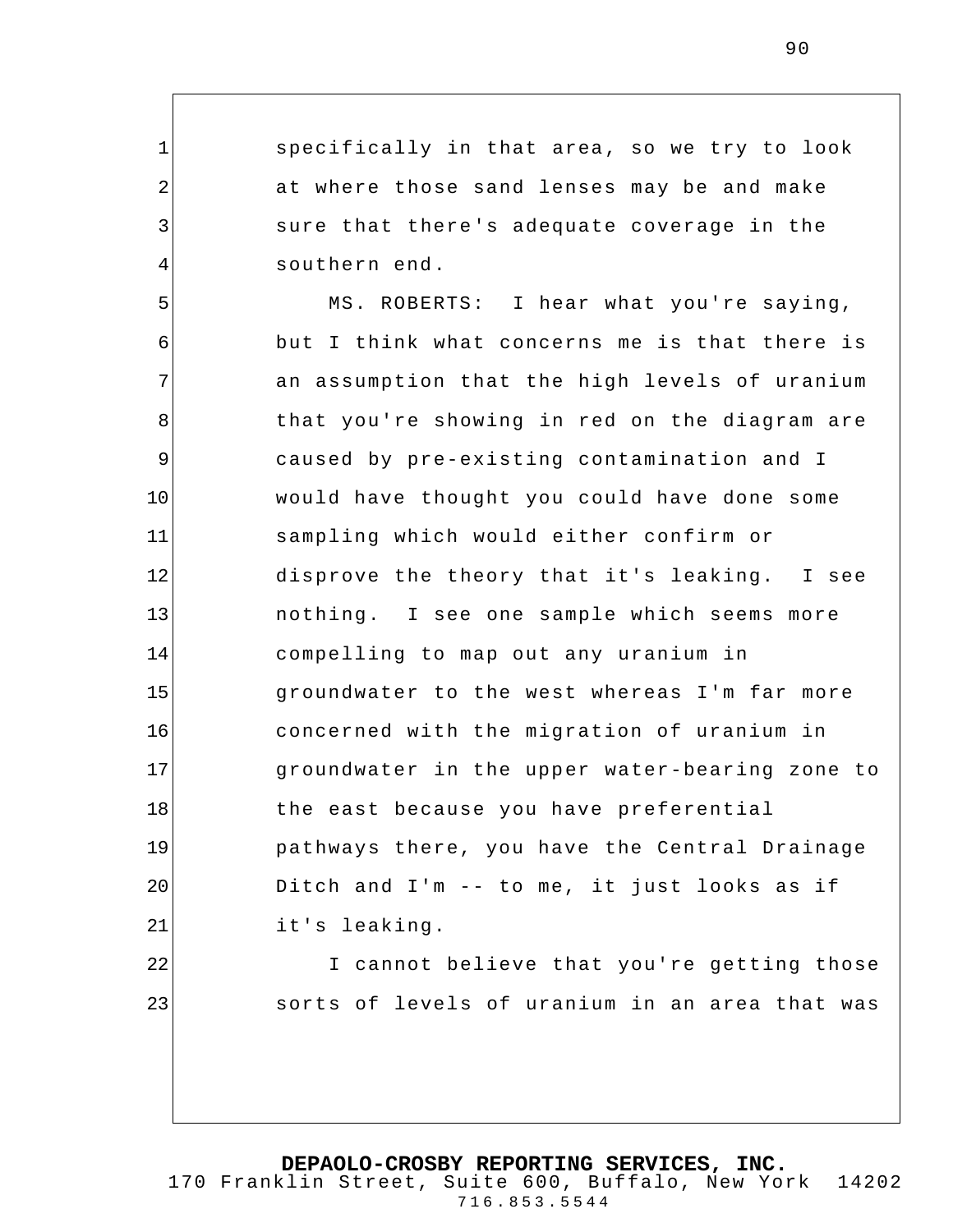specifically in that area, so we try to look at where those sand lenses may be and make sure that there's adequate coverage in the southern end.

MS. ROBERTS: I hear what you're saying, but I think what concerns me is that there is an assumption that the high levels of uranium that you're showing in red on the diagram are caused by pre-existing contamination and I would have thought you could have done some sampling which would either confirm or disprove the theory that it's leaking. I see nothing. I see one sample which seems more compelling to map out any uranium in groundwater to the west whereas I'm far more concerned with the migration of uranium in groundwater in the upper water-bearing zone to the east because you have preferential pathways there, you have the Central Drainage Ditch and I'm -- to me, it just looks as if it's leaking.

I cannot believe that you're getting those sorts of levels of uranium in an area that was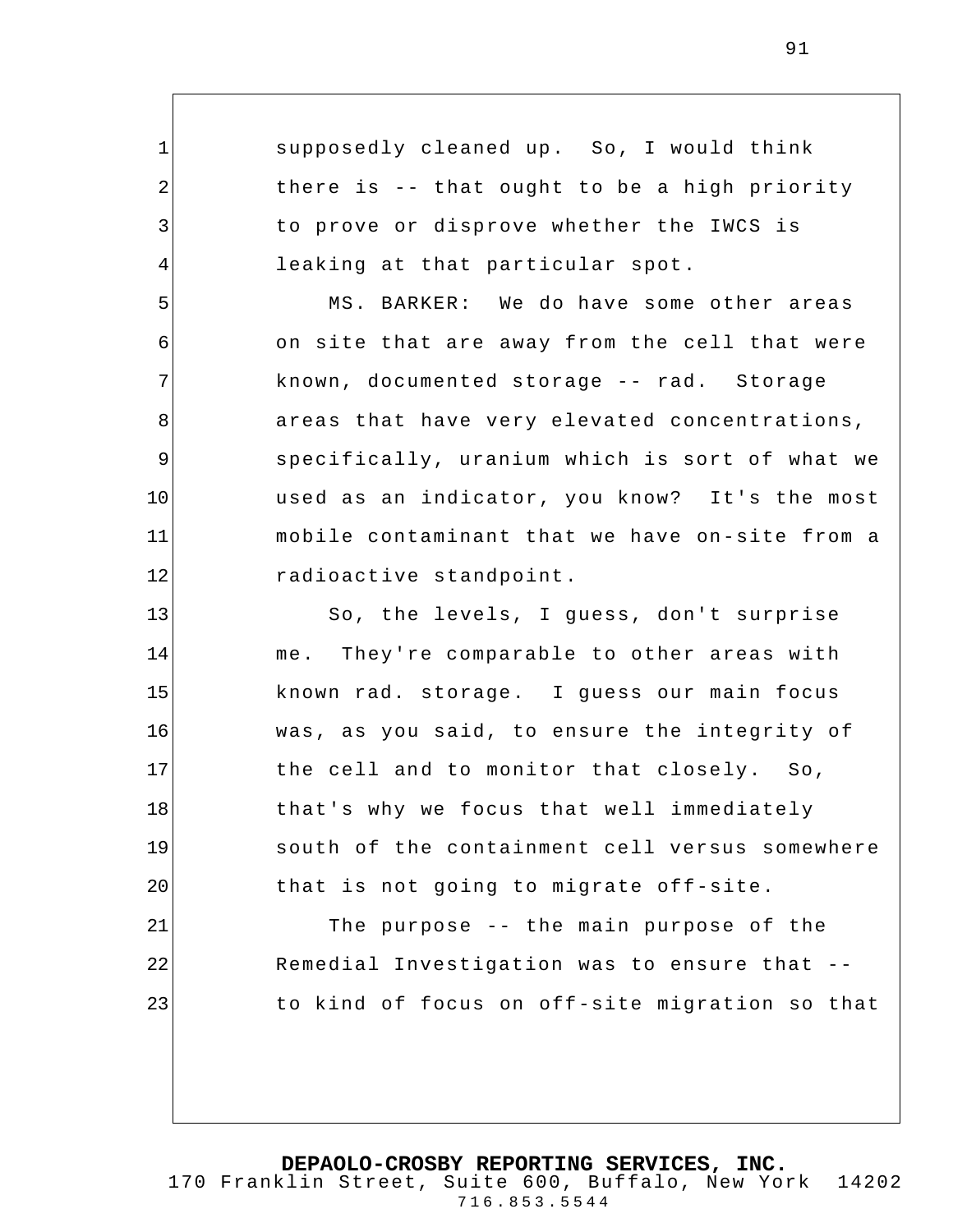supposedly cleaned up. So, I would think there is -- that ought to be a high priority to prove or disprove whether the IWCS is leaking at that particular spot.

MS. BARKER: We do have some other areas on site that are away from the cell that were known, documented storage -- rad. Storage areas that have very elevated concentrations, specifically, uranium which is sort of what we used as an indicator, you know? It's the most mobile contaminant that we have on-site from a radioactive standpoint.

So, the levels, I guess, don't surprise me. They're comparable to other areas with known rad. storage. I guess our main focus was, as you said, to ensure the integrity of the cell and to monitor that closely. So, that's why we focus that well immediately south of the containment cell versus somewhere that is not going to migrate off-site.

The purpose -- the main purpose of the Remedial Investigation was to ensure that -- to kind of focus on off-site migration so that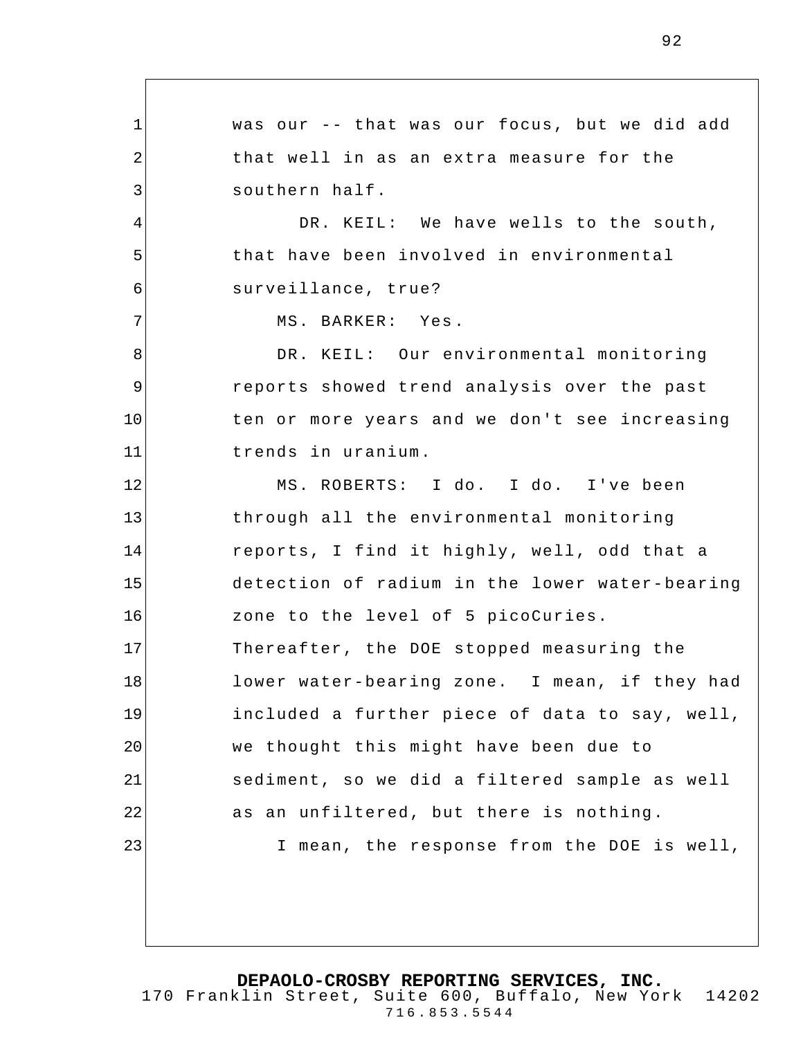was our -- that was our focus, but we did add that well in as an extra measure for the southern half.

DR. KEIL: We have wells to the south, that have been involved in environmental surveillance, true?

MS. BARKER: Yes.

DR. KEIL: Our environmental monitoring reports showed trend analysis over the past ten or more years and we don't see increasing trends in uranium.

MS. ROBERTS: I do. I do. I've been through all the environmental monitoring reports, I find it highly, well, odd that a detection of radium in the lower water-bearing zone to the level of 5 picoCuries. Thereafter, the DOE stopped measuring the lower water-bearing zone. I mean, if they had included a further piece of data to say, well, we thought this might have been due to sediment, so we did a filtered sample as well as an unfiltered, but there is nothing.

I mean, the response from the DOE is well,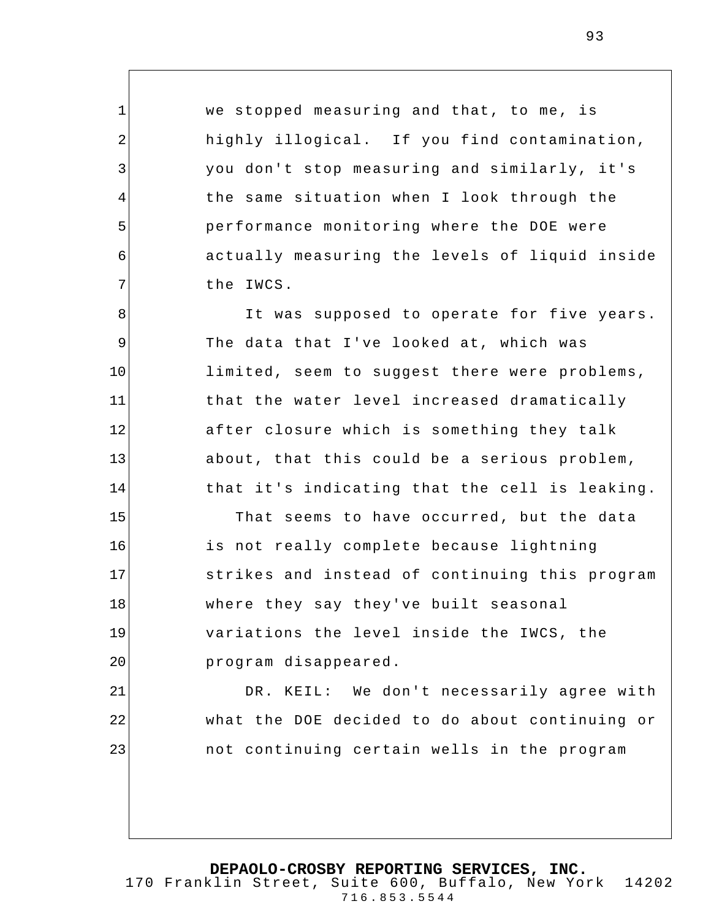we stopped measuring and that, to me, is highly illogical. If you find contamination, you don't stop measuring and similarly, it's the same situation when I look through the performance monitoring where the DOE were actually measuring the levels of liquid inside the IWCS.

It was supposed to operate for five years. The data that I've looked at, which was limited, seem to suggest there were problems, that the water level increased dramatically after closure which is something they talk about, that this could be a serious problem, that it's indicating that the cell is leaking.

That seems to have occurred, but the data is not really complete because lightning strikes and instead of continuing this program where they say they've built seasonal variations the level inside the IWCS, the program disappeared.

DR. KEIL: We don't necessarily agree with what the DOE decided to do about continuing or not continuing certain wells in the program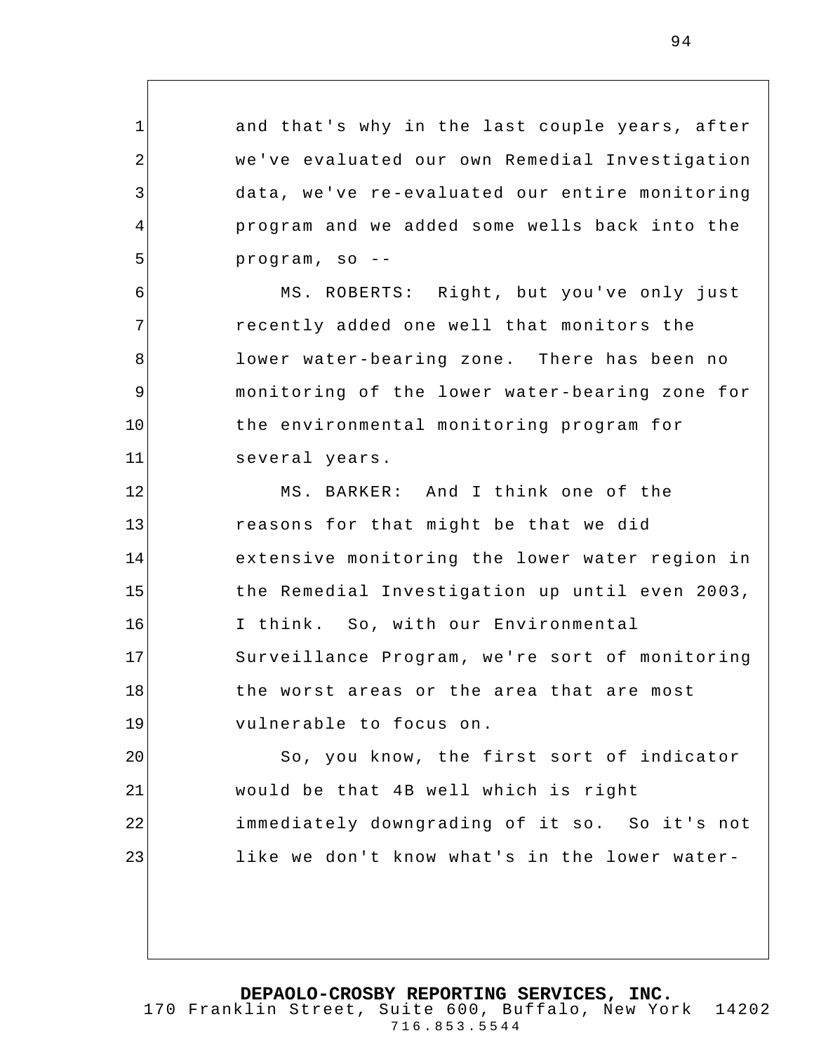and that's why in the last couple years, after we've evaluated our own Remedial Investigation data, we've re-evaluated our entire monitoring program and we added some wells back into the program, so --

MS. ROBERTS: Right, but you've only just recently added one well that monitors the lower water-bearing zone. There has been no monitoring of the lower water-bearing zone for the environmental monitoring program for several years.

MS. BARKER: And I think one of the reasons for that might be that we did extensive monitoring the lower water region in the Remedial Investigation up until even 2003, I think. So, with our Environmental Surveillance Program, we're sort of monitoring the worst areas or the area that are most vulnerable to focus on.

So, you know, the first sort of indicator would be that 4B well which is right immediately downgrading of it so. So it's not like we don't know what's in the lower water-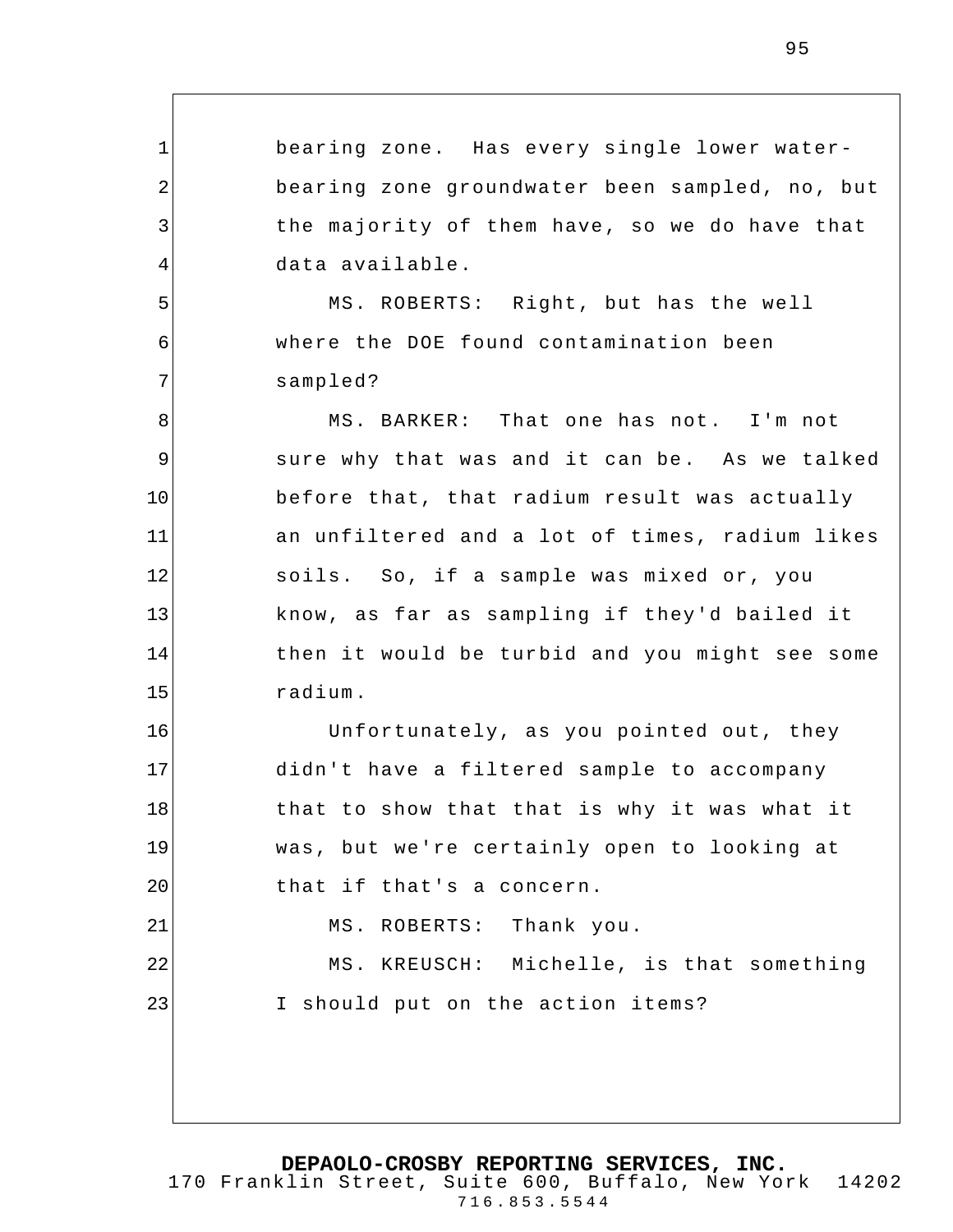bearing zone. Has every single lower water-bearing zone groundwater been sampled, no, but the majority of them have, so we do have that data available.

MS. ROBERTS: Right, but has the well where the DOE found contamination been sampled?

MS. BARKER: That one has not. I'm not sure why that was and it can be. As we talked before that, that radium result was actually an unfiltered and a lot of times, radium likes soils. So, if a sample was mixed or, you know, as far as sampling if they'd bailed it then it would be turbid and you might see some radium.

Unfortunately, as you pointed out, they didn't have a filtered sample to accompany that to show that that is why it was what it was, but we're certainly open to looking at that if that's a concern.

MS. ROBERTS: Thank you.

MS. KREUSCH: Michelle, is that something I should put on the action items?

**DEPAOLO-CROSBY REPORTING SERVICES, INC.**
170 Franklin Street, Suite 600, Buffalo, New York 14202
716.853.5544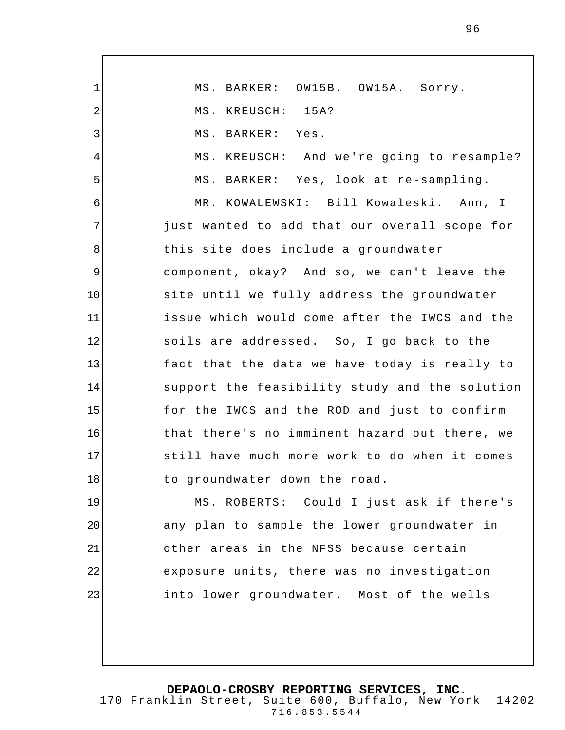MS. BARKER: OW15B. OW15A. Sorry.

MS. KREUSCH: 15A?

MS. BARKER: Yes.

MS. KREUSCH: And we're going to resample?

MS. BARKER: Yes, look at re-sampling.

MR. KOWALEWSKI: Bill Kowaleski. Ann, I just wanted to add that our overall scope for this site does include a groundwater component, okay? And so, we can't leave the site until we fully address the groundwater issue which would come after the IWCS and the soils are addressed. So, I go back to the fact that the data we have today is really to support the feasibility study and the solution for the IWCS and the ROD and just to confirm that there's no imminent hazard out there, we still have much more work to do when it comes to groundwater down the road.

MS. ROBERTS: Could I just ask if there's any plan to sample the lower groundwater in other areas in the NFSS because certain exposure units, there was no investigation into lower groundwater. Most of the wells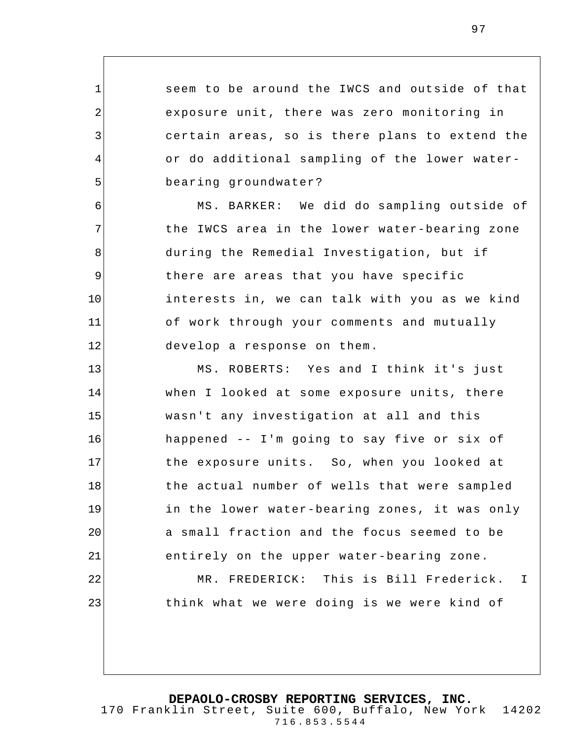seem to be around the IWCS and outside of that exposure unit, there was zero monitoring in certain areas, so is there plans to extend the or do additional sampling of the lower water-bearing groundwater?

MS. BARKER: We did do sampling outside of the IWCS area in the lower water-bearing zone during the Remedial Investigation, but if there are areas that you have specific interests in, we can talk with you as we kind of work through your comments and mutually develop a response on them.

MS. ROBERTS: Yes and I think it's just when I looked at some exposure units, there wasn't any investigation at all and this happened -- I'm going to say five or six of the exposure units. So, when you looked at the actual number of wells that were sampled in the lower water-bearing zones, it was only a small fraction and the focus seemed to be entirely on the upper water-bearing zone.

MR. FREDERICK: This is Bill Frederick. I think what we were doing is we were kind of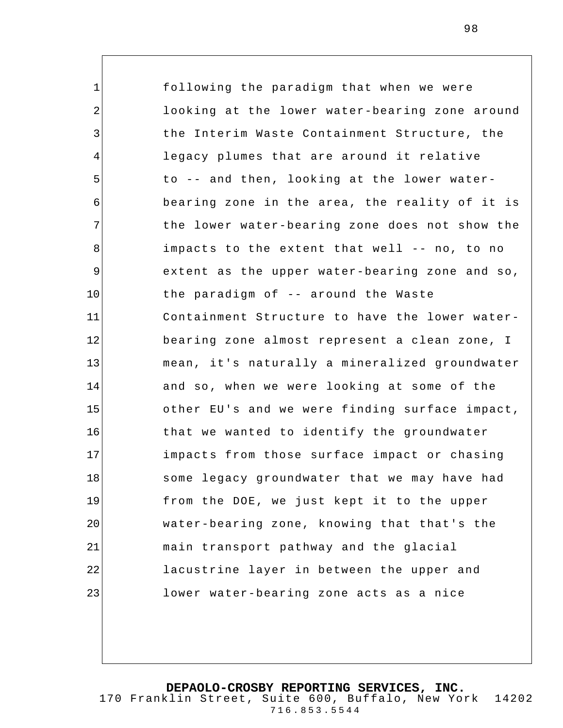following the paradigm that when we were looking at the lower water-bearing zone around the Interim Waste Containment Structure, the legacy plumes that are around it relative to -- and then, looking at the lower water-bearing zone in the area, the reality of it is the lower water-bearing zone does not show the impacts to the extent that well -- no, to no extent as the upper water-bearing zone and so, the paradigm of -- around the Waste Containment Structure to have the lower water-bearing zone almost represent a clean zone, I mean, it's naturally a mineralized groundwater and so, when we were looking at some of the other EU's and we were finding surface impact, that we wanted to identify the groundwater impacts from those surface impact or chasing some legacy groundwater that we may have had from the DOE, we just kept it to the upper water-bearing zone, knowing that that's the main transport pathway and the glacial lacustrine layer in between the upper and lower water-bearing zone acts as a nice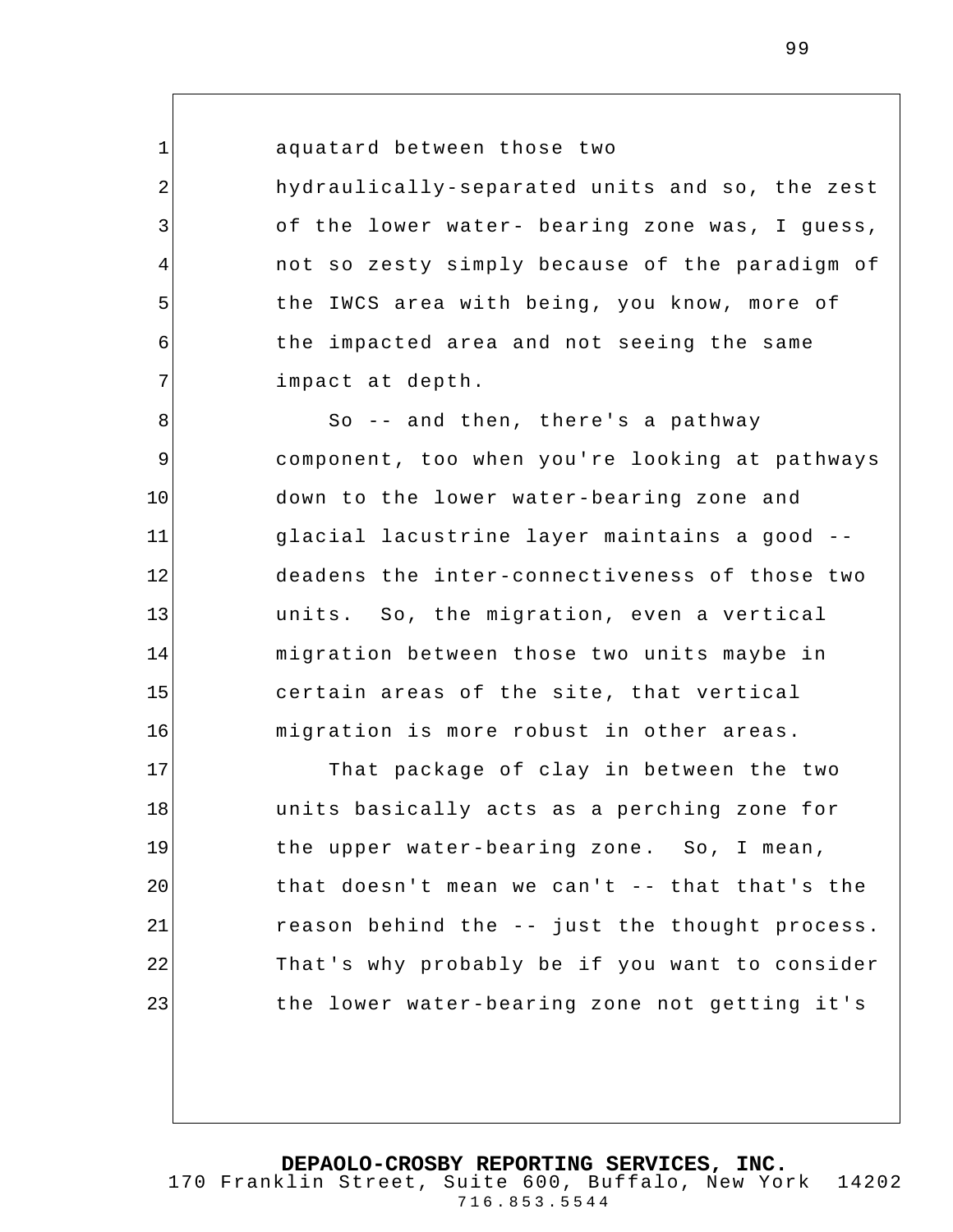aquatard between those two hydraulically-separated units and so, the zest of the lower water- bearing zone was, I guess, not so zesty simply because of the paradigm of the IWCS area with being, you know, more of the impacted area and not seeing the same impact at depth.

So -- and then, there's a pathway component, too when you're looking at pathways down to the lower water-bearing zone and glacial lacustrine layer maintains a good -- deadens the inter-connectiveness of those two units. So, the migration, even a vertical migration between those two units maybe in certain areas of the site, that vertical migration is more robust in other areas.

That package of clay in between the two units basically acts as a perching zone for the upper water-bearing zone. So, I mean, that doesn't mean we can't -- that that's the reason behind the -- just the thought process. That's why probably be if you want to consider the lower water-bearing zone not getting it's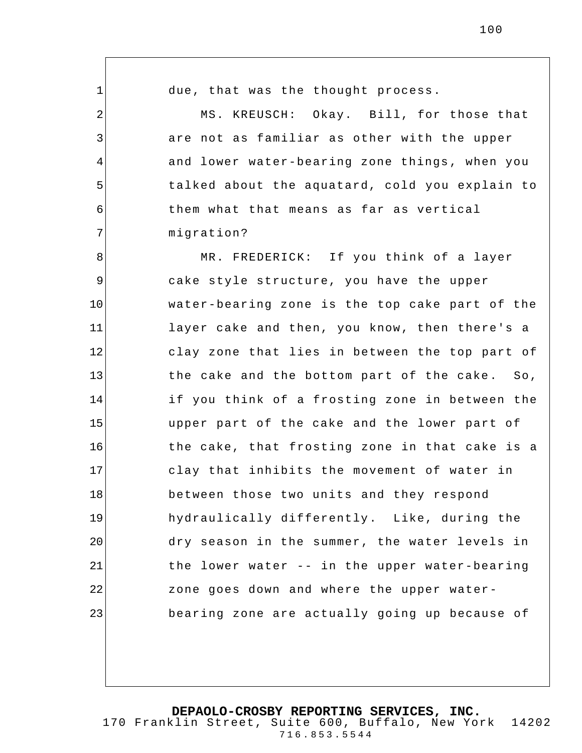due, that was the thought process.

MS. KREUSCH: Okay. Bill, for those that are not as familiar as other with the upper and lower water-bearing zone things, when you talked about the aquatard, cold you explain to them what that means as far as vertical migration?

MR. FREDERICK: If you think of a layer cake style structure, you have the upper water-bearing zone is the top cake part of the layer cake and then, you know, then there's a clay zone that lies in between the top part of the cake and the bottom part of the cake. So, if you think of a frosting zone in between the upper part of the cake and the lower part of the cake, that frosting zone in that cake is a clay that inhibits the movement of water in between those two units and they respond hydraulically differently. Like, during the dry season in the summer, the water levels in the lower water -- in the upper water-bearing zone goes down and where the upper water-bearing zone are actually going up because of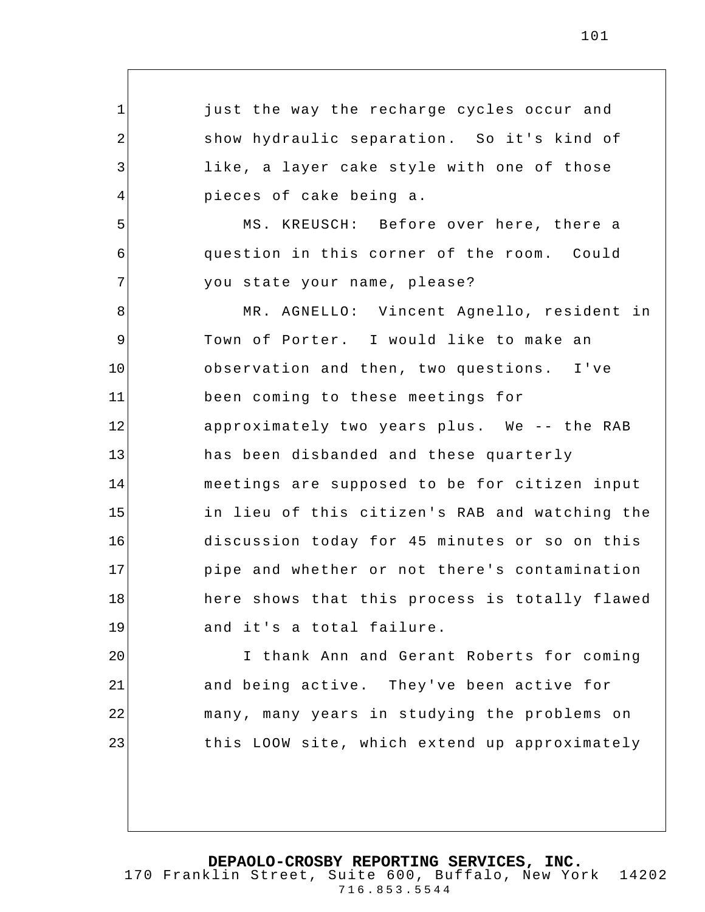just the way the recharge cycles occur and show hydraulic separation. So it's kind of like, a layer cake style with one of those pieces of cake being a.

MS. KREUSCH: Before over here, there a question in this corner of the room. Could you state your name, please?

MR. AGNELLO: Vincent Agnello, resident in Town of Porter. I would like to make an observation and then, two questions. I've been coming to these meetings for approximately two years plus. We -- the RAB has been disbanded and these quarterly meetings are supposed to be for citizen input in lieu of this citizen's RAB and watching the discussion today for 45 minutes or so on this pipe and whether or not there's contamination here shows that this process is totally flawed and it's a total failure.

I thank Ann and Gerant Roberts for coming and being active. They've been active for many, many years in studying the problems on this LOOW site, which extend up approximately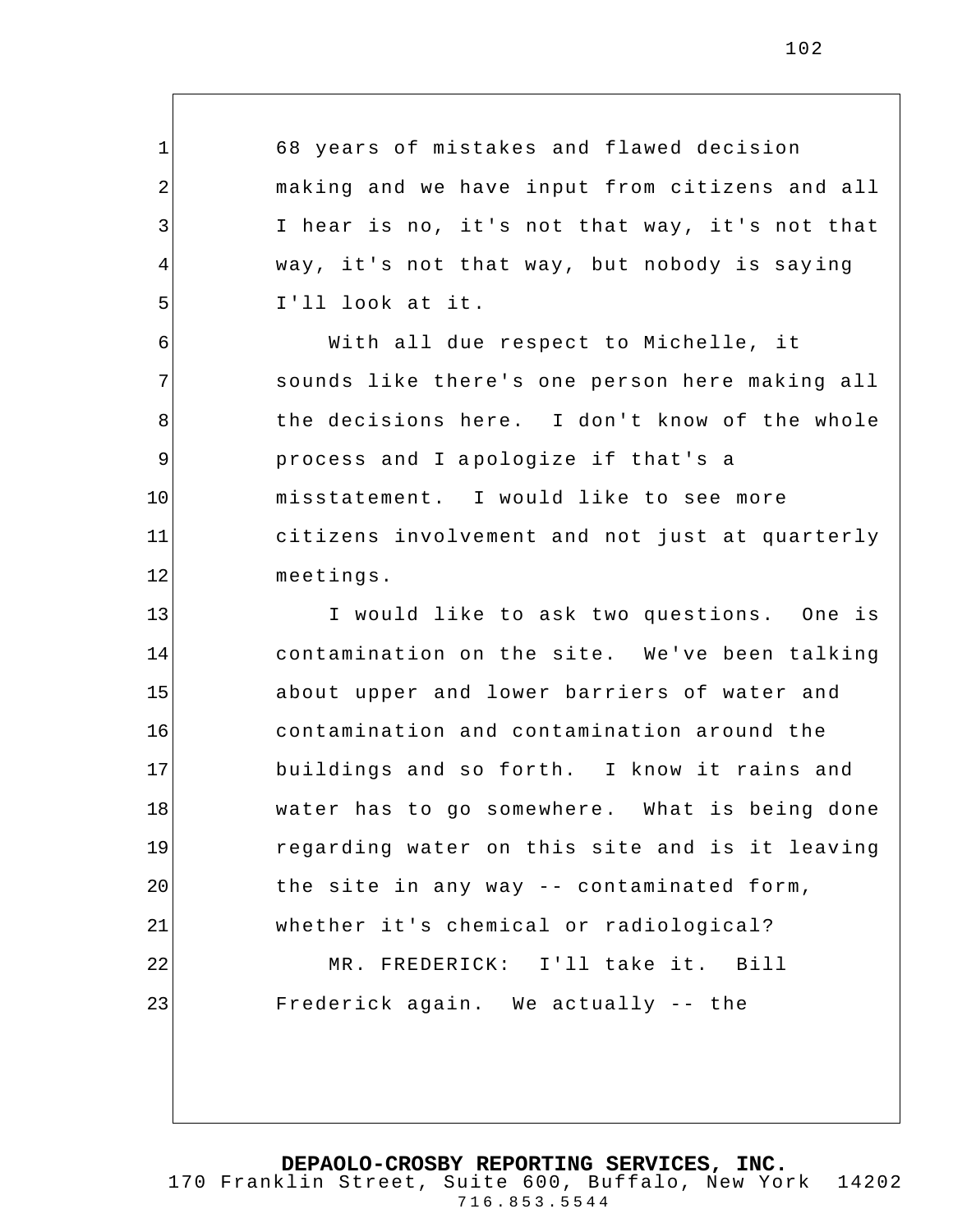68 years of mistakes and flawed decision making and we have input from citizens and all I hear is no, it's not that way, it's not that way, it's not that way, but nobody is saying I'll look at it.

With all due respect to Michelle, it sounds like there's one person here making all the decisions here. I don't know of the whole process and I apologize if that's a misstatement. I would like to see more citizens involvement and not just at quarterly meetings.

I would like to ask two questions. One is contamination on the site. We've been talking about upper and lower barriers of water and contamination and contamination around the buildings and so forth. I know it rains and water has to go somewhere. What is being done regarding water on this site and is it leaving the site in any way -- contaminated form, whether it's chemical or radiological?

MR. FREDERICK: I'll take it. Bill Frederick again. We actually -- the

**DEPAOLO-CROSBY REPORTING SERVICES, INC.**
170 Franklin Street, Suite 600, Buffalo, New York 14202
716.853.5544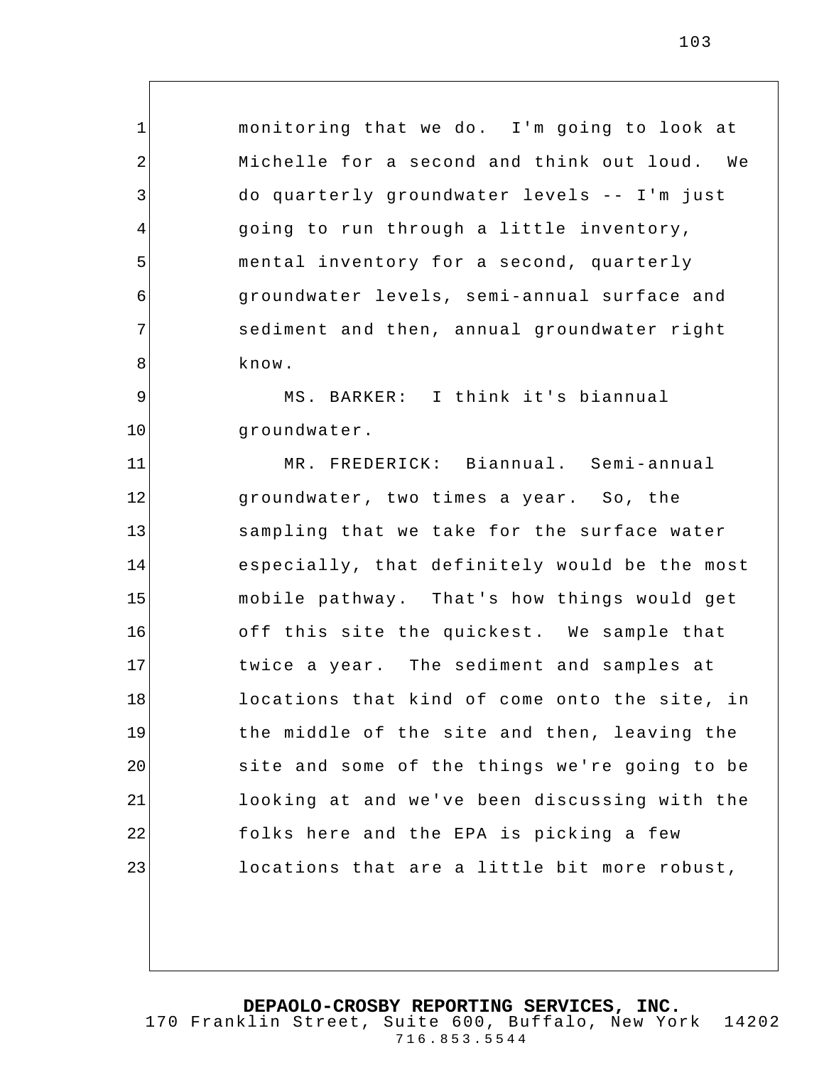monitoring that we do. I'm going to look at Michelle for a second and think out loud. We do quarterly groundwater levels -- I'm just going to run through a little inventory, mental inventory for a second, quarterly groundwater levels, semi-annual surface and sediment and then, annual groundwater right know.

MS. BARKER: I think it's biannual groundwater.

MR. FREDERICK: Biannual. Semi-annual groundwater, two times a year. So, the sampling that we take for the surface water especially, that definitely would be the most mobile pathway. That's how things would get off this site the quickest. We sample that twice a year. The sediment and samples at locations that kind of come onto the site, in the middle of the site and then, leaving the site and some of the things we're going to be looking at and we've been discussing with the folks here and the EPA is picking a few locations that are a little bit more robust,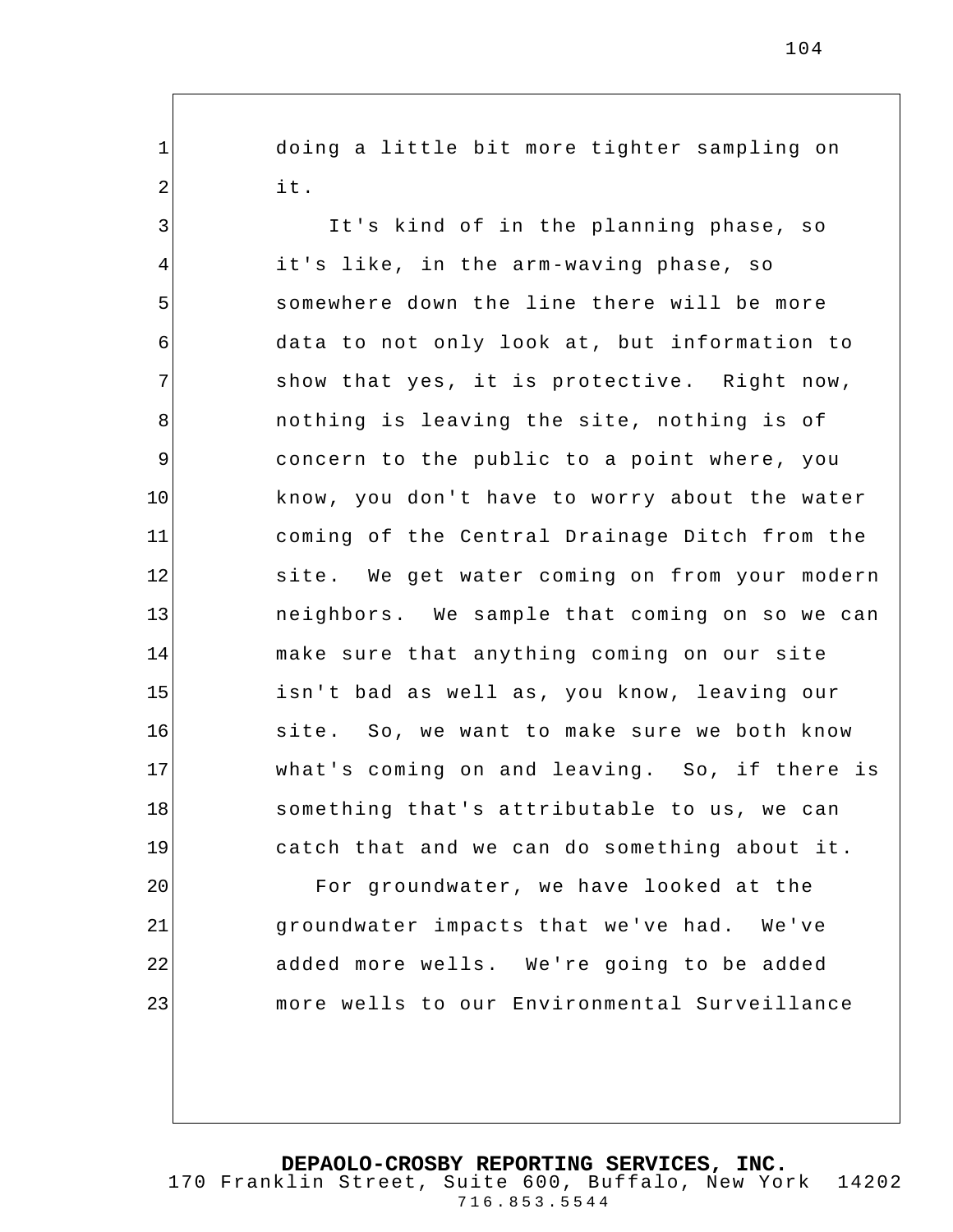doing a little bit more tighter sampling on it.

It's kind of in the planning phase, so it's like, in the arm-waving phase, so somewhere down the line there will be more data to not only look at, but information to show that yes, it is protective. Right now, nothing is leaving the site, nothing is of concern to the public to a point where, you know, you don't have to worry about the water coming of the Central Drainage Ditch from the site. We get water coming on from your modern neighbors. We sample that coming on so we can make sure that anything coming on our site isn't bad as well as, you know, leaving our site. So, we want to make sure we both know what's coming on and leaving. So, if there is something that's attributable to us, we can catch that and we can do something about it.

For groundwater, we have looked at the groundwater impacts that we've had. We've added more wells. We're going to be added more wells to our Environmental Surveillance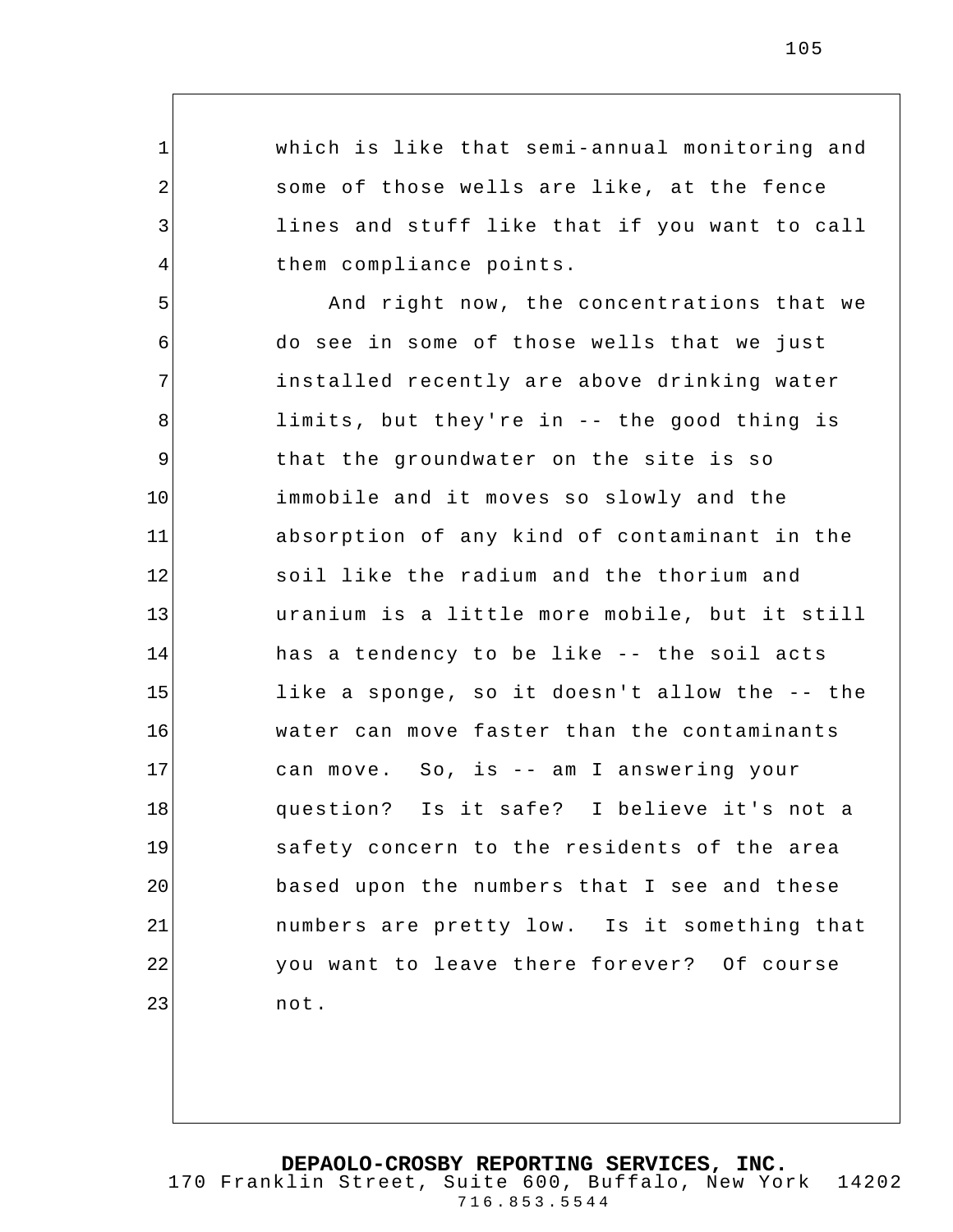which is like that semi-annual monitoring and some of those wells are like, at the fence lines and stuff like that if you want to call them compliance points.

And right now, the concentrations that we do see in some of those wells that we just installed recently are above drinking water limits, but they're in -- the good thing is that the groundwater on the site is so immobile and it moves so slowly and the absorption of any kind of contaminant in the soil like the radium and the thorium and uranium is a little more mobile, but it still has a tendency to be like -- the soil acts like a sponge, so it doesn't allow the -- the water can move faster than the contaminants can move. So, is -- am I answering your question? Is it safe? I believe it's not a safety concern to the residents of the area based upon the numbers that I see and these numbers are pretty low. Is it something that you want to leave there forever? Of course not.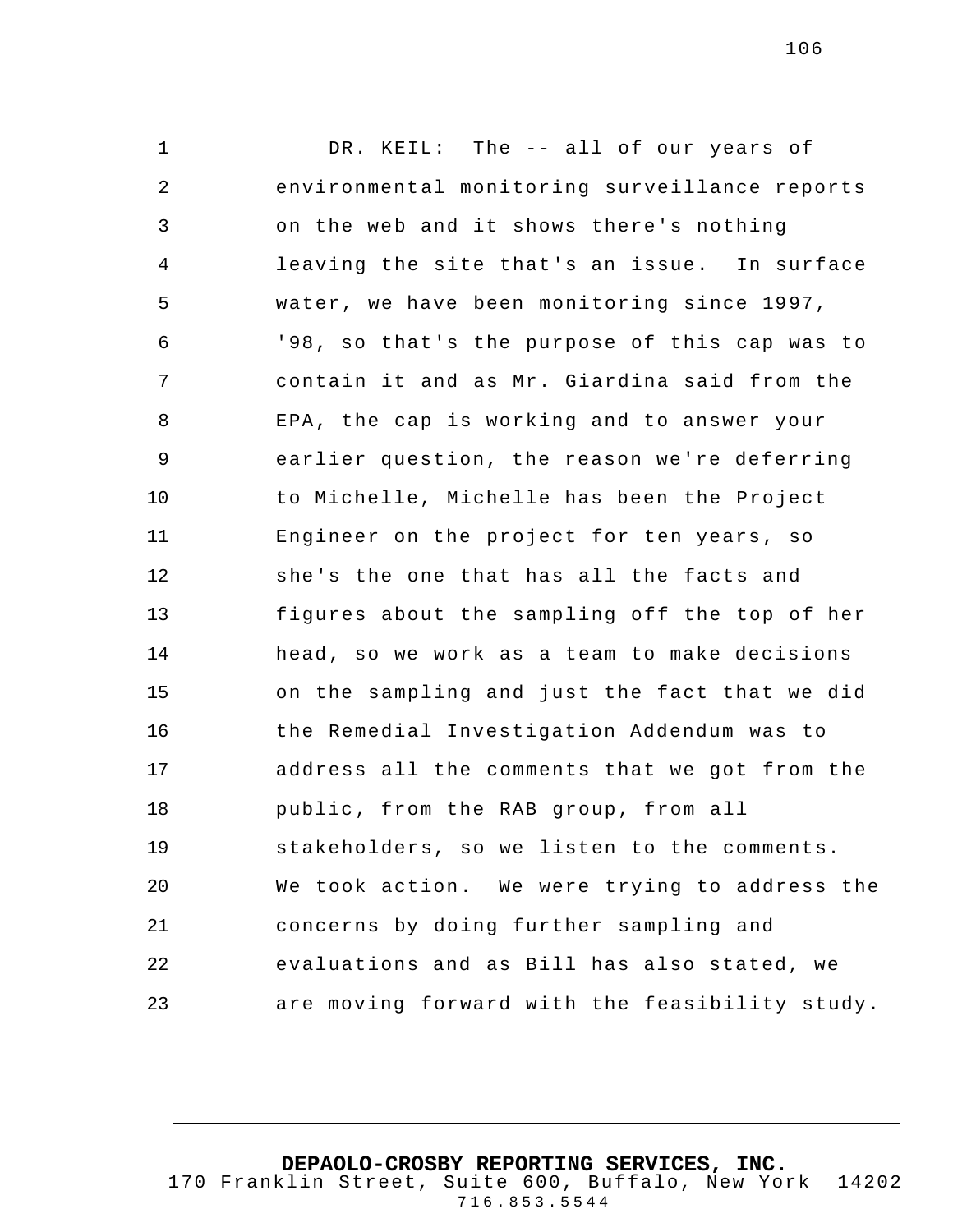DR. KEIL: The -- all of our years of environmental monitoring surveillance reports on the web and it shows there's nothing leaving the site that's an issue. In surface water, we have been monitoring since 1997, '98, so that's the purpose of this cap was to contain it and as Mr. Giardina said from the EPA, the cap is working and to answer your earlier question, the reason we're deferring to Michelle, Michelle has been the Project Engineer on the project for ten years, so she's the one that has all the facts and figures about the sampling off the top of her head, so we work as a team to make decisions on the sampling and just the fact that we did the Remedial Investigation Addendum was to address all the comments that we got from the public, from the RAB group, from all stakeholders, so we listen to the comments. We took action. We were trying to address the concerns by doing further sampling and evaluations and as Bill has also stated, we are moving forward with the feasibility study.

**DEPAOLO-CROSBY REPORTING SERVICES, INC.**
170 Franklin Street, Suite 600, Buffalo, New York 14202
716.853.5544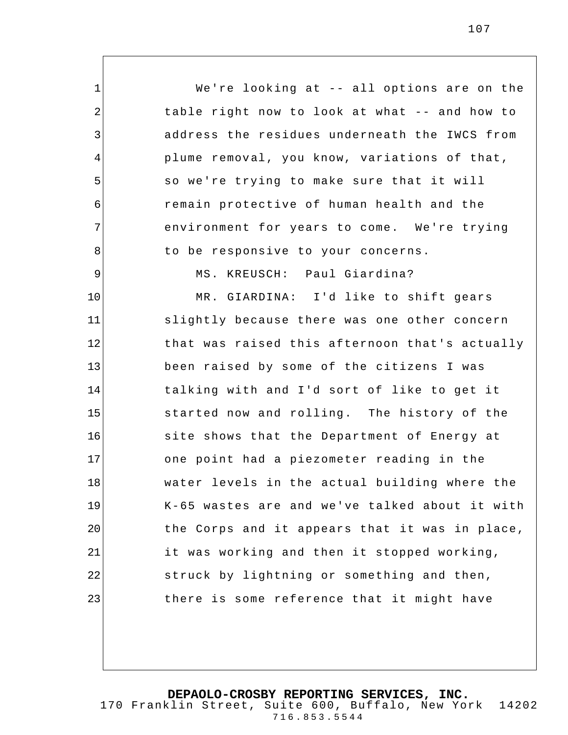We're looking at -- all options are on the table right now to look at what -- and how to address the residues underneath the IWCS from plume removal, you know, variations of that, so we're trying to make sure that it will remain protective of human health and the environment for years to come. We're trying to be responsive to your concerns.

MS. KREUSCH: Paul Giardina?

MR. GIARDINA: I'd like to shift gears slightly because there was one other concern that was raised this afternoon that's actually been raised by some of the citizens I was talking with and I'd sort of like to get it started now and rolling. The history of the site shows that the Department of Energy at one point had a piezometer reading in the water levels in the actual building where the K-65 wastes are and we've talked about it with the Corps and it appears that it was in place, it was working and then it stopped working, struck by lightning or something and then, there is some reference that it might have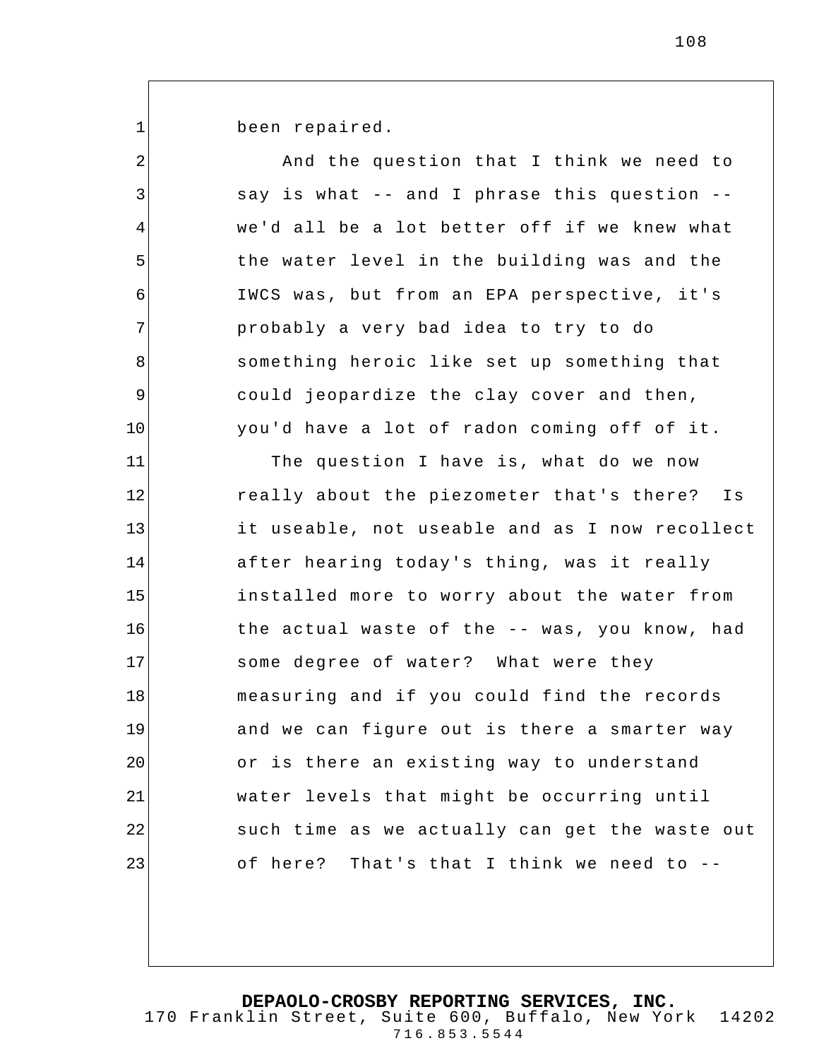been repaired.

And the question that I think we need to say is what -- and I phrase this question -- we'd all be a lot better off if we knew what the water level in the building was and the IWCS was, but from an EPA perspective, it's probably a very bad idea to try to do something heroic like set up something that could jeopardize the clay cover and then, you'd have a lot of radon coming off of it.

The question I have is, what do we now really about the piezometer that's there? Is it useable, not useable and as I now recollect after hearing today's thing, was it really installed more to worry about the water from the actual waste of the -- was, you know, had some degree of water? What were they measuring and if you could find the records and we can figure out is there a smarter way or is there an existing way to understand water levels that might be occurring until such time as we actually can get the waste out of here? That's that I think we need to --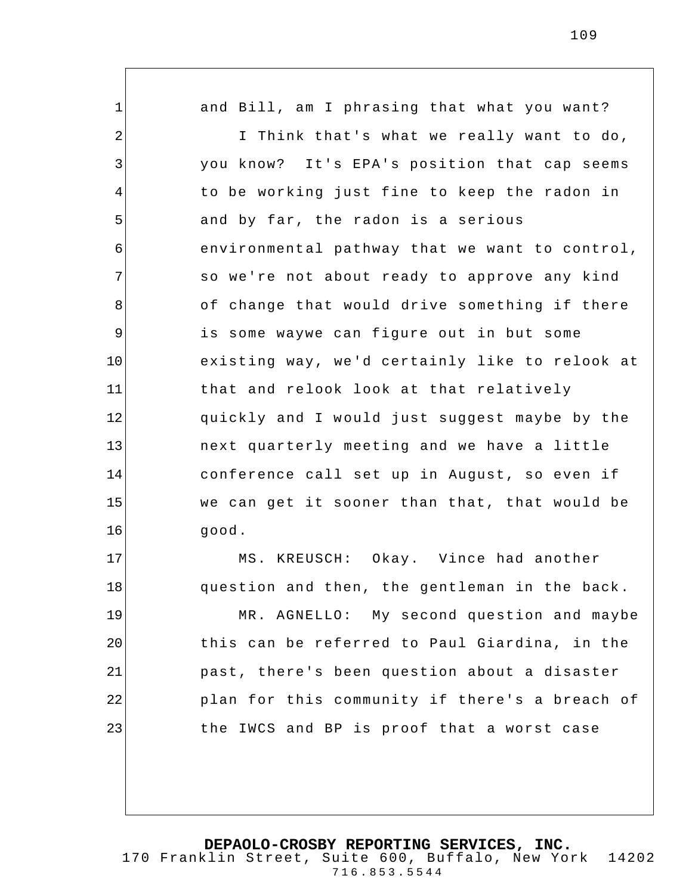and Bill, am I phrasing that what you want?

I Think that's what we really want to do, you know? It's EPA's position that cap seems to be working just fine to keep the radon in and by far, the radon is a serious environmental pathway that we want to control, so we're not about ready to approve any kind of change that would drive something if there is some waywe can figure out in but some existing way, we'd certainly like to relook at that and relook look at that relatively quickly and I would just suggest maybe by the next quarterly meeting and we have a little conference call set up in August, so even if we can get it sooner than that, that would be good.

MS. KREUSCH: Okay. Vince had another question and then, the gentleman in the back.

MR. AGNELLO: My second question and maybe this can be referred to Paul Giardina, in the past, there's been question about a disaster plan for this community if there's a breach of the IWCS and BP is proof that a worst case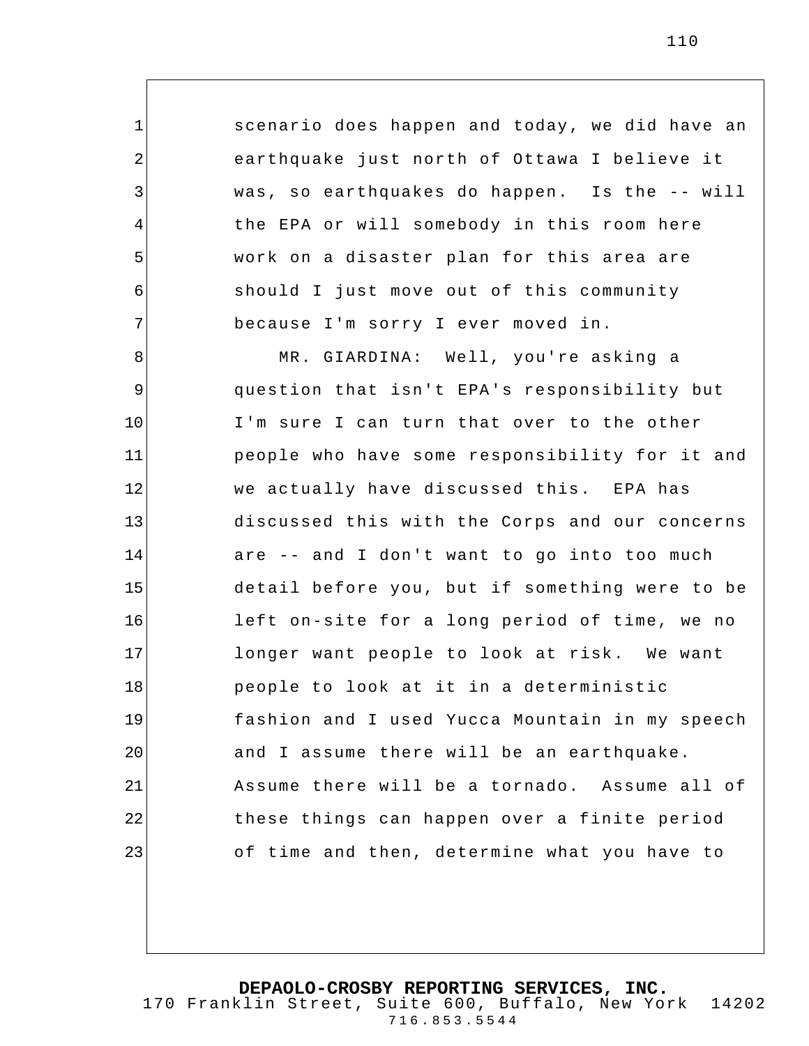scenario does happen and today, we did have an earthquake just north of Ottawa I believe it was, so earthquakes do happen. Is the -- will the EPA or will somebody in this room here work on a disaster plan for this area are should I just move out of this community because I'm sorry I ever moved in.

MR. GIARDINA: Well, you're asking a question that isn't EPA's responsibility but I'm sure I can turn that over to the other people who have some responsibility for it and we actually have discussed this. EPA has discussed this with the Corps and our concerns are -- and I don't want to go into too much detail before you, but if something were to be left on-site for a long period of time, we no longer want people to look at risk. We want people to look at it in a deterministic fashion and I used Yucca Mountain in my speech and I assume there will be an earthquake. Assume there will be a tornado. Assume all of these things can happen over a finite period of time and then, determine what you have to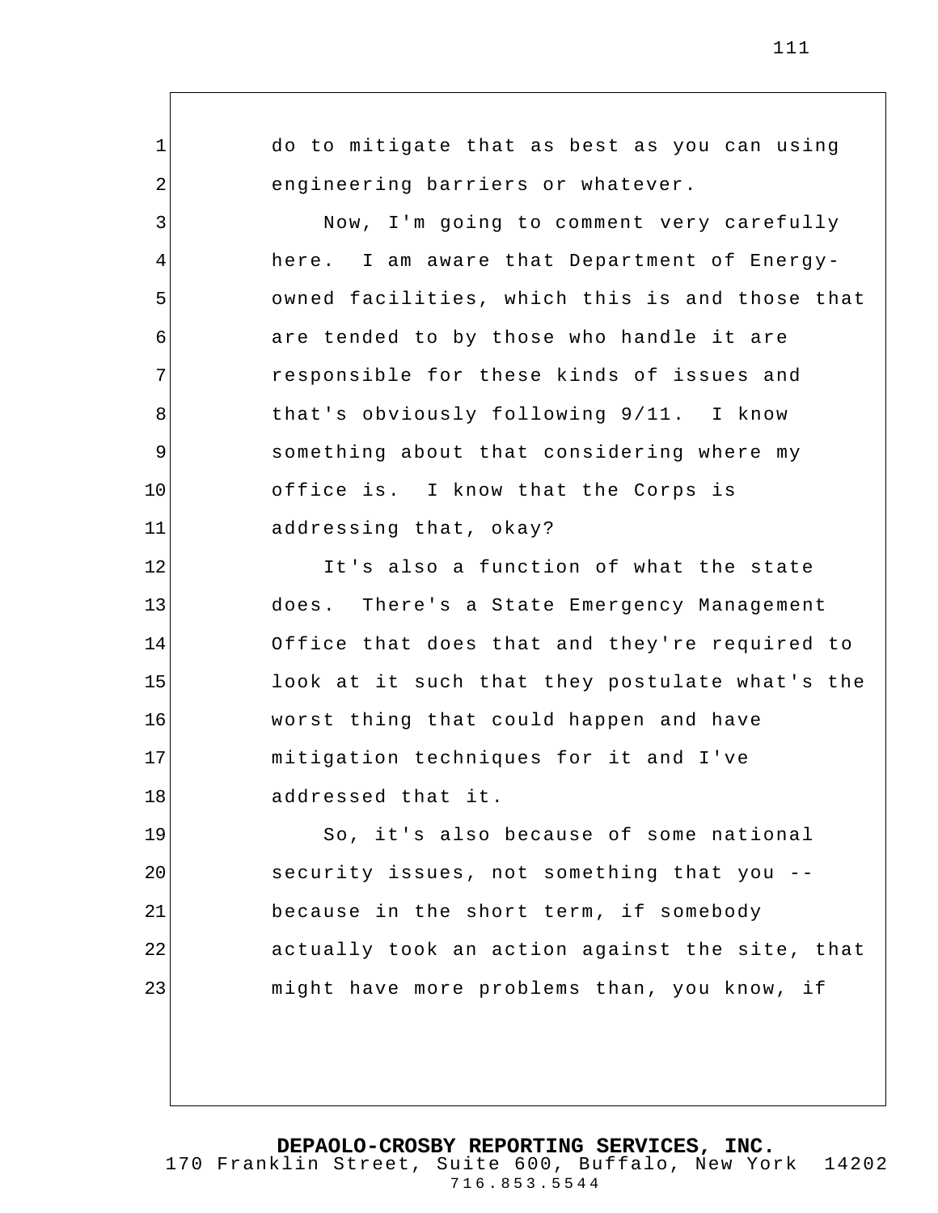do to mitigate that as best as you can using engineering barriers or whatever.

Now, I'm going to comment very carefully here. I am aware that Department of Energy-owned facilities, which this is and those that are tended to by those who handle it are responsible for these kinds of issues and that's obviously following 9/11. I know something about that considering where my office is. I know that the Corps is addressing that, okay?

It's also a function of what the state does. There's a State Emergency Management Office that does that and they're required to look at it such that they postulate what's the worst thing that could happen and have mitigation techniques for it and I've addressed that it.

So, it's also because of some national security issues, not something that you -- because in the short term, if somebody actually took an action against the site, that might have more problems than, you know, if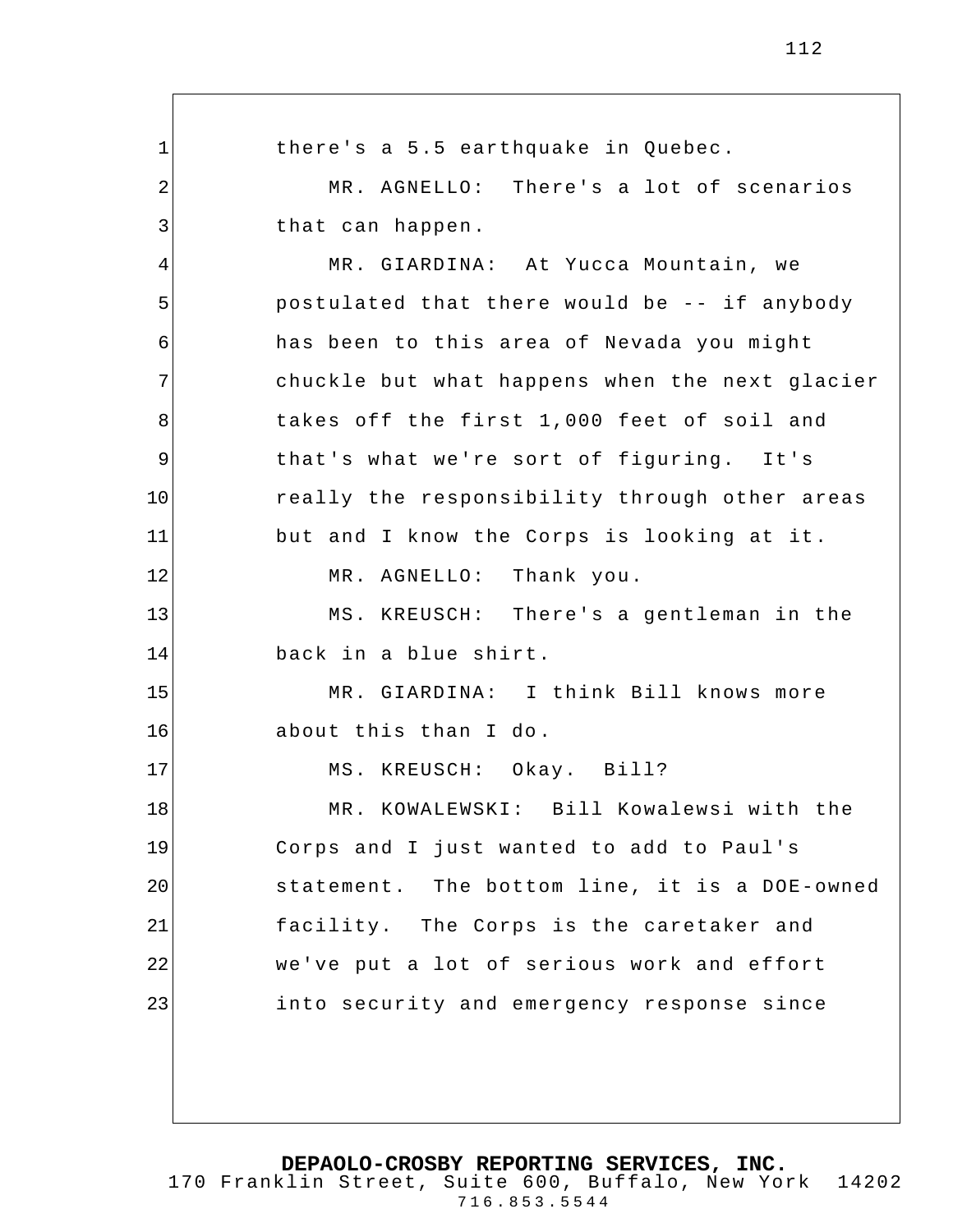there's a 5.5 earthquake in Quebec.

MR. AGNELLO: There's a lot of scenarios that can happen.

MR. GIARDINA: At Yucca Mountain, we postulated that there would be -- if anybody has been to this area of Nevada you might chuckle but what happens when the next glacier takes off the first 1,000 feet of soil and that's what we're sort of figuring. It's really the responsibility through other areas but and I know the Corps is looking at it.

MR. AGNELLO: Thank you.

MS. KREUSCH: There's a gentleman in the back in a blue shirt.

MR. GIARDINA: I think Bill knows more about this than I do.

MS. KREUSCH: Okay. Bill?

MR. KOWALEWSKI: Bill Kowalewsi with the Corps and I just wanted to add to Paul's statement. The bottom line, it is a DOE-owned facility. The Corps is the caretaker and we've put a lot of serious work and effort into security and emergency response since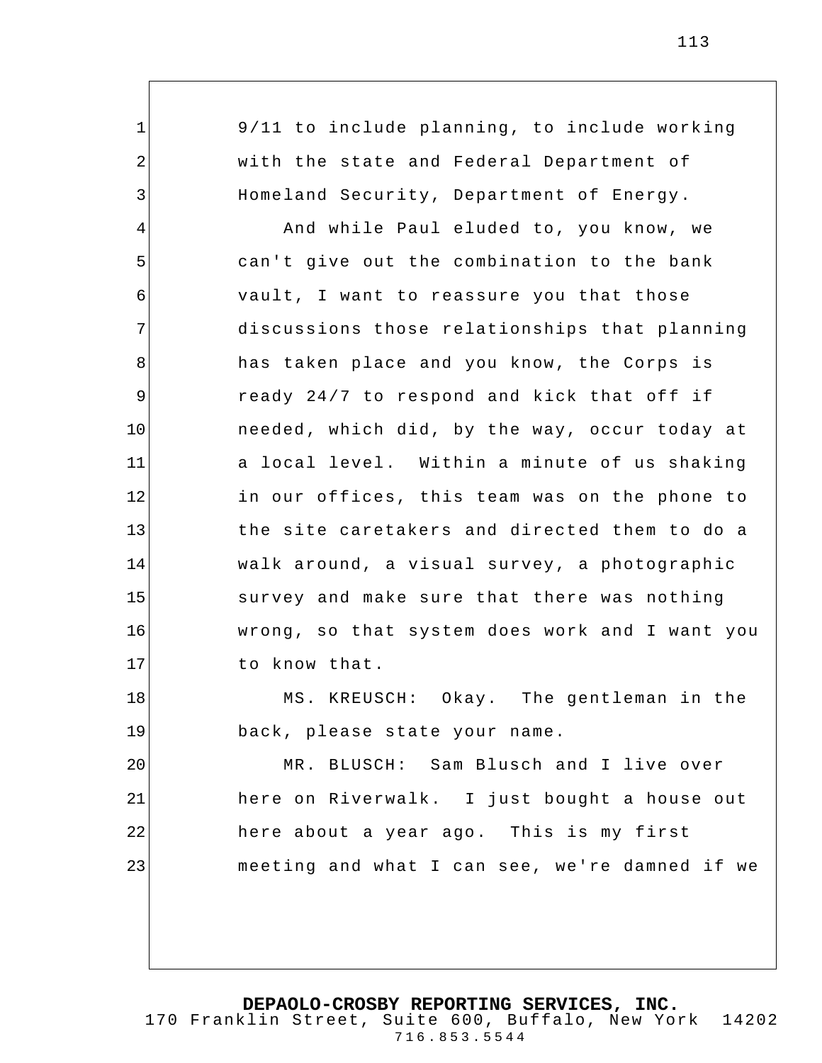9/11 to include planning, to include working with the state and Federal Department of Homeland Security, Department of Energy.

And while Paul eluded to, you know, we can't give out the combination to the bank vault, I want to reassure you that those discussions those relationships that planning has taken place and you know, the Corps is ready 24/7 to respond and kick that off if needed, which did, by the way, occur today at a local level. Within a minute of us shaking in our offices, this team was on the phone to the site caretakers and directed them to do a walk around, a visual survey, a photographic survey and make sure that there was nothing wrong, so that system does work and I want you to know that.

MS. KREUSCH: Okay. The gentleman in the back, please state your name.

MR. BLUSCH: Sam Blusch and I live over here on Riverwalk. I just bought a house out here about a year ago. This is my first meeting and what I can see, we're damned if we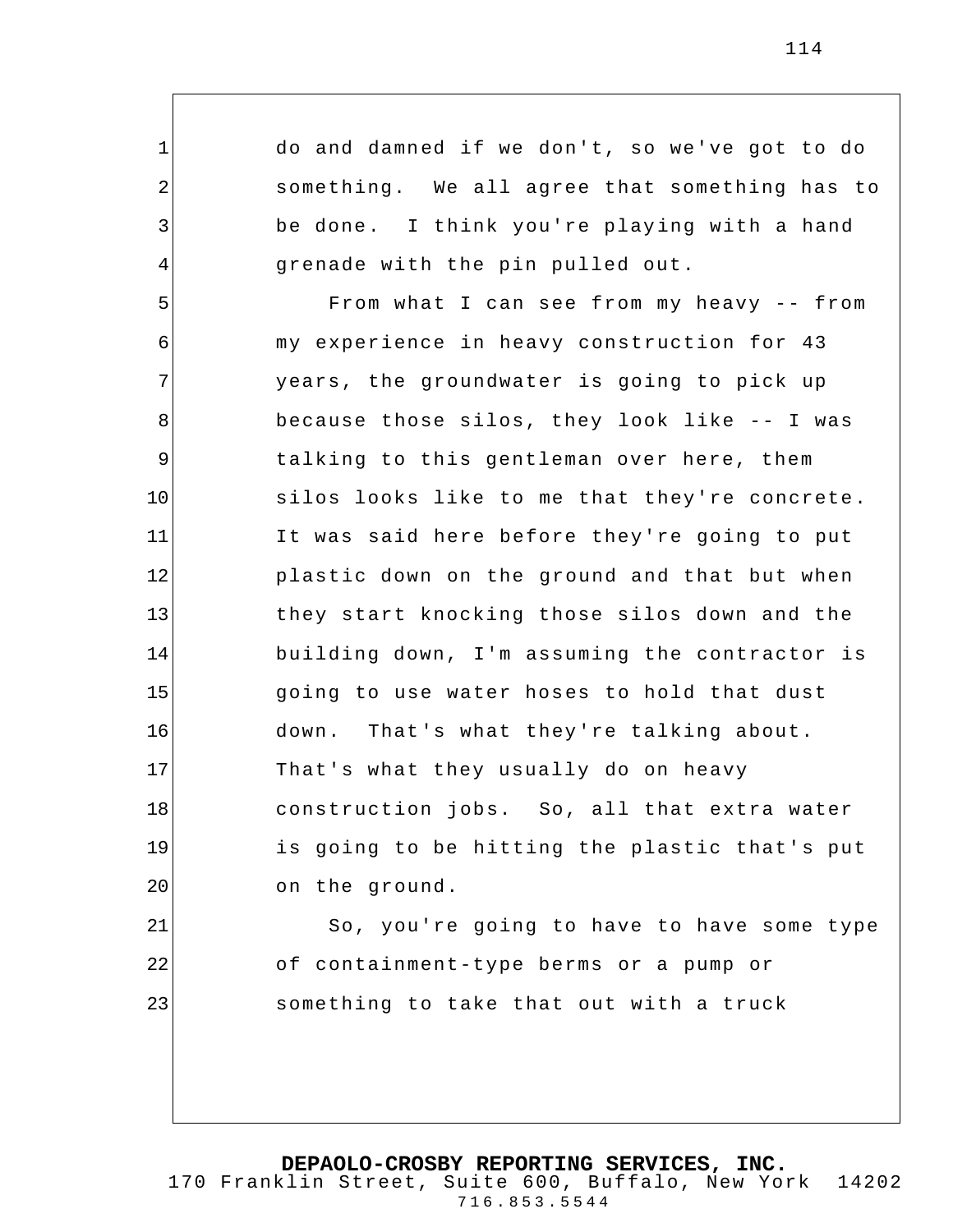do and damned if we don't, so we've got to do something. We all agree that something has to be done. I think you're playing with a hand grenade with the pin pulled out.

From what I can see from my heavy -- from my experience in heavy construction for 43 years, the groundwater is going to pick up because those silos, they look like -- I was talking to this gentleman over here, them silos looks like to me that they're concrete. It was said here before they're going to put plastic down on the ground and that but when they start knocking those silos down and the building down, I'm assuming the contractor is going to use water hoses to hold that dust down. That's what they're talking about. That's what they usually do on heavy construction jobs. So, all that extra water is going to be hitting the plastic that's put on the ground.

So, you're going to have to have some type of containment-type berms or a pump or something to take that out with a truck

**DEPAOLO-CROSBY REPORTING SERVICES, INC.**
170 Franklin Street, Suite 600, Buffalo, New York 14202
716.853.5544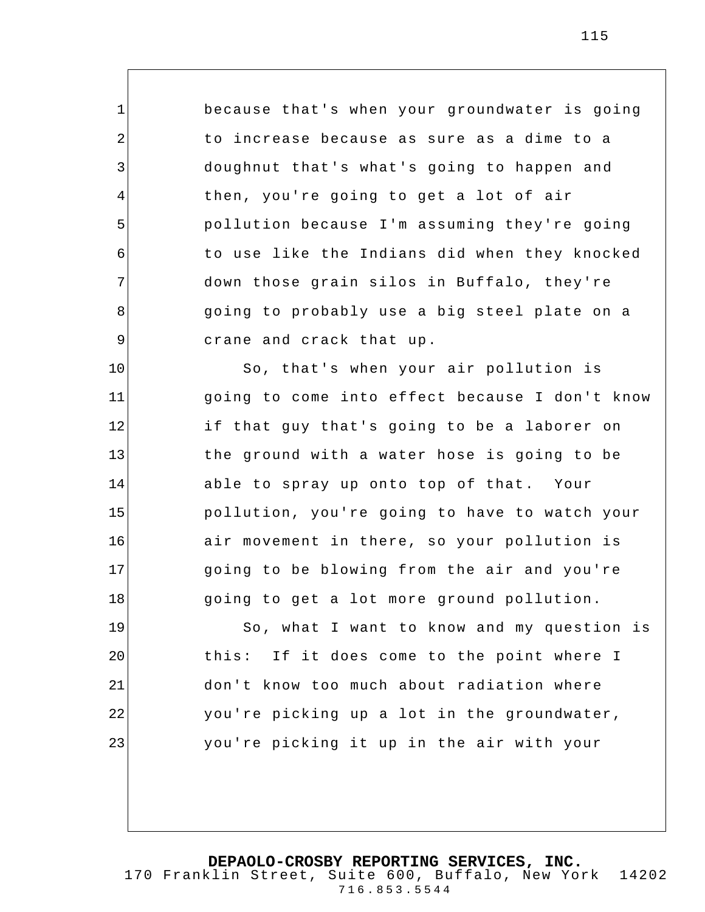because that's when your groundwater is going to increase because as sure as a dime to a doughnut that's what's going to happen and then, you're going to get a lot of air pollution because I'm assuming they're going to use like the Indians did when they knocked down those grain silos in Buffalo, they're going to probably use a big steel plate on a crane and crack that up.

So, that's when your air pollution is going to come into effect because I don't know if that guy that's going to be a laborer on the ground with a water hose is going to be able to spray up onto top of that.  Your pollution, you're going to have to watch your air movement in there, so your pollution is going to be blowing from the air and you're going to get a lot more ground pollution.

So, what I want to know and my question is this:  If it does come to the point where I don't know too much about radiation where you're picking up a lot in the groundwater, you're picking it up in the air with your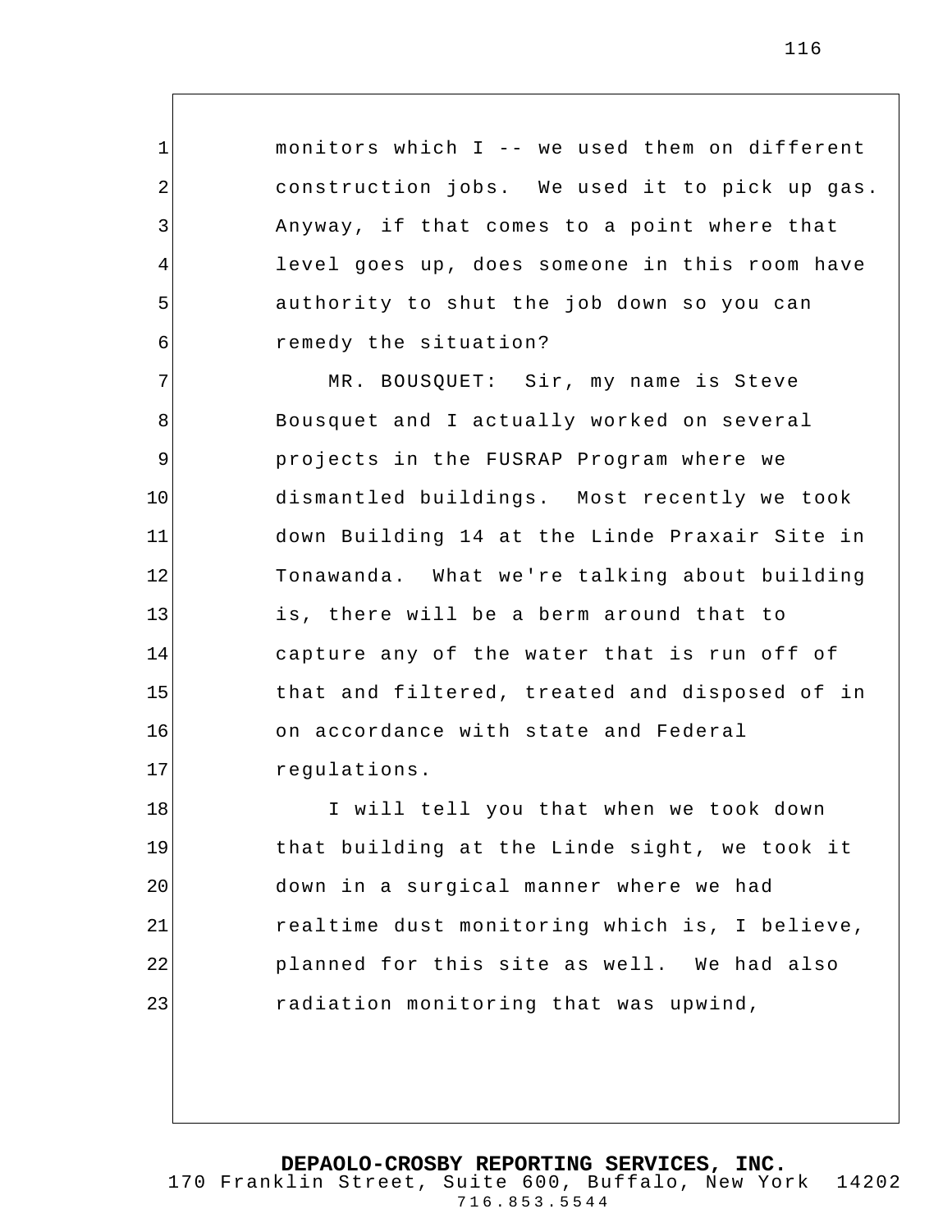monitors which I -- we used them on different construction jobs. We used it to pick up gas. Anyway, if that comes to a point where that level goes up, does someone in this room have authority to shut the job down so you can remedy the situation?

MR. BOUSQUET: Sir, my name is Steve Bousquet and I actually worked on several projects in the FUSRAP Program where we dismantled buildings. Most recently we took down Building 14 at the Linde Praxair Site in Tonawanda. What we're talking about building is, there will be a berm around that to capture any of the water that is run off of that and filtered, treated and disposed of in on accordance with state and Federal regulations.

I will tell you that when we took down that building at the Linde sight, we took it down in a surgical manner where we had realtime dust monitoring which is, I believe, planned for this site as well. We had also radiation monitoring that was upwind,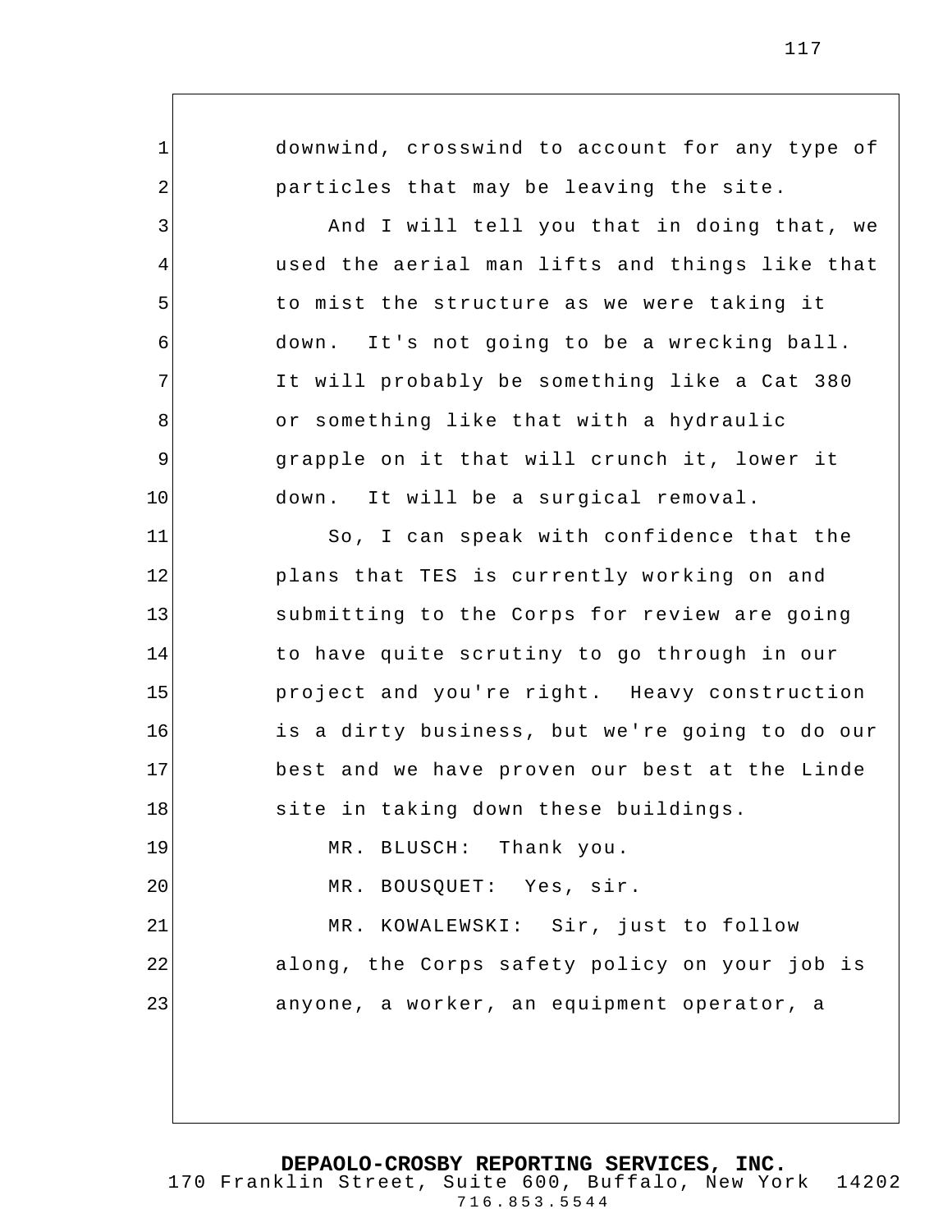downwind, crosswind to account for any type of particles that may be leaving the site.

And I will tell you that in doing that, we used the aerial man lifts and things like that to mist the structure as we were taking it down. It's not going to be a wrecking ball. It will probably be something like a Cat 380 or something like that with a hydraulic grapple on it that will crunch it, lower it down. It will be a surgical removal.

So, I can speak with confidence that the plans that TES is currently working on and submitting to the Corps for review are going to have quite scrutiny to go through in our project and you're right. Heavy construction is a dirty business, but we're going to do our best and we have proven our best at the Linde site in taking down these buildings.

MR. BLUSCH: Thank you.

MR. BOUSQUET: Yes, sir.

MR. KOWALEWSKI: Sir, just to follow along, the Corps safety policy on your job is anyone, a worker, an equipment operator, a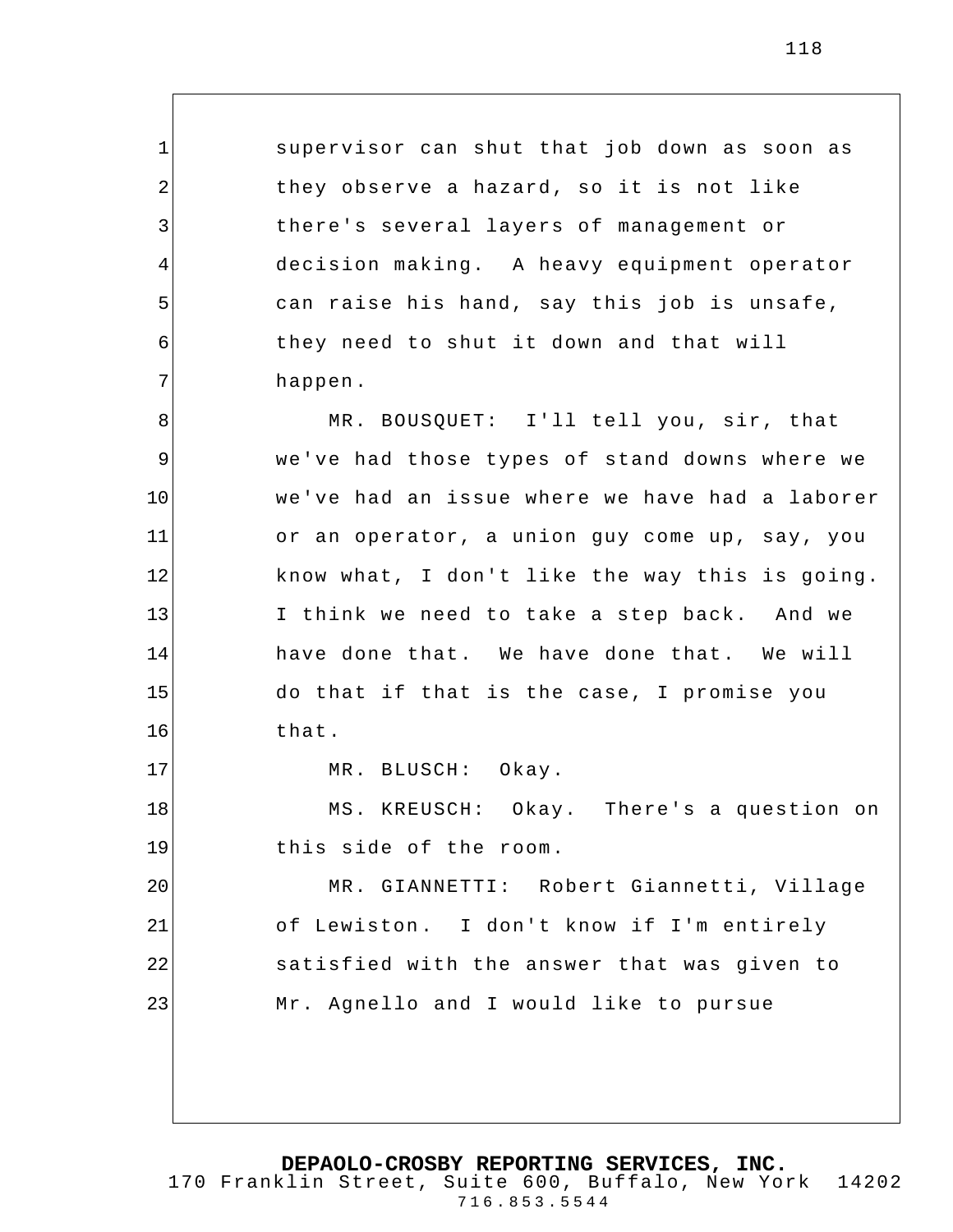supervisor can shut that job down as soon as they observe a hazard, so it is not like there's several layers of management or decision making. A heavy equipment operator can raise his hand, say this job is unsafe, they need to shut it down and that will happen.

MR. BOUSQUET: I'll tell you, sir, that we've had those types of stand downs where we we've had an issue where we have had a laborer or an operator, a union guy come up, say, you know what, I don't like the way this is going. I think we need to take a step back. And we have done that. We have done that. We will do that if that is the case, I promise you that.

MR. BLUSCH: Okay.

MS. KREUSCH: Okay. There's a question on this side of the room.

MR. GIANNETTI: Robert Giannetti, Village of Lewiston. I don't know if I'm entirely satisfied with the answer that was given to Mr. Agnello and I would like to pursue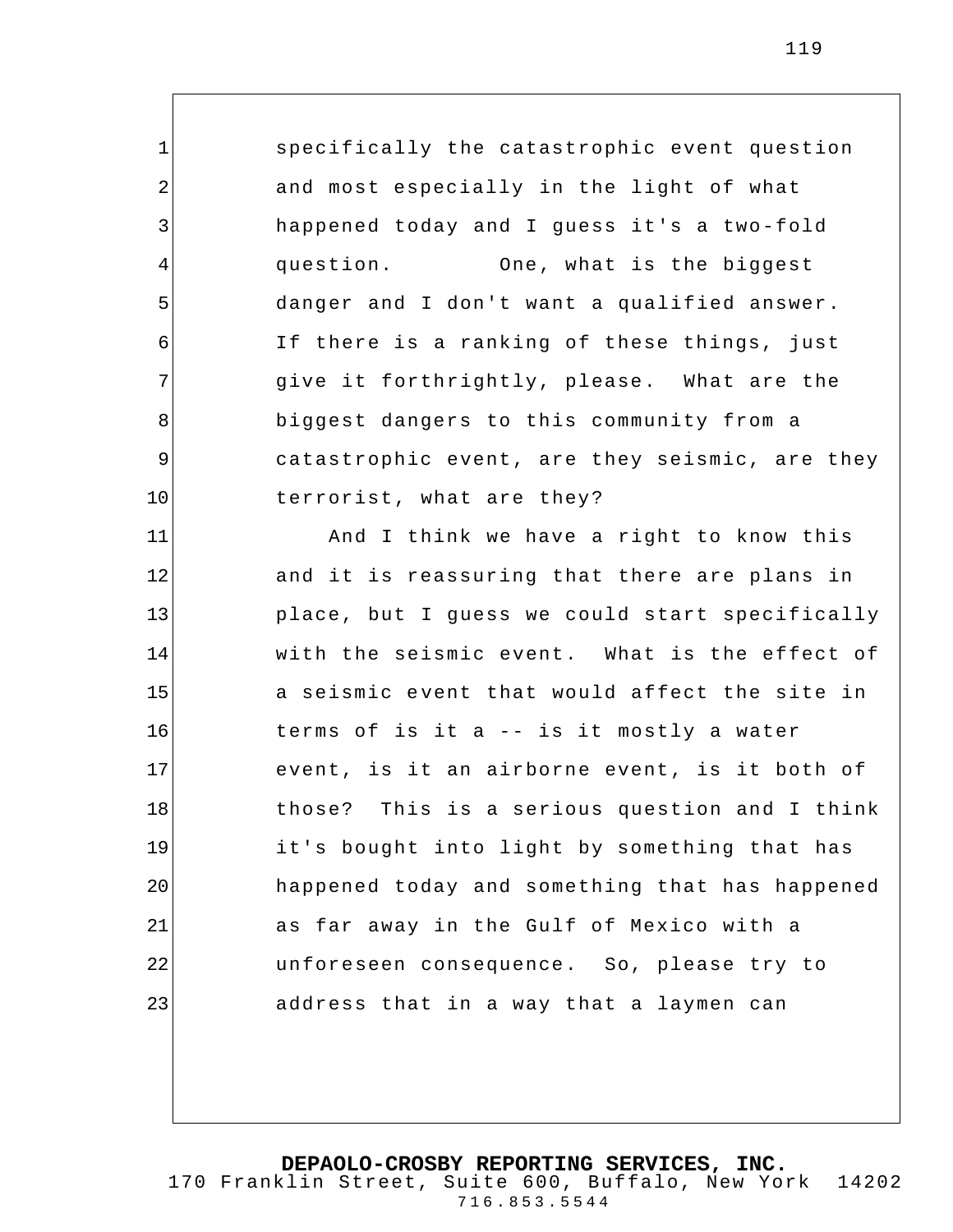specifically the catastrophic event question and most especially in the light of what happened today and I guess it's a two-fold question. One, what is the biggest danger and I don't want a qualified answer. If there is a ranking of these things, just give it forthrightly, please. What are the biggest dangers to this community from a catastrophic event, are they seismic, are they terrorist, what are they?

And I think we have a right to know this and it is reassuring that there are plans in place, but I guess we could start specifically with the seismic event. What is the effect of a seismic event that would affect the site in terms of is it a -- is it mostly a water event, is it an airborne event, is it both of those? This is a serious question and I think it's bought into light by something that has happened today and something that has happened as far away in the Gulf of Mexico with a unforeseen consequence. So, please try to address that in a way that a laymen can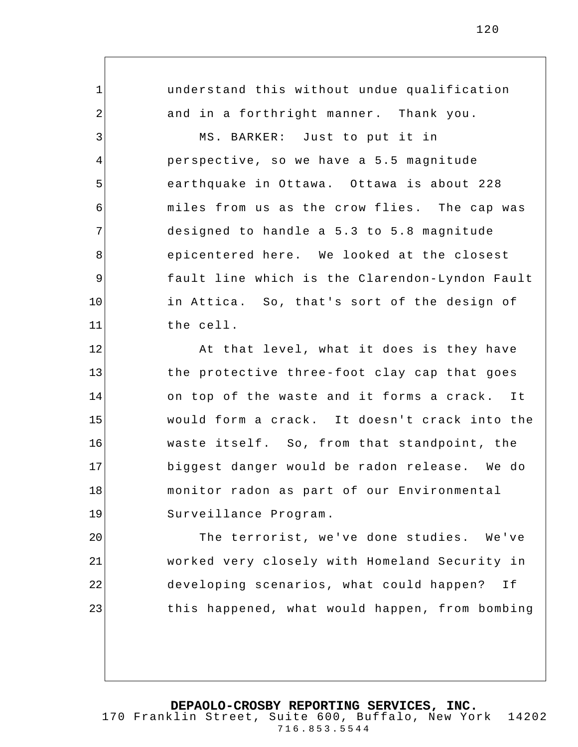understand this without undue qualification and in a forthright manner. Thank you.

MS. BARKER: Just to put it in perspective, so we have a 5.5 magnitude earthquake in Ottawa. Ottawa is about 228 miles from us as the crow flies. The cap was designed to handle a 5.3 to 5.8 magnitude epicentered here. We looked at the closest fault line which is the Clarendon-Lyndon Fault in Attica. So, that's sort of the design of the cell.

At that level, what it does is they have the protective three-foot clay cap that goes on top of the waste and it forms a crack. It would form a crack. It doesn't crack into the waste itself. So, from that standpoint, the biggest danger would be radon release. We do monitor radon as part of our Environmental Surveillance Program.

The terrorist, we've done studies. We've worked very closely with Homeland Security in developing scenarios, what could happen? If this happened, what would happen, from bombing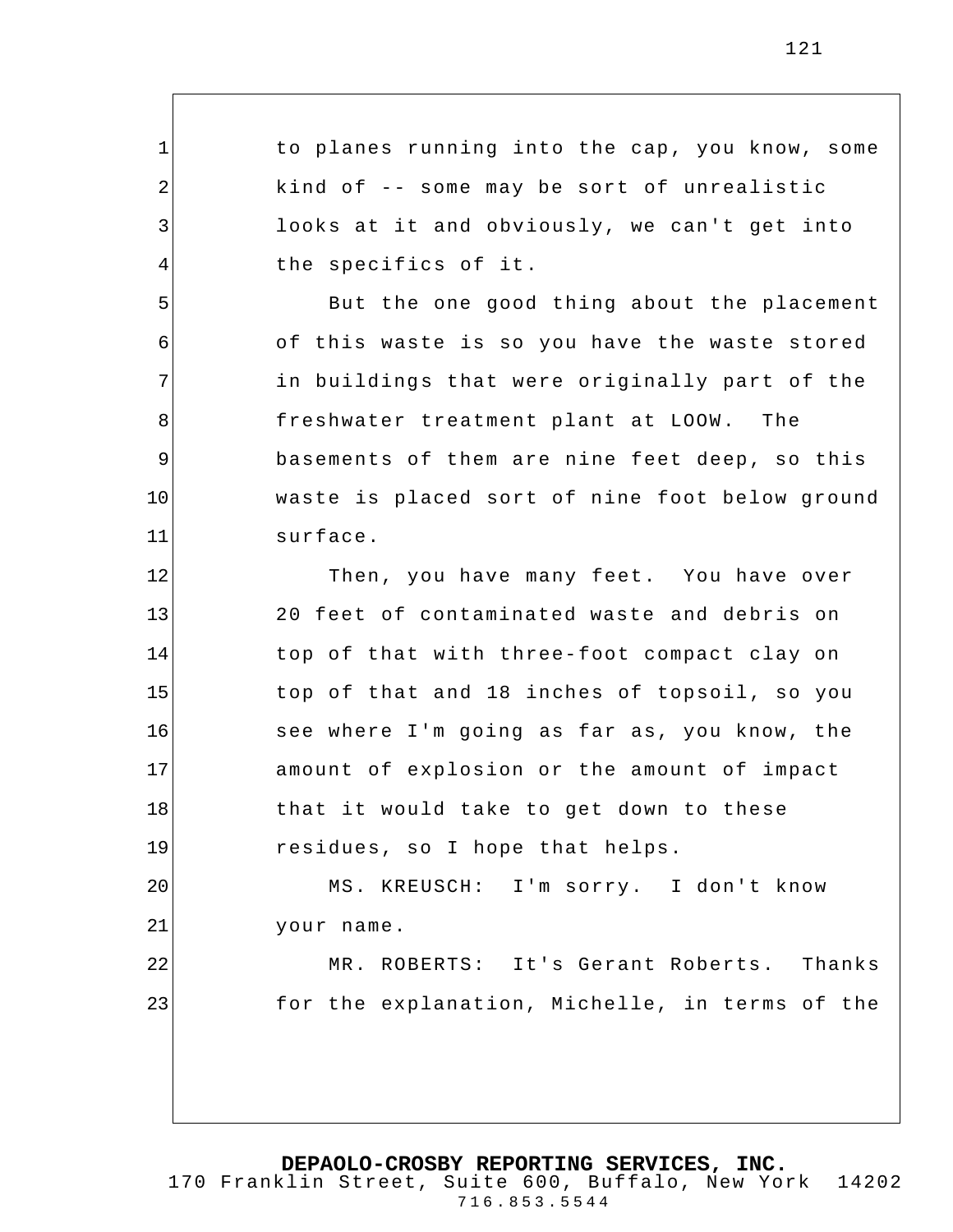to planes running into the cap, you know, some kind of -- some may be sort of unrealistic looks at it and obviously, we can't get into the specifics of it.

But the one good thing about the placement of this waste is so you have the waste stored in buildings that were originally part of the freshwater treatment plant at LOOW. The basements of them are nine feet deep, so this waste is placed sort of nine foot below ground surface.

Then, you have many feet. You have over 20 feet of contaminated waste and debris on top of that with three-foot compact clay on top of that and 18 inches of topsoil, so you see where I'm going as far as, you know, the amount of explosion or the amount of impact that it would take to get down to these residues, so I hope that helps.

MS. KREUSCH: I'm sorry. I don't know your name.

MR. ROBERTS: It's Gerant Roberts. Thanks for the explanation, Michelle, in terms of the

**DEPAOLO-CROSBY REPORTING SERVICES, INC.**
170 Franklin Street, Suite 600, Buffalo, New York 14202
716.853.5544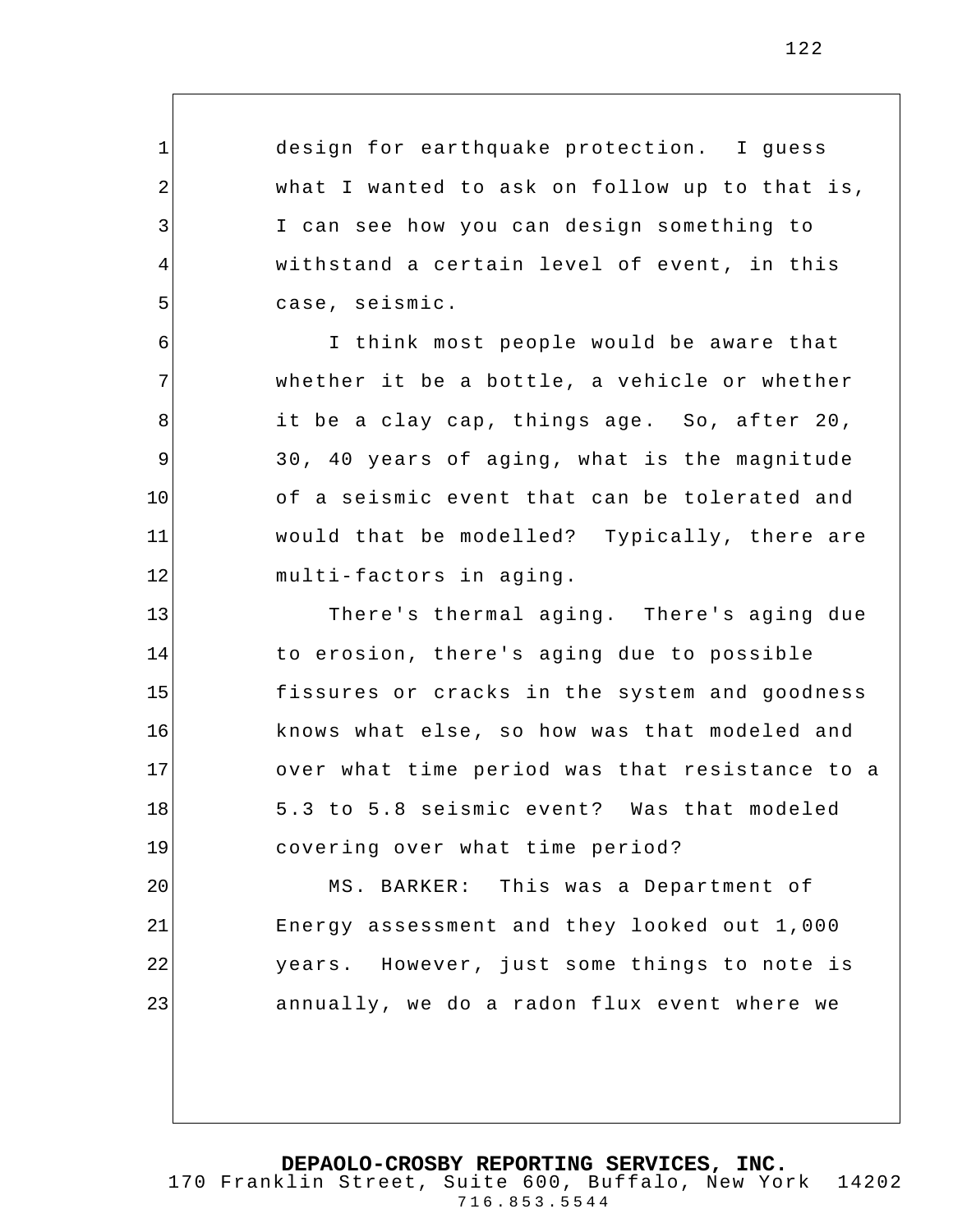design for earthquake protection. I guess what I wanted to ask on follow up to that is, I can see how you can design something to withstand a certain level of event, in this case, seismic.

I think most people would be aware that whether it be a bottle, a vehicle or whether it be a clay cap, things age. So, after 20, 30, 40 years of aging, what is the magnitude of a seismic event that can be tolerated and would that be modelled? Typically, there are multi-factors in aging.

There's thermal aging. There's aging due to erosion, there's aging due to possible fissures or cracks in the system and goodness knows what else, so how was that modeled and over what time period was that resistance to a 5.3 to 5.8 seismic event? Was that modeled covering over what time period?

MS. BARKER: This was a Department of Energy assessment and they looked out 1,000 years. However, just some things to note is annually, we do a radon flux event where we

**DEPAOLO-CROSBY REPORTING SERVICES, INC.**
170 Franklin Street, Suite 600, Buffalo, New York 14202
716.853.5544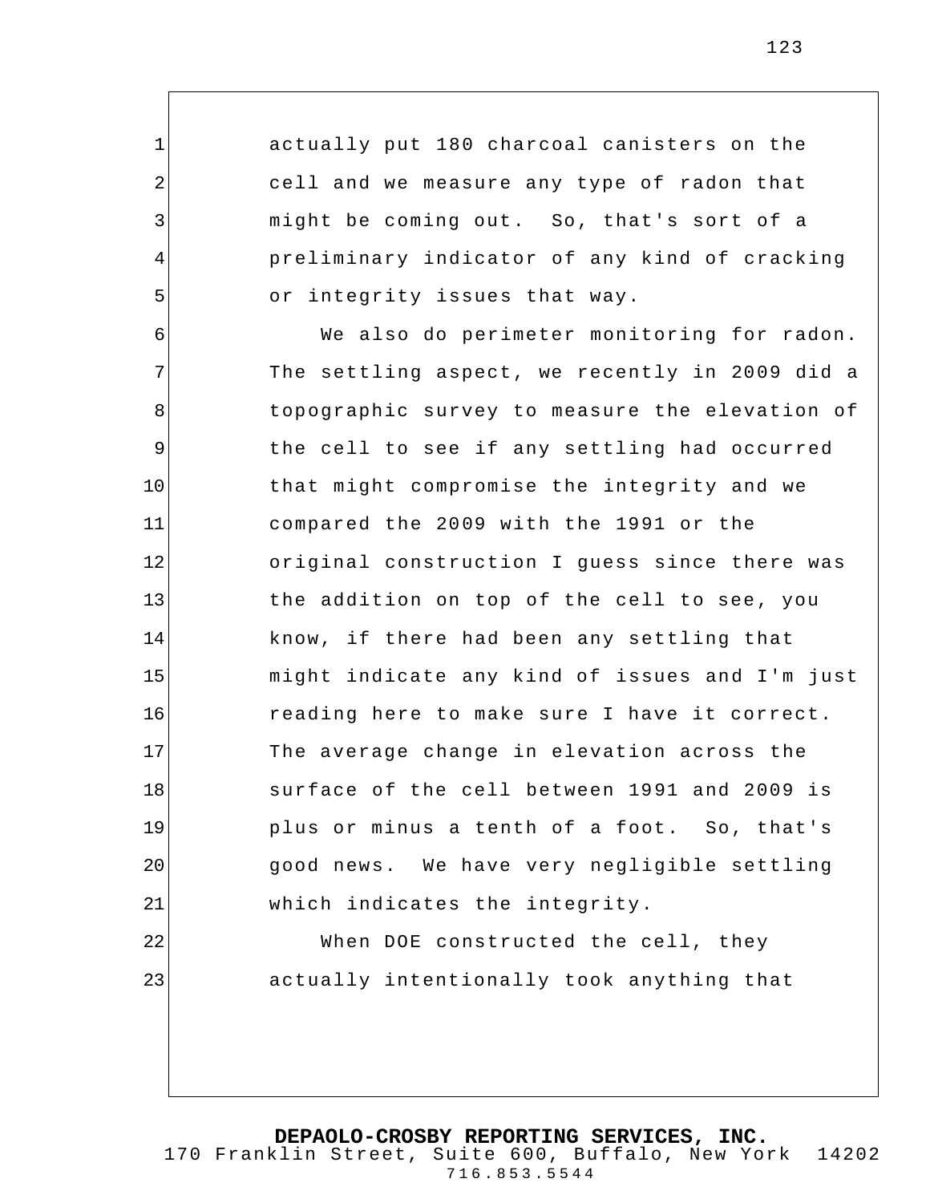actually put 180 charcoal canisters on the cell and we measure any type of radon that might be coming out. So, that's sort of a preliminary indicator of any kind of cracking or integrity issues that way.

We also do perimeter monitoring for radon. The settling aspect, we recently in 2009 did a topographic survey to measure the elevation of the cell to see if any settling had occurred that might compromise the integrity and we compared the 2009 with the 1991 or the original construction I guess since there was the addition on top of the cell to see, you know, if there had been any settling that might indicate any kind of issues and I'm just reading here to make sure I have it correct. The average change in elevation across the surface of the cell between 1991 and 2009 is plus or minus a tenth of a foot. So, that's good news. We have very negligible settling which indicates the integrity.

When DOE constructed the cell, they actually intentionally took anything that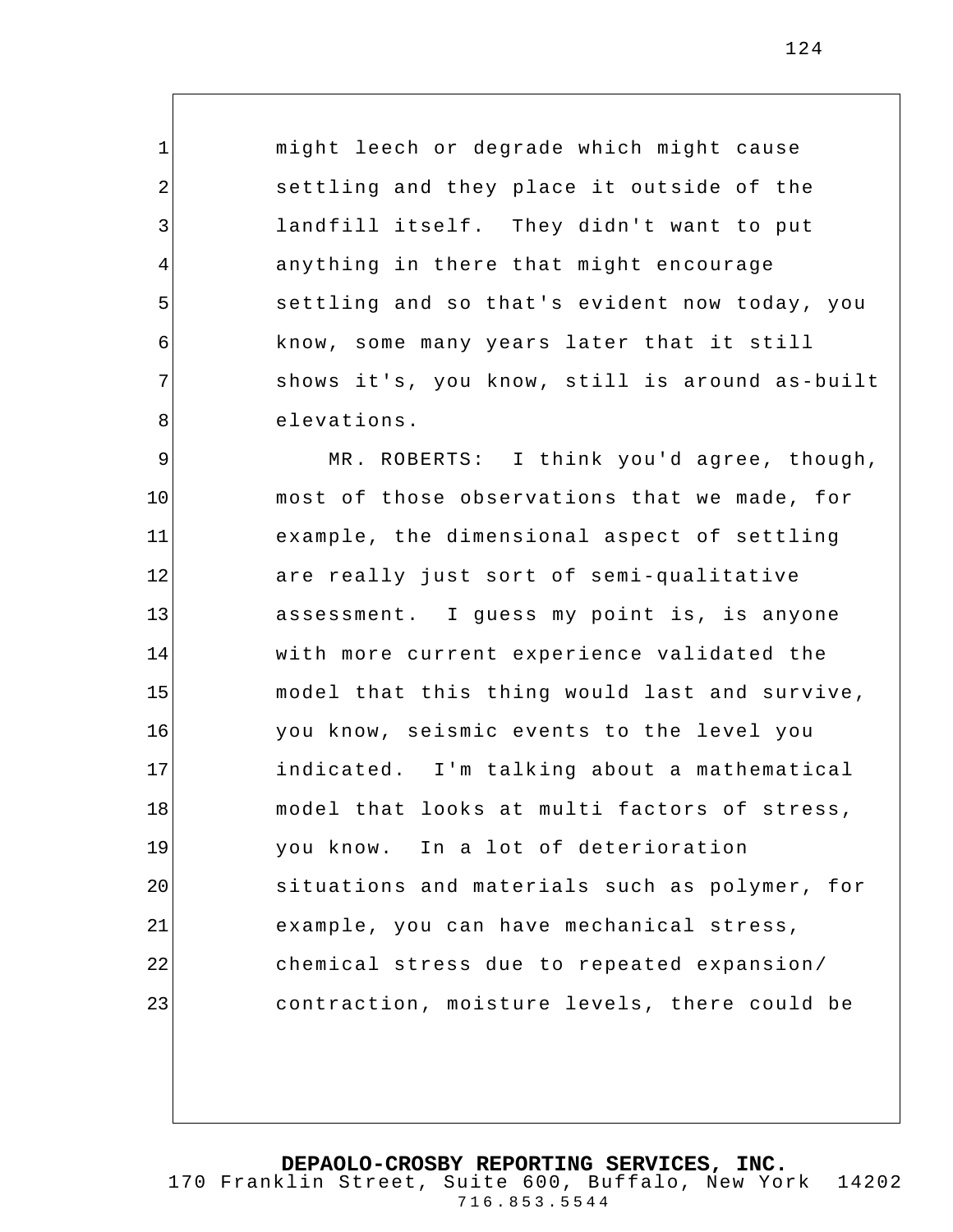might leech or degrade which might cause settling and they place it outside of the landfill itself. They didn't want to put anything in there that might encourage settling and so that's evident now today, you know, some many years later that it still shows it's, you know, still is around as-built elevations.

MR. ROBERTS: I think you'd agree, though, most of those observations that we made, for example, the dimensional aspect of settling are really just sort of semi-qualitative assessment. I guess my point is, is anyone with more current experience validated the model that this thing would last and survive, you know, seismic events to the level you indicated. I'm talking about a mathematical model that looks at multi factors of stress, you know. In a lot of deterioration situations and materials such as polymer, for example, you can have mechanical stress, chemical stress due to repeated expansion/contraction, moisture levels, there could be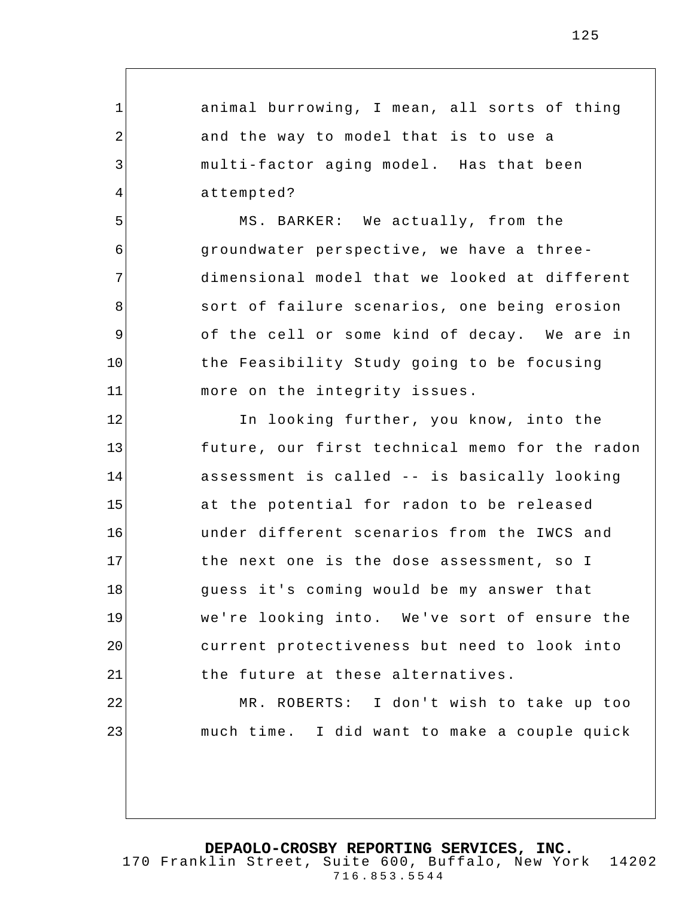animal burrowing, I mean, all sorts of thing and the way to model that is to use a multi-factor aging model. Has that been attempted?

MS. BARKER: We actually, from the groundwater perspective, we have a three-dimensional model that we looked at different sort of failure scenarios, one being erosion of the cell or some kind of decay. We are in the Feasibility Study going to be focusing more on the integrity issues.

In looking further, you know, into the future, our first technical memo for the radon assessment is called -- is basically looking at the potential for radon to be released under different scenarios from the IWCS and the next one is the dose assessment, so I guess it's coming would be my answer that we're looking into. We've sort of ensure the current protectiveness but need to look into the future at these alternatives.

MR. ROBERTS: I don't wish to take up too much time. I did want to make a couple quick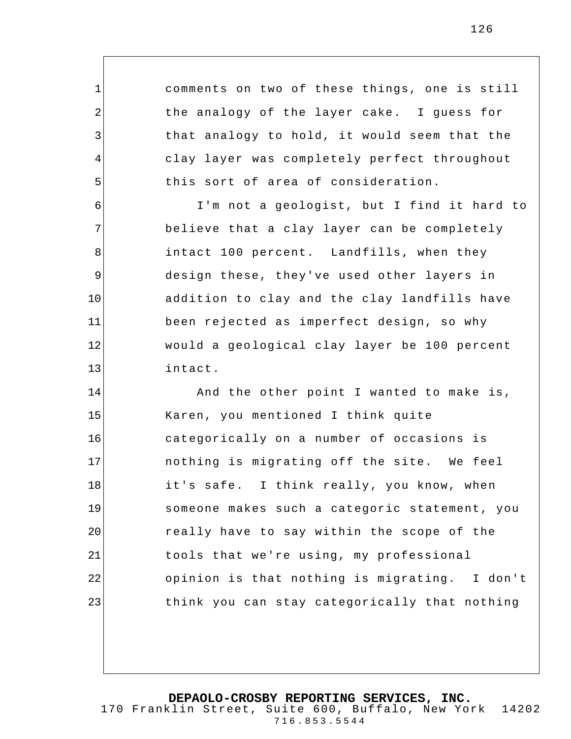comments on two of these things, one is still the analogy of the layer cake. I guess for that analogy to hold, it would seem that the clay layer was completely perfect throughout this sort of area of consideration.

I'm not a geologist, but I find it hard to believe that a clay layer can be completely intact 100 percent. Landfills, when they design these, they've used other layers in addition to clay and the clay landfills have been rejected as imperfect design, so why would a geological clay layer be 100 percent intact.

And the other point I wanted to make is, Karen, you mentioned I think quite categorically on a number of occasions is nothing is migrating off the site. We feel it's safe. I think really, you know, when someone makes such a categoric statement, you really have to say within the scope of the tools that we're using, my professional opinion is that nothing is migrating. I don't think you can stay categorically that nothing

**DEPAOLO-CROSBY REPORTING SERVICES, INC.**
170 Franklin Street, Suite 600, Buffalo, New York 14202
716.853.5544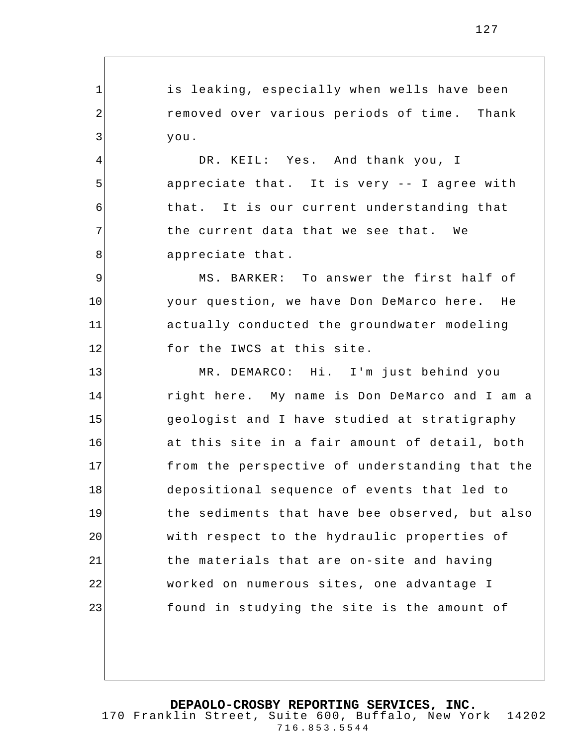is leaking, especially when wells have been removed over various periods of time. Thank you.

DR. KEIL: Yes. And thank you, I appreciate that. It is very -- I agree with that. It is our current understanding that the current data that we see that. We appreciate that.

MS. BARKER: To answer the first half of your question, we have Don DeMarco here. He actually conducted the groundwater modeling for the IWCS at this site.

MR. DEMARCO: Hi. I'm just behind you right here. My name is Don DeMarco and I am a geologist and I have studied at stratigraphy at this site in a fair amount of detail, both from the perspective of understanding that the depositional sequence of events that led to the sediments that have bee observed, but also with respect to the hydraulic properties of the materials that are on-site and having worked on numerous sites, one advantage I found in studying the site is the amount of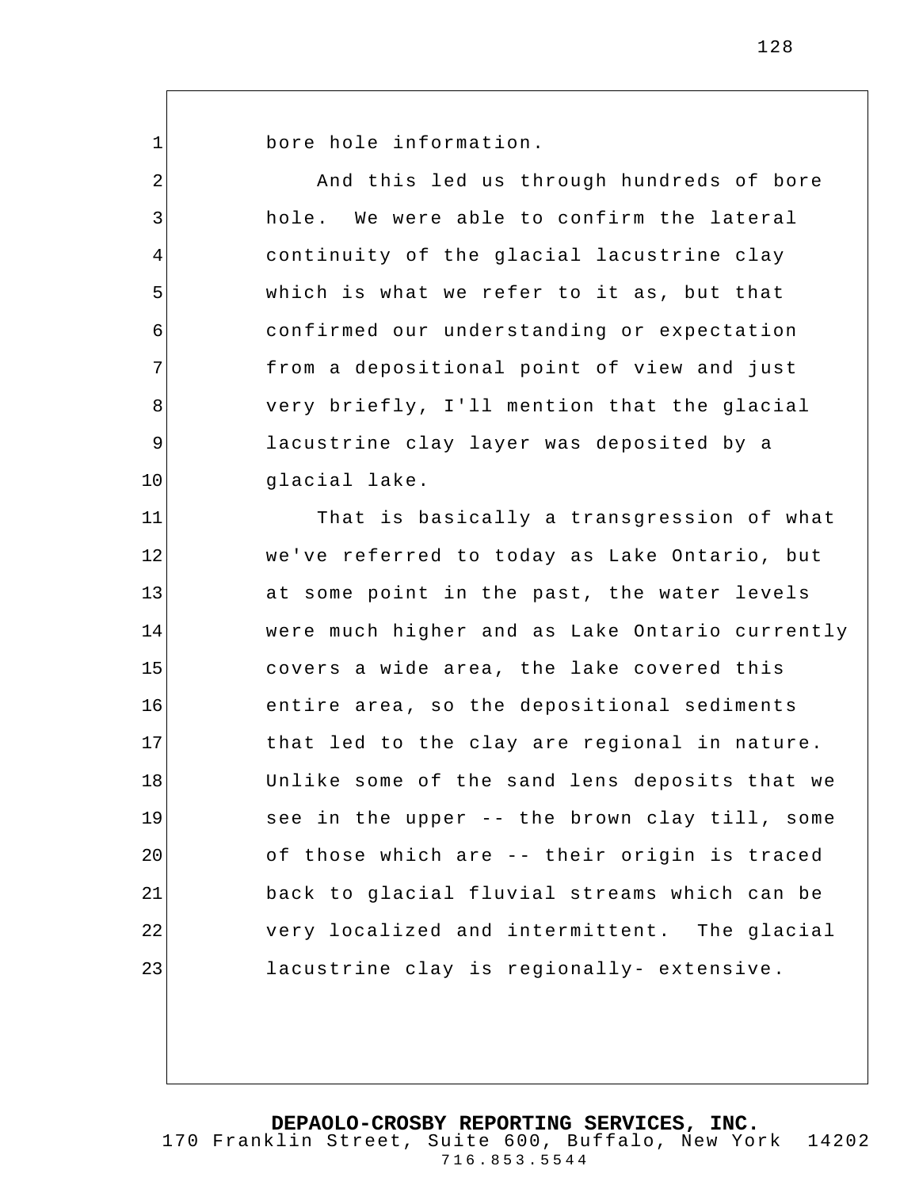bore hole information.

And this led us through hundreds of bore hole. We were able to confirm the lateral continuity of the glacial lacustrine clay which is what we refer to it as, but that confirmed our understanding or expectation from a depositional point of view and just very briefly, I'll mention that the glacial lacustrine clay layer was deposited by a glacial lake.

That is basically a transgression of what we've referred to today as Lake Ontario, but at some point in the past, the water levels were much higher and as Lake Ontario currently covers a wide area, the lake covered this entire area, so the depositional sediments that led to the clay are regional in nature. Unlike some of the sand lens deposits that we see in the upper -- the brown clay till, some of those which are -- their origin is traced back to glacial fluvial streams which can be very localized and intermittent. The glacial lacustrine clay is regionally- extensive.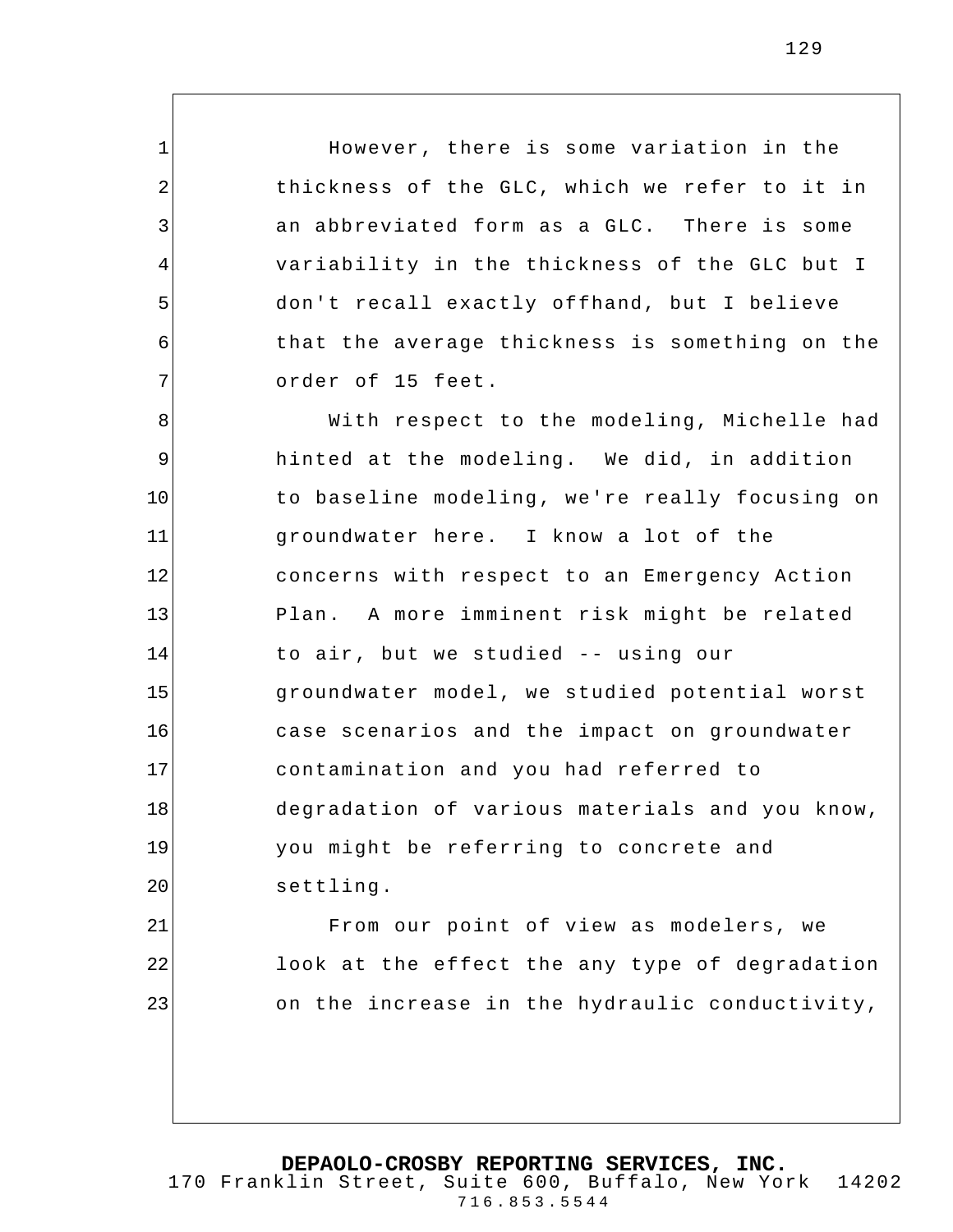However, there is some variation in the thickness of the GLC, which we refer to it in an abbreviated form as a GLC. There is some variability in the thickness of the GLC but I don't recall exactly offhand, but I believe that the average thickness is something on the order of 15 feet.

With respect to the modeling, Michelle had hinted at the modeling. We did, in addition to baseline modeling, we're really focusing on groundwater here. I know a lot of the concerns with respect to an Emergency Action Plan. A more imminent risk might be related to air, but we studied -- using our groundwater model, we studied potential worst case scenarios and the impact on groundwater contamination and you had referred to degradation of various materials and you know, you might be referring to concrete and settling.

From our point of view as modelers, we look at the effect the any type of degradation on the increase in the hydraulic conductivity,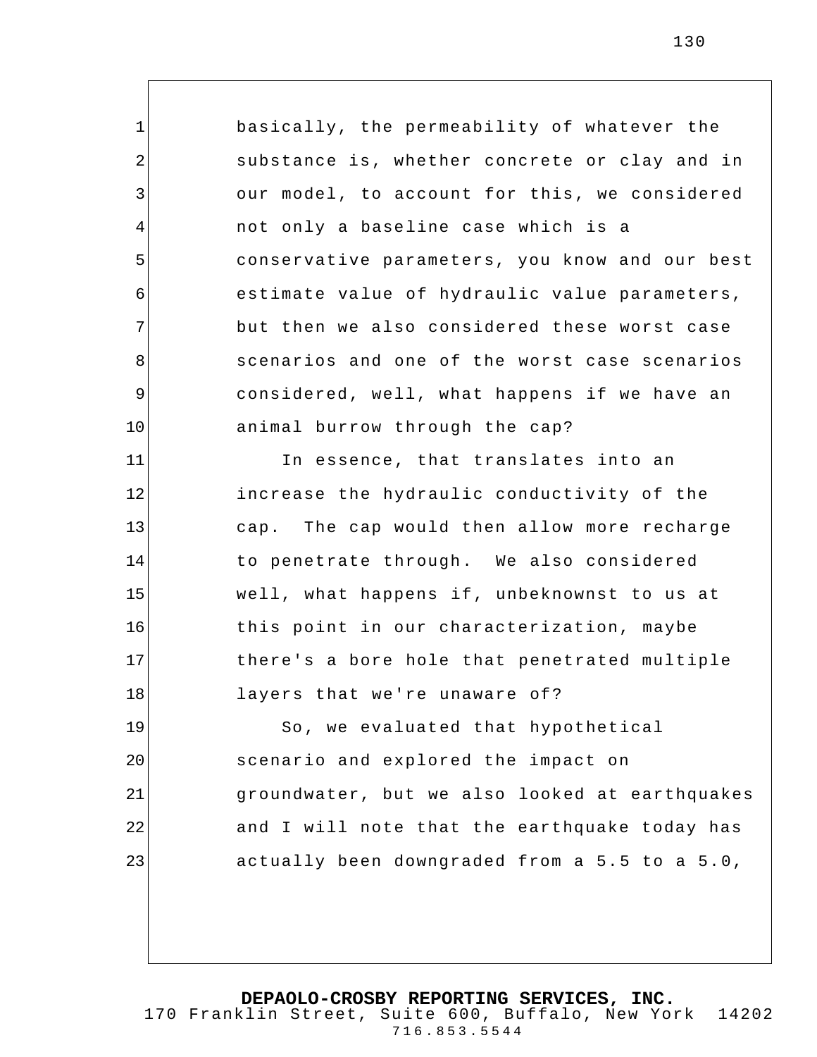basically, the permeability of whatever the substance is, whether concrete or clay and in our model, to account for this, we considered not only a baseline case which is a conservative parameters, you know and our best estimate value of hydraulic value parameters, but then we also considered these worst case scenarios and one of the worst case scenarios considered, well, what happens if we have an animal burrow through the cap?

In essence, that translates into an increase the hydraulic conductivity of the cap. The cap would then allow more recharge to penetrate through. We also considered well, what happens if, unbeknownst to us at this point in our characterization, maybe there's a bore hole that penetrated multiple layers that we're unaware of?

So, we evaluated that hypothetical scenario and explored the impact on groundwater, but we also looked at earthquakes and I will note that the earthquake today has actually been downgraded from a 5.5 to a 5.0,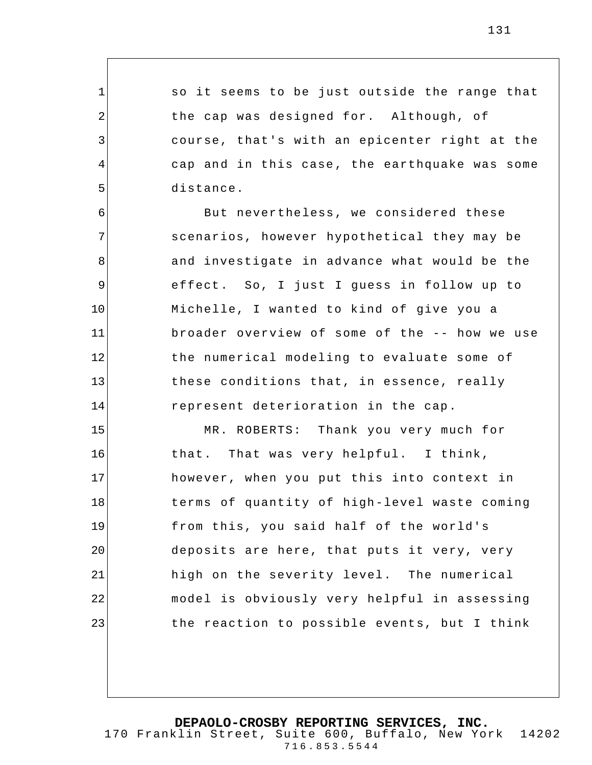so it seems to be just outside the range that the cap was designed for. Although, of course, that's with an epicenter right at the cap and in this case, the earthquake was some distance.

But nevertheless, we considered these scenarios, however hypothetical they may be and investigate in advance what would be the effect. So, I just I guess in follow up to Michelle, I wanted to kind of give you a broader overview of some of the -- how we use the numerical modeling to evaluate some of these conditions that, in essence, really represent deterioration in the cap.

MR. ROBERTS: Thank you very much for that. That was very helpful. I think, however, when you put this into context in terms of quantity of high-level waste coming from this, you said half of the world's deposits are here, that puts it very, very high on the severity level. The numerical model is obviously very helpful in assessing the reaction to possible events, but I think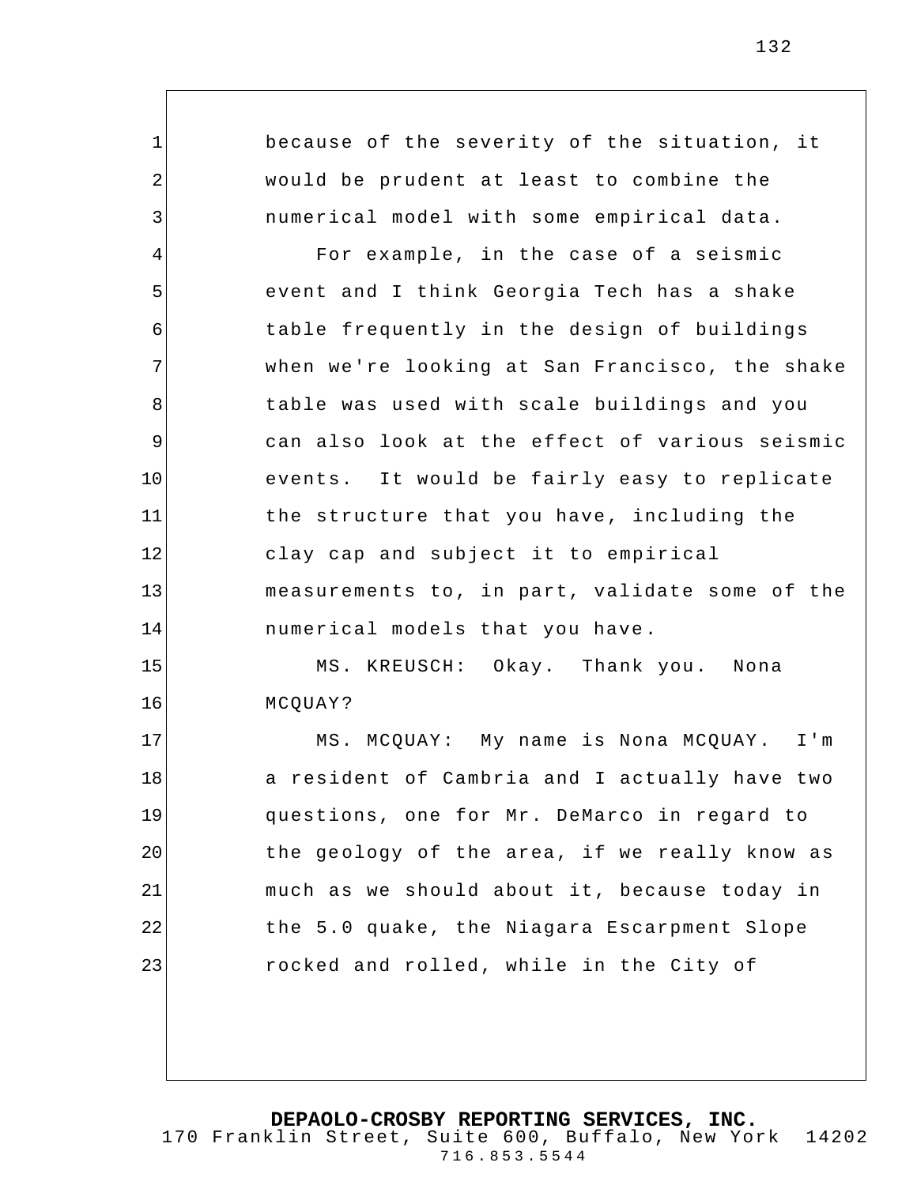because of the severity of the situation, it would be prudent at least to combine the numerical model with some empirical data.

For example, in the case of a seismic event and I think Georgia Tech has a shake table frequently in the design of buildings when we're looking at San Francisco, the shake table was used with scale buildings and you can also look at the effect of various seismic events. It would be fairly easy to replicate the structure that you have, including the clay cap and subject it to empirical measurements to, in part, validate some of the numerical models that you have.

MS. KREUSCH: Okay. Thank you. Nona MCQUAY?

MS. MCQUAY: My name is Nona MCQUAY. I'm a resident of Cambria and I actually have two questions, one for Mr. DeMarco in regard to the geology of the area, if we really know as much as we should about it, because today in the 5.0 quake, the Niagara Escarpment Slope rocked and rolled, while in the City of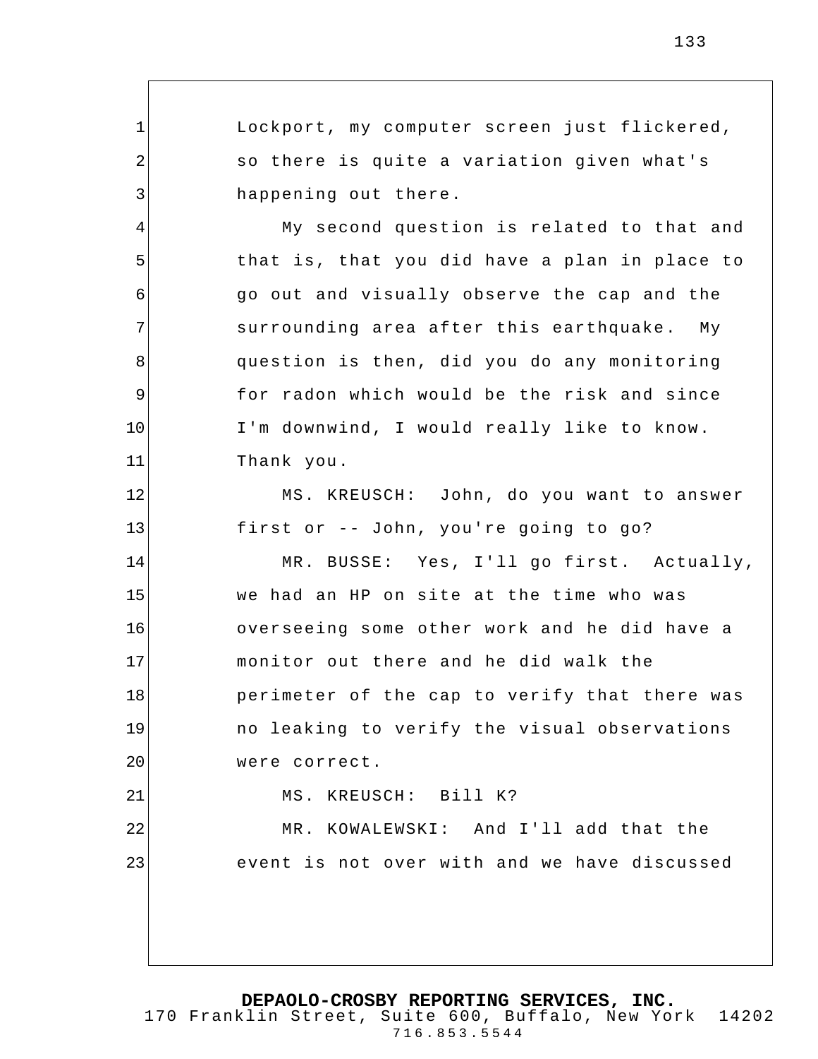Lockport, my computer screen just flickered, so there is quite a variation given what's happening out there.

My second question is related to that and that is, that you did have a plan in place to go out and visually observe the cap and the surrounding area after this earthquake. My question is then, did you do any monitoring for radon which would be the risk and since I'm downwind, I would really like to know. Thank you.

MS. KREUSCH: John, do you want to answer first or -- John, you're going to go?

MR. BUSSE: Yes, I'll go first. Actually, we had an HP on site at the time who was overseeing some other work and he did have a monitor out there and he did walk the perimeter of the cap to verify that there was no leaking to verify the visual observations were correct.

MS. KREUSCH: Bill K?

MR. KOWALEWSKI: And I'll add that the event is not over with and we have discussed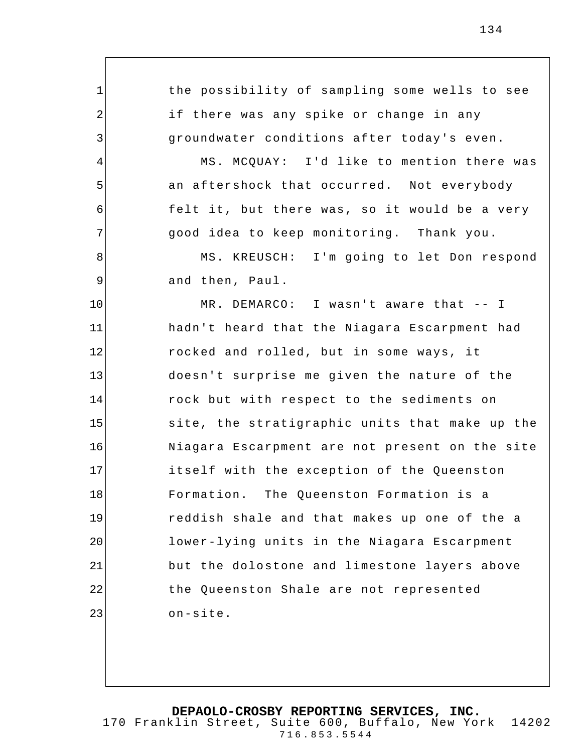the possibility of sampling some wells to see if there was any spike or change in any groundwater conditions after today's even.

MS. MCQUAY: I'd like to mention there was an aftershock that occurred. Not everybody felt it, but there was, so it would be a very good idea to keep monitoring. Thank you.

MS. KREUSCH: I'm going to let Don respond and then, Paul.

MR. DEMARCO: I wasn't aware that -- I hadn't heard that the Niagara Escarpment had rocked and rolled, but in some ways, it doesn't surprise me given the nature of the rock but with respect to the sediments on site, the stratigraphic units that make up the Niagara Escarpment are not present on the site itself with the exception of the Queenston Formation. The Queenston Formation is a reddish shale and that makes up one of the a lower-lying units in the Niagara Escarpment but the dolostone and limestone layers above the Queenston Shale are not represented on-site.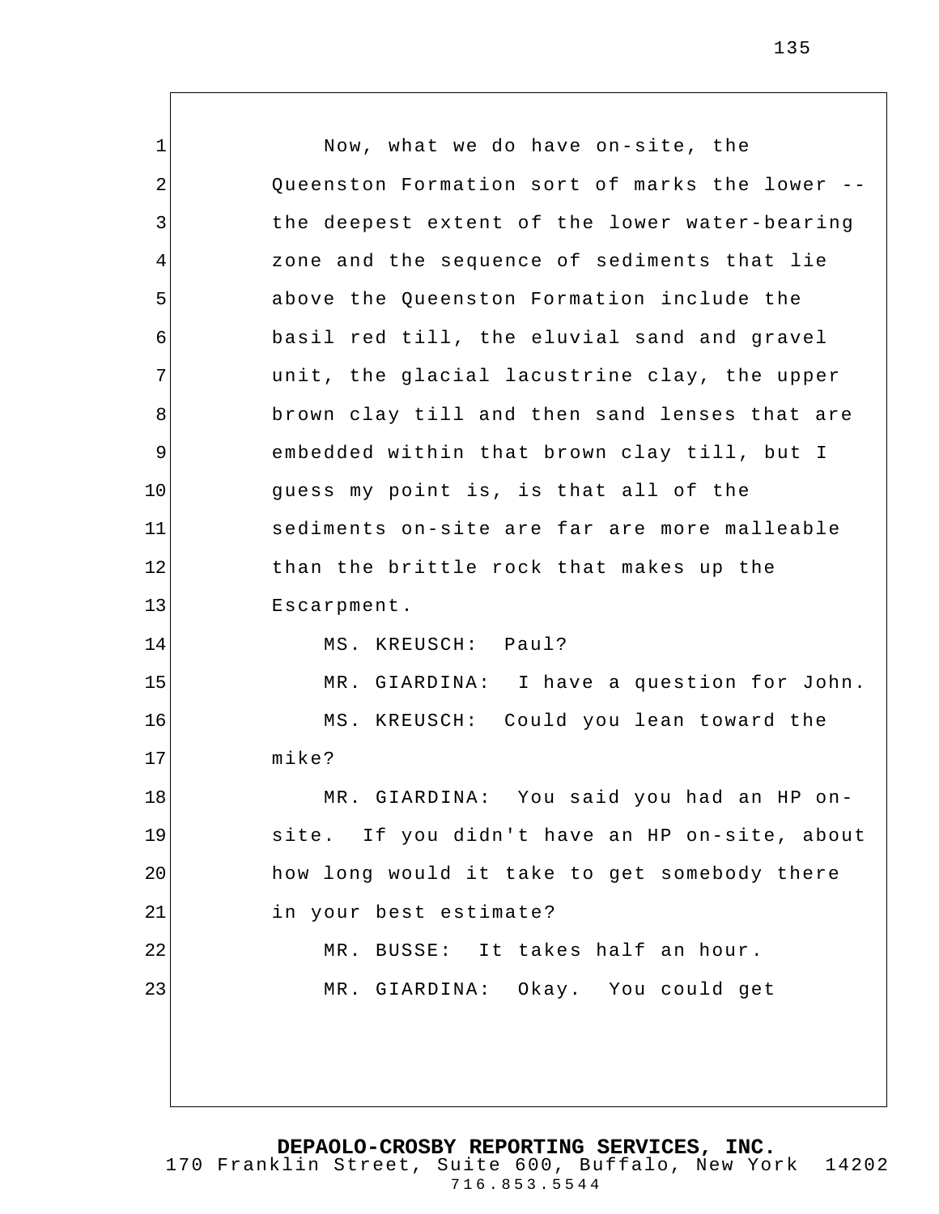Now, what we do have on-site, the Queenston Formation sort of marks the lower -- the deepest extent of the lower water-bearing zone and the sequence of sediments that lie above the Queenston Formation include the basil red till, the eluvial sand and gravel unit, the glacial lacustrine clay, the upper brown clay till and then sand lenses that are embedded within that brown clay till, but I guess my point is, is that all of the sediments on-site are far are more malleable than the brittle rock that makes up the Escarpment.

MS. KREUSCH: Paul?

MR. GIARDINA: I have a question for John.

MS. KREUSCH: Could you lean toward the mike?

MR. GIARDINA: You said you had an HP on-site. If you didn't have an HP on-site, about how long would it take to get somebody there in your best estimate?

MR. BUSSE: It takes half an hour.

MR. GIARDINA: Okay. You could get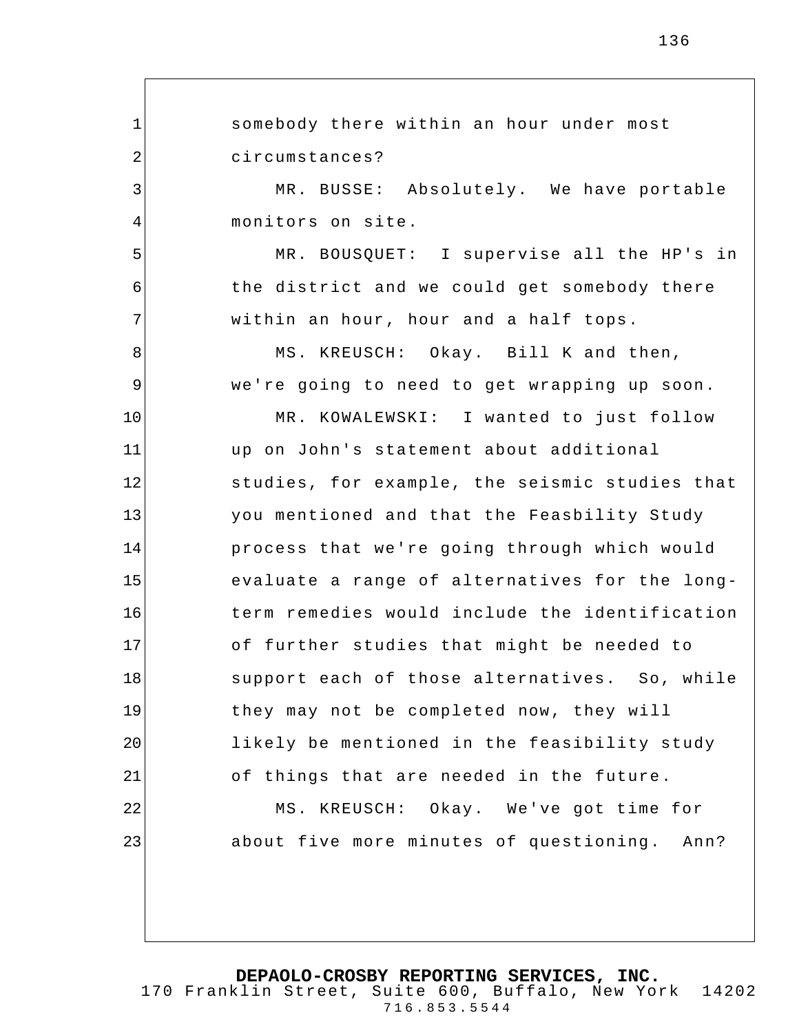somebody there within an hour under most circumstances?

MR. BUSSE: Absolutely. We have portable monitors on site.

MR. BOUSQUET: I supervise all the HP's in the district and we could get somebody there within an hour, hour and a half tops.

MS. KREUSCH: Okay. Bill K and then, we're going to need to get wrapping up soon.

MR. KOWALEWSKI: I wanted to just follow up on John's statement about additional studies, for example, the seismic studies that you mentioned and that the Feasbility Study process that we're going through which would evaluate a range of alternatives for the long-term remedies would include the identification of further studies that might be needed to support each of those alternatives. So, while they may not be completed now, they will likely be mentioned in the feasibility study of things that are needed in the future.

MS. KREUSCH: Okay. We've got time for about five more minutes of questioning. Ann?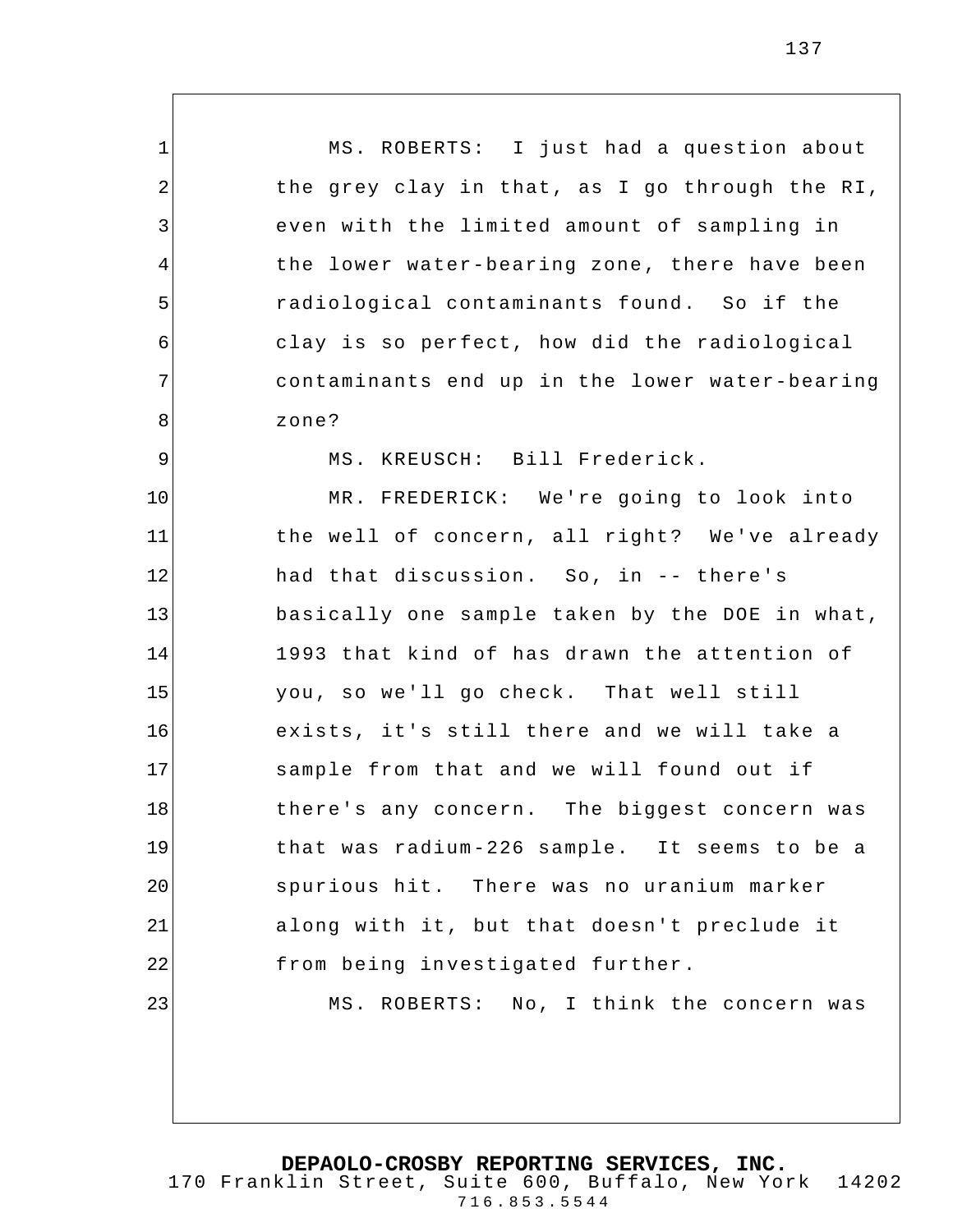MS. ROBERTS: I just had a question about the grey clay in that, as I go through the RI, even with the limited amount of sampling in the lower water-bearing zone, there have been radiological contaminants found. So if the clay is so perfect, how did the radiological contaminants end up in the lower water-bearing zone?

MS. KREUSCH: Bill Frederick.

MR. FREDERICK: We're going to look into the well of concern, all right? We've already had that discussion. So, in -- there's basically one sample taken by the DOE in what, 1993 that kind of has drawn the attention of you, so we'll go check. That well still exists, it's still there and we will take a sample from that and we will found out if there's any concern. The biggest concern was that was radium-226 sample. It seems to be a spurious hit. There was no uranium marker along with it, but that doesn't preclude it from being investigated further.

MS. ROBERTS: No, I think the concern was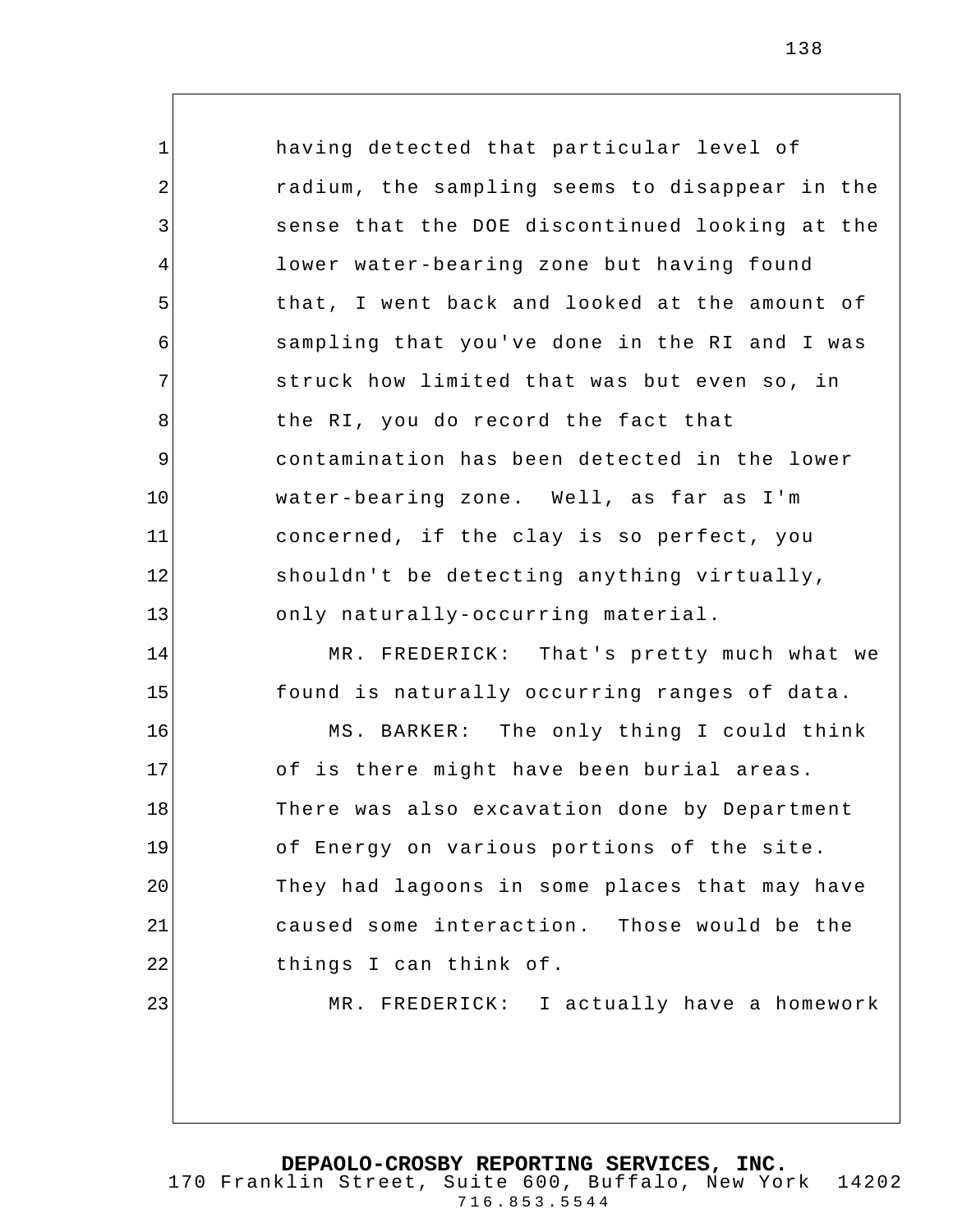having detected that particular level of radium, the sampling seems to disappear in the sense that the DOE discontinued looking at the lower water-bearing zone but having found that, I went back and looked at the amount of sampling that you've done in the RI and I was struck how limited that was but even so, in the RI, you do record the fact that contamination has been detected in the lower water-bearing zone. Well, as far as I'm concerned, if the clay is so perfect, you shouldn't be detecting anything virtually, only naturally-occurring material.

MR. FREDERICK: That's pretty much what we found is naturally occurring ranges of data.

MS. BARKER: The only thing I could think of is there might have been burial areas. There was also excavation done by Department of Energy on various portions of the site. They had lagoons in some places that may have caused some interaction. Those would be the things I can think of.

MR. FREDERICK: I actually have a homework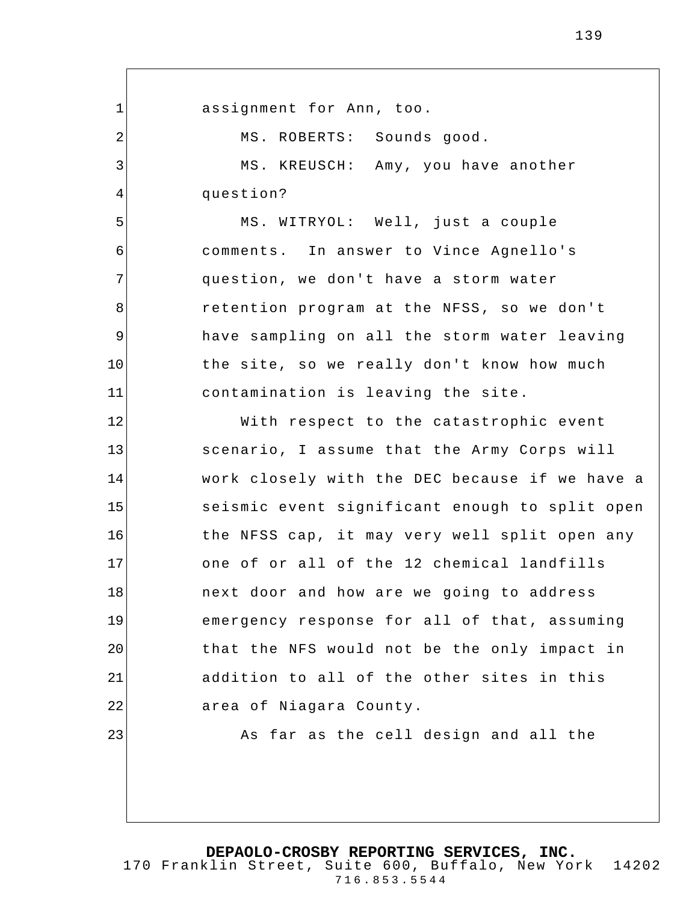assignment for Ann, too.

MS. ROBERTS: Sounds good.

MS. KREUSCH: Amy, you have another question?

MS. WITRYOL: Well, just a couple comments. In answer to Vince Agnello's question, we don't have a storm water retention program at the NFSS, so we don't have sampling on all the storm water leaving the site, so we really don't know how much contamination is leaving the site.

With respect to the catastrophic event scenario, I assume that the Army Corps will work closely with the DEC because if we have a seismic event significant enough to split open the NFSS cap, it may very well split open any one of or all of the 12 chemical landfills next door and how are we going to address emergency response for all of that, assuming that the NFS would not be the only impact in addition to all of the other sites in this area of Niagara County.

As far as the cell design and all the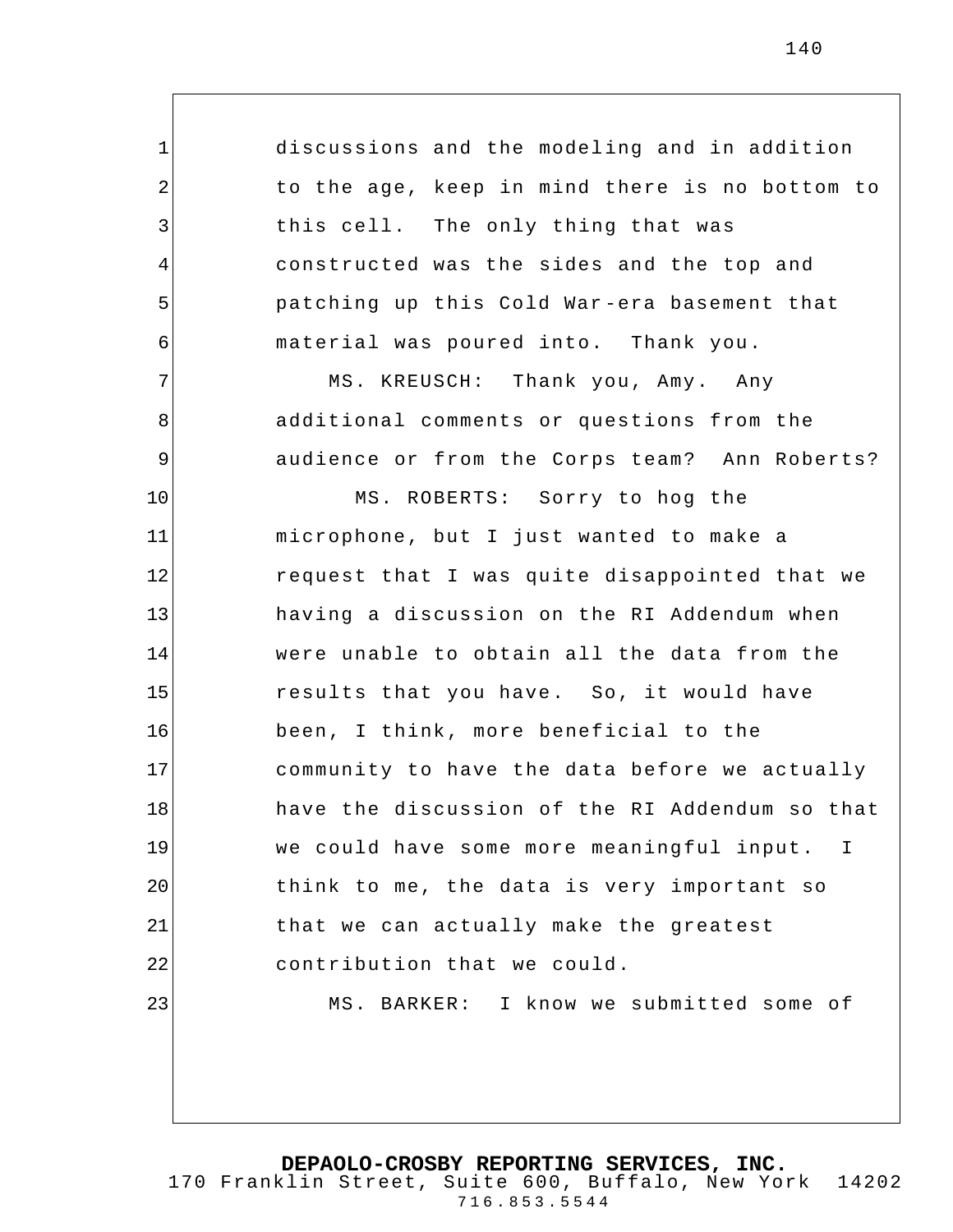discussions and the modeling and in addition to the age, keep in mind there is no bottom to this cell. The only thing that was constructed was the sides and the top and patching up this Cold War-era basement that material was poured into. Thank you.

MS. KREUSCH: Thank you, Amy. Any additional comments or questions from the audience or from the Corps team? Ann Roberts?

MS. ROBERTS: Sorry to hog the microphone, but I just wanted to make a request that I was quite disappointed that we having a discussion on the RI Addendum when were unable to obtain all the data from the results that you have. So, it would have been, I think, more beneficial to the community to have the data before we actually have the discussion of the RI Addendum so that we could have some more meaningful input. I think to me, the data is very important so that we can actually make the greatest contribution that we could.

MS. BARKER: I know we submitted some of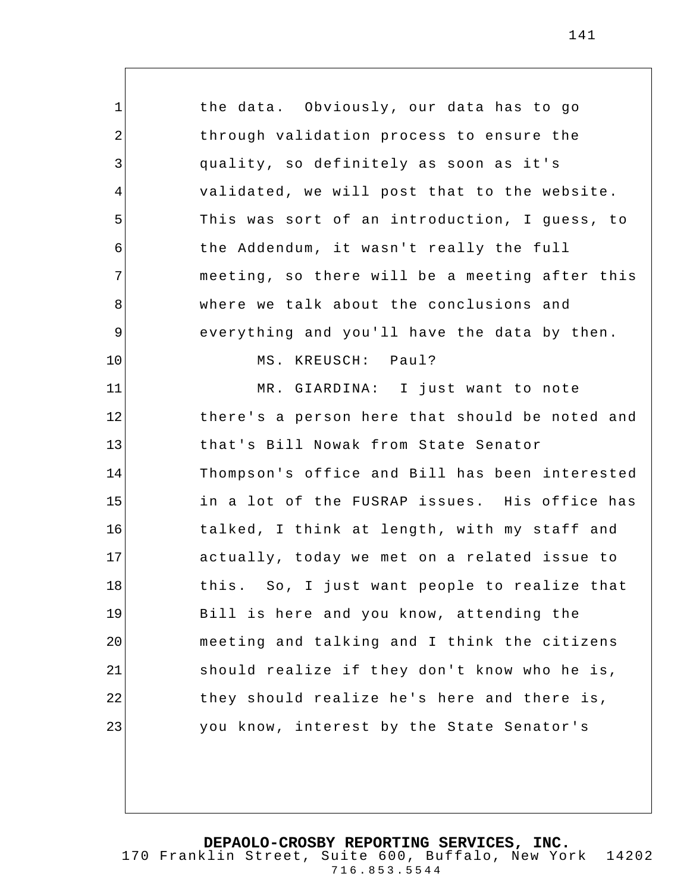the data. Obviously, our data has to go through validation process to ensure the quality, so definitely as soon as it's validated, we will post that to the website. This was sort of an introduction, I guess, to the Addendum, it wasn't really the full meeting, so there will be a meeting after this where we talk about the conclusions and everything and you'll have the data by then.

MS. KREUSCH: Paul?

MR. GIARDINA: I just want to note there's a person here that should be noted and that's Bill Nowak from State Senator Thompson's office and Bill has been interested in a lot of the FUSRAP issues. His office has talked, I think at length, with my staff and actually, today we met on a related issue to this. So, I just want people to realize that Bill is here and you know, attending the meeting and talking and I think the citizens should realize if they don't know who he is, they should realize he's here and there is, you know, interest by the State Senator's

**DEPAOLO-CROSBY REPORTING SERVICES, INC.**
170 Franklin Street, Suite 600, Buffalo, New York 14202
716.853.5544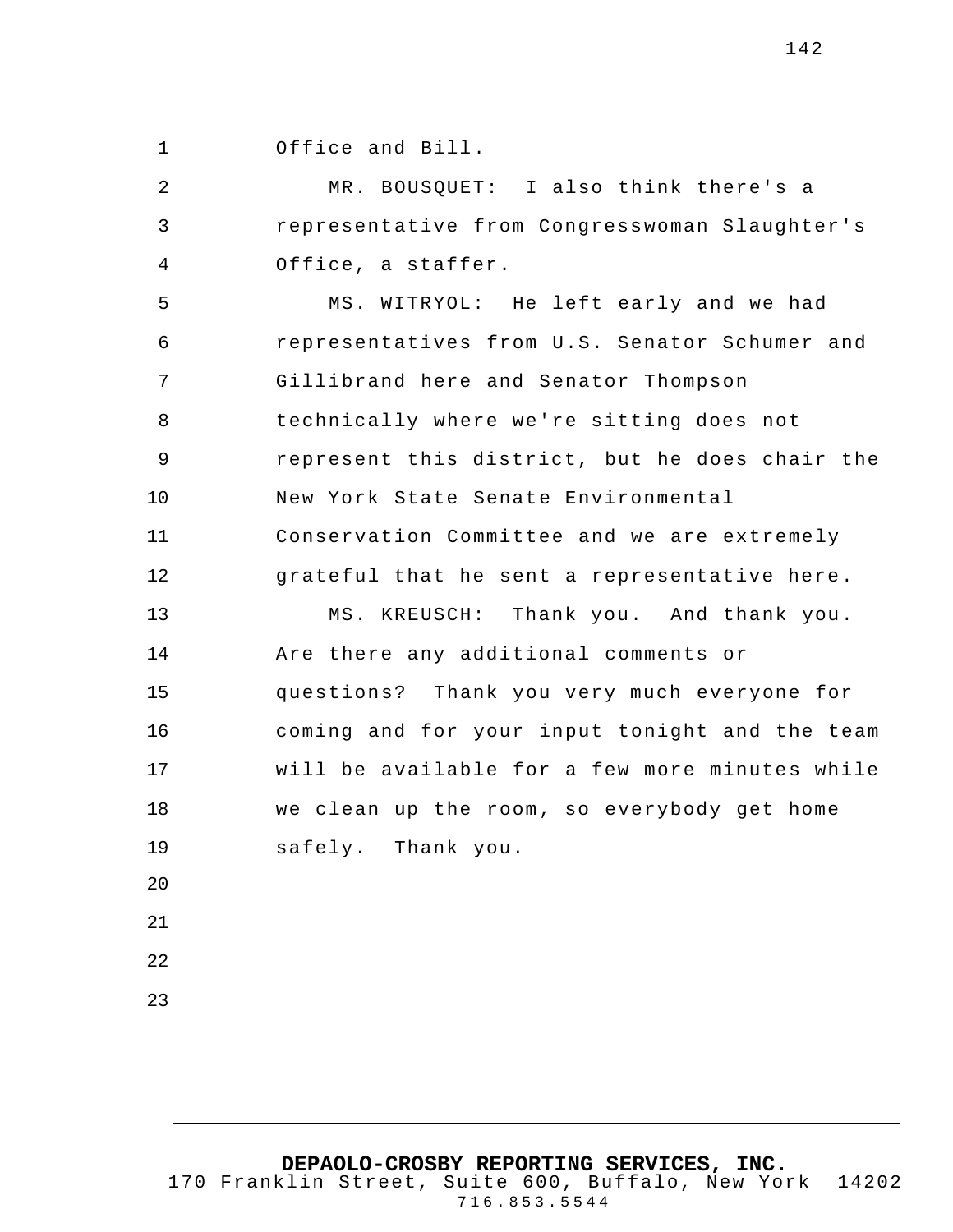Office and Bill.

MR. BOUSQUET: I also think there's a representative from Congresswoman Slaughter's Office, a staffer.

MS. WITRYOL: He left early and we had representatives from U.S. Senator Schumer and Gillibrand here and Senator Thompson technically where we're sitting does not represent this district, but he does chair the New York State Senate Environmental Conservation Committee and we are extremely grateful that he sent a representative here.

MS. KREUSCH: Thank you. And thank you. Are there any additional comments or questions? Thank you very much everyone for coming and for your input tonight and the team will be available for a few more minutes while we clean up the room, so everybody get home safely. Thank you.

**DEPAOLO-CROSBY REPORTING SERVICES, INC.**
170 Franklin Street, Suite 600, Buffalo, New York 14202
716.853.5544